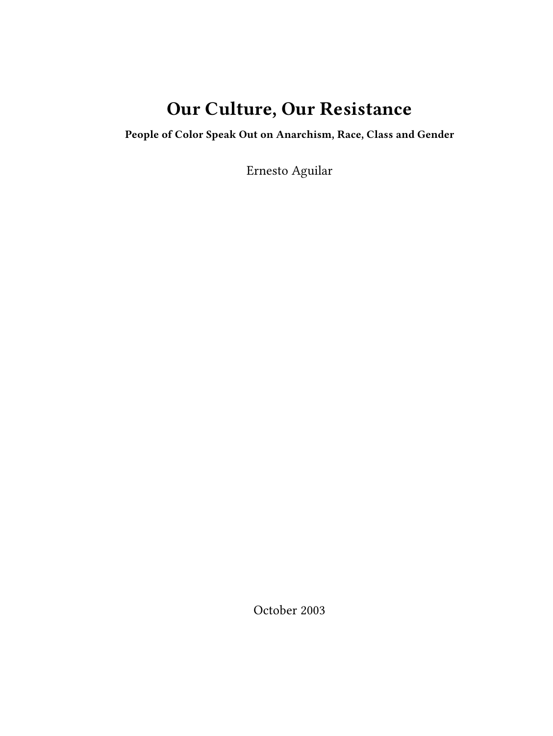# Our Culture, Our Resistance

**People of Color Speak Out on Anarchism, Race, Class and Gender**

Ernesto Aguilar

October 2003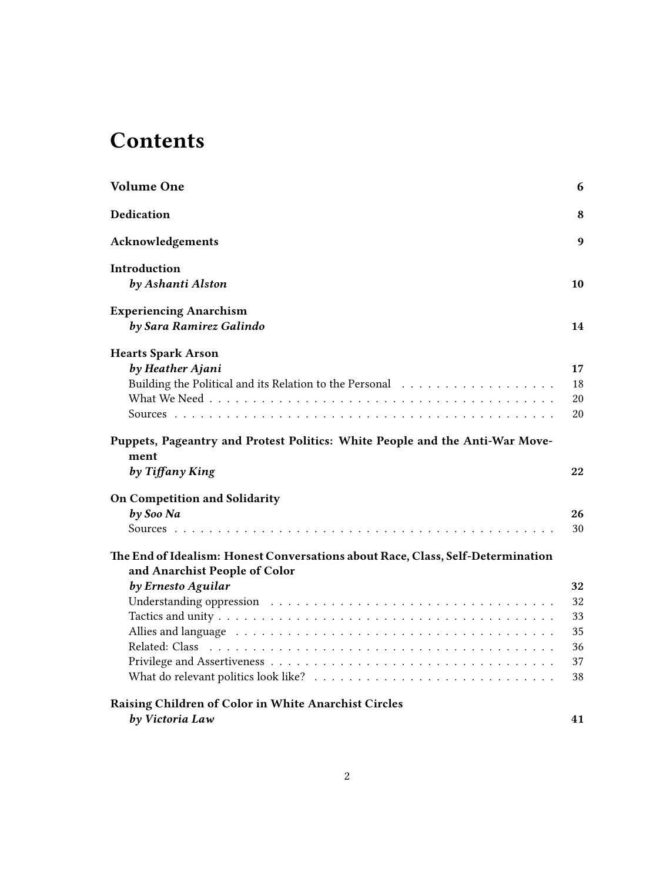# Contents

**Volume One** 6

**Dedication** 8

**Acknowledgements** 9

**Introduction**
*by Ashanti Alston* 10

**Experiencing Anarchism**
*by Sara Ramirez Galindo* 14

**Hearts Spark Arson**
*by Heather Ajani* 17
- Building the Political and its Relation to the Personal 18
- What We Need 20
- Sources 20

**Puppets, Pageantry and Protest Politics: White People and the Anti-War Movement**
*by Tiffany King* 22

**On Competition and Solidarity**
*by Soo Na* 26
- Sources 30

**The End of Idealism: Honest Conversations about Race, Class, Self-Determination and Anarchist People of Color**
*by Ernesto Aguilar* 32
- Understanding oppression 32
- Tactics and unity 33
- Allies and language 35
- Related: Class 36
- Privilege and Assertiveness 37
- What do relevant politics look like? 38

**Raising Children of Color in White Anarchist Circles**
*by Victoria Law* 41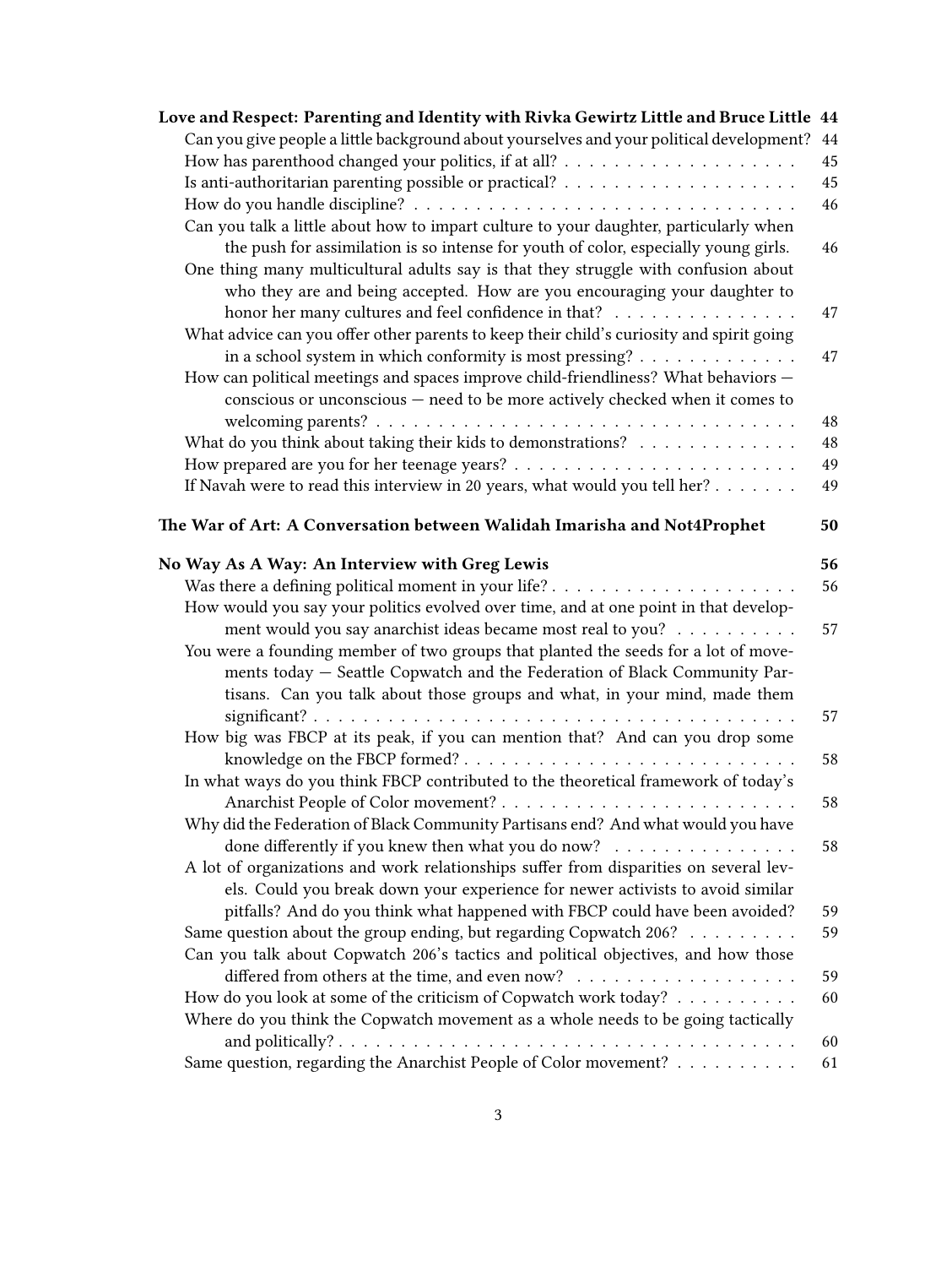**Love and Respect: Parenting and Identity with Rivka Gewirtz Little and Bruce Little** 44

- Can you give people a little background about yourselves and your political development? 44
- How has parenthood changed your politics, if at all? 45
- Is anti-authoritarian parenting possible or practical? 45
- How do you handle discipline? 46
- Can you talk a little about how to impart culture to your daughter, particularly when the push for assimilation is so intense for youth of color, especially young girls. 46
- One thing many multicultural adults say is that they struggle with confusion about who they are and being accepted. How are you encouraging your daughter to honor her many cultures and feel confidence in that? 47
- What advice can you offer other parents to keep their child's curiosity and spirit going in a school system in which conformity is most pressing? 47
- How can political meetings and spaces improve child-friendliness? What behaviors — conscious or unconscious — need to be more actively checked when it comes to welcoming parents? 48
- What do you think about taking their kids to demonstrations? 48
- How prepared are you for her teenage years? 49
- If Navah were to read this interview in 20 years, what would you tell her? 49

**The War of Art: A Conversation between Walidah Imarisha and Not4Prophet** 50

**No Way As A Way: An Interview with Greg Lewis** 56

- Was there a defining political moment in your life? 56
- How would you say your politics evolved over time, and at one point in that development would you say anarchist ideas became most real to you? 57
- You were a founding member of two groups that planted the seeds for a lot of movements today — Seattle Copwatch and the Federation of Black Community Partisans. Can you talk about those groups and what, in your mind, made them significant? 57
- How big was FBCP at its peak, if you can mention that? And can you drop some knowledge on the FBCP formed? 58
- In what ways do you think FBCP contributed to the theoretical framework of today's Anarchist People of Color movement? 58
- Why did the Federation of Black Community Partisans end? And what would you have done differently if you knew then what you do now? 58
- A lot of organizations and work relationships suffer from disparities on several levels. Could you break down your experience for newer activists to avoid similar pitfalls? And do you think what happened with FBCP could have been avoided? 59
- Same question about the group ending, but regarding Copwatch 206? 59
- Can you talk about Copwatch 206's tactics and political objectives, and how those differed from others at the time, and even now? 59
- How do you look at some of the criticism of Copwatch work today? 60
- Where do you think the Copwatch movement as a whole needs to be going tactically and politically? 60
- Same question, regarding the Anarchist People of Color movement? 61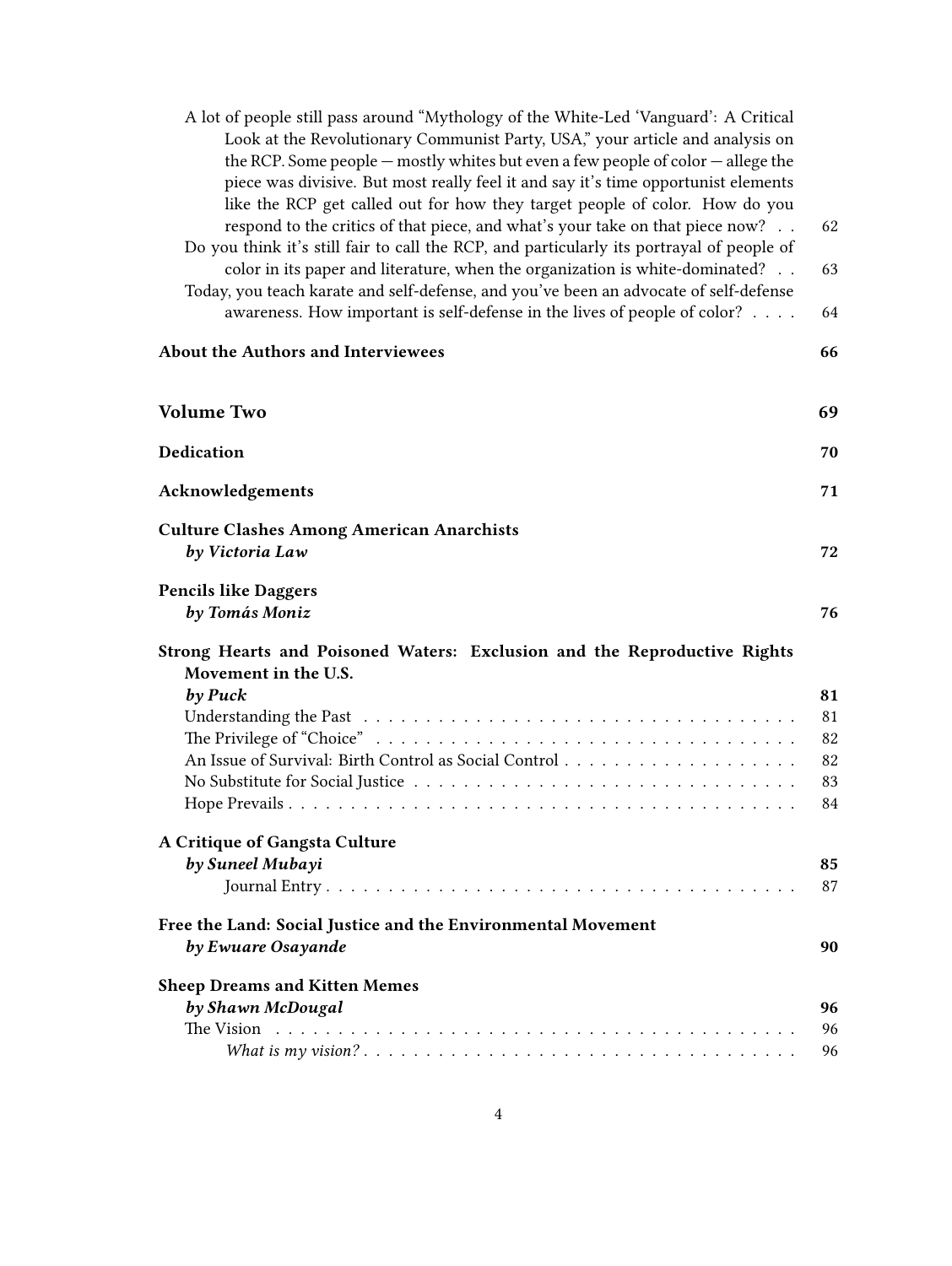- A lot of people still pass around "Mythology of the White-Led 'Vanguard': A Critical Look at the Revolutionary Communist Party, USA," your article and analysis on the RCP. Some people — mostly whites but even a few people of color — allege the piece was divisive. But most really feel it and say it's time opportunist elements like the RCP get called out for how they target people of color. How do you respond to the critics of that piece, and what's your take on that piece now? . . 62
- Do you think it's still fair to call the RCP, and particularly its portrayal of people of color in its paper and literature, when the organization is white-dominated? . . 63
- Today, you teach karate and self-defense, and you've been an advocate of self-defense awareness. How important is self-defense in the lives of people of color? . . . . 64

**About the Authors and Interviewees** 66

**Volume Two** 69

**Dedication** 70

**Acknowledgements** 71

**Culture Clashes Among American Anarchists**
***by Victoria Law*** 72

**Pencils like Daggers**
***by Tomás Moniz*** 76

**Strong Hearts and Poisoned Waters: Exclusion and the Reproductive Rights Movement in the U.S.**
***by Puck*** 81
- Understanding the Past . . . 81
- The Privilege of "Choice" . . . 82
- An Issue of Survival: Birth Control as Social Control . . . 82
- No Substitute for Social Justice . . . 83
- Hope Prevails . . . 84

**A Critique of Gangsta Culture**
***by Suneel Mubayi*** 85
- Journal Entry . . . 87

**Free the Land: Social Justice and the Environmental Movement**
***by Ewuare Osayande*** 90

**Sheep Dreams and Kitten Memes**
***by Shawn McDougal*** 96
- The Vision . . . 96
  - *What is my vision?* . . . 96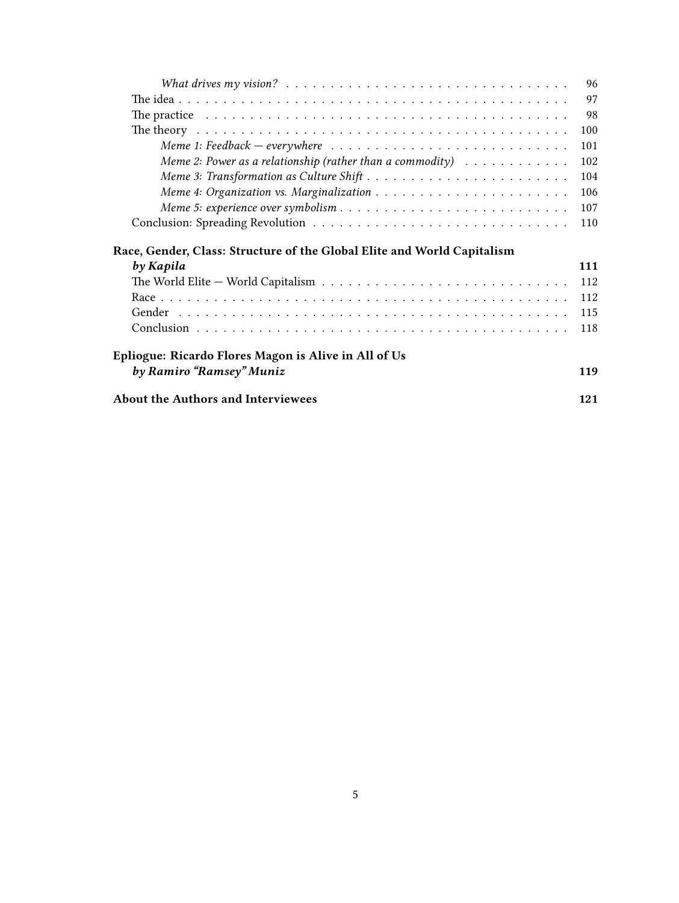*What drives my vision?* . . . 96

The idea . . . 97

The practice . . . 98

The theory . . . 100

*Meme 1: Feedback — everywhere* . . . 101

*Meme 2: Power as a relationship (rather than a commodity)* . . . 102

*Meme 3: Transformation as Culture Shift* . . . 104

*Meme 4: Organization vs. Marginalization* . . . 106

*Meme 5: experience over symbolism* . . . 107

Conclusion: Spreading Revolution . . . 110

**Race, Gender, Class: Structure of the Global Elite and World Capitalism *by Kapila*** **111**

The World Elite — World Capitalism . . . 112

Race . . . 112

Gender . . . 115

Conclusion . . . 118

**Epliogue: Ricardo Flores Magon is Alive in All of Us *by Ramiro "Ramsey" Muniz*** **119**

**About the Authors and Interviewees** **121**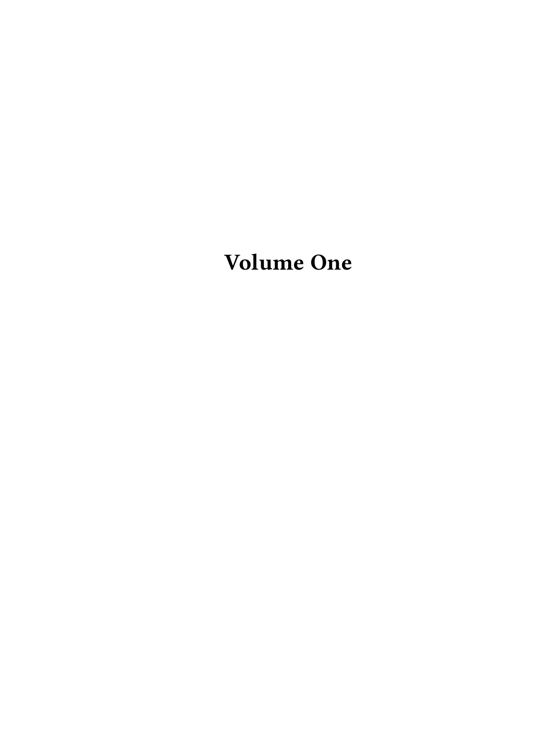# Volume One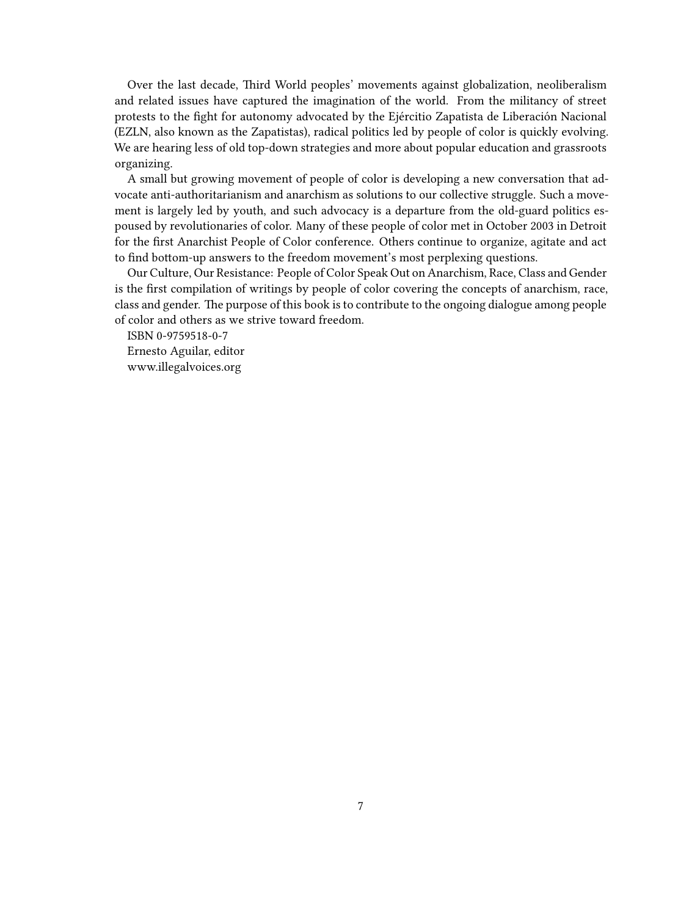Over the last decade, Third World peoples' movements against globalization, neoliberalism and related issues have captured the imagination of the world. From the militancy of street protests to the fight for autonomy advocated by the Ejércitio Zapatista de Liberación Nacional (EZLN, also known as the Zapatistas), radical politics led by people of color is quickly evolving. We are hearing less of old top-down strategies and more about popular education and grassroots organizing.

A small but growing movement of people of color is developing a new conversation that advocate anti-authoritarianism and anarchism as solutions to our collective struggle. Such a movement is largely led by youth, and such advocacy is a departure from the old-guard politics espoused by revolutionaries of color. Many of these people of color met in October 2003 in Detroit for the first Anarchist People of Color conference. Others continue to organize, agitate and act to find bottom-up answers to the freedom movement's most perplexing questions.

Our Culture, Our Resistance: People of Color Speak Out on Anarchism, Race, Class and Gender is the first compilation of writings by people of color covering the concepts of anarchism, race, class and gender. The purpose of this book is to contribute to the ongoing dialogue among people of color and others as we strive toward freedom.

ISBN 0-9759518-0-7

Ernesto Aguilar, editor

www.illegalvoices.org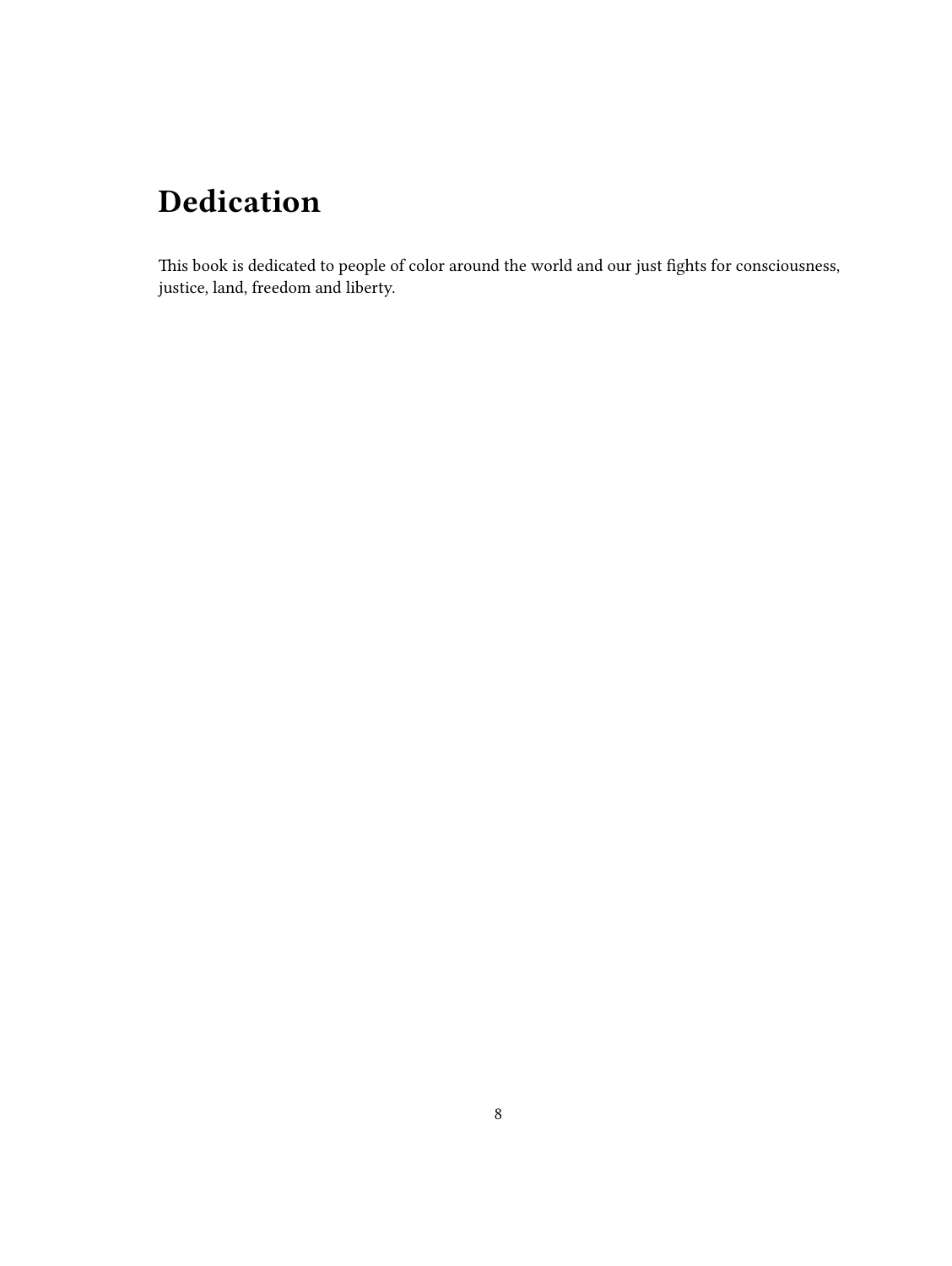# Dedication

This book is dedicated to people of color around the world and our just fights for consciousness, justice, land, freedom and liberty.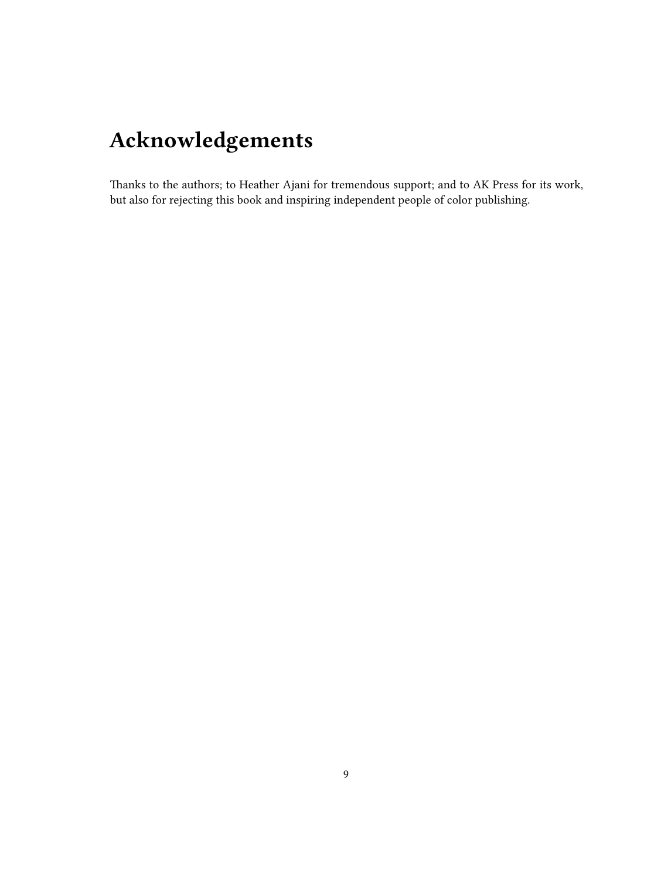# Acknowledgements

Thanks to the authors; to Heather Ajani for tremendous support; and to AK Press for its work, but also for rejecting this book and inspiring independent people of color publishing.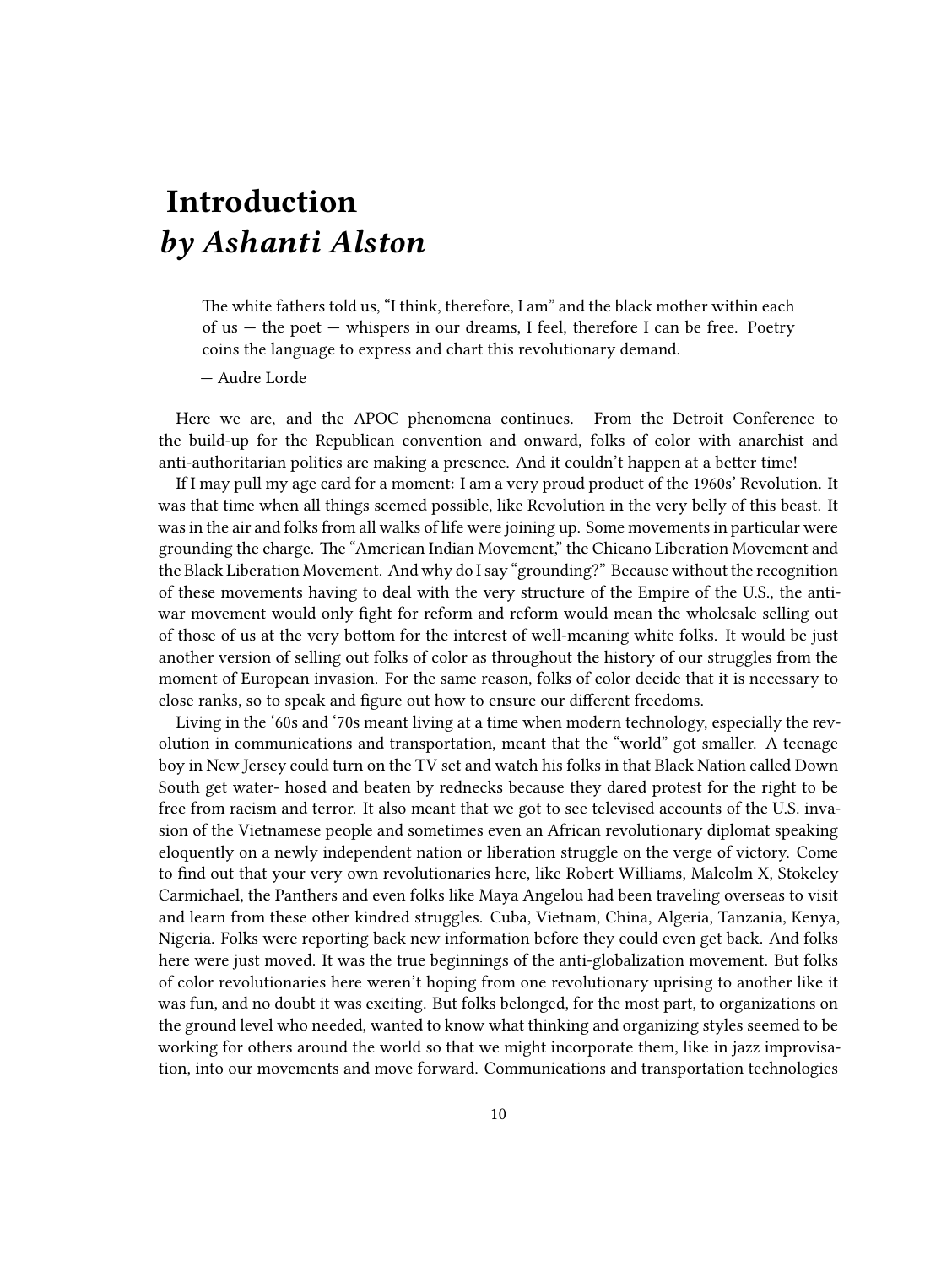# Introduction *by Ashanti Alston*

> The white fathers told us, "I think, therefore, I am" and the black mother within each of us — the poet — whispers in our dreams, I feel, therefore I can be free. Poetry coins the language to express and chart this revolutionary demand.
>
> — Audre Lorde

Here we are, and the APOC phenomena continues. From the Detroit Conference to the build-up for the Republican convention and onward, folks of color with anarchist and anti-authoritarian politics are making a presence. And it couldn't happen at a better time!

If I may pull my age card for a moment: I am a very proud product of the 1960s' Revolution. It was that time when all things seemed possible, like Revolution in the very belly of this beast. It was in the air and folks from all walks of life were joining up. Some movements in particular were grounding the charge. The "American Indian Movement," the Chicano Liberation Movement and the Black Liberation Movement. And why do I say "grounding?" Because without the recognition of these movements having to deal with the very structure of the Empire of the U.S., the anti-war movement would only fight for reform and reform would mean the wholesale selling out of those of us at the very bottom for the interest of well-meaning white folks. It would be just another version of selling out folks of color as throughout the history of our struggles from the moment of European invasion. For the same reason, folks of color decide that it is necessary to close ranks, so to speak and figure out how to ensure our different freedoms.

Living in the '60s and '70s meant living at a time when modern technology, especially the revolution in communications and transportation, meant that the "world" got smaller. A teenage boy in New Jersey could turn on the TV set and watch his folks in that Black Nation called Down South get water- hosed and beaten by rednecks because they dared protest for the right to be free from racism and terror. It also meant that we got to see televised accounts of the U.S. invasion of the Vietnamese people and sometimes even an African revolutionary diplomat speaking eloquently on a newly independent nation or liberation struggle on the verge of victory. Come to find out that your very own revolutionaries here, like Robert Williams, Malcolm X, Stokeley Carmichael, the Panthers and even folks like Maya Angelou had been traveling overseas to visit and learn from these other kindred struggles. Cuba, Vietnam, China, Algeria, Tanzania, Kenya, Nigeria. Folks were reporting back new information before they could even get back. And folks here were just moved. It was the true beginnings of the anti-globalization movement. But folks of color revolutionaries here weren't hoping from one revolutionary uprising to another like it was fun, and no doubt it was exciting. But folks belonged, for the most part, to organizations on the ground level who needed, wanted to know what thinking and organizing styles seemed to be working for others around the world so that we might incorporate them, like in jazz improvisation, into our movements and move forward. Communications and transportation technologies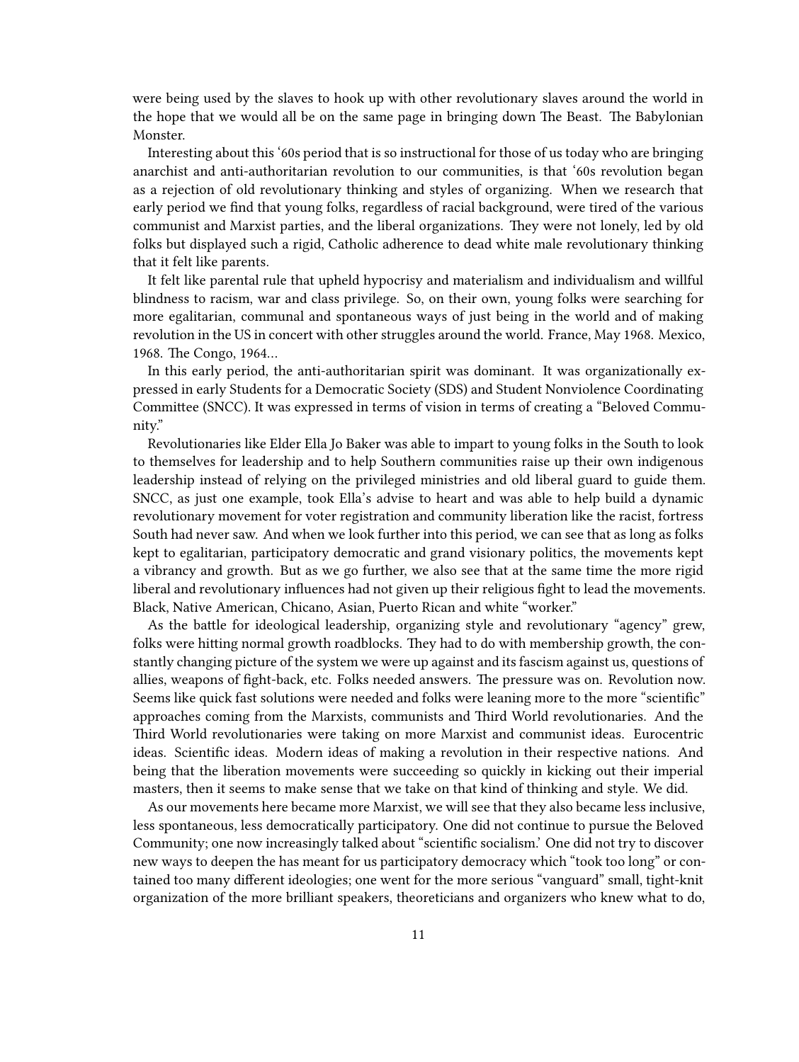were being used by the slaves to hook up with other revolutionary slaves around the world in the hope that we would all be on the same page in bringing down The Beast. The Babylonian Monster.

Interesting about this '60s period that is so instructional for those of us today who are bringing anarchist and anti-authoritarian revolution to our communities, is that '60s revolution began as a rejection of old revolutionary thinking and styles of organizing. When we research that early period we find that young folks, regardless of racial background, were tired of the various communist and Marxist parties, and the liberal organizations. They were not lonely, led by old folks but displayed such a rigid, Catholic adherence to dead white male revolutionary thinking that it felt like parents.

It felt like parental rule that upheld hypocrisy and materialism and individualism and willful blindness to racism, war and class privilege. So, on their own, young folks were searching for more egalitarian, communal and spontaneous ways of just being in the world and of making revolution in the US in concert with other struggles around the world. France, May 1968. Mexico, 1968. The Congo, 1964…

In this early period, the anti-authoritarian spirit was dominant. It was organizationally expressed in early Students for a Democratic Society (SDS) and Student Nonviolence Coordinating Committee (SNCC). It was expressed in terms of vision in terms of creating a "Beloved Community."

Revolutionaries like Elder Ella Jo Baker was able to impart to young folks in the South to look to themselves for leadership and to help Southern communities raise up their own indigenous leadership instead of relying on the privileged ministries and old liberal guard to guide them. SNCC, as just one example, took Ella's advise to heart and was able to help build a dynamic revolutionary movement for voter registration and community liberation like the racist, fortress South had never saw. And when we look further into this period, we can see that as long as folks kept to egalitarian, participatory democratic and grand visionary politics, the movements kept a vibrancy and growth. But as we go further, we also see that at the same time the more rigid liberal and revolutionary influences had not given up their religious fight to lead the movements. Black, Native American, Chicano, Asian, Puerto Rican and white "worker."

As the battle for ideological leadership, organizing style and revolutionary "agency" grew, folks were hitting normal growth roadblocks. They had to do with membership growth, the constantly changing picture of the system we were up against and its fascism against us, questions of allies, weapons of fight-back, etc. Folks needed answers. The pressure was on. Revolution now. Seems like quick fast solutions were needed and folks were leaning more to the more "scientific" approaches coming from the Marxists, communists and Third World revolutionaries. And the Third World revolutionaries were taking on more Marxist and communist ideas. Eurocentric ideas. Scientific ideas. Modern ideas of making a revolution in their respective nations. And being that the liberation movements were succeeding so quickly in kicking out their imperial masters, then it seems to make sense that we take on that kind of thinking and style. We did.

As our movements here became more Marxist, we will see that they also became less inclusive, less spontaneous, less democratically participatory. One did not continue to pursue the Beloved Community; one now increasingly talked about "scientific socialism.' One did not try to discover new ways to deepen the has meant for us participatory democracy which "took too long" or contained too many different ideologies; one went for the more serious "vanguard" small, tight-knit organization of the more brilliant speakers, theoreticians and organizers who knew what to do,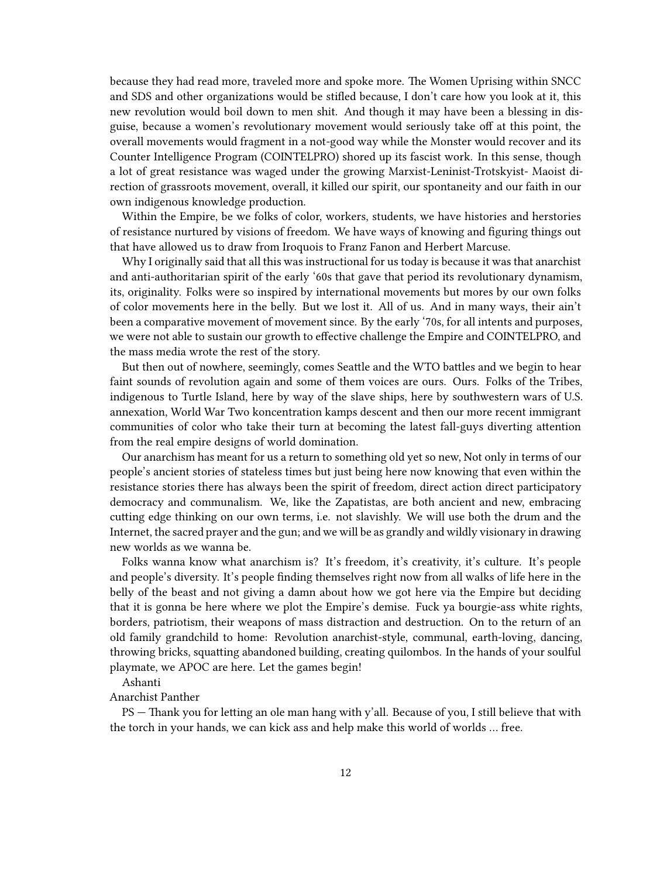because they had read more, traveled more and spoke more. The Women Uprising within SNCC and SDS and other organizations would be stifled because, I don't care how you look at it, this new revolution would boil down to men shit. And though it may have been a blessing in disguise, because a women's revolutionary movement would seriously take off at this point, the overall movements would fragment in a not-good way while the Monster would recover and its Counter Intelligence Program (COINTELPRO) shored up its fascist work. In this sense, though a lot of great resistance was waged under the growing Marxist-Leninist-Trotskyist- Maoist direction of grassroots movement, overall, it killed our spirit, our spontaneity and our faith in our own indigenous knowledge production.

Within the Empire, be we folks of color, workers, students, we have histories and herstories of resistance nurtured by visions of freedom. We have ways of knowing and figuring things out that have allowed us to draw from Iroquois to Franz Fanon and Herbert Marcuse.

Why I originally said that all this was instructional for us today is because it was that anarchist and anti-authoritarian spirit of the early '60s that gave that period its revolutionary dynamism, its, originality. Folks were so inspired by international movements but mores by our own folks of color movements here in the belly. But we lost it. All of us. And in many ways, their ain't been a comparative movement of movement since. By the early '70s, for all intents and purposes, we were not able to sustain our growth to effective challenge the Empire and COINTELPRO, and the mass media wrote the rest of the story.

But then out of nowhere, seemingly, comes Seattle and the WTO battles and we begin to hear faint sounds of revolution again and some of them voices are ours. Ours. Folks of the Tribes, indigenous to Turtle Island, here by way of the slave ships, here by southwestern wars of U.S. annexation, World War Two koncentration kamps descent and then our more recent immigrant communities of color who take their turn at becoming the latest fall-guys diverting attention from the real empire designs of world domination.

Our anarchism has meant for us a return to something old yet so new, Not only in terms of our people's ancient stories of stateless times but just being here now knowing that even within the resistance stories there has always been the spirit of freedom, direct action direct participatory democracy and communalism. We, like the Zapatistas, are both ancient and new, embracing cutting edge thinking on our own terms, i.e. not slavishly. We will use both the drum and the Internet, the sacred prayer and the gun; and we will be as grandly and wildly visionary in drawing new worlds as we wanna be.

Folks wanna know what anarchism is? It's freedom, it's creativity, it's culture. It's people and people's diversity. It's people finding themselves right now from all walks of life here in the belly of the beast and not giving a damn about how we got here via the Empire but deciding that it is gonna be here where we plot the Empire's demise. Fuck ya bourgie-ass white rights, borders, patriotism, their weapons of mass distraction and destruction. On to the return of an old family grandchild to home: Revolution anarchist-style, communal, earth-loving, dancing, throwing bricks, squatting abandoned building, creating quilombos. In the hands of your soulful playmate, we APOC are here. Let the games begin!

Ashanti

Anarchist Panther

PS — Thank you for letting an ole man hang with y'all. Because of you, I still believe that with the torch in your hands, we can kick ass and help make this world of worlds … free.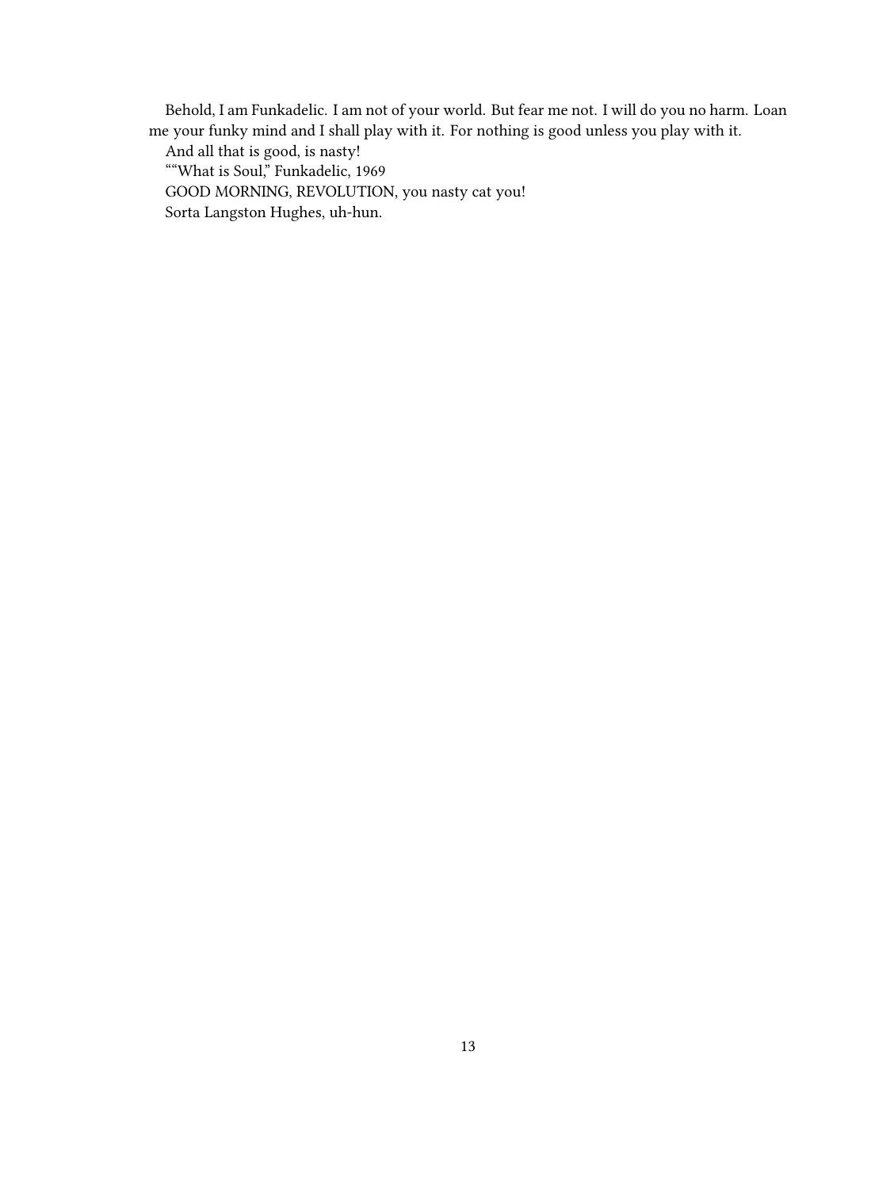Behold, I am Funkadelic. I am not of your world. But fear me not. I will do you no harm. Loan me your funky mind and I shall play with it. For nothing is good unless you play with it.

And all that is good, is nasty!

““What is Soul,” Funkadelic, 1969

GOOD MORNING, REVOLUTION, you nasty cat you!

Sorta Langston Hughes, uh-hun.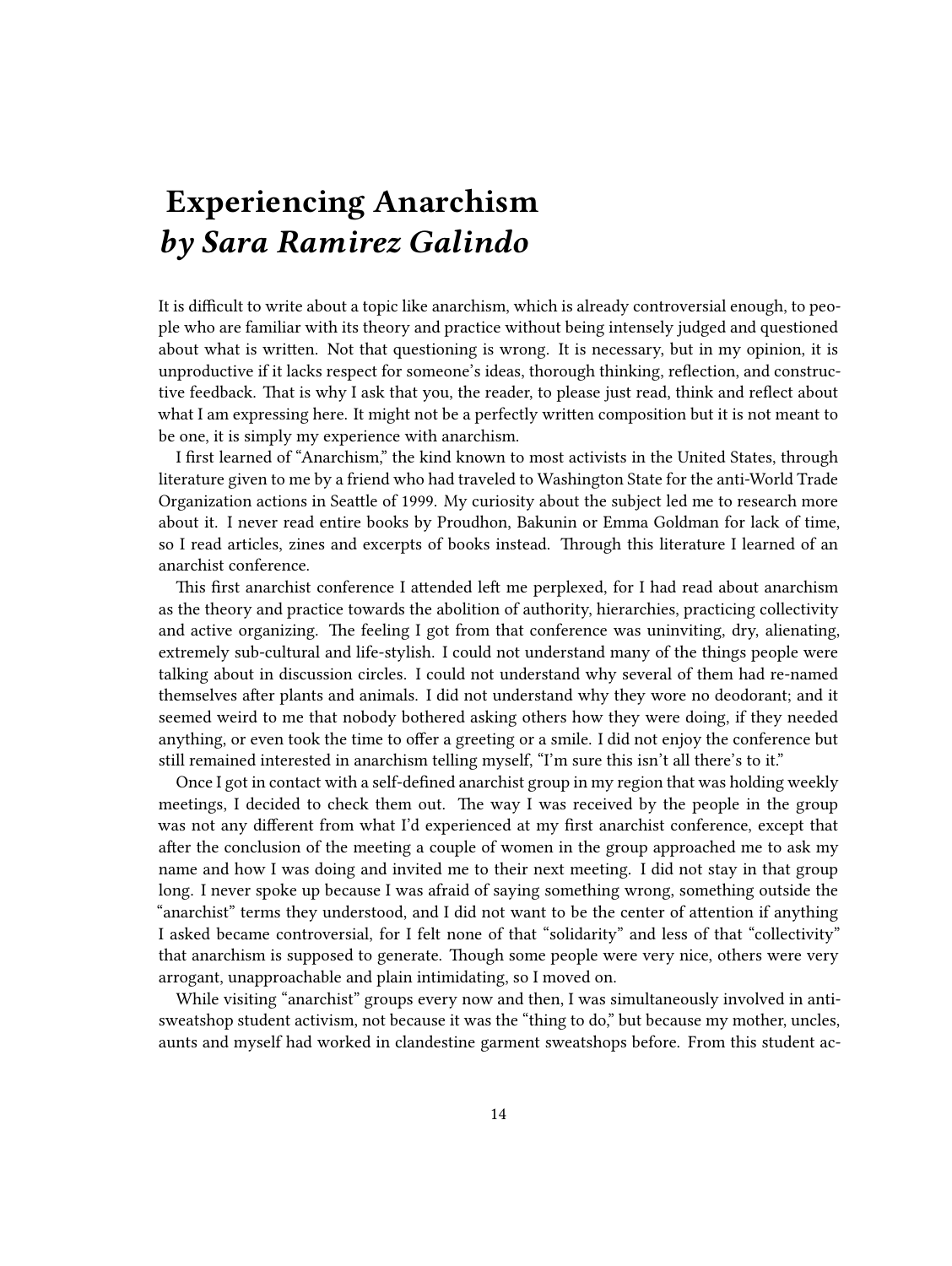# Experiencing Anarchism
## *by Sara Ramirez Galindo*

It is difficult to write about a topic like anarchism, which is already controversial enough, to people who are familiar with its theory and practice without being intensely judged and questioned about what is written. Not that questioning is wrong. It is necessary, but in my opinion, it is unproductive if it lacks respect for someone's ideas, thorough thinking, reflection, and constructive feedback. That is why I ask that you, the reader, to please just read, think and reflect about what I am expressing here. It might not be a perfectly written composition but it is not meant to be one, it is simply my experience with anarchism.

I first learned of "Anarchism," the kind known to most activists in the United States, through literature given to me by a friend who had traveled to Washington State for the anti-World Trade Organization actions in Seattle of 1999. My curiosity about the subject led me to research more about it. I never read entire books by Proudhon, Bakunin or Emma Goldman for lack of time, so I read articles, zines and excerpts of books instead. Through this literature I learned of an anarchist conference.

This first anarchist conference I attended left me perplexed, for I had read about anarchism as the theory and practice towards the abolition of authority, hierarchies, practicing collectivity and active organizing. The feeling I got from that conference was uninviting, dry, alienating, extremely sub-cultural and life-stylish. I could not understand many of the things people were talking about in discussion circles. I could not understand why several of them had re-named themselves after plants and animals. I did not understand why they wore no deodorant; and it seemed weird to me that nobody bothered asking others how they were doing, if they needed anything, or even took the time to offer a greeting or a smile. I did not enjoy the conference but still remained interested in anarchism telling myself, "I'm sure this isn't all there's to it."

Once I got in contact with a self-defined anarchist group in my region that was holding weekly meetings, I decided to check them out. The way I was received by the people in the group was not any different from what I'd experienced at my first anarchist conference, except that after the conclusion of the meeting a couple of women in the group approached me to ask my name and how I was doing and invited me to their next meeting. I did not stay in that group long. I never spoke up because I was afraid of saying something wrong, something outside the "anarchist" terms they understood, and I did not want to be the center of attention if anything I asked became controversial, for I felt none of that "solidarity" and less of that "collectivity" that anarchism is supposed to generate. Though some people were very nice, others were very arrogant, unapproachable and plain intimidating, so I moved on.

While visiting "anarchist" groups every now and then, I was simultaneously involved in anti-sweatshop student activism, not because it was the "thing to do," but because my mother, uncles, aunts and myself had worked in clandestine garment sweatshops before. From this student ac-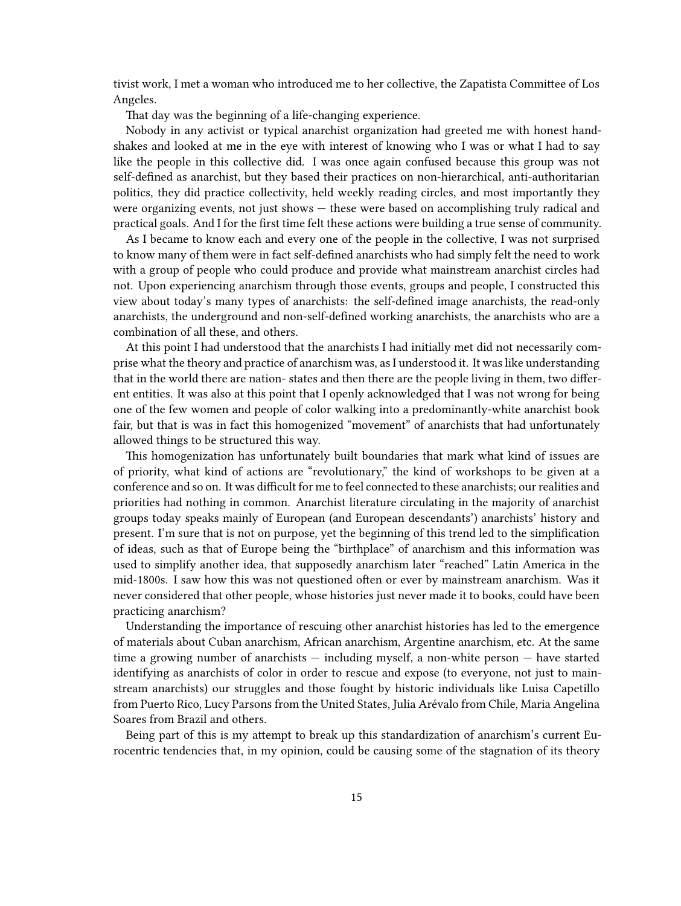tivist work, I met a woman who introduced me to her collective, the Zapatista Committee of Los Angeles.

That day was the beginning of a life-changing experience.

Nobody in any activist or typical anarchist organization had greeted me with honest handshakes and looked at me in the eye with interest of knowing who I was or what I had to say like the people in this collective did. I was once again confused because this group was not self-defined as anarchist, but they based their practices on non-hierarchical, anti-authoritarian politics, they did practice collectivity, held weekly reading circles, and most importantly they were organizing events, not just shows — these were based on accomplishing truly radical and practical goals. And I for the first time felt these actions were building a true sense of community.

As I became to know each and every one of the people in the collective, I was not surprised to know many of them were in fact self-defined anarchists who had simply felt the need to work with a group of people who could produce and provide what mainstream anarchist circles had not. Upon experiencing anarchism through those events, groups and people, I constructed this view about today's many types of anarchists: the self-defined image anarchists, the read-only anarchists, the underground and non-self-defined working anarchists, the anarchists who are a combination of all these, and others.

At this point I had understood that the anarchists I had initially met did not necessarily comprise what the theory and practice of anarchism was, as I understood it. It was like understanding that in the world there are nation- states and then there are the people living in them, two different entities. It was also at this point that I openly acknowledged that I was not wrong for being one of the few women and people of color walking into a predominantly-white anarchist book fair, but that is was in fact this homogenized "movement" of anarchists that had unfortunately allowed things to be structured this way.

This homogenization has unfortunately built boundaries that mark what kind of issues are of priority, what kind of actions are "revolutionary," the kind of workshops to be given at a conference and so on. It was difficult for me to feel connected to these anarchists; our realities and priorities had nothing in common. Anarchist literature circulating in the majority of anarchist groups today speaks mainly of European (and European descendants') anarchists' history and present. I'm sure that is not on purpose, yet the beginning of this trend led to the simplification of ideas, such as that of Europe being the "birthplace" of anarchism and this information was used to simplify another idea, that supposedly anarchism later "reached" Latin America in the mid-1800s. I saw how this was not questioned often or ever by mainstream anarchism. Was it never considered that other people, whose histories just never made it to books, could have been practicing anarchism?

Understanding the importance of rescuing other anarchist histories has led to the emergence of materials about Cuban anarchism, African anarchism, Argentine anarchism, etc. At the same time a growing number of anarchists — including myself, a non-white person — have started identifying as anarchists of color in order to rescue and expose (to everyone, not just to mainstream anarchists) our struggles and those fought by historic individuals like Luisa Capetillo from Puerto Rico, Lucy Parsons from the United States, Julia Arévalo from Chile, Maria Angelina Soares from Brazil and others.

Being part of this is my attempt to break up this standardization of anarchism's current Eurocentric tendencies that, in my opinion, could be causing some of the stagnation of its theory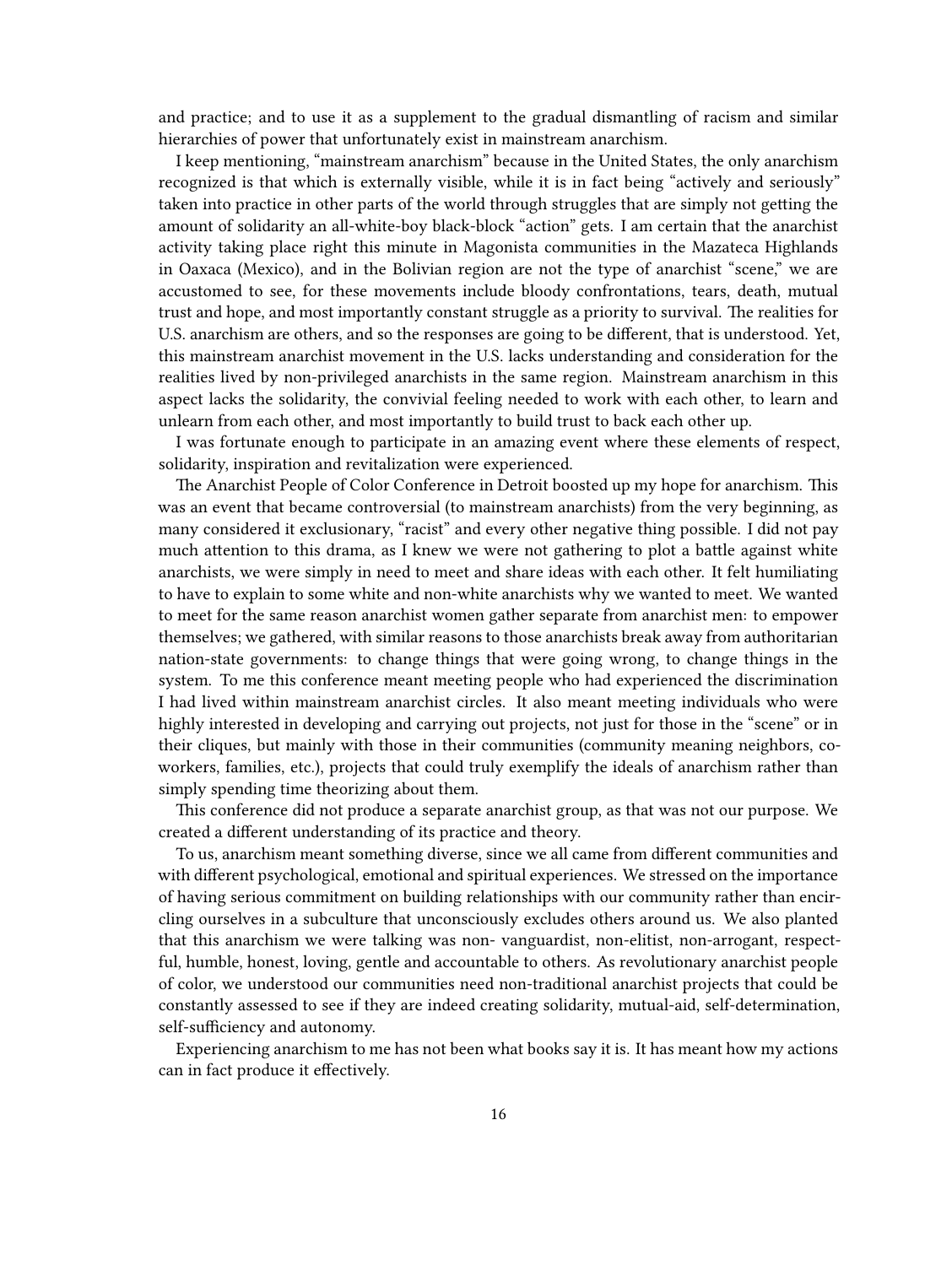and practice; and to use it as a supplement to the gradual dismantling of racism and similar hierarchies of power that unfortunately exist in mainstream anarchism.

I keep mentioning, "mainstream anarchism" because in the United States, the only anarchism recognized is that which is externally visible, while it is in fact being "actively and seriously" taken into practice in other parts of the world through struggles that are simply not getting the amount of solidarity an all-white-boy black-block "action" gets. I am certain that the anarchist activity taking place right this minute in Magonista communities in the Mazateca Highlands in Oaxaca (Mexico), and in the Bolivian region are not the type of anarchist "scene," we are accustomed to see, for these movements include bloody confrontations, tears, death, mutual trust and hope, and most importantly constant struggle as a priority to survival. The realities for U.S. anarchism are others, and so the responses are going to be different, that is understood. Yet, this mainstream anarchist movement in the U.S. lacks understanding and consideration for the realities lived by non-privileged anarchists in the same region. Mainstream anarchism in this aspect lacks the solidarity, the convivial feeling needed to work with each other, to learn and unlearn from each other, and most importantly to build trust to back each other up.

I was fortunate enough to participate in an amazing event where these elements of respect, solidarity, inspiration and revitalization were experienced.

The Anarchist People of Color Conference in Detroit boosted up my hope for anarchism. This was an event that became controversial (to mainstream anarchists) from the very beginning, as many considered it exclusionary, "racist" and every other negative thing possible. I did not pay much attention to this drama, as I knew we were not gathering to plot a battle against white anarchists, we were simply in need to meet and share ideas with each other. It felt humiliating to have to explain to some white and non-white anarchists why we wanted to meet. We wanted to meet for the same reason anarchist women gather separate from anarchist men: to empower themselves; we gathered, with similar reasons to those anarchists break away from authoritarian nation-state governments: to change things that were going wrong, to change things in the system. To me this conference meant meeting people who had experienced the discrimination I had lived within mainstream anarchist circles. It also meant meeting individuals who were highly interested in developing and carrying out projects, not just for those in the "scene" or in their cliques, but mainly with those in their communities (community meaning neighbors, co-workers, families, etc.), projects that could truly exemplify the ideals of anarchism rather than simply spending time theorizing about them.

This conference did not produce a separate anarchist group, as that was not our purpose. We created a different understanding of its practice and theory.

To us, anarchism meant something diverse, since we all came from different communities and with different psychological, emotional and spiritual experiences. We stressed on the importance of having serious commitment on building relationships with our community rather than encircling ourselves in a subculture that unconsciously excludes others around us. We also planted that this anarchism we were talking was non- vanguardist, non-elitist, non-arrogant, respectful, humble, honest, loving, gentle and accountable to others. As revolutionary anarchist people of color, we understood our communities need non-traditional anarchist projects that could be constantly assessed to see if they are indeed creating solidarity, mutual-aid, self-determination, self-sufficiency and autonomy.

Experiencing anarchism to me has not been what books say it is. It has meant how my actions can in fact produce it effectively.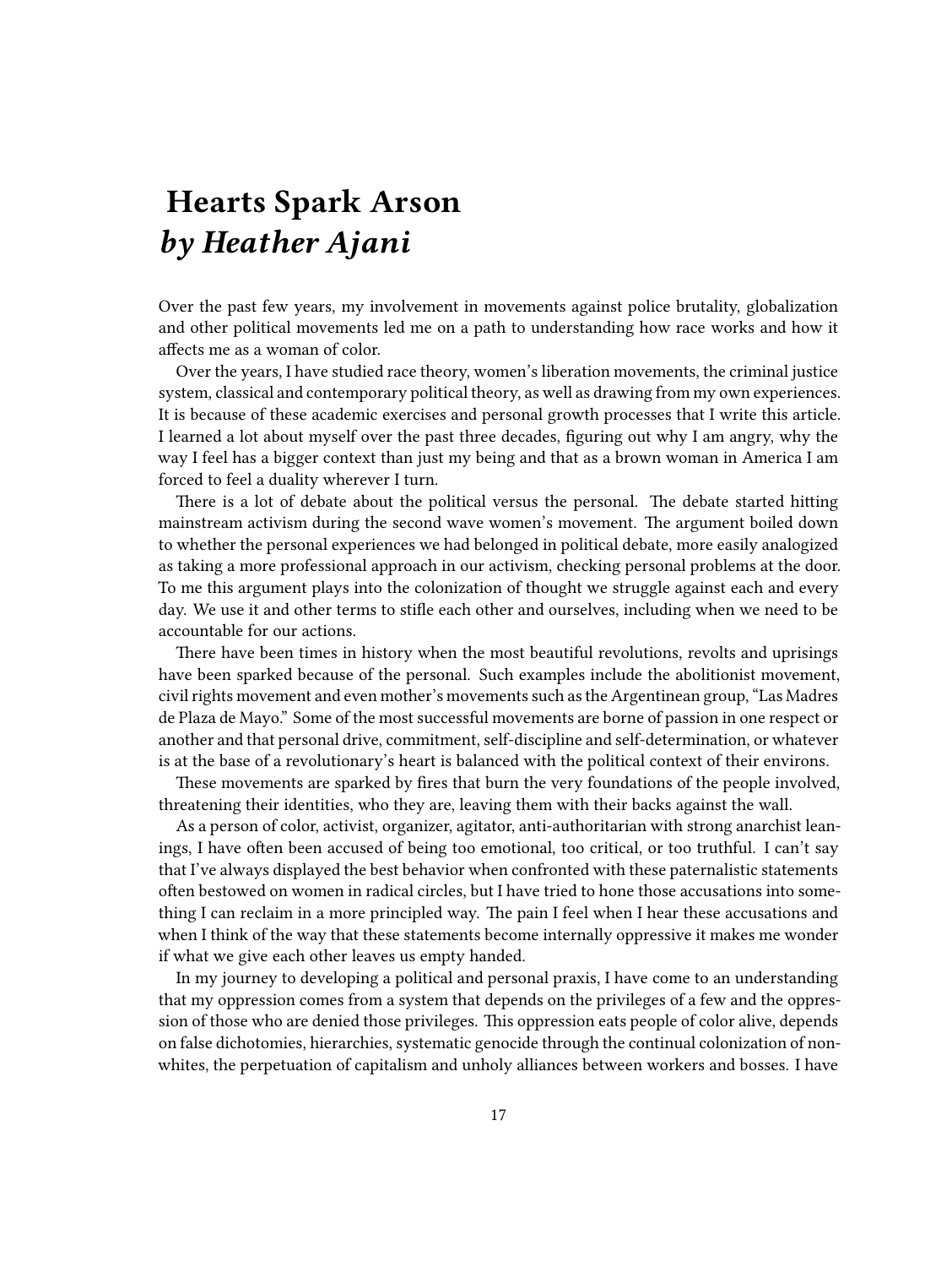# Hearts Spark Arson
## *by Heather Ajani*

Over the past few years, my involvement in movements against police brutality, globalization and other political movements led me on a path to understanding how race works and how it affects me as a woman of color.

Over the years, I have studied race theory, women's liberation movements, the criminal justice system, classical and contemporary political theory, as well as drawing from my own experiences. It is because of these academic exercises and personal growth processes that I write this article. I learned a lot about myself over the past three decades, figuring out why I am angry, why the way I feel has a bigger context than just my being and that as a brown woman in America I am forced to feel a duality wherever I turn.

There is a lot of debate about the political versus the personal. The debate started hitting mainstream activism during the second wave women's movement. The argument boiled down to whether the personal experiences we had belonged in political debate, more easily analogized as taking a more professional approach in our activism, checking personal problems at the door. To me this argument plays into the colonization of thought we struggle against each and every day. We use it and other terms to stifle each other and ourselves, including when we need to be accountable for our actions.

There have been times in history when the most beautiful revolutions, revolts and uprisings have been sparked because of the personal. Such examples include the abolitionist movement, civil rights movement and even mother's movements such as the Argentinean group, "Las Madres de Plaza de Mayo." Some of the most successful movements are borne of passion in one respect or another and that personal drive, commitment, self-discipline and self-determination, or whatever is at the base of a revolutionary's heart is balanced with the political context of their environs.

These movements are sparked by fires that burn the very foundations of the people involved, threatening their identities, who they are, leaving them with their backs against the wall.

As a person of color, activist, organizer, agitator, anti-authoritarian with strong anarchist leanings, I have often been accused of being too emotional, too critical, or too truthful. I can't say that I've always displayed the best behavior when confronted with these paternalistic statements often bestowed on women in radical circles, but I have tried to hone those accusations into something I can reclaim in a more principled way. The pain I feel when I hear these accusations and when I think of the way that these statements become internally oppressive it makes me wonder if what we give each other leaves us empty handed.

In my journey to developing a political and personal praxis, I have come to an understanding that my oppression comes from a system that depends on the privileges of a few and the oppression of those who are denied those privileges. This oppression eats people of color alive, depends on false dichotomies, hierarchies, systematic genocide through the continual colonization of non-whites, the perpetuation of capitalism and unholy alliances between workers and bosses. I have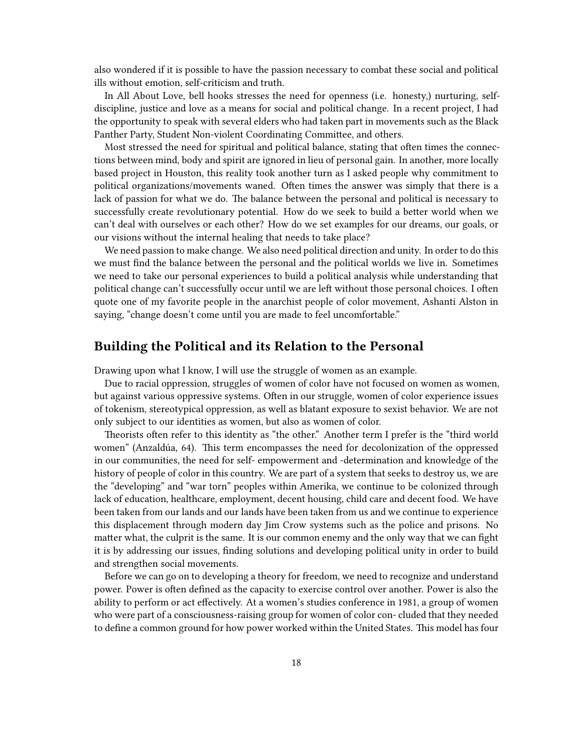also wondered if it is possible to have the passion necessary to combat these social and political ills without emotion, self-criticism and truth.

In All About Love, bell hooks stresses the need for openness (i.e. honesty,) nurturing, self-discipline, justice and love as a means for social and political change. In a recent project, I had the opportunity to speak with several elders who had taken part in movements such as the Black Panther Party, Student Non-violent Coordinating Committee, and others.

Most stressed the need for spiritual and political balance, stating that often times the connections between mind, body and spirit are ignored in lieu of personal gain. In another, more locally based project in Houston, this reality took another turn as I asked people why commitment to political organizations/movements waned. Often times the answer was simply that there is a lack of passion for what we do. The balance between the personal and political is necessary to successfully create revolutionary potential. How do we seek to build a better world when we can't deal with ourselves or each other? How do we set examples for our dreams, our goals, or our visions without the internal healing that needs to take place?

We need passion to make change. We also need political direction and unity. In order to do this we must find the balance between the personal and the political worlds we live in. Sometimes we need to take our personal experiences to build a political analysis while understanding that political change can't successfully occur until we are left without those personal choices. I often quote one of my favorite people in the anarchist people of color movement, Ashanti Alston in saying, "change doesn't come until you are made to feel uncomfortable."

## Building the Political and its Relation to the Personal

Drawing upon what I know, I will use the struggle of women as an example.

Due to racial oppression, struggles of women of color have not focused on women as women, but against various oppressive systems. Often in our struggle, women of color experience issues of tokenism, stereotypical oppression, as well as blatant exposure to sexist behavior. We are not only subject to our identities as women, but also as women of color.

Theorists often refer to this identity as "the other." Another term I prefer is the "third world women" (Anzaldúa, 64). This term encompasses the need for decolonization of the oppressed in our communities, the need for self- empowerment and -determination and knowledge of the history of people of color in this country. We are part of a system that seeks to destroy us, we are the "developing" and "war torn" peoples within Amerika, we continue to be colonized through lack of education, healthcare, employment, decent housing, child care and decent food. We have been taken from our lands and our lands have been taken from us and we continue to experience this displacement through modern day Jim Crow systems such as the police and prisons. No matter what, the culprit is the same. It is our common enemy and the only way that we can fight it is by addressing our issues, finding solutions and developing political unity in order to build and strengthen social movements.

Before we can go on to developing a theory for freedom, we need to recognize and understand power. Power is often defined as the capacity to exercise control over another. Power is also the ability to perform or act effectively. At a women's studies conference in 1981, a group of women who were part of a consciousness-raising group for women of color concluded that they needed to define a common ground for how power worked within the United States. This model has four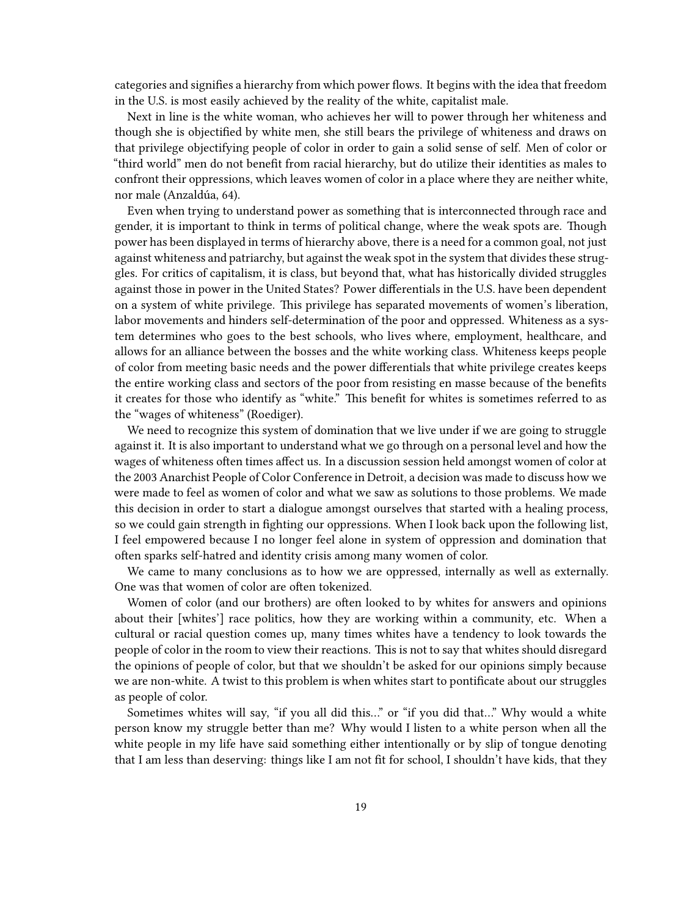categories and signifies a hierarchy from which power flows. It begins with the idea that freedom in the U.S. is most easily achieved by the reality of the white, capitalist male.

Next in line is the white woman, who achieves her will to power through her whiteness and though she is objectified by white men, she still bears the privilege of whiteness and draws on that privilege objectifying people of color in order to gain a solid sense of self. Men of color or "third world" men do not benefit from racial hierarchy, but do utilize their identities as males to confront their oppressions, which leaves women of color in a place where they are neither white, nor male (Anzaldúa, 64).

Even when trying to understand power as something that is interconnected through race and gender, it is important to think in terms of political change, where the weak spots are. Though power has been displayed in terms of hierarchy above, there is a need for a common goal, not just against whiteness and patriarchy, but against the weak spot in the system that divides these struggles. For critics of capitalism, it is class, but beyond that, what has historically divided struggles against those in power in the United States? Power differentials in the U.S. have been dependent on a system of white privilege. This privilege has separated movements of women's liberation, labor movements and hinders self-determination of the poor and oppressed. Whiteness as a system determines who goes to the best schools, who lives where, employment, healthcare, and allows for an alliance between the bosses and the white working class. Whiteness keeps people of color from meeting basic needs and the power differentials that white privilege creates keeps the entire working class and sectors of the poor from resisting en masse because of the benefits it creates for those who identify as "white." This benefit for whites is sometimes referred to as the "wages of whiteness" (Roediger).

We need to recognize this system of domination that we live under if we are going to struggle against it. It is also important to understand what we go through on a personal level and how the wages of whiteness often times affect us. In a discussion session held amongst women of color at the 2003 Anarchist People of Color Conference in Detroit, a decision was made to discuss how we were made to feel as women of color and what we saw as solutions to those problems. We made this decision in order to start a dialogue amongst ourselves that started with a healing process, so we could gain strength in fighting our oppressions. When I look back upon the following list, I feel empowered because I no longer feel alone in system of oppression and domination that often sparks self-hatred and identity crisis among many women of color.

We came to many conclusions as to how we are oppressed, internally as well as externally. One was that women of color are often tokenized.

Women of color (and our brothers) are often looked to by whites for answers and opinions about their [whites'] race politics, how they are working within a community, etc. When a cultural or racial question comes up, many times whites have a tendency to look towards the people of color in the room to view their reactions. This is not to say that whites should disregard the opinions of people of color, but that we shouldn't be asked for our opinions simply because we are non-white. A twist to this problem is when whites start to pontificate about our struggles as people of color.

Sometimes whites will say, "if you all did this…" or "if you did that…" Why would a white person know my struggle better than me? Why would I listen to a white person when all the white people in my life have said something either intentionally or by slip of tongue denoting that I am less than deserving: things like I am not fit for school, I shouldn't have kids, that they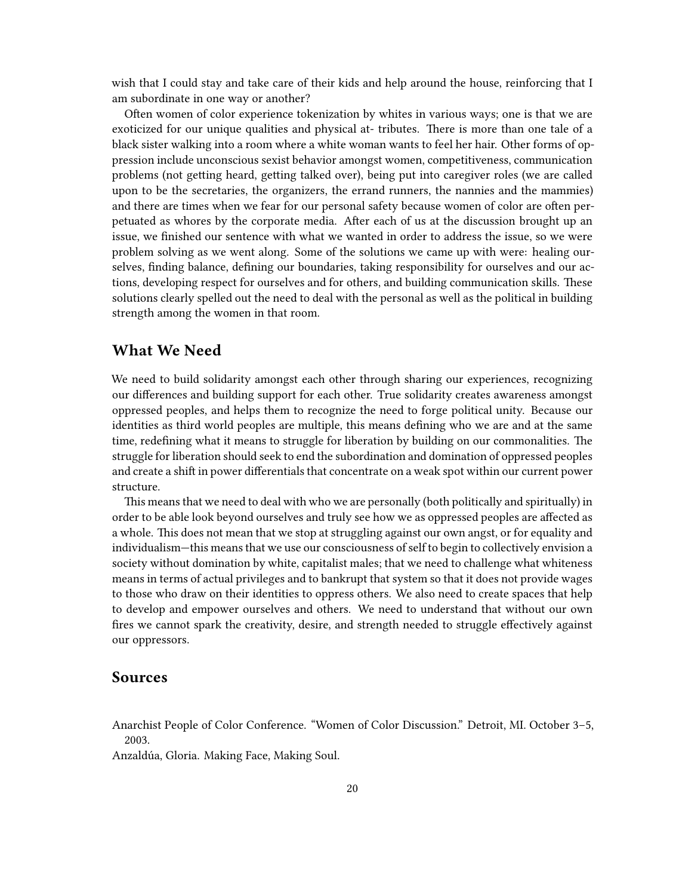wish that I could stay and take care of their kids and help around the house, reinforcing that I am subordinate in one way or another?

Often women of color experience tokenization by whites in various ways; one is that we are exoticized for our unique qualities and physical at- tributes. There is more than one tale of a black sister walking into a room where a white woman wants to feel her hair. Other forms of oppression include unconscious sexist behavior amongst women, competitiveness, communication problems (not getting heard, getting talked over), being put into caregiver roles (we are called upon to be the secretaries, the organizers, the errand runners, the nannies and the mammies) and there are times when we fear for our personal safety because women of color are often perpetuated as whores by the corporate media. After each of us at the discussion brought up an issue, we finished our sentence with what we wanted in order to address the issue, so we were problem solving as we went along. Some of the solutions we came up with were: healing ourselves, finding balance, defining our boundaries, taking responsibility for ourselves and our actions, developing respect for ourselves and for others, and building communication skills. These solutions clearly spelled out the need to deal with the personal as well as the political in building strength among the women in that room.

## What We Need

We need to build solidarity amongst each other through sharing our experiences, recognizing our differences and building support for each other. True solidarity creates awareness amongst oppressed peoples, and helps them to recognize the need to forge political unity. Because our identities as third world peoples are multiple, this means defining who we are and at the same time, redefining what it means to struggle for liberation by building on our commonalities. The struggle for liberation should seek to end the subordination and domination of oppressed peoples and create a shift in power differentials that concentrate on a weak spot within our current power structure.

This means that we need to deal with who we are personally (both politically and spiritually) in order to be able look beyond ourselves and truly see how we as oppressed peoples are affected as a whole. This does not mean that we stop at struggling against our own angst, or for equality and individualism—this means that we use our consciousness of self to begin to collectively envision a society without domination by white, capitalist males; that we need to challenge what whiteness means in terms of actual privileges and to bankrupt that system so that it does not provide wages to those who draw on their identities to oppress others. We also need to create spaces that help to develop and empower ourselves and others. We need to understand that without our own fires we cannot spark the creativity, desire, and strength needed to struggle effectively against our oppressors.

## Sources

Anarchist People of Color Conference. "Women of Color Discussion." Detroit, MI. October 3–5, 2003.

Anzaldúa, Gloria. Making Face, Making Soul.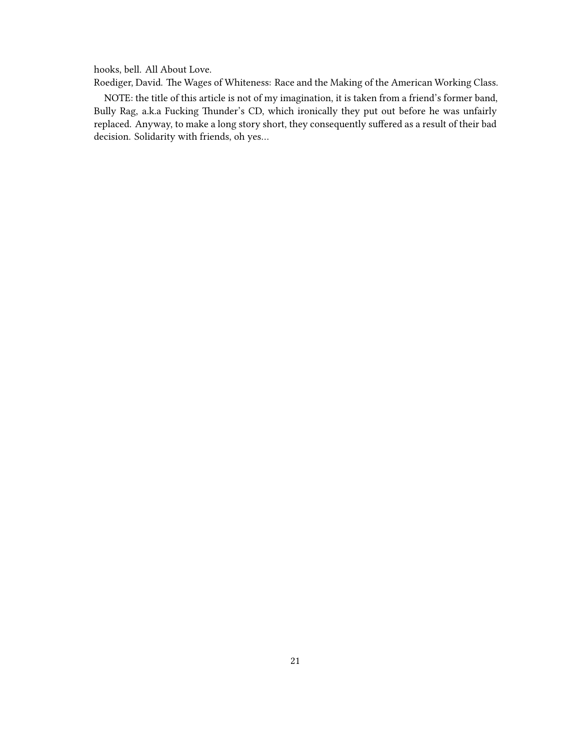hooks, bell. All About Love.

Roediger, David. The Wages of Whiteness: Race and the Making of the American Working Class.

NOTE: the title of this article is not of my imagination, it is taken from a friend's former band, Bully Rag, a.k.a Fucking Thunder's CD, which ironically they put out before he was unfairly replaced. Anyway, to make a long story short, they consequently suffered as a result of their bad decision. Solidarity with friends, oh yes…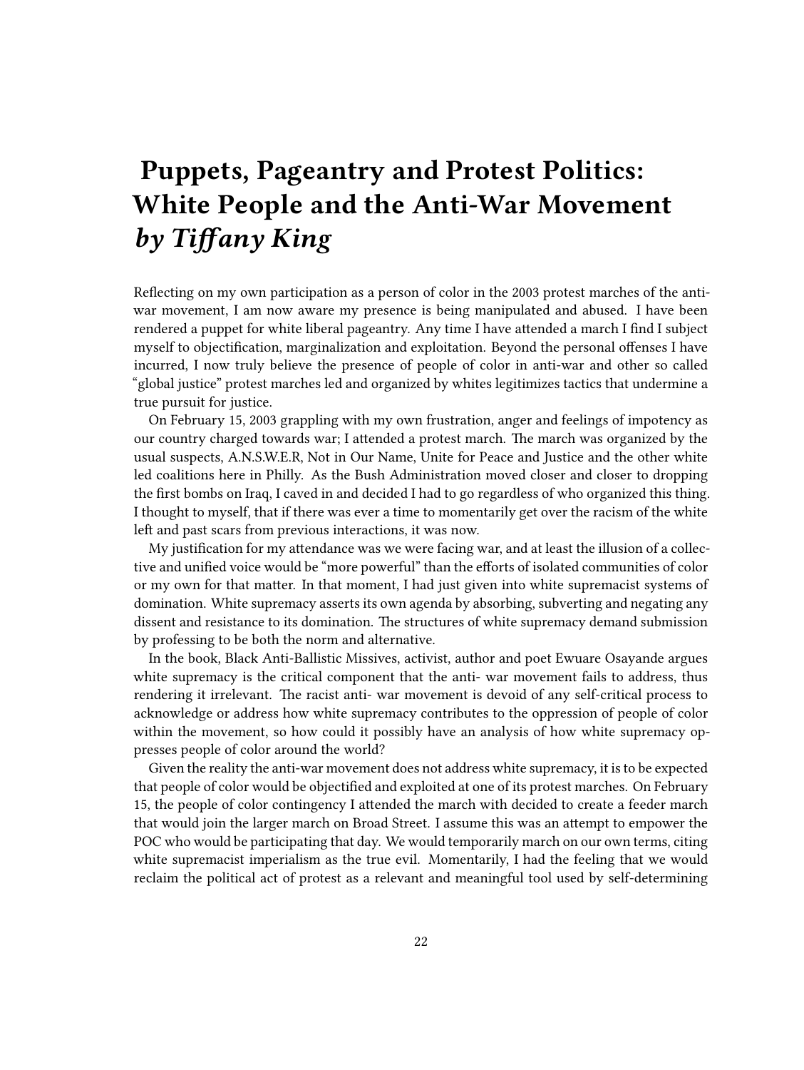# Puppets, Pageantry and Protest Politics: White People and the Anti-War Movement *by Tiffany King*

Reflecting on my own participation as a person of color in the 2003 protest marches of the anti-war movement, I am now aware my presence is being manipulated and abused. I have been rendered a puppet for white liberal pageantry. Any time I have attended a march I find I subject myself to objectification, marginalization and exploitation. Beyond the personal offenses I have incurred, I now truly believe the presence of people of color in anti-war and other so called "global justice" protest marches led and organized by whites legitimizes tactics that undermine a true pursuit for justice.

On February 15, 2003 grappling with my own frustration, anger and feelings of impotency as our country charged towards war; I attended a protest march. The march was organized by the usual suspects, A.N.S.W.E.R, Not in Our Name, Unite for Peace and Justice and the other white led coalitions here in Philly. As the Bush Administration moved closer and closer to dropping the first bombs on Iraq, I caved in and decided I had to go regardless of who organized this thing. I thought to myself, that if there was ever a time to momentarily get over the racism of the white left and past scars from previous interactions, it was now.

My justification for my attendance was we were facing war, and at least the illusion of a collective and unified voice would be "more powerful" than the efforts of isolated communities of color or my own for that matter. In that moment, I had just given into white supremacist systems of domination. White supremacy asserts its own agenda by absorbing, subverting and negating any dissent and resistance to its domination. The structures of white supremacy demand submission by professing to be both the norm and alternative.

In the book, Black Anti-Ballistic Missives, activist, author and poet Ewuare Osayande argues white supremacy is the critical component that the anti- war movement fails to address, thus rendering it irrelevant. The racist anti- war movement is devoid of any self-critical process to acknowledge or address how white supremacy contributes to the oppression of people of color within the movement, so how could it possibly have an analysis of how white supremacy oppresses people of color around the world?

Given the reality the anti-war movement does not address white supremacy, it is to be expected that people of color would be objectified and exploited at one of its protest marches. On February 15, the people of color contingency I attended the march with decided to create a feeder march that would join the larger march on Broad Street. I assume this was an attempt to empower the POC who would be participating that day. We would temporarily march on our own terms, citing white supremacist imperialism as the true evil. Momentarily, I had the feeling that we would reclaim the political act of protest as a relevant and meaningful tool used by self-determining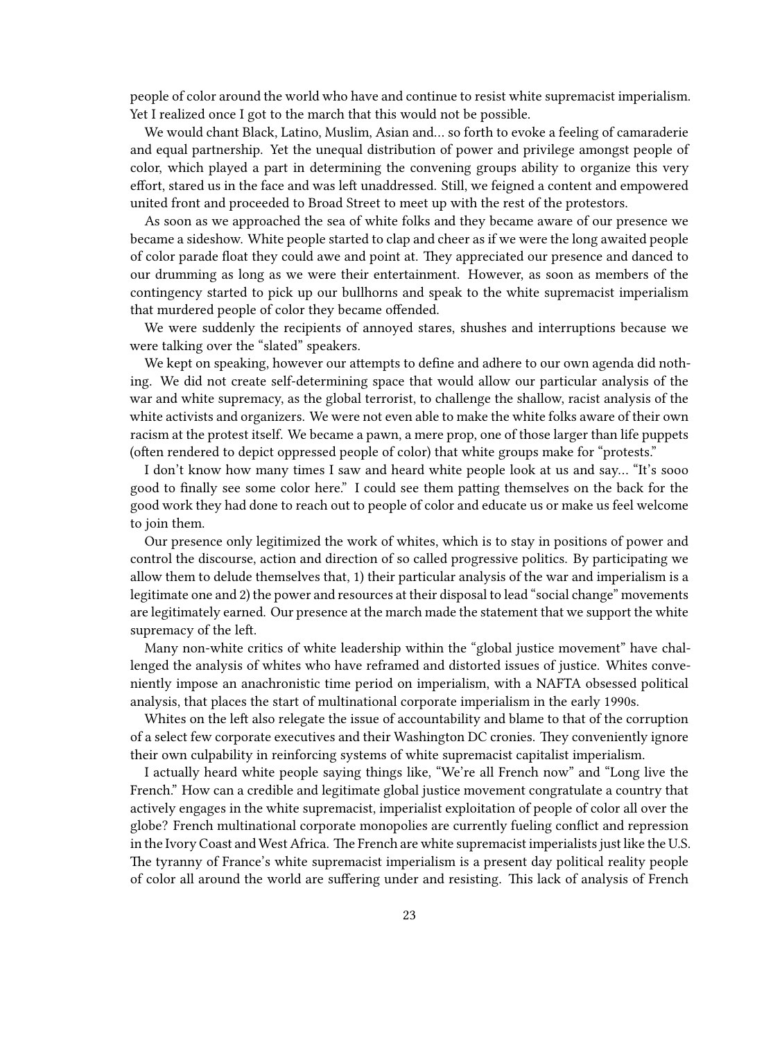people of color around the world who have and continue to resist white supremacist imperialism. Yet I realized once I got to the march that this would not be possible.

We would chant Black, Latino, Muslim, Asian and… so forth to evoke a feeling of camaraderie and equal partnership. Yet the unequal distribution of power and privilege amongst people of color, which played a part in determining the convening groups ability to organize this very effort, stared us in the face and was left unaddressed. Still, we feigned a content and empowered united front and proceeded to Broad Street to meet up with the rest of the protestors.

As soon as we approached the sea of white folks and they became aware of our presence we became a sideshow. White people started to clap and cheer as if we were the long awaited people of color parade float they could awe and point at. They appreciated our presence and danced to our drumming as long as we were their entertainment. However, as soon as members of the contingency started to pick up our bullhorns and speak to the white supremacist imperialism that murdered people of color they became offended.

We were suddenly the recipients of annoyed stares, shushes and interruptions because we were talking over the "slated" speakers.

We kept on speaking, however our attempts to define and adhere to our own agenda did nothing. We did not create self-determining space that would allow our particular analysis of the war and white supremacy, as the global terrorist, to challenge the shallow, racist analysis of the white activists and organizers. We were not even able to make the white folks aware of their own racism at the protest itself. We became a pawn, a mere prop, one of those larger than life puppets (often rendered to depict oppressed people of color) that white groups make for "protests."

I don't know how many times I saw and heard white people look at us and say… "It's sooo good to finally see some color here." I could see them patting themselves on the back for the good work they had done to reach out to people of color and educate us or make us feel welcome to join them.

Our presence only legitimized the work of whites, which is to stay in positions of power and control the discourse, action and direction of so called progressive politics. By participating we allow them to delude themselves that, 1) their particular analysis of the war and imperialism is a legitimate one and 2) the power and resources at their disposal to lead "social change" movements are legitimately earned. Our presence at the march made the statement that we support the white supremacy of the left.

Many non-white critics of white leadership within the "global justice movement" have challenged the analysis of whites who have reframed and distorted issues of justice. Whites conveniently impose an anachronistic time period on imperialism, with a NAFTA obsessed political analysis, that places the start of multinational corporate imperialism in the early 1990s.

Whites on the left also relegate the issue of accountability and blame to that of the corruption of a select few corporate executives and their Washington DC cronies. They conveniently ignore their own culpability in reinforcing systems of white supremacist capitalist imperialism.

I actually heard white people saying things like, "We're all French now" and "Long live the French." How can a credible and legitimate global justice movement congratulate a country that actively engages in the white supremacist, imperialist exploitation of people of color all over the globe? French multinational corporate monopolies are currently fueling conflict and repression in the Ivory Coast and West Africa. The French are white supremacist imperialists just like the U.S. The tyranny of France's white supremacist imperialism is a present day political reality people of color all around the world are suffering under and resisting. This lack of analysis of French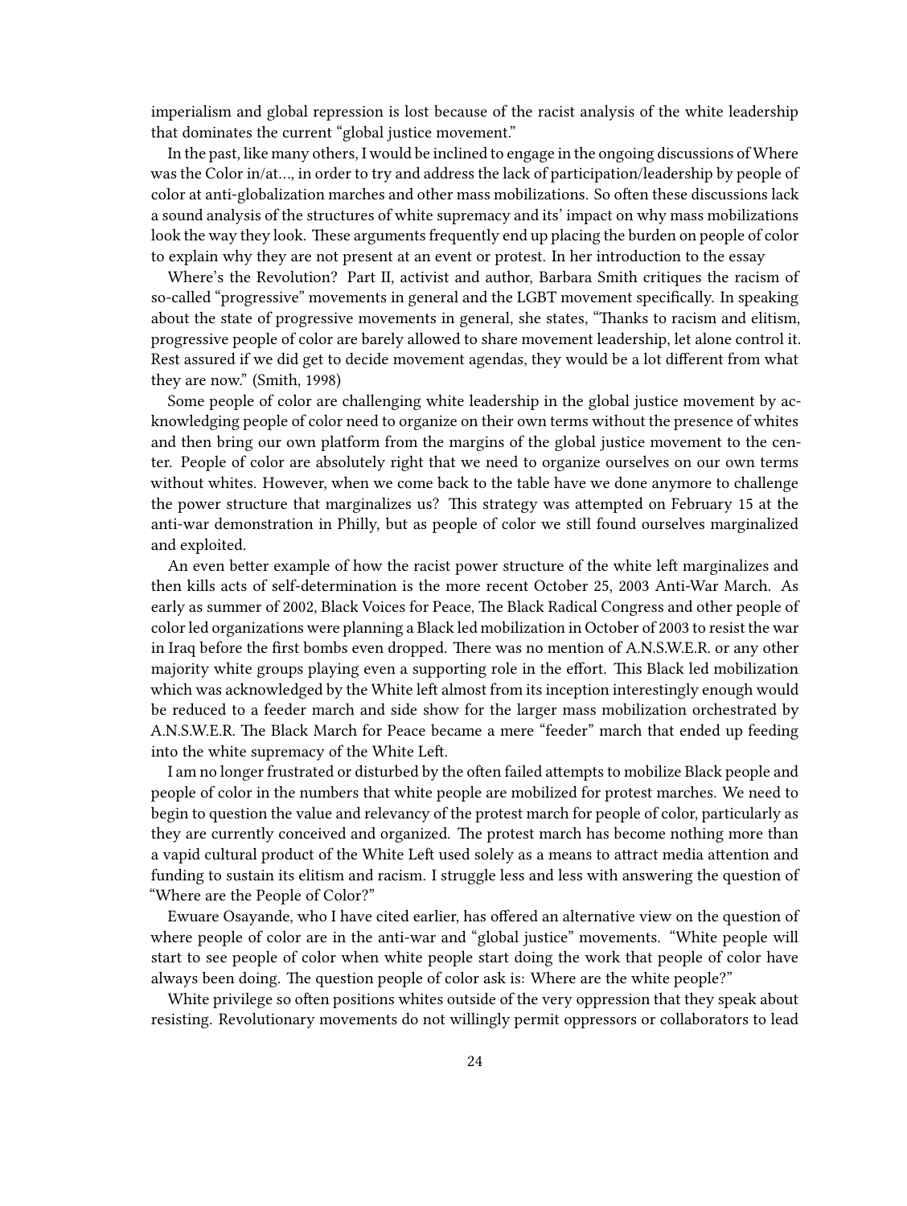imperialism and global repression is lost because of the racist analysis of the white leadership that dominates the current "global justice movement."

In the past, like many others, I would be inclined to engage in the ongoing discussions of Where was the Color in/at…, in order to try and address the lack of participation/leadership by people of color at anti-globalization marches and other mass mobilizations. So often these discussions lack a sound analysis of the structures of white supremacy and its' impact on why mass mobilizations look the way they look. These arguments frequently end up placing the burden on people of color to explain why they are not present at an event or protest. In her introduction to the essay

Where's the Revolution? Part II, activist and author, Barbara Smith critiques the racism of so-called "progressive" movements in general and the LGBT movement specifically. In speaking about the state of progressive movements in general, she states, "Thanks to racism and elitism, progressive people of color are barely allowed to share movement leadership, let alone control it. Rest assured if we did get to decide movement agendas, they would be a lot different from what they are now." (Smith, 1998)

Some people of color are challenging white leadership in the global justice movement by acknowledging people of color need to organize on their own terms without the presence of whites and then bring our own platform from the margins of the global justice movement to the center. People of color are absolutely right that we need to organize ourselves on our own terms without whites. However, when we come back to the table have we done anymore to challenge the power structure that marginalizes us? This strategy was attempted on February 15 at the anti-war demonstration in Philly, but as people of color we still found ourselves marginalized and exploited.

An even better example of how the racist power structure of the white left marginalizes and then kills acts of self-determination is the more recent October 25, 2003 Anti-War March. As early as summer of 2002, Black Voices for Peace, The Black Radical Congress and other people of color led organizations were planning a Black led mobilization in October of 2003 to resist the war in Iraq before the first bombs even dropped. There was no mention of A.N.S.W.E.R. or any other majority white groups playing even a supporting role in the effort. This Black led mobilization which was acknowledged by the White left almost from its inception interestingly enough would be reduced to a feeder march and side show for the larger mass mobilization orchestrated by A.N.S.W.E.R. The Black March for Peace became a mere "feeder" march that ended up feeding into the white supremacy of the White Left.

I am no longer frustrated or disturbed by the often failed attempts to mobilize Black people and people of color in the numbers that white people are mobilized for protest marches. We need to begin to question the value and relevancy of the protest march for people of color, particularly as they are currently conceived and organized. The protest march has become nothing more than a vapid cultural product of the White Left used solely as a means to attract media attention and funding to sustain its elitism and racism. I struggle less and less with answering the question of "Where are the People of Color?"

Ewuare Osayande, who I have cited earlier, has offered an alternative view on the question of where people of color are in the anti-war and "global justice" movements. "White people will start to see people of color when white people start doing the work that people of color have always been doing. The question people of color ask is: Where are the white people?"

White privilege so often positions whites outside of the very oppression that they speak about resisting. Revolutionary movements do not willingly permit oppressors or collaborators to lead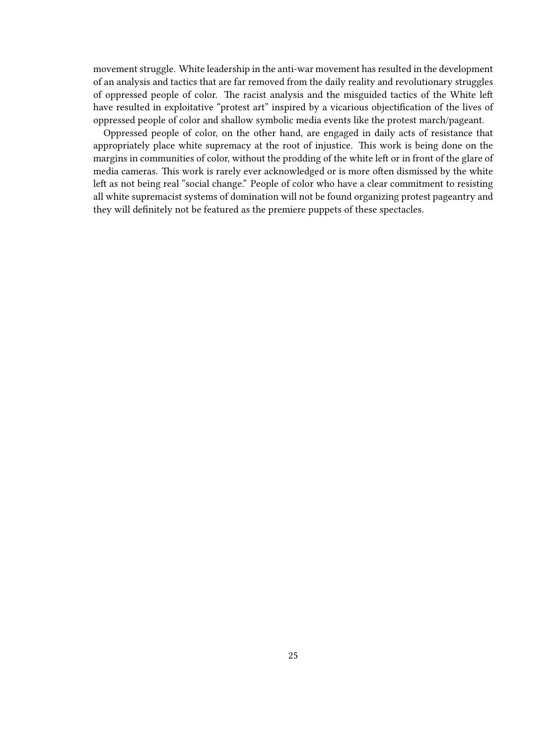movement struggle. White leadership in the anti-war movement has resulted in the development of an analysis and tactics that are far removed from the daily reality and revolutionary struggles of oppressed people of color. The racist analysis and the misguided tactics of the White left have resulted in exploitative "protest art" inspired by a vicarious objectification of the lives of oppressed people of color and shallow symbolic media events like the protest march/pageant.

Oppressed people of color, on the other hand, are engaged in daily acts of resistance that appropriately place white supremacy at the root of injustice. This work is being done on the margins in communities of color, without the prodding of the white left or in front of the glare of media cameras. This work is rarely ever acknowledged or is more often dismissed by the white left as not being real "social change." People of color who have a clear commitment to resisting all white supremacist systems of domination will not be found organizing protest pageantry and they will definitely not be featured as the premiere puppets of these spectacles.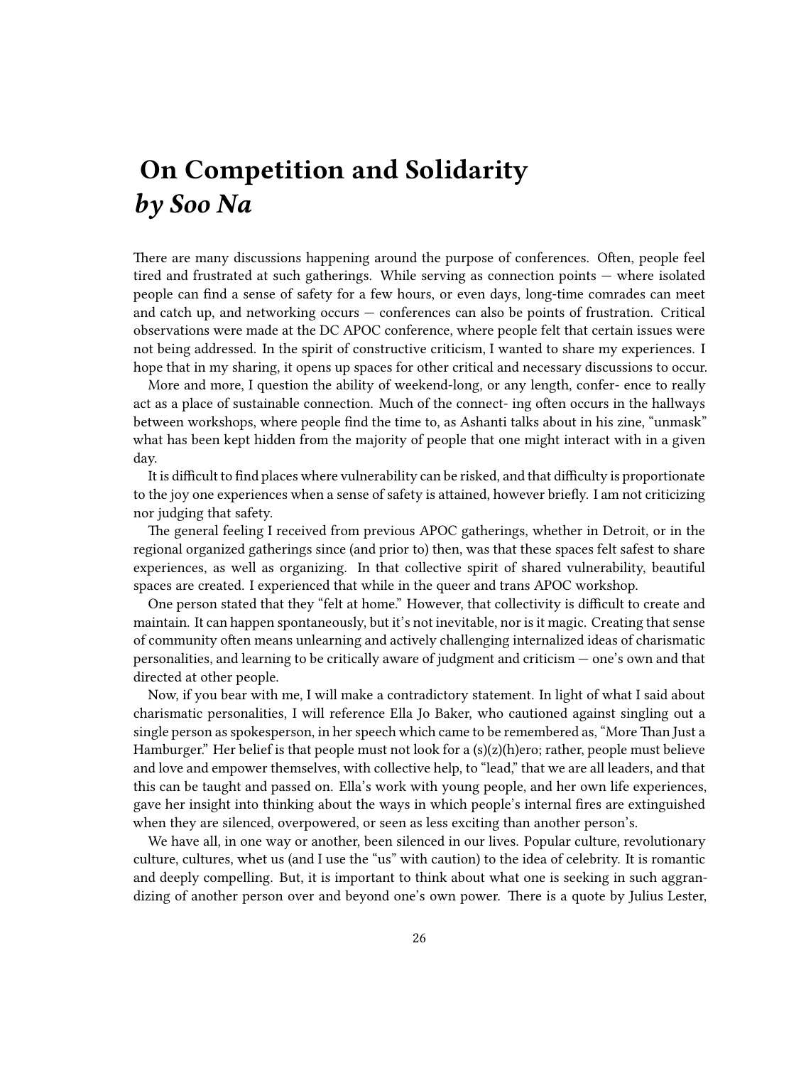# On Competition and Solidarity
## *by Soo Na*

There are many discussions happening around the purpose of conferences. Often, people feel tired and frustrated at such gatherings. While serving as connection points — where isolated people can find a sense of safety for a few hours, or even days, long-time comrades can meet and catch up, and networking occurs — conferences can also be points of frustration. Critical observations were made at the DC APOC conference, where people felt that certain issues were not being addressed. In the spirit of constructive criticism, I wanted to share my experiences. I hope that in my sharing, it opens up spaces for other critical and necessary discussions to occur.

More and more, I question the ability of weekend-long, or any length, confer- ence to really act as a place of sustainable connection. Much of the connect- ing often occurs in the hallways between workshops, where people find the time to, as Ashanti talks about in his zine, "unmask" what has been kept hidden from the majority of people that one might interact with in a given day.

It is difficult to find places where vulnerability can be risked, and that difficulty is proportionate to the joy one experiences when a sense of safety is attained, however briefly. I am not criticizing nor judging that safety.

The general feeling I received from previous APOC gatherings, whether in Detroit, or in the regional organized gatherings since (and prior to) then, was that these spaces felt safest to share experiences, as well as organizing. In that collective spirit of shared vulnerability, beautiful spaces are created. I experienced that while in the queer and trans APOC workshop.

One person stated that they "felt at home." However, that collectivity is difficult to create and maintain. It can happen spontaneously, but it's not inevitable, nor is it magic. Creating that sense of community often means unlearning and actively challenging internalized ideas of charismatic personalities, and learning to be critically aware of judgment and criticism — one's own and that directed at other people.

Now, if you bear with me, I will make a contradictory statement. In light of what I said about charismatic personalities, I will reference Ella Jo Baker, who cautioned against singling out a single person as spokesperson, in her speech which came to be remembered as, "More Than Just a Hamburger." Her belief is that people must not look for a (s)(z)(h)ero; rather, people must believe and love and empower themselves, with collective help, to "lead," that we are all leaders, and that this can be taught and passed on. Ella's work with young people, and her own life experiences, gave her insight into thinking about the ways in which people's internal fires are extinguished when they are silenced, overpowered, or seen as less exciting than another person's.

We have all, in one way or another, been silenced in our lives. Popular culture, revolutionary culture, cultures, whet us (and I use the "us" with caution) to the idea of celebrity. It is romantic and deeply compelling. But, it is important to think about what one is seeking in such aggrandizing of another person over and beyond one's own power. There is a quote by Julius Lester,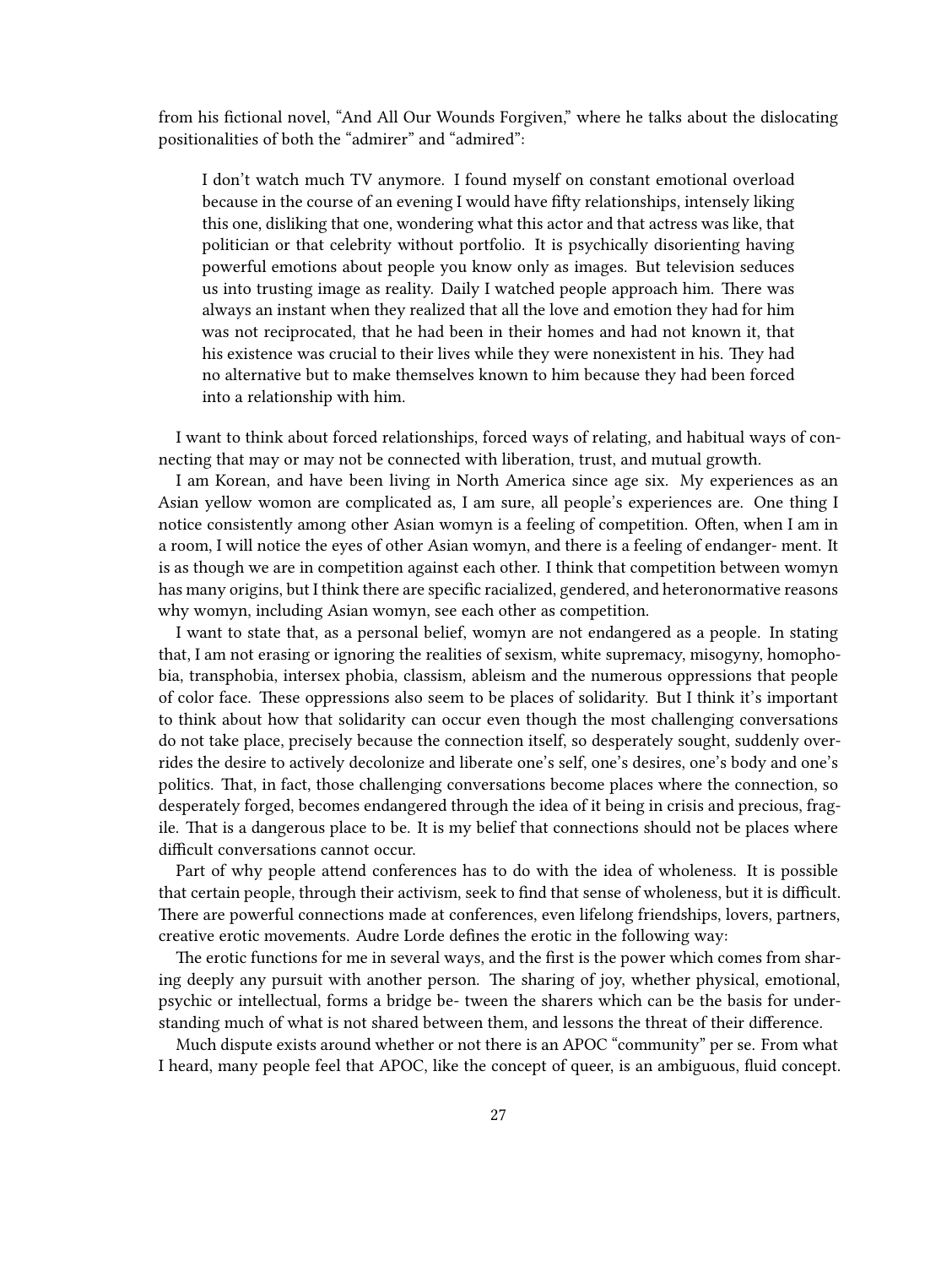from his fictional novel, “And All Our Wounds Forgiven,” where he talks about the dislocating positionalities of both the “admirer” and “admired”:

> I don’t watch much TV anymore. I found myself on constant emotional overload because in the course of an evening I would have fifty relationships, intensely liking this one, disliking that one, wondering what this actor and that actress was like, that politician or that celebrity without portfolio. It is psychically disorienting having powerful emotions about people you know only as images. But television seduces us into trusting image as reality. Daily I watched people approach him. There was always an instant when they realized that all the love and emotion they had for him was not reciprocated, that he had been in their homes and had not known it, that his existence was crucial to their lives while they were nonexistent in his. They had no alternative but to make themselves known to him because they had been forced into a relationship with him.

I want to think about forced relationships, forced ways of relating, and habitual ways of connecting that may or may not be connected with liberation, trust, and mutual growth.

I am Korean, and have been living in North America since age six. My experiences as an Asian yellow womon are complicated as, I am sure, all people’s experiences are. One thing I notice consistently among other Asian womyn is a feeling of competition. Often, when I am in a room, I will notice the eyes of other Asian womyn, and there is a feeling of endanger- ment. It is as though we are in competition against each other. I think that competition between womyn has many origins, but I think there are specific racialized, gendered, and heteronormative reasons why womyn, including Asian womyn, see each other as competition.

I want to state that, as a personal belief, womyn are not endangered as a people. In stating that, I am not erasing or ignoring the realities of sexism, white supremacy, misogyny, homophobia, transphobia, intersex phobia, classism, ableism and the numerous oppressions that people of color face. These oppressions also seem to be places of solidarity. But I think it’s important to think about how that solidarity can occur even though the most challenging conversations do not take place, precisely because the connection itself, so desperately sought, suddenly overrides the desire to actively decolonize and liberate one’s self, one’s desires, one’s body and one’s politics. That, in fact, those challenging conversations become places where the connection, so desperately forged, becomes endangered through the idea of it being in crisis and precious, fragile. That is a dangerous place to be. It is my belief that connections should not be places where difficult conversations cannot occur.

Part of why people attend conferences has to do with the idea of wholeness. It is possible that certain people, through their activism, seek to find that sense of wholeness, but it is difficult. There are powerful connections made at conferences, even lifelong friendships, lovers, partners, creative erotic movements. Audre Lorde defines the erotic in the following way:

The erotic functions for me in several ways, and the first is the power which comes from sharing deeply any pursuit with another person. The sharing of joy, whether physical, emotional, psychic or intellectual, forms a bridge be- tween the sharers which can be the basis for understanding much of what is not shared between them, and lessons the threat of their difference.

Much dispute exists around whether or not there is an APOC “community” per se. From what I heard, many people feel that APOC, like the concept of queer, is an ambiguous, fluid concept.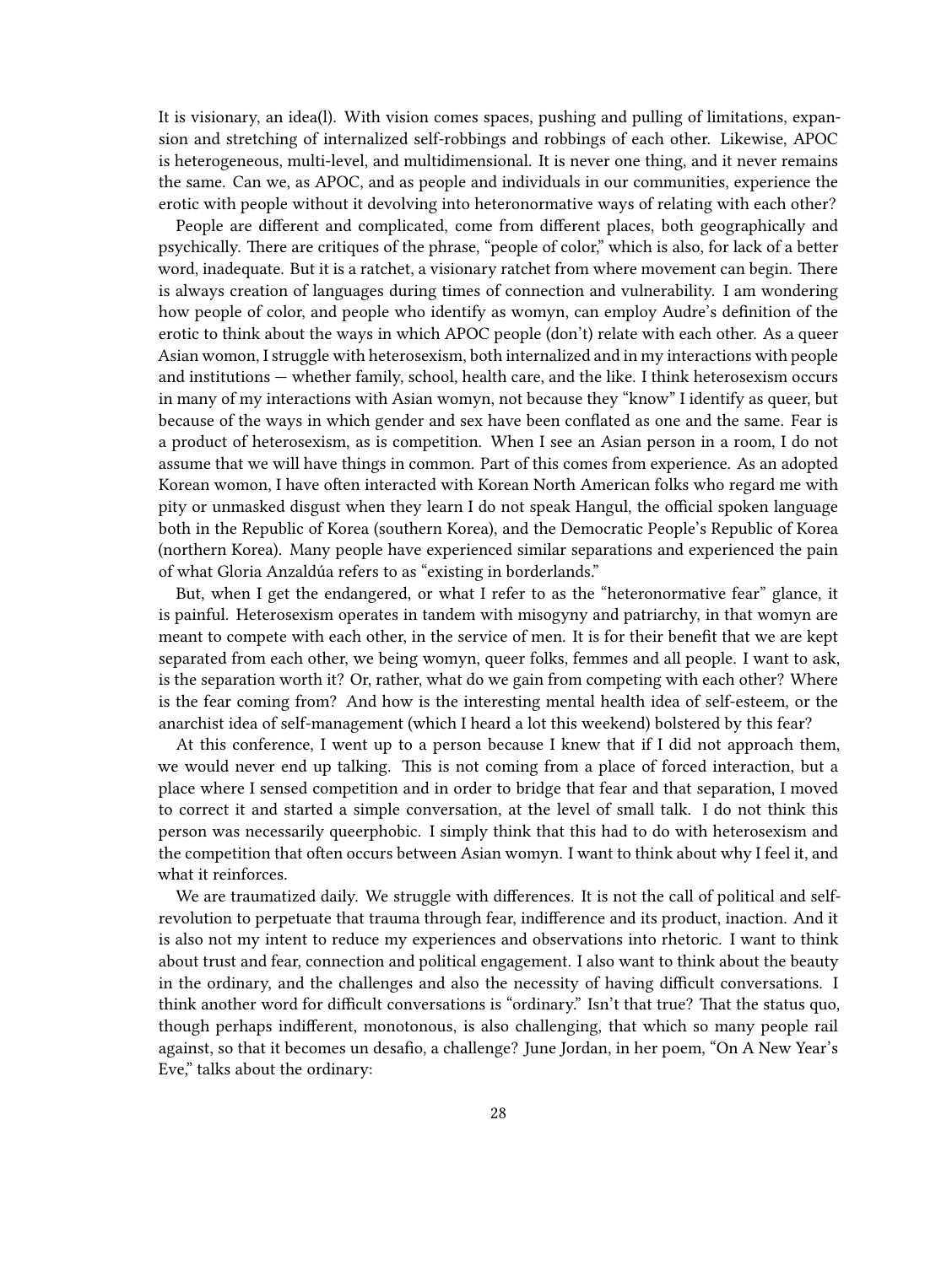It is visionary, an idea(l). With vision comes spaces, pushing and pulling of limitations, expansion and stretching of internalized self-robbings and robbings of each other. Likewise, APOC is heterogeneous, multi-level, and multidimensional. It is never one thing, and it never remains the same. Can we, as APOC, and as people and individuals in our communities, experience the erotic with people without it devolving into heteronormative ways of relating with each other?

People are different and complicated, come from different places, both geographically and psychically. There are critiques of the phrase, "people of color," which is also, for lack of a better word, inadequate. But it is a ratchet, a visionary ratchet from where movement can begin. There is always creation of languages during times of connection and vulnerability. I am wondering how people of color, and people who identify as womyn, can employ Audre's definition of the erotic to think about the ways in which APOC people (don't) relate with each other. As a queer Asian womon, I struggle with heterosexism, both internalized and in my interactions with people and institutions — whether family, school, health care, and the like. I think heterosexism occurs in many of my interactions with Asian womyn, not because they "know" I identify as queer, but because of the ways in which gender and sex have been conflated as one and the same. Fear is a product of heterosexism, as is competition. When I see an Asian person in a room, I do not assume that we will have things in common. Part of this comes from experience. As an adopted Korean womon, I have often interacted with Korean North American folks who regard me with pity or unmasked disgust when they learn I do not speak Hangul, the official spoken language both in the Republic of Korea (southern Korea), and the Democratic People's Republic of Korea (northern Korea). Many people have experienced similar separations and experienced the pain of what Gloria Anzaldúa refers to as "existing in borderlands."

But, when I get the endangered, or what I refer to as the "heteronormative fear" glance, it is painful. Heterosexism operates in tandem with misogyny and patriarchy, in that womyn are meant to compete with each other, in the service of men. It is for their benefit that we are kept separated from each other, we being womyn, queer folks, femmes and all people. I want to ask, is the separation worth it? Or, rather, what do we gain from competing with each other? Where is the fear coming from? And how is the interesting mental health idea of self-esteem, or the anarchist idea of self-management (which I heard a lot this weekend) bolstered by this fear?

At this conference, I went up to a person because I knew that if I did not approach them, we would never end up talking. This is not coming from a place of forced interaction, but a place where I sensed competition and in order to bridge that fear and that separation, I moved to correct it and started a simple conversation, at the level of small talk. I do not think this person was necessarily queerphobic. I simply think that this had to do with heterosexism and the competition that often occurs between Asian womyn. I want to think about why I feel it, and what it reinforces.

We are traumatized daily. We struggle with differences. It is not the call of political and self-revolution to perpetuate that trauma through fear, indifference and its product, inaction. And it is also not my intent to reduce my experiences and observations into rhetoric. I want to think about trust and fear, connection and political engagement. I also want to think about the beauty in the ordinary, and the challenges and also the necessity of having difficult conversations. I think another word for difficult conversations is "ordinary." Isn't that true? That the status quo, though perhaps indifferent, monotonous, is also challenging, that which so many people rail against, so that it becomes un desafio, a challenge? June Jordan, in her poem, "On A New Year's Eve," talks about the ordinary: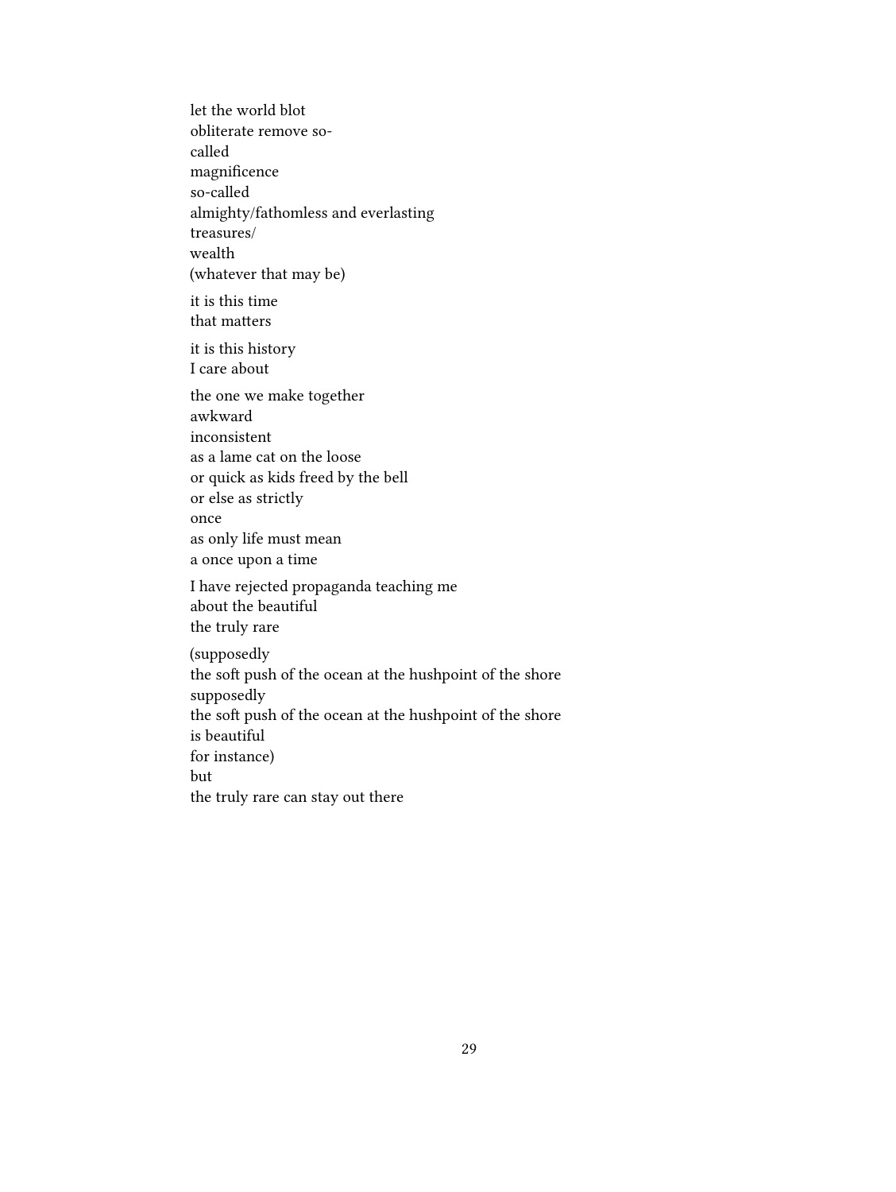let the world blot  
obliterate remove so-  
called  
magnificence  
so-called  
almighty/fathomless and everlasting  
treasures/  
wealth  
(whatever that may be)

it is this time  
that matters

it is this history  
I care about

the one we make together  
awkward  
inconsistent  
as a lame cat on the loose  
or quick as kids freed by the bell  
or else as strictly  
once  
as only life must mean  
a once upon a time

I have rejected propaganda teaching me  
about the beautiful  
the truly rare

(supposedly  
the soft push of the ocean at the hushpoint of the shore  
supposedly  
the soft push of the ocean at the hushpoint of the shore  
is beautiful  
for instance)  
but  
the truly rare can stay out there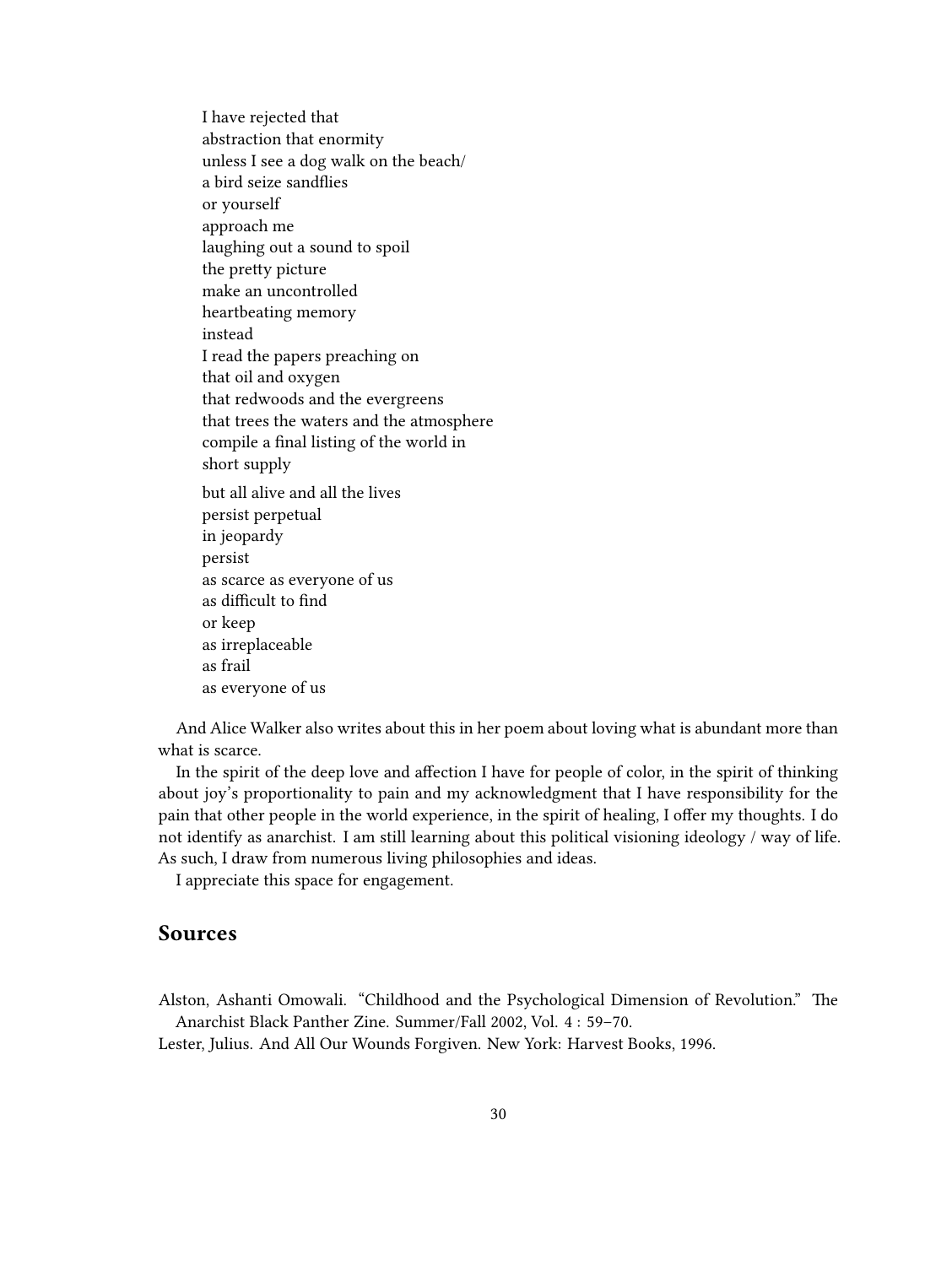I have rejected that  
abstraction that enormity  
unless I see a dog walk on the beach/  
a bird seize sandflies  
or yourself  
approach me  
laughing out a sound to spoil  
the pretty picture  
make an uncontrolled  
heartbeating memory  
instead  
I read the papers preaching on  
that oil and oxygen  
that redwoods and the evergreens  
that trees the waters and the atmosphere  
compile a final listing of the world in  
short supply

but all alive and all the lives  
persist perpetual  
in jeopardy  
persist  
as scarce as everyone of us  
as difficult to find  
or keep  
as irreplaceable  
as frail  
as everyone of us

And Alice Walker also writes about this in her poem about loving what is abundant more than what is scarce.

In the spirit of the deep love and affection I have for people of color, in the spirit of thinking about joy's proportionality to pain and my acknowledgment that I have responsibility for the pain that other people in the world experience, in the spirit of healing, I offer my thoughts. I do not identify as anarchist. I am still learning about this political visioning ideology / way of life. As such, I draw from numerous living philosophies and ideas.

I appreciate this space for engagement.

## Sources

Alston, Ashanti Omowali. "Childhood and the Psychological Dimension of Revolution." The Anarchist Black Panther Zine. Summer/Fall 2002, Vol. 4 : 59–70.

Lester, Julius. And All Our Wounds Forgiven. New York: Harvest Books, 1996.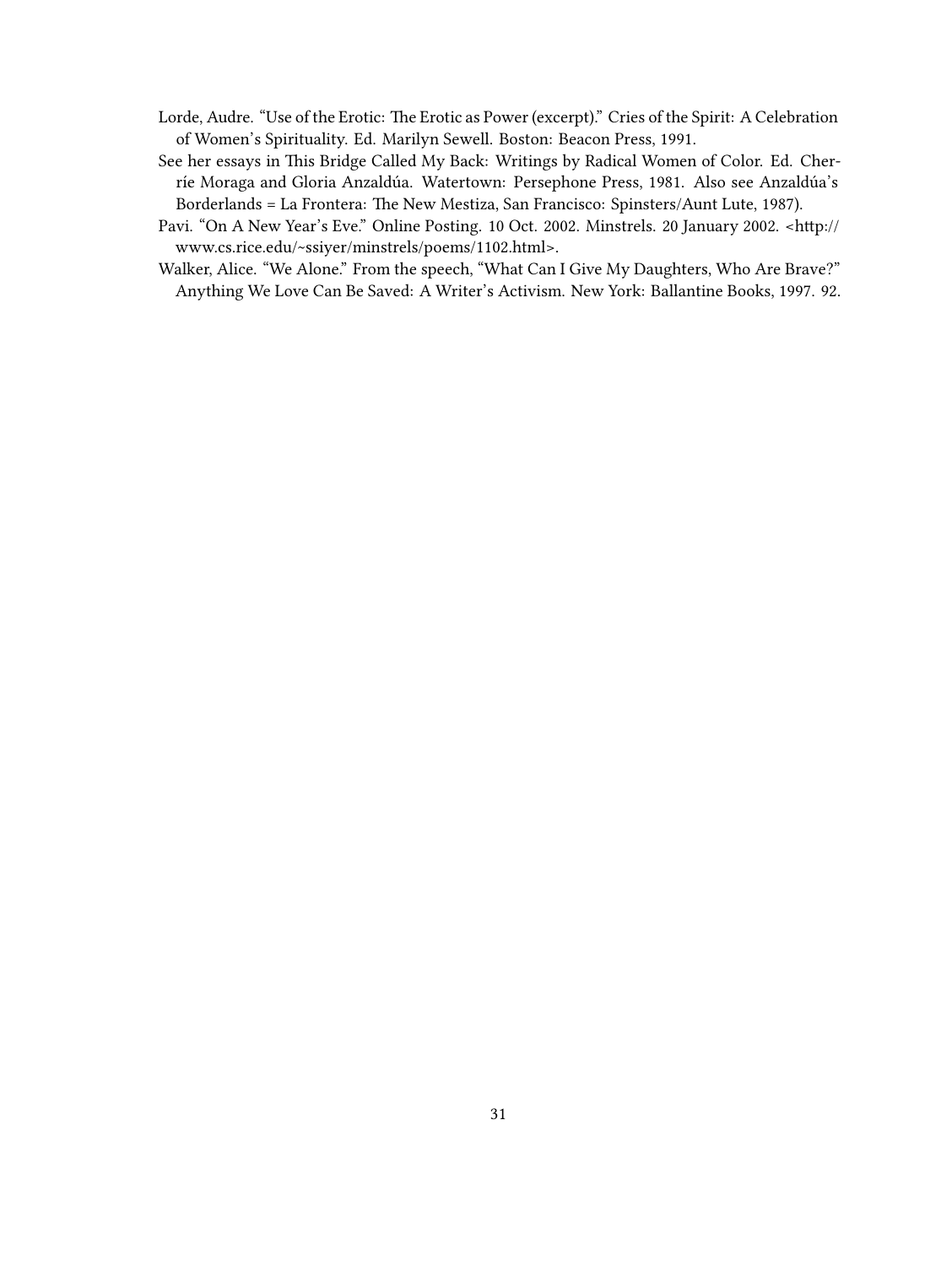Lorde, Audre. "Use of the Erotic: The Erotic as Power (excerpt)." Cries of the Spirit: A Celebration of Women's Spirituality. Ed. Marilyn Sewell. Boston: Beacon Press, 1991.

See her essays in This Bridge Called My Back: Writings by Radical Women of Color. Ed. Cherríe Moraga and Gloria Anzaldúa. Watertown: Persephone Press, 1981. Also see Anzaldúa's Borderlands = La Frontera: The New Mestiza, San Francisco: Spinsters/Aunt Lute, 1987).

Pavi. "On A New Year's Eve." Online Posting. 10 Oct. 2002. Minstrels. 20 January 2002. <http://www.cs.rice.edu/~ssiyer/minstrels/poems/1102.html>.

Walker, Alice. "We Alone." From the speech, "What Can I Give My Daughters, Who Are Brave?" Anything We Love Can Be Saved: A Writer's Activism. New York: Ballantine Books, 1997. 92.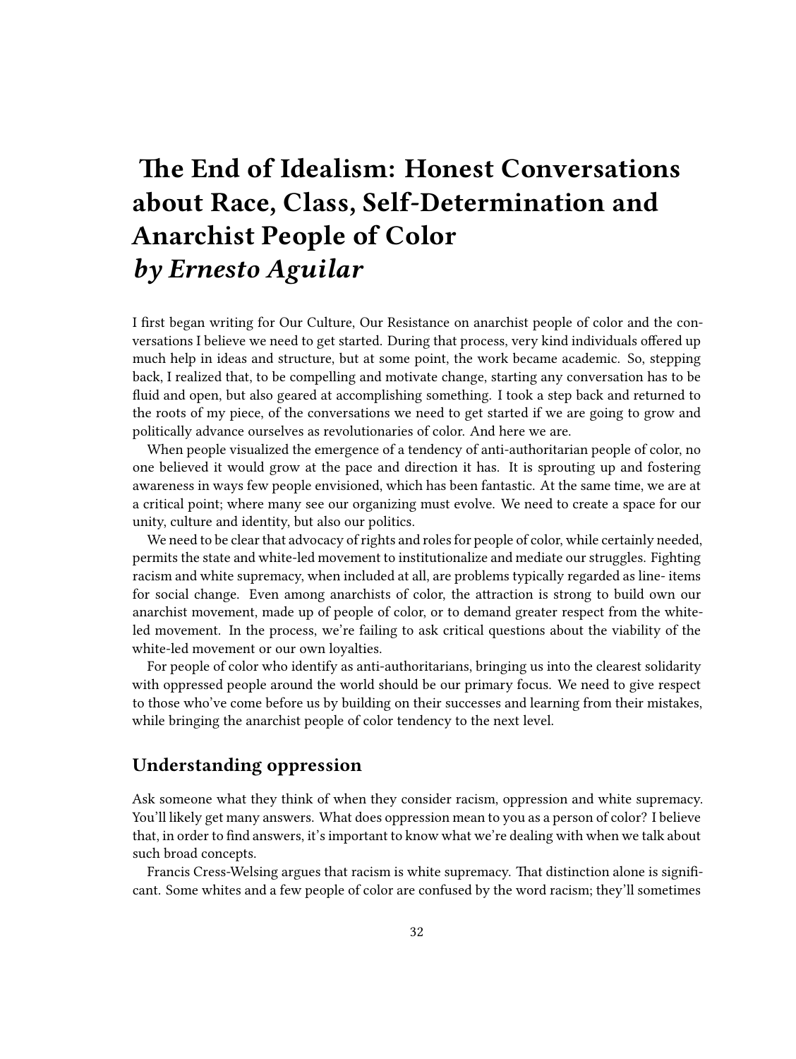# The End of Idealism: Honest Conversations about Race, Class, Self-Determination and Anarchist People of Color
*by Ernesto Aguilar*

I first began writing for Our Culture, Our Resistance on anarchist people of color and the conversations I believe we need to get started. During that process, very kind individuals offered up much help in ideas and structure, but at some point, the work became academic. So, stepping back, I realized that, to be compelling and motivate change, starting any conversation has to be fluid and open, but also geared at accomplishing something. I took a step back and returned to the roots of my piece, of the conversations we need to get started if we are going to grow and politically advance ourselves as revolutionaries of color. And here we are.

When people visualized the emergence of a tendency of anti-authoritarian people of color, no one believed it would grow at the pace and direction it has. It is sprouting up and fostering awareness in ways few people envisioned, which has been fantastic. At the same time, we are at a critical point; where many see our organizing must evolve. We need to create a space for our unity, culture and identity, but also our politics.

We need to be clear that advocacy of rights and roles for people of color, while certainly needed, permits the state and white-led movement to institutionalize and mediate our struggles. Fighting racism and white supremacy, when included at all, are problems typically regarded as line- items for social change. Even among anarchists of color, the attraction is strong to build own our anarchist movement, made up of people of color, or to demand greater respect from the white-led movement. In the process, we're failing to ask critical questions about the viability of the white-led movement or our own loyalties.

For people of color who identify as anti-authoritarians, bringing us into the clearest solidarity with oppressed people around the world should be our primary focus. We need to give respect to those who've come before us by building on their successes and learning from their mistakes, while bringing the anarchist people of color tendency to the next level.

## Understanding oppression

Ask someone what they think of when they consider racism, oppression and white supremacy. You'll likely get many answers. What does oppression mean to you as a person of color? I believe that, in order to find answers, it's important to know what we're dealing with when we talk about such broad concepts.

Francis Cress-Welsing argues that racism is white supremacy. That distinction alone is significant. Some whites and a few people of color are confused by the word racism; they'll sometimes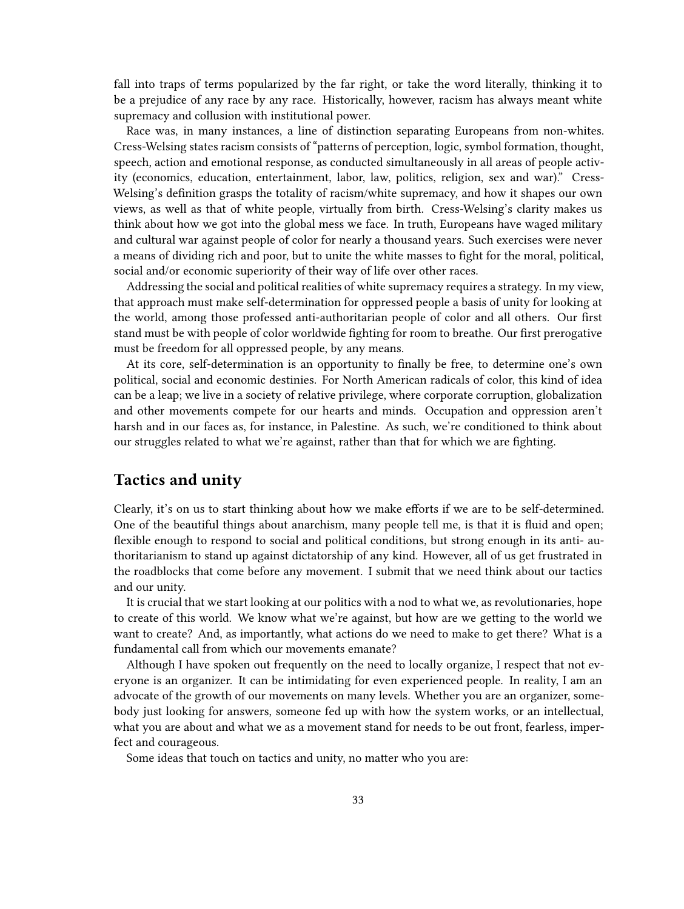fall into traps of terms popularized by the far right, or take the word literally, thinking it to be a prejudice of any race by any race. Historically, however, racism has always meant white supremacy and collusion with institutional power.

Race was, in many instances, a line of distinction separating Europeans from non-whites. Cress-Welsing states racism consists of "patterns of perception, logic, symbol formation, thought, speech, action and emotional response, as conducted simultaneously in all areas of people activity (economics, education, entertainment, labor, law, politics, religion, sex and war)." Cress-Welsing's definition grasps the totality of racism/white supremacy, and how it shapes our own views, as well as that of white people, virtually from birth. Cress-Welsing's clarity makes us think about how we got into the global mess we face. In truth, Europeans have waged military and cultural war against people of color for nearly a thousand years. Such exercises were never a means of dividing rich and poor, but to unite the white masses to fight for the moral, political, social and/or economic superiority of their way of life over other races.

Addressing the social and political realities of white supremacy requires a strategy. In my view, that approach must make self-determination for oppressed people a basis of unity for looking at the world, among those professed anti-authoritarian people of color and all others. Our first stand must be with people of color worldwide fighting for room to breathe. Our first prerogative must be freedom for all oppressed people, by any means.

At its core, self-determination is an opportunity to finally be free, to determine one's own political, social and economic destinies. For North American radicals of color, this kind of idea can be a leap; we live in a society of relative privilege, where corporate corruption, globalization and other movements compete for our hearts and minds. Occupation and oppression aren't harsh and in our faces as, for instance, in Palestine. As such, we're conditioned to think about our struggles related to what we're against, rather than that for which we are fighting.

## Tactics and unity

Clearly, it's on us to start thinking about how we make efforts if we are to be self-determined. One of the beautiful things about anarchism, many people tell me, is that it is fluid and open; flexible enough to respond to social and political conditions, but strong enough in its anti-authoritarianism to stand up against dictatorship of any kind. However, all of us get frustrated in the roadblocks that come before any movement. I submit that we need think about our tactics and our unity.

It is crucial that we start looking at our politics with a nod to what we, as revolutionaries, hope to create of this world. We know what we're against, but how are we getting to the world we want to create? And, as importantly, what actions do we need to make to get there? What is a fundamental call from which our movements emanate?

Although I have spoken out frequently on the need to locally organize, I respect that not everyone is an organizer. It can be intimidating for even experienced people. In reality, I am an advocate of the growth of our movements on many levels. Whether you are an organizer, somebody just looking for answers, someone fed up with how the system works, or an intellectual, what you are about and what we as a movement stand for needs to be out front, fearless, imperfect and courageous.

Some ideas that touch on tactics and unity, no matter who you are: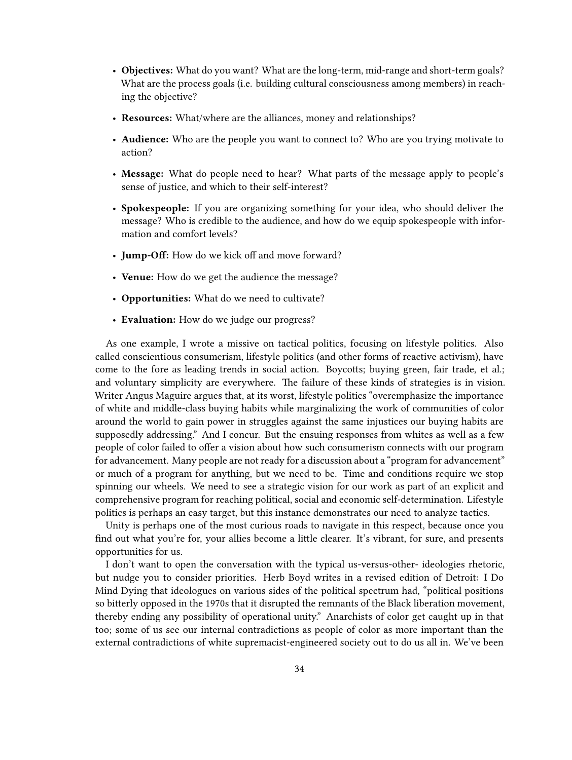- **Objectives:** What do you want? What are the long-term, mid-range and short-term goals? What are the process goals (i.e. building cultural consciousness among members) in reaching the objective?
- **Resources:** What/where are the alliances, money and relationships?
- **Audience:** Who are the people you want to connect to? Who are you trying motivate to action?
- **Message:** What do people need to hear? What parts of the message apply to people's sense of justice, and which to their self-interest?
- **Spokespeople:** If you are organizing something for your idea, who should deliver the message? Who is credible to the audience, and how do we equip spokespeople with information and comfort levels?
- **Jump-Off:** How do we kick off and move forward?
- **Venue:** How do we get the audience the message?
- **Opportunities:** What do we need to cultivate?
- **Evaluation:** How do we judge our progress?

As one example, I wrote a missive on tactical politics, focusing on lifestyle politics. Also called conscientious consumerism, lifestyle politics (and other forms of reactive activism), have come to the fore as leading trends in social action. Boycotts; buying green, fair trade, et al.; and voluntary simplicity are everywhere. The failure of these kinds of strategies is in vision. Writer Angus Maguire argues that, at its worst, lifestyle politics "overemphasize the importance of white and middle-class buying habits while marginalizing the work of communities of color around the world to gain power in struggles against the same injustices our buying habits are supposedly addressing." And I concur. But the ensuing responses from whites as well as a few people of color failed to offer a vision about how such consumerism connects with our program for advancement. Many people are not ready for a discussion about a "program for advancement" or much of a program for anything, but we need to be. Time and conditions require we stop spinning our wheels. We need to see a strategic vision for our work as part of an explicit and comprehensive program for reaching political, social and economic self-determination. Lifestyle politics is perhaps an easy target, but this instance demonstrates our need to analyze tactics.

Unity is perhaps one of the most curious roads to navigate in this respect, because once you find out what you're for, your allies become a little clearer. It's vibrant, for sure, and presents opportunities for us.

I don't want to open the conversation with the typical us-versus-other- ideologies rhetoric, but nudge you to consider priorities. Herb Boyd writes in a revised edition of Detroit: I Do Mind Dying that ideologues on various sides of the political spectrum had, "political positions so bitterly opposed in the 1970s that it disrupted the remnants of the Black liberation movement, thereby ending any possibility of operational unity." Anarchists of color get caught up in that too; some of us see our internal contradictions as people of color as more important than the external contradictions of white supremacist-engineered society out to do us all in. We've been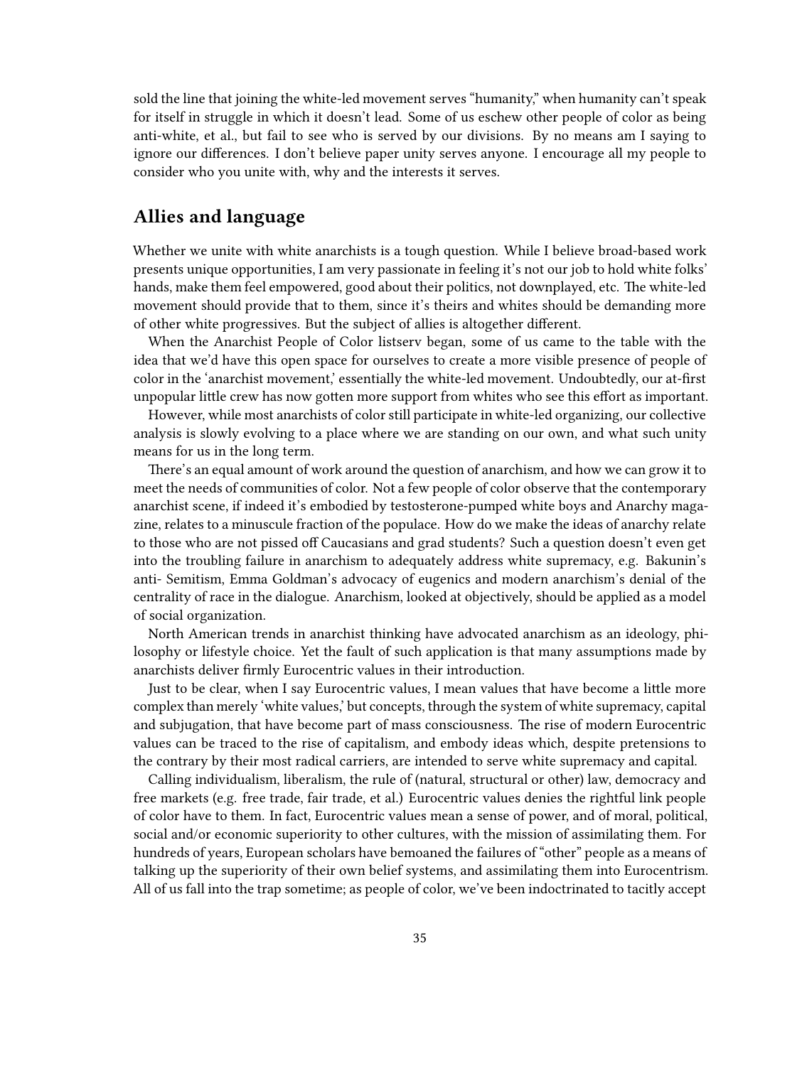sold the line that joining the white-led movement serves "humanity," when humanity can't speak for itself in struggle in which it doesn't lead. Some of us eschew other people of color as being anti-white, et al., but fail to see who is served by our divisions. By no means am I saying to ignore our differences. I don't believe paper unity serves anyone. I encourage all my people to consider who you unite with, why and the interests it serves.

## Allies and language

Whether we unite with white anarchists is a tough question. While I believe broad-based work presents unique opportunities, I am very passionate in feeling it's not our job to hold white folks' hands, make them feel empowered, good about their politics, not downplayed, etc. The white-led movement should provide that to them, since it's theirs and whites should be demanding more of other white progressives. But the subject of allies is altogether different.

When the Anarchist People of Color listserv began, some of us came to the table with the idea that we'd have this open space for ourselves to create a more visible presence of people of color in the 'anarchist movement,' essentially the white-led movement. Undoubtedly, our at-first unpopular little crew has now gotten more support from whites who see this effort as important.

However, while most anarchists of color still participate in white-led organizing, our collective analysis is slowly evolving to a place where we are standing on our own, and what such unity means for us in the long term.

There's an equal amount of work around the question of anarchism, and how we can grow it to meet the needs of communities of color. Not a few people of color observe that the contemporary anarchist scene, if indeed it's embodied by testosterone-pumped white boys and Anarchy magazine, relates to a minuscule fraction of the populace. How do we make the ideas of anarchy relate to those who are not pissed off Caucasians and grad students? Such a question doesn't even get into the troubling failure in anarchism to adequately address white supremacy, e.g. Bakunin's anti- Semitism, Emma Goldman's advocacy of eugenics and modern anarchism's denial of the centrality of race in the dialogue. Anarchism, looked at objectively, should be applied as a model of social organization.

North American trends in anarchist thinking have advocated anarchism as an ideology, philosophy or lifestyle choice. Yet the fault of such application is that many assumptions made by anarchists deliver firmly Eurocentric values in their introduction.

Just to be clear, when I say Eurocentric values, I mean values that have become a little more complex than merely 'white values,' but concepts, through the system of white supremacy, capital and subjugation, that have become part of mass consciousness. The rise of modern Eurocentric values can be traced to the rise of capitalism, and embody ideas which, despite pretensions to the contrary by their most radical carriers, are intended to serve white supremacy and capital.

Calling individualism, liberalism, the rule of (natural, structural or other) law, democracy and free markets (e.g. free trade, fair trade, et al.) Eurocentric values denies the rightful link people of color have to them. In fact, Eurocentric values mean a sense of power, and of moral, political, social and/or economic superiority to other cultures, with the mission of assimilating them. For hundreds of years, European scholars have bemoaned the failures of "other" people as a means of talking up the superiority of their own belief systems, and assimilating them into Eurocentrism. All of us fall into the trap sometime; as people of color, we've been indoctrinated to tacitly accept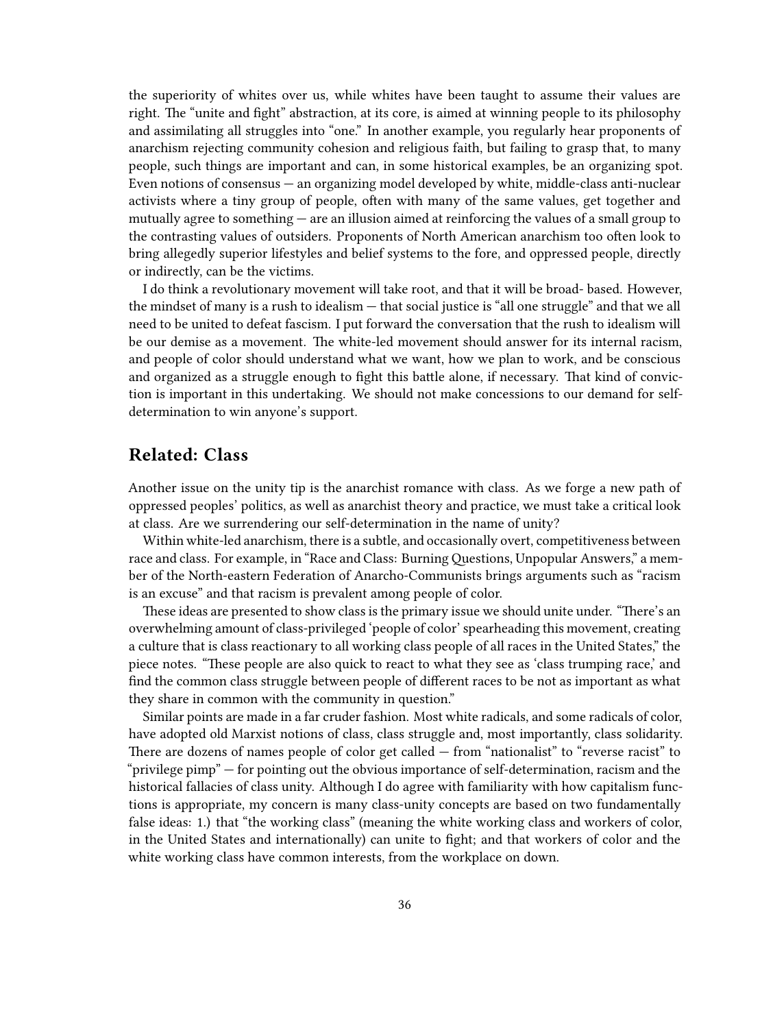the superiority of whites over us, while whites have been taught to assume their values are right. The "unite and fight" abstraction, at its core, is aimed at winning people to its philosophy and assimilating all struggles into "one." In another example, you regularly hear proponents of anarchism rejecting community cohesion and religious faith, but failing to grasp that, to many people, such things are important and can, in some historical examples, be an organizing spot. Even notions of consensus — an organizing model developed by white, middle-class anti-nuclear activists where a tiny group of people, often with many of the same values, get together and mutually agree to something — are an illusion aimed at reinforcing the values of a small group to the contrasting values of outsiders. Proponents of North American anarchism too often look to bring allegedly superior lifestyles and belief systems to the fore, and oppressed people, directly or indirectly, can be the victims.

I do think a revolutionary movement will take root, and that it will be broad- based. However, the mindset of many is a rush to idealism — that social justice is "all one struggle" and that we all need to be united to defeat fascism. I put forward the conversation that the rush to idealism will be our demise as a movement. The white-led movement should answer for its internal racism, and people of color should understand what we want, how we plan to work, and be conscious and organized as a struggle enough to fight this battle alone, if necessary. That kind of conviction is important in this undertaking. We should not make concessions to our demand for self-determination to win anyone's support.

## Related: Class

Another issue on the unity tip is the anarchist romance with class. As we forge a new path of oppressed peoples' politics, as well as anarchist theory and practice, we must take a critical look at class. Are we surrendering our self-determination in the name of unity?

Within white-led anarchism, there is a subtle, and occasionally overt, competitiveness between race and class. For example, in "Race and Class: Burning Questions, Unpopular Answers," a member of the North-eastern Federation of Anarcho-Communists brings arguments such as "racism is an excuse" and that racism is prevalent among people of color.

These ideas are presented to show class is the primary issue we should unite under. "There's an overwhelming amount of class-privileged 'people of color' spearheading this movement, creating a culture that is class reactionary to all working class people of all races in the United States," the piece notes. "These people are also quick to react to what they see as 'class trumping race,' and find the common class struggle between people of different races to be not as important as what they share in common with the community in question."

Similar points are made in a far cruder fashion. Most white radicals, and some radicals of color, have adopted old Marxist notions of class, class struggle and, most importantly, class solidarity. There are dozens of names people of color get called — from "nationalist" to "reverse racist" to "privilege pimp" — for pointing out the obvious importance of self-determination, racism and the historical fallacies of class unity. Although I do agree with familiarity with how capitalism functions is appropriate, my concern is many class-unity concepts are based on two fundamentally false ideas: 1.) that "the working class" (meaning the white working class and workers of color, in the United States and internationally) can unite to fight; and that workers of color and the white working class have common interests, from the workplace on down.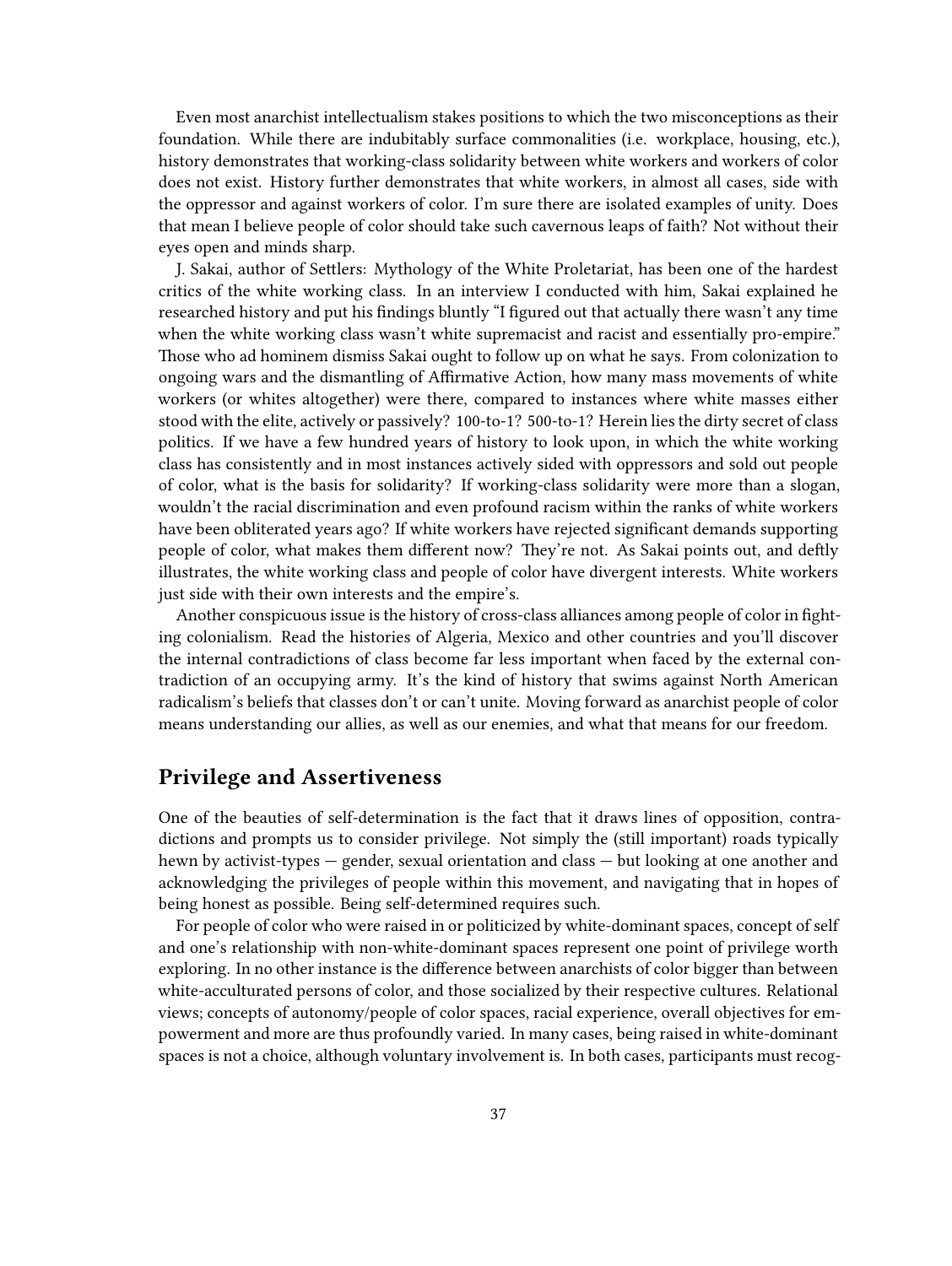Even most anarchist intellectualism stakes positions to which the two misconceptions as their foundation. While there are indubitably surface commonalities (i.e. workplace, housing, etc.), history demonstrates that working-class solidarity between white workers and workers of color does not exist. History further demonstrates that white workers, in almost all cases, side with the oppressor and against workers of color. I'm sure there are isolated examples of unity. Does that mean I believe people of color should take such cavernous leaps of faith? Not without their eyes open and minds sharp.

J. Sakai, author of Settlers: Mythology of the White Proletariat, has been one of the hardest critics of the white working class. In an interview I conducted with him, Sakai explained he researched history and put his findings bluntly "I figured out that actually there wasn't any time when the white working class wasn't white supremacist and racist and essentially pro-empire." Those who ad hominem dismiss Sakai ought to follow up on what he says. From colonization to ongoing wars and the dismantling of Affirmative Action, how many mass movements of white workers (or whites altogether) were there, compared to instances where white masses either stood with the elite, actively or passively? 100-to-1? 500-to-1? Herein lies the dirty secret of class politics. If we have a few hundred years of history to look upon, in which the white working class has consistently and in most instances actively sided with oppressors and sold out people of color, what is the basis for solidarity? If working-class solidarity were more than a slogan, wouldn't the racial discrimination and even profound racism within the ranks of white workers have been obliterated years ago? If white workers have rejected significant demands supporting people of color, what makes them different now? They're not. As Sakai points out, and deftly illustrates, the white working class and people of color have divergent interests. White workers just side with their own interests and the empire's.

Another conspicuous issue is the history of cross-class alliances among people of color in fighting colonialism. Read the histories of Algeria, Mexico and other countries and you'll discover the internal contradictions of class become far less important when faced by the external contradiction of an occupying army. It's the kind of history that swims against North American radicalism's beliefs that classes don't or can't unite. Moving forward as anarchist people of color means understanding our allies, as well as our enemies, and what that means for our freedom.

## Privilege and Assertiveness

One of the beauties of self-determination is the fact that it draws lines of opposition, contradictions and prompts us to consider privilege. Not simply the (still important) roads typically hewn by activist-types — gender, sexual orientation and class — but looking at one another and acknowledging the privileges of people within this movement, and navigating that in hopes of being honest as possible. Being self-determined requires such.

For people of color who were raised in or politicized by white-dominant spaces, concept of self and one's relationship with non-white-dominant spaces represent one point of privilege worth exploring. In no other instance is the difference between anarchists of color bigger than between white-acculturated persons of color, and those socialized by their respective cultures. Relational views; concepts of autonomy/people of color spaces, racial experience, overall objectives for empowerment and more are thus profoundly varied. In many cases, being raised in white-dominant spaces is not a choice, although voluntary involvement is. In both cases, participants must recog-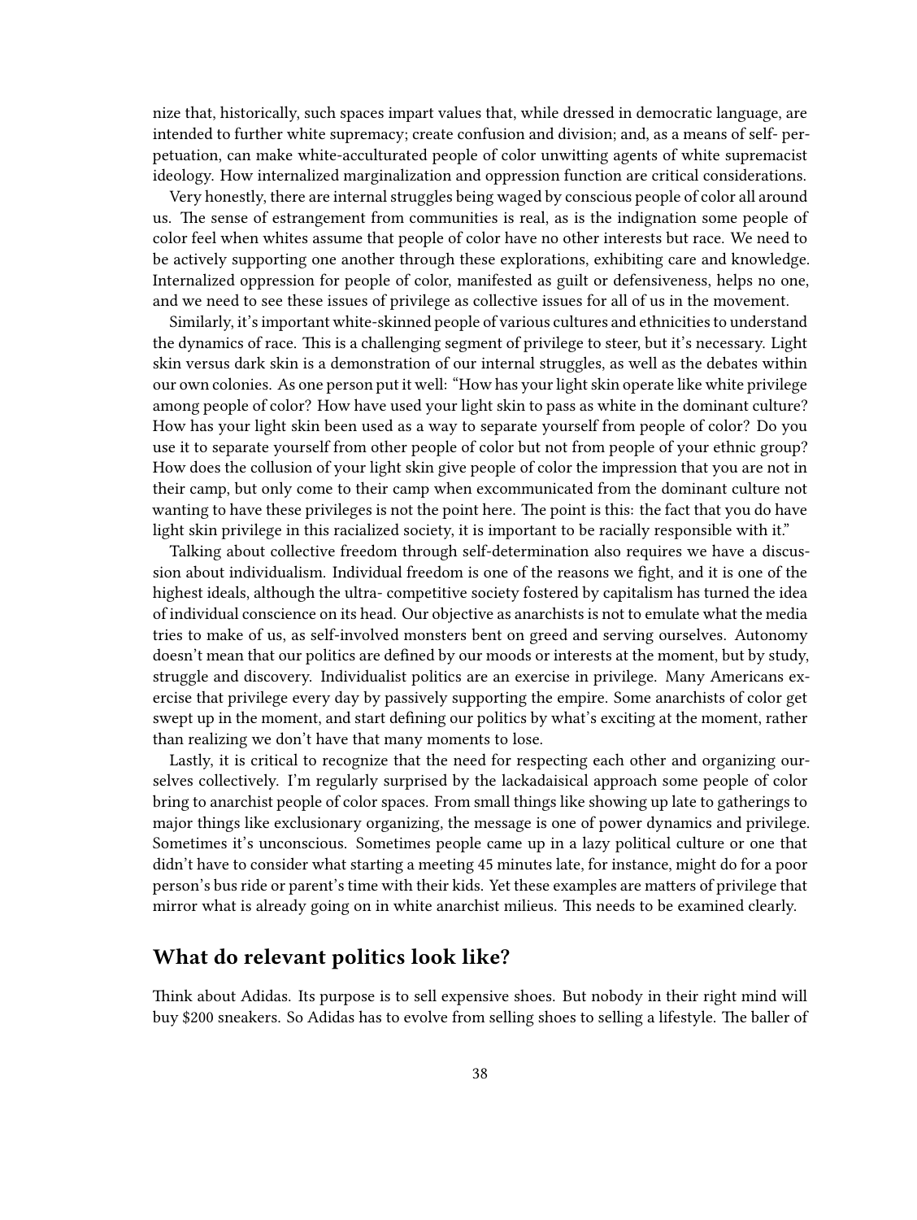nize that, historically, such spaces impart values that, while dressed in democratic language, are intended to further white supremacy; create confusion and division; and, as a means of self- perpetuation, can make white-acculturated people of color unwitting agents of white supremacist ideology. How internalized marginalization and oppression function are critical considerations.

Very honestly, there are internal struggles being waged by conscious people of color all around us. The sense of estrangement from communities is real, as is the indignation some people of color feel when whites assume that people of color have no other interests but race. We need to be actively supporting one another through these explorations, exhibiting care and knowledge. Internalized oppression for people of color, manifested as guilt or defensiveness, helps no one, and we need to see these issues of privilege as collective issues for all of us in the movement.

Similarly, it's important white-skinned people of various cultures and ethnicities to understand the dynamics of race. This is a challenging segment of privilege to steer, but it's necessary. Light skin versus dark skin is a demonstration of our internal struggles, as well as the debates within our own colonies. As one person put it well: "How has your light skin operate like white privilege among people of color? How have used your light skin to pass as white in the dominant culture? How has your light skin been used as a way to separate yourself from people of color? Do you use it to separate yourself from other people of color but not from people of your ethnic group? How does the collusion of your light skin give people of color the impression that you are not in their camp, but only come to their camp when excommunicated from the dominant culture not wanting to have these privileges is not the point here. The point is this: the fact that you do have light skin privilege in this racialized society, it is important to be racially responsible with it."

Talking about collective freedom through self-determination also requires we have a discussion about individualism. Individual freedom is one of the reasons we fight, and it is one of the highest ideals, although the ultra- competitive society fostered by capitalism has turned the idea of individual conscience on its head. Our objective as anarchists is not to emulate what the media tries to make of us, as self-involved monsters bent on greed and serving ourselves. Autonomy doesn't mean that our politics are defined by our moods or interests at the moment, but by study, struggle and discovery. Individualist politics are an exercise in privilege. Many Americans exercise that privilege every day by passively supporting the empire. Some anarchists of color get swept up in the moment, and start defining our politics by what's exciting at the moment, rather than realizing we don't have that many moments to lose.

Lastly, it is critical to recognize that the need for respecting each other and organizing ourselves collectively. I'm regularly surprised by the lackadaisical approach some people of color bring to anarchist people of color spaces. From small things like showing up late to gatherings to major things like exclusionary organizing, the message is one of power dynamics and privilege. Sometimes it's unconscious. Sometimes people came up in a lazy political culture or one that didn't have to consider what starting a meeting 45 minutes late, for instance, might do for a poor person's bus ride or parent's time with their kids. Yet these examples are matters of privilege that mirror what is already going on in white anarchist milieus. This needs to be examined clearly.

## What do relevant politics look like?

Think about Adidas. Its purpose is to sell expensive shoes. But nobody in their right mind will buy $200 sneakers. So Adidas has to evolve from selling shoes to selling a lifestyle. The baller of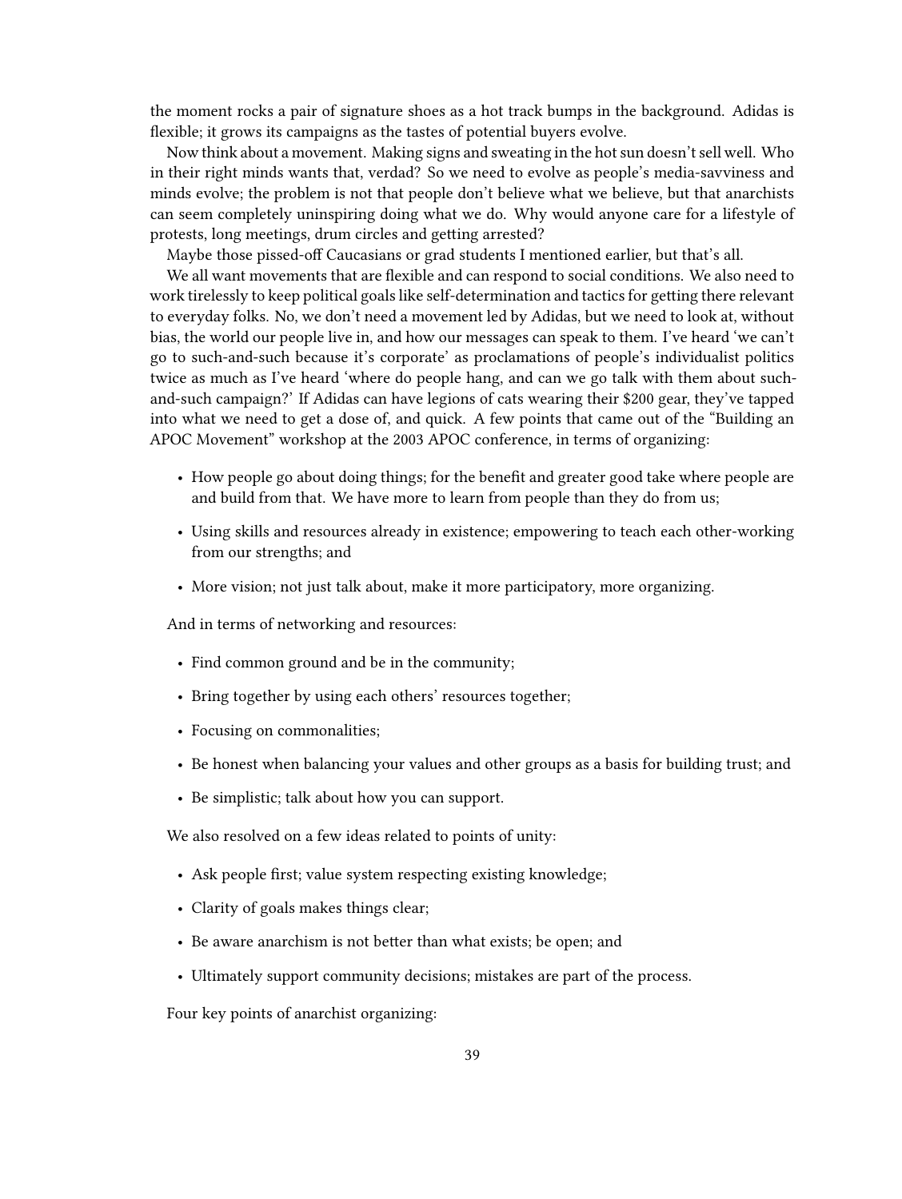the moment rocks a pair of signature shoes as a hot track bumps in the background. Adidas is flexible; it grows its campaigns as the tastes of potential buyers evolve.

Now think about a movement. Making signs and sweating in the hot sun doesn't sell well. Who in their right minds wants that, verdad? So we need to evolve as people's media-savviness and minds evolve; the problem is not that people don't believe what we believe, but that anarchists can seem completely uninspiring doing what we do. Why would anyone care for a lifestyle of protests, long meetings, drum circles and getting arrested?

Maybe those pissed-off Caucasians or grad students I mentioned earlier, but that's all.

We all want movements that are flexible and can respond to social conditions. We also need to work tirelessly to keep political goals like self-determination and tactics for getting there relevant to everyday folks. No, we don't need a movement led by Adidas, but we need to look at, without bias, the world our people live in, and how our messages can speak to them. I've heard 'we can't go to such-and-such because it's corporate' as proclamations of people's individualist politics twice as much as I've heard 'where do people hang, and can we go talk with them about such-and-such campaign?' If Adidas can have legions of cats wearing their $200 gear, they've tapped into what we need to get a dose of, and quick. A few points that came out of the "Building an APOC Movement" workshop at the 2003 APOC conference, in terms of organizing:

- How people go about doing things; for the benefit and greater good take where people are and build from that. We have more to learn from people than they do from us;
- Using skills and resources already in existence; empowering to teach each other-working from our strengths; and
- More vision; not just talk about, make it more participatory, more organizing.

And in terms of networking and resources:

- Find common ground and be in the community;
- Bring together by using each others' resources together;
- Focusing on commonalities;
- Be honest when balancing your values and other groups as a basis for building trust; and
- Be simplistic; talk about how you can support.

We also resolved on a few ideas related to points of unity:

- Ask people first; value system respecting existing knowledge;
- Clarity of goals makes things clear;
- Be aware anarchism is not better than what exists; be open; and
- Ultimately support community decisions; mistakes are part of the process.

Four key points of anarchist organizing: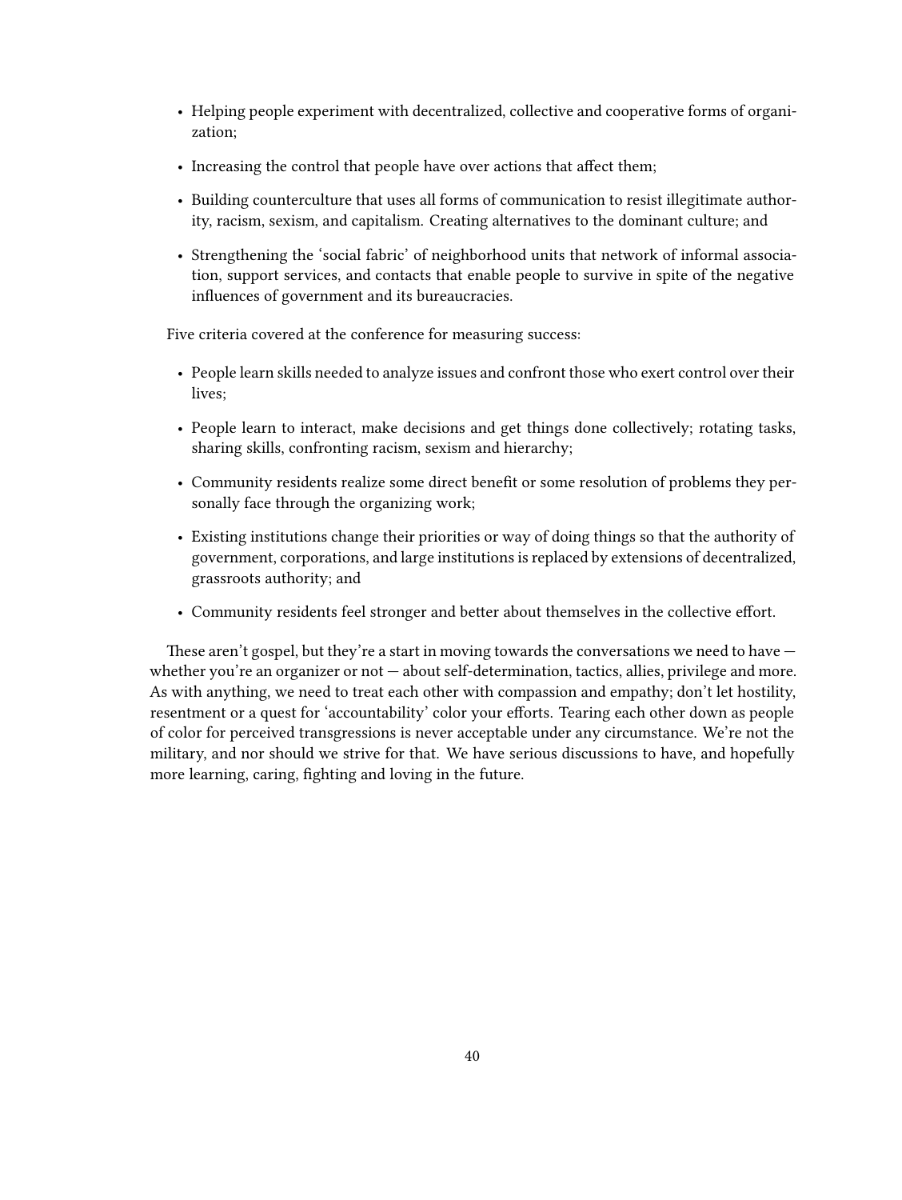- Helping people experiment with decentralized, collective and cooperative forms of organization;
- Increasing the control that people have over actions that affect them;
- Building counterculture that uses all forms of communication to resist illegitimate authority, racism, sexism, and capitalism. Creating alternatives to the dominant culture; and
- Strengthening the 'social fabric' of neighborhood units that network of informal association, support services, and contacts that enable people to survive in spite of the negative influences of government and its bureaucracies.

Five criteria covered at the conference for measuring success:

- People learn skills needed to analyze issues and confront those who exert control over their lives;
- People learn to interact, make decisions and get things done collectively; rotating tasks, sharing skills, confronting racism, sexism and hierarchy;
- Community residents realize some direct benefit or some resolution of problems they personally face through the organizing work;
- Existing institutions change their priorities or way of doing things so that the authority of government, corporations, and large institutions is replaced by extensions of decentralized, grassroots authority; and
- Community residents feel stronger and better about themselves in the collective effort.

These aren't gospel, but they're a start in moving towards the conversations we need to have — whether you're an organizer or not — about self-determination, tactics, allies, privilege and more. As with anything, we need to treat each other with compassion and empathy; don't let hostility, resentment or a quest for 'accountability' color your efforts. Tearing each other down as people of color for perceived transgressions is never acceptable under any circumstance. We're not the military, and nor should we strive for that. We have serious discussions to have, and hopefully more learning, caring, fighting and loving in the future.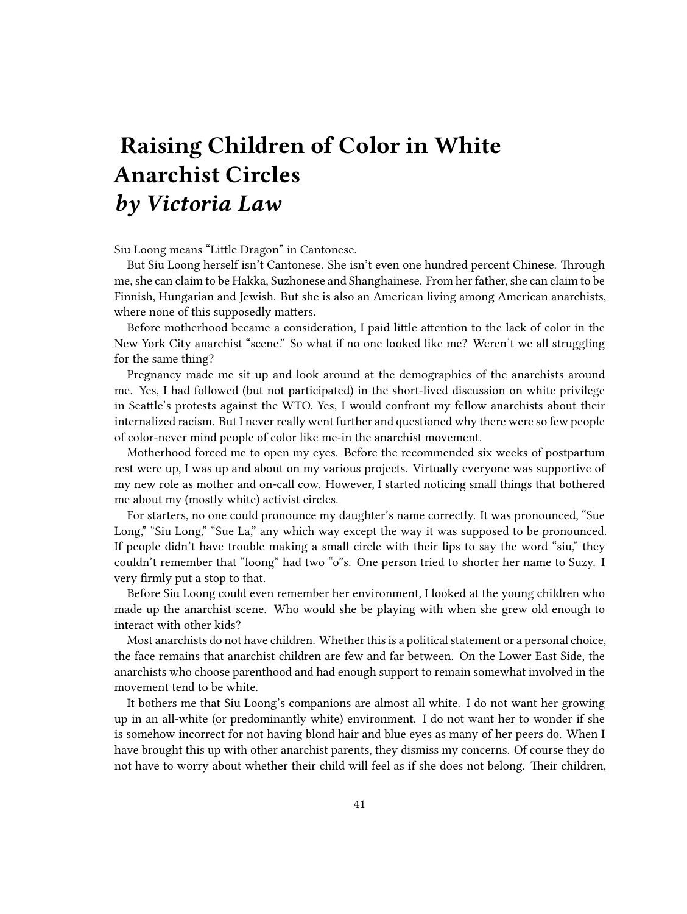# Raising Children of Color in White Anarchist Circles *by Victoria Law*

Siu Loong means "Little Dragon" in Cantonese.

But Siu Loong herself isn't Cantonese. She isn't even one hundred percent Chinese. Through me, she can claim to be Hakka, Suzhonese and Shanghainese. From her father, she can claim to be Finnish, Hungarian and Jewish. But she is also an American living among American anarchists, where none of this supposedly matters.

Before motherhood became a consideration, I paid little attention to the lack of color in the New York City anarchist "scene." So what if no one looked like me? Weren't we all struggling for the same thing?

Pregnancy made me sit up and look around at the demographics of the anarchists around me. Yes, I had followed (but not participated) in the short-lived discussion on white privilege in Seattle's protests against the WTO. Yes, I would confront my fellow anarchists about their internalized racism. But I never really went further and questioned why there were so few people of color-never mind people of color like me-in the anarchist movement.

Motherhood forced me to open my eyes. Before the recommended six weeks of postpartum rest were up, I was up and about on my various projects. Virtually everyone was supportive of my new role as mother and on-call cow. However, I started noticing small things that bothered me about my (mostly white) activist circles.

For starters, no one could pronounce my daughter's name correctly. It was pronounced, "Sue Long," "Siu Long," "Sue La," any which way except the way it was supposed to be pronounced. If people didn't have trouble making a small circle with their lips to say the word "siu," they couldn't remember that "loong" had two "o"s. One person tried to shorter her name to Suzy. I very firmly put a stop to that.

Before Siu Loong could even remember her environment, I looked at the young children who made up the anarchist scene. Who would she be playing with when she grew old enough to interact with other kids?

Most anarchists do not have children. Whether this is a political statement or a personal choice, the face remains that anarchist children are few and far between. On the Lower East Side, the anarchists who choose parenthood and had enough support to remain somewhat involved in the movement tend to be white.

It bothers me that Siu Loong's companions are almost all white. I do not want her growing up in an all-white (or predominantly white) environment. I do not want her to wonder if she is somehow incorrect for not having blond hair and blue eyes as many of her peers do. When I have brought this up with other anarchist parents, they dismiss my concerns. Of course they do not have to worry about whether their child will feel as if she does not belong. Their children,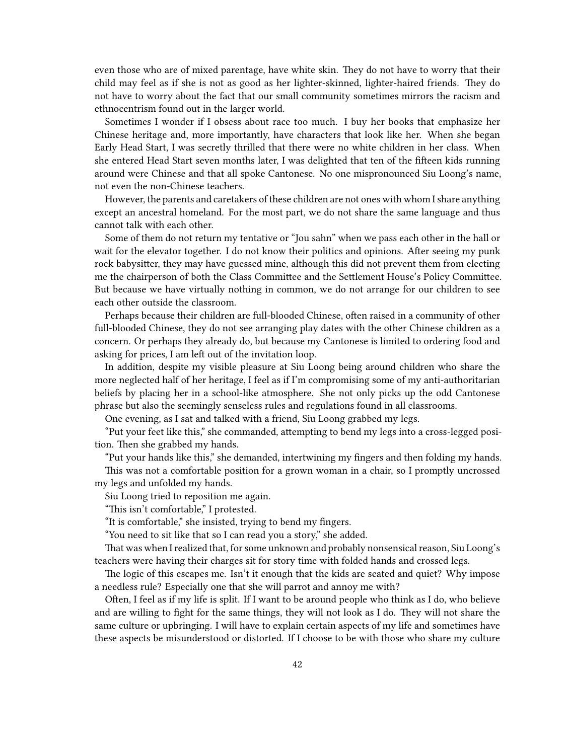even those who are of mixed parentage, have white skin. They do not have to worry that their child may feel as if she is not as good as her lighter-skinned, lighter-haired friends. They do not have to worry about the fact that our small community sometimes mirrors the racism and ethnocentrism found out in the larger world.

Sometimes I wonder if I obsess about race too much. I buy her books that emphasize her Chinese heritage and, more importantly, have characters that look like her. When she began Early Head Start, I was secretly thrilled that there were no white children in her class. When she entered Head Start seven months later, I was delighted that ten of the fifteen kids running around were Chinese and that all spoke Cantonese. No one mispronounced Siu Loong's name, not even the non-Chinese teachers.

However, the parents and caretakers of these children are not ones with whom I share anything except an ancestral homeland. For the most part, we do not share the same language and thus cannot talk with each other.

Some of them do not return my tentative or "Jou sahn" when we pass each other in the hall or wait for the elevator together. I do not know their politics and opinions. After seeing my punk rock babysitter, they may have guessed mine, although this did not prevent them from electing me the chairperson of both the Class Committee and the Settlement House's Policy Committee. But because we have virtually nothing in common, we do not arrange for our children to see each other outside the classroom.

Perhaps because their children are full-blooded Chinese, often raised in a community of other full-blooded Chinese, they do not see arranging play dates with the other Chinese children as a concern. Or perhaps they already do, but because my Cantonese is limited to ordering food and asking for prices, I am left out of the invitation loop.

In addition, despite my visible pleasure at Siu Loong being around children who share the more neglected half of her heritage, I feel as if I'm compromising some of my anti-authoritarian beliefs by placing her in a school-like atmosphere. She not only picks up the odd Cantonese phrase but also the seemingly senseless rules and regulations found in all classrooms.

One evening, as I sat and talked with a friend, Siu Loong grabbed my legs.

"Put your feet like this," she commanded, attempting to bend my legs into a cross-legged position. Then she grabbed my hands.

"Put your hands like this," she demanded, intertwining my fingers and then folding my hands.

This was not a comfortable position for a grown woman in a chair, so I promptly uncrossed my legs and unfolded my hands.

Siu Loong tried to reposition me again.

"This isn't comfortable," I protested.

"It is comfortable," she insisted, trying to bend my fingers.

"You need to sit like that so I can read you a story," she added.

That was when I realized that, for some unknown and probably nonsensical reason, Siu Loong's teachers were having their charges sit for story time with folded hands and crossed legs.

The logic of this escapes me. Isn't it enough that the kids are seated and quiet? Why impose a needless rule? Especially one that she will parrot and annoy me with?

Often, I feel as if my life is split. If I want to be around people who think as I do, who believe and are willing to fight for the same things, they will not look as I do. They will not share the same culture or upbringing. I will have to explain certain aspects of my life and sometimes have these aspects be misunderstood or distorted. If I choose to be with those who share my culture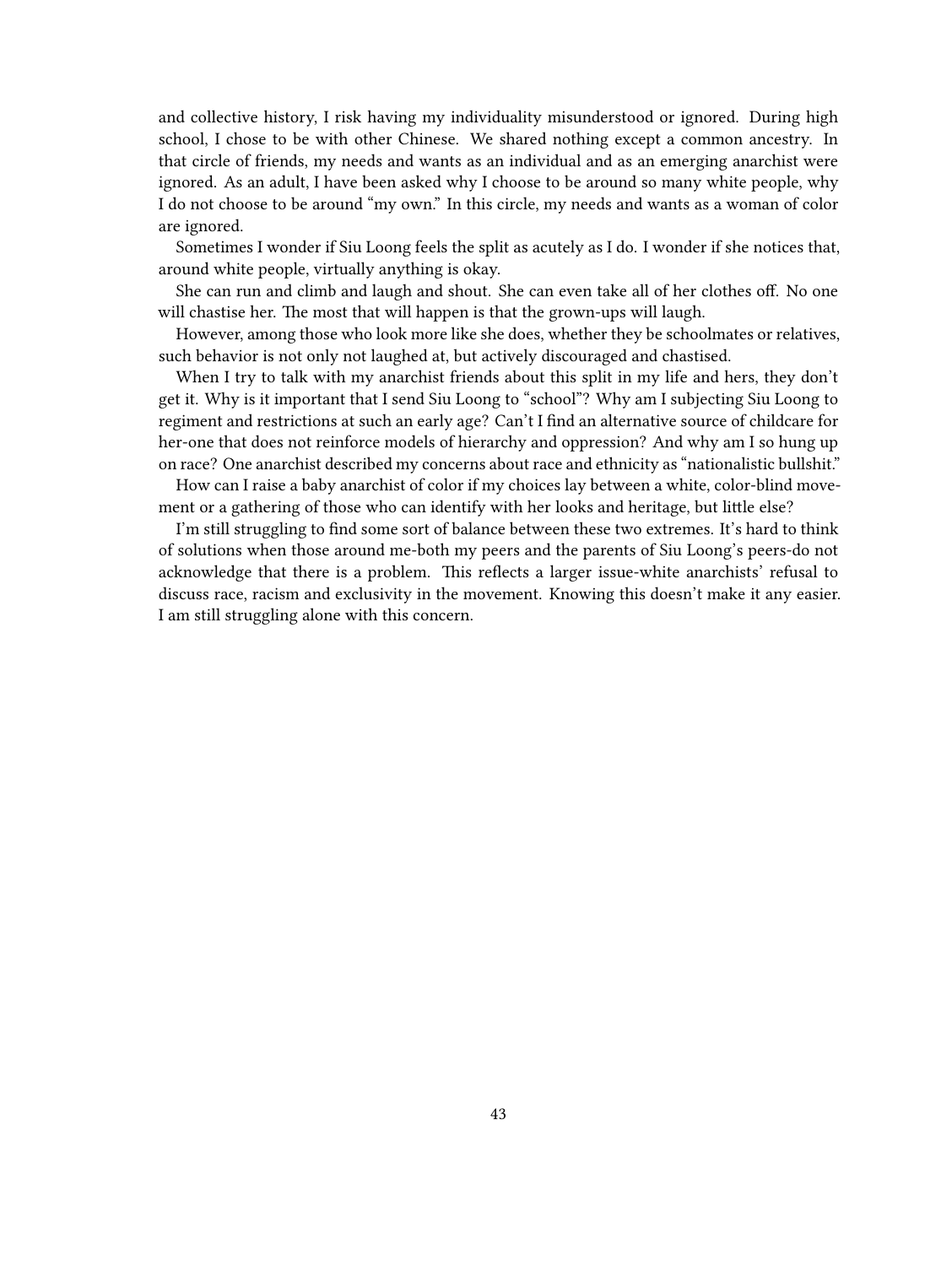and collective history, I risk having my individuality misunderstood or ignored. During high school, I chose to be with other Chinese. We shared nothing except a common ancestry. In that circle of friends, my needs and wants as an individual and as an emerging anarchist were ignored. As an adult, I have been asked why I choose to be around so many white people, why I do not choose to be around "my own." In this circle, my needs and wants as a woman of color are ignored.

Sometimes I wonder if Siu Loong feels the split as acutely as I do. I wonder if she notices that, around white people, virtually anything is okay.

She can run and climb and laugh and shout. She can even take all of her clothes off. No one will chastise her. The most that will happen is that the grown-ups will laugh.

However, among those who look more like she does, whether they be schoolmates or relatives, such behavior is not only not laughed at, but actively discouraged and chastised.

When I try to talk with my anarchist friends about this split in my life and hers, they don't get it. Why is it important that I send Siu Loong to "school"? Why am I subjecting Siu Loong to regiment and restrictions at such an early age? Can't I find an alternative source of childcare for her-one that does not reinforce models of hierarchy and oppression? And why am I so hung up on race? One anarchist described my concerns about race and ethnicity as "nationalistic bullshit."

How can I raise a baby anarchist of color if my choices lay between a white, color-blind movement or a gathering of those who can identify with her looks and heritage, but little else?

I'm still struggling to find some sort of balance between these two extremes. It's hard to think of solutions when those around me-both my peers and the parents of Siu Loong's peers-do not acknowledge that there is a problem. This reflects a larger issue-white anarchists' refusal to discuss race, racism and exclusivity in the movement. Knowing this doesn't make it any easier. I am still struggling alone with this concern.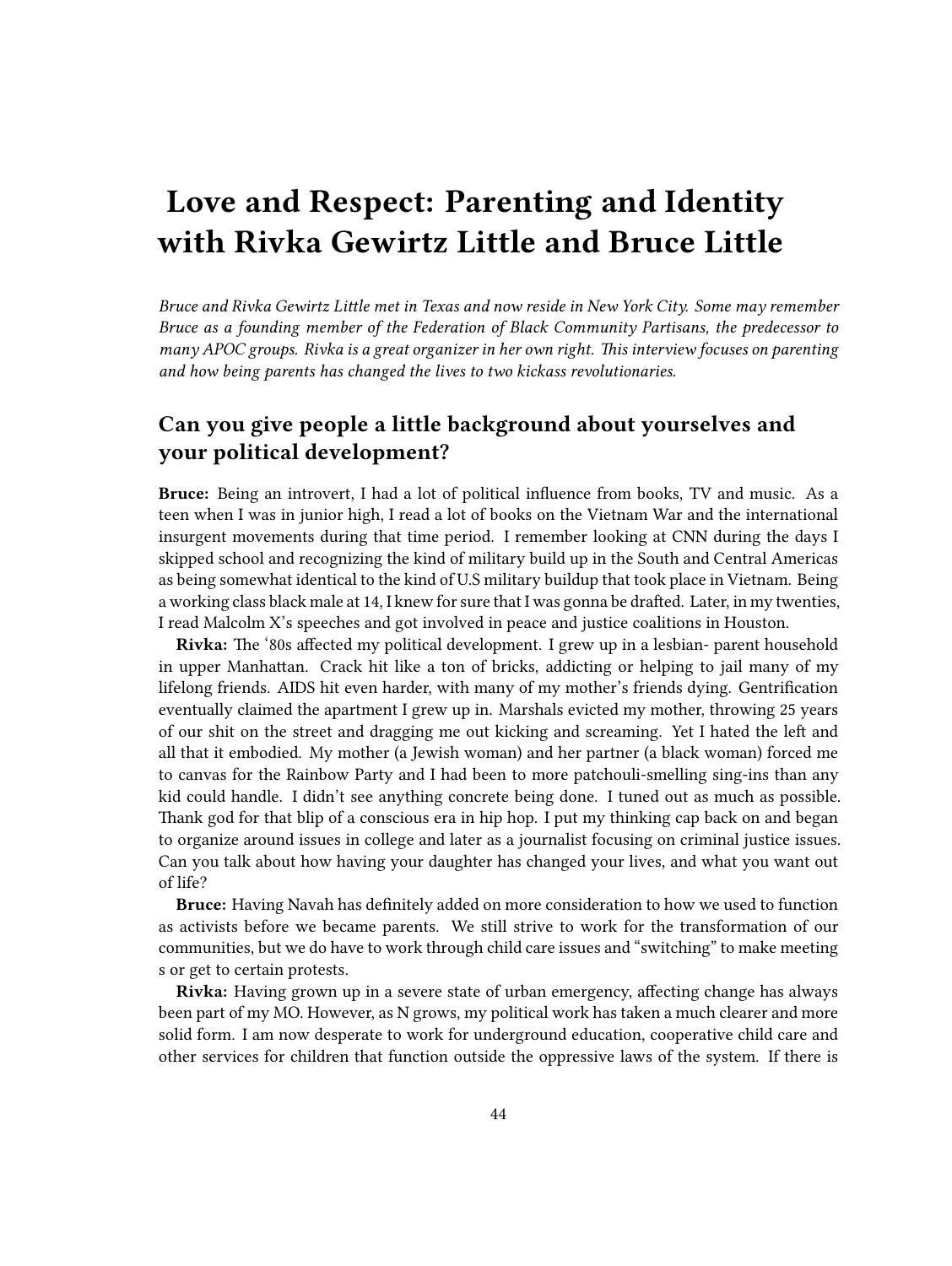# Love and Respect: Parenting and Identity with Rivka Gewirtz Little and Bruce Little

*Bruce and Rivka Gewirtz Little met in Texas and now reside in New York City. Some may remember Bruce as a founding member of the Federation of Black Community Partisans, the predecessor to many APOC groups. Rivka is a great organizer in her own right. This interview focuses on parenting and how being parents has changed the lives to two kickass revolutionaries.*

## Can you give people a little background about yourselves and your political development?

**Bruce:** Being an introvert, I had a lot of political influence from books, TV and music. As a teen when I was in junior high, I read a lot of books on the Vietnam War and the international insurgent movements during that time period. I remember looking at CNN during the days I skipped school and recognizing the kind of military build up in the South and Central Americas as being somewhat identical to the kind of U.S military buildup that took place in Vietnam. Being a working class black male at 14, I knew for sure that I was gonna be drafted. Later, in my twenties, I read Malcolm X's speeches and got involved in peace and justice coalitions in Houston.

**Rivka:** The '80s affected my political development. I grew up in a lesbian- parent household in upper Manhattan. Crack hit like a ton of bricks, addicting or helping to jail many of my lifelong friends. AIDS hit even harder, with many of my mother's friends dying. Gentrification eventually claimed the apartment I grew up in. Marshals evicted my mother, throwing 25 years of our shit on the street and dragging me out kicking and screaming. Yet I hated the left and all that it embodied. My mother (a Jewish woman) and her partner (a black woman) forced me to canvas for the Rainbow Party and I had been to more patchouli-smelling sing-ins than any kid could handle. I didn't see anything concrete being done. I tuned out as much as possible. Thank god for that blip of a conscious era in hip hop. I put my thinking cap back on and began to organize around issues in college and later as a journalist focusing on criminal justice issues. Can you talk about how having your daughter has changed your lives, and what you want out of life?

**Bruce:** Having Navah has definitely added on more consideration to how we used to function as activists before we became parents. We still strive to work for the transformation of our communities, but we do have to work through child care issues and "switching" to make meeting s or get to certain protests.

**Rivka:** Having grown up in a severe state of urban emergency, affecting change has always been part of my MO. However, as N grows, my political work has taken a much clearer and more solid form. I am now desperate to work for underground education, cooperative child care and other services for children that function outside the oppressive laws of the system. If there is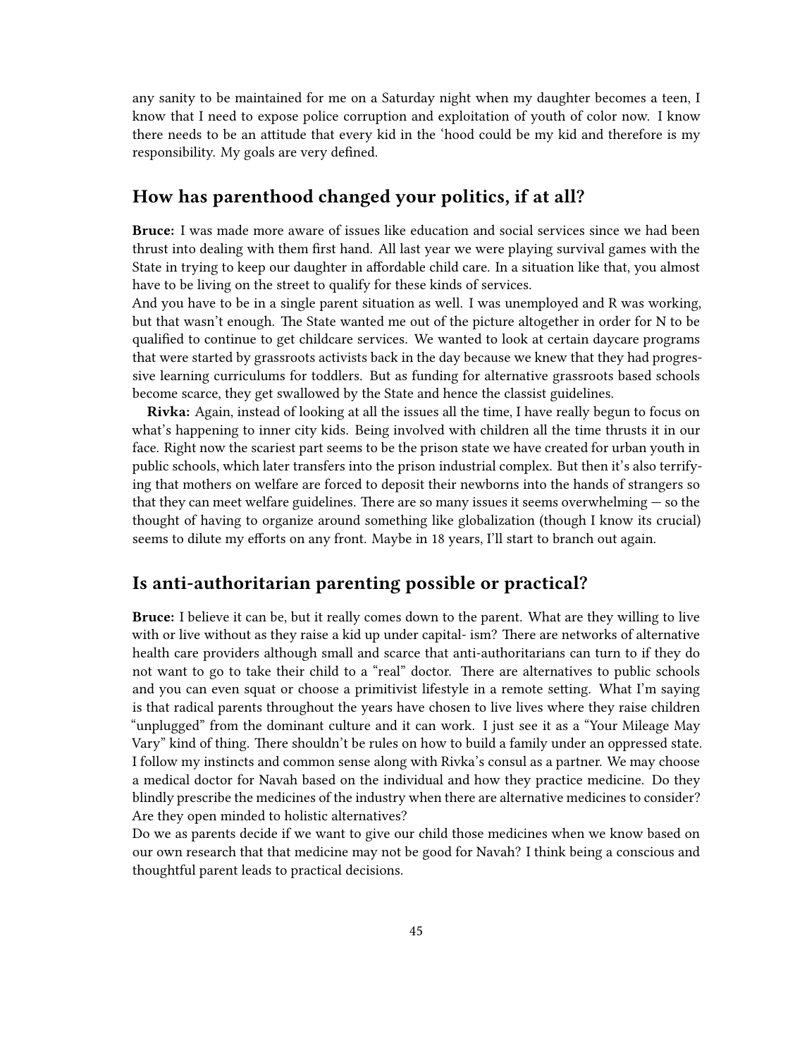any sanity to be maintained for me on a Saturday night when my daughter becomes a teen, I know that I need to expose police corruption and exploitation of youth of color now. I know there needs to be an attitude that every kid in the 'hood could be my kid and therefore is my responsibility. My goals are very defined.

## How has parenthood changed your politics, if at all?

**Bruce:** I was made more aware of issues like education and social services since we had been thrust into dealing with them first hand. All last year we were playing survival games with the State in trying to keep our daughter in affordable child care. In a situation like that, you almost have to be living on the street to qualify for these kinds of services.

And you have to be in a single parent situation as well. I was unemployed and R was working, but that wasn't enough. The State wanted me out of the picture altogether in order for N to be qualified to continue to get childcare services. We wanted to look at certain daycare programs that were started by grassroots activists back in the day because we knew that they had progressive learning curriculums for toddlers. But as funding for alternative grassroots based schools become scarce, they get swallowed by the State and hence the classist guidelines.

**Rivka:** Again, instead of looking at all the issues all the time, I have really begun to focus on what's happening to inner city kids. Being involved with children all the time thrusts it in our face. Right now the scariest part seems to be the prison state we have created for urban youth in public schools, which later transfers into the prison industrial complex. But then it's also terrifying that mothers on welfare are forced to deposit their newborns into the hands of strangers so that they can meet welfare guidelines. There are so many issues it seems overwhelming — so the thought of having to organize around something like globalization (though I know its crucial) seems to dilute my efforts on any front. Maybe in 18 years, I'll start to branch out again.

## Is anti-authoritarian parenting possible or practical?

**Bruce:** I believe it can be, but it really comes down to the parent. What are they willing to live with or live without as they raise a kid up under capital- ism? There are networks of alternative health care providers although small and scarce that anti-authoritarians can turn to if they do not want to go to take their child to a "real" doctor. There are alternatives to public schools and you can even squat or choose a primitivist lifestyle in a remote setting. What I'm saying is that radical parents throughout the years have chosen to live lives where they raise children "unplugged" from the dominant culture and it can work. I just see it as a "Your Mileage May Vary" kind of thing. There shouldn't be rules on how to build a family under an oppressed state. I follow my instincts and common sense along with Rivka's consul as a partner. We may choose a medical doctor for Navah based on the individual and how they practice medicine. Do they blindly prescribe the medicines of the industry when there are alternative medicines to consider? Are they open minded to holistic alternatives?

Do we as parents decide if we want to give our child those medicines when we know based on our own research that that medicine may not be good for Navah? I think being a conscious and thoughtful parent leads to practical decisions.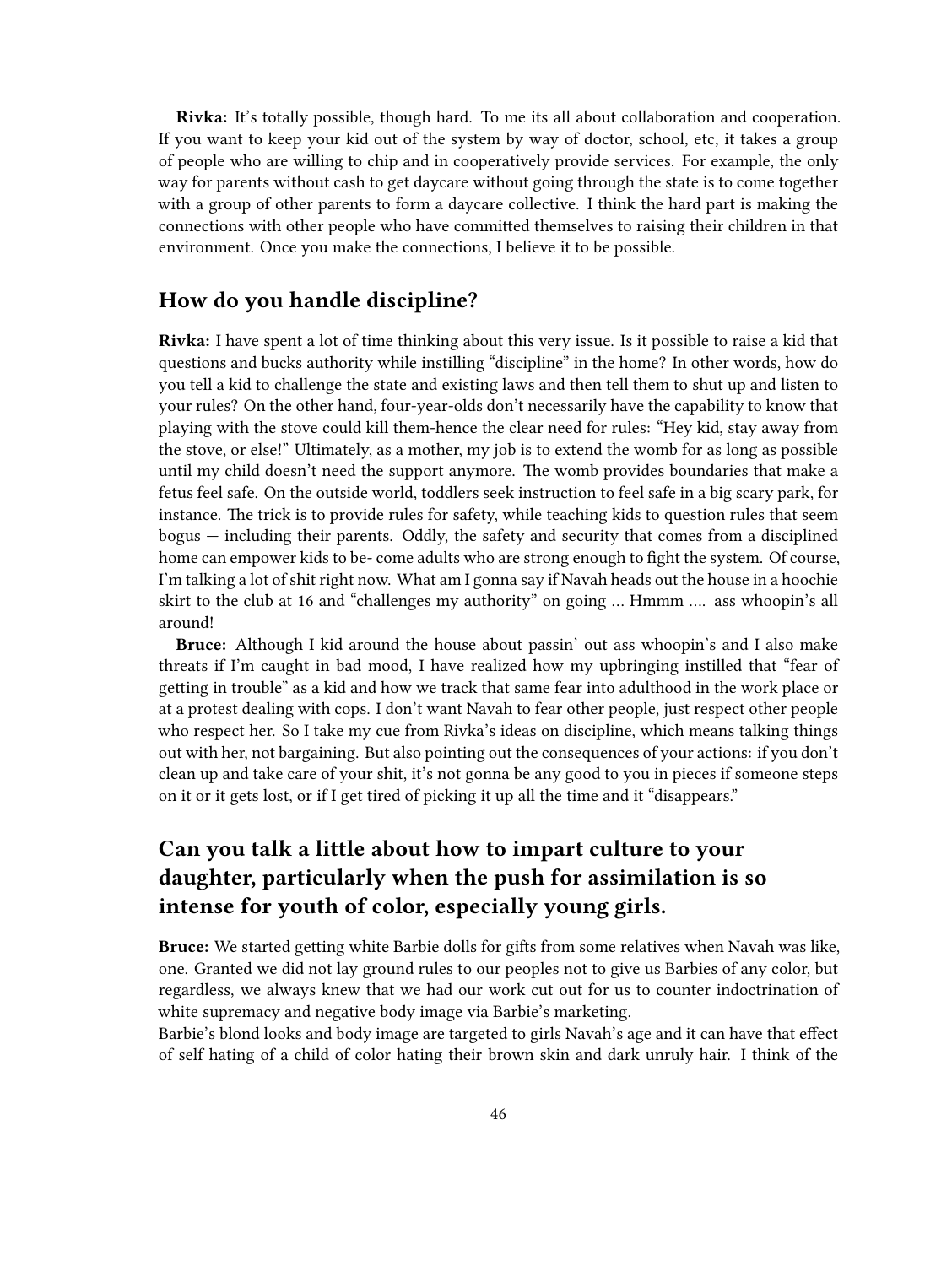**Rivka:** It's totally possible, though hard. To me its all about collaboration and cooperation. If you want to keep your kid out of the system by way of doctor, school, etc, it takes a group of people who are willing to chip and in cooperatively provide services. For example, the only way for parents without cash to get daycare without going through the state is to come together with a group of other parents to form a daycare collective. I think the hard part is making the connections with other people who have committed themselves to raising their children in that environment. Once you make the connections, I believe it to be possible.

## How do you handle discipline?

**Rivka:** I have spent a lot of time thinking about this very issue. Is it possible to raise a kid that questions and bucks authority while instilling "discipline" in the home? In other words, how do you tell a kid to challenge the state and existing laws and then tell them to shut up and listen to your rules? On the other hand, four-year-olds don't necessarily have the capability to know that playing with the stove could kill them-hence the clear need for rules: "Hey kid, stay away from the stove, or else!" Ultimately, as a mother, my job is to extend the womb for as long as possible until my child doesn't need the support anymore. The womb provides boundaries that make a fetus feel safe. On the outside world, toddlers seek instruction to feel safe in a big scary park, for instance. The trick is to provide rules for safety, while teaching kids to question rules that seem bogus — including their parents. Oddly, the safety and security that comes from a disciplined home can empower kids to be- come adults who are strong enough to fight the system. Of course, I'm talking a lot of shit right now. What am I gonna say if Navah heads out the house in a hoochie skirt to the club at 16 and "challenges my authority" on going … Hmmm …. ass whoopin's all around!

**Bruce:** Although I kid around the house about passin' out ass whoopin's and I also make threats if I'm caught in bad mood, I have realized how my upbringing instilled that "fear of getting in trouble" as a kid and how we track that same fear into adulthood in the work place or at a protest dealing with cops. I don't want Navah to fear other people, just respect other people who respect her. So I take my cue from Rivka's ideas on discipline, which means talking things out with her, not bargaining. But also pointing out the consequences of your actions: if you don't clean up and take care of your shit, it's not gonna be any good to you in pieces if someone steps on it or it gets lost, or if I get tired of picking it up all the time and it "disappears."

## Can you talk a little about how to impart culture to your daughter, particularly when the push for assimilation is so intense for youth of color, especially young girls.

**Bruce:** We started getting white Barbie dolls for gifts from some relatives when Navah was like, one. Granted we did not lay ground rules to our peoples not to give us Barbies of any color, but regardless, we always knew that we had our work cut out for us to counter indoctrination of white supremacy and negative body image via Barbie's marketing.
Barbie's blond looks and body image are targeted to girls Navah's age and it can have that effect of self hating of a child of color hating their brown skin and dark unruly hair. I think of the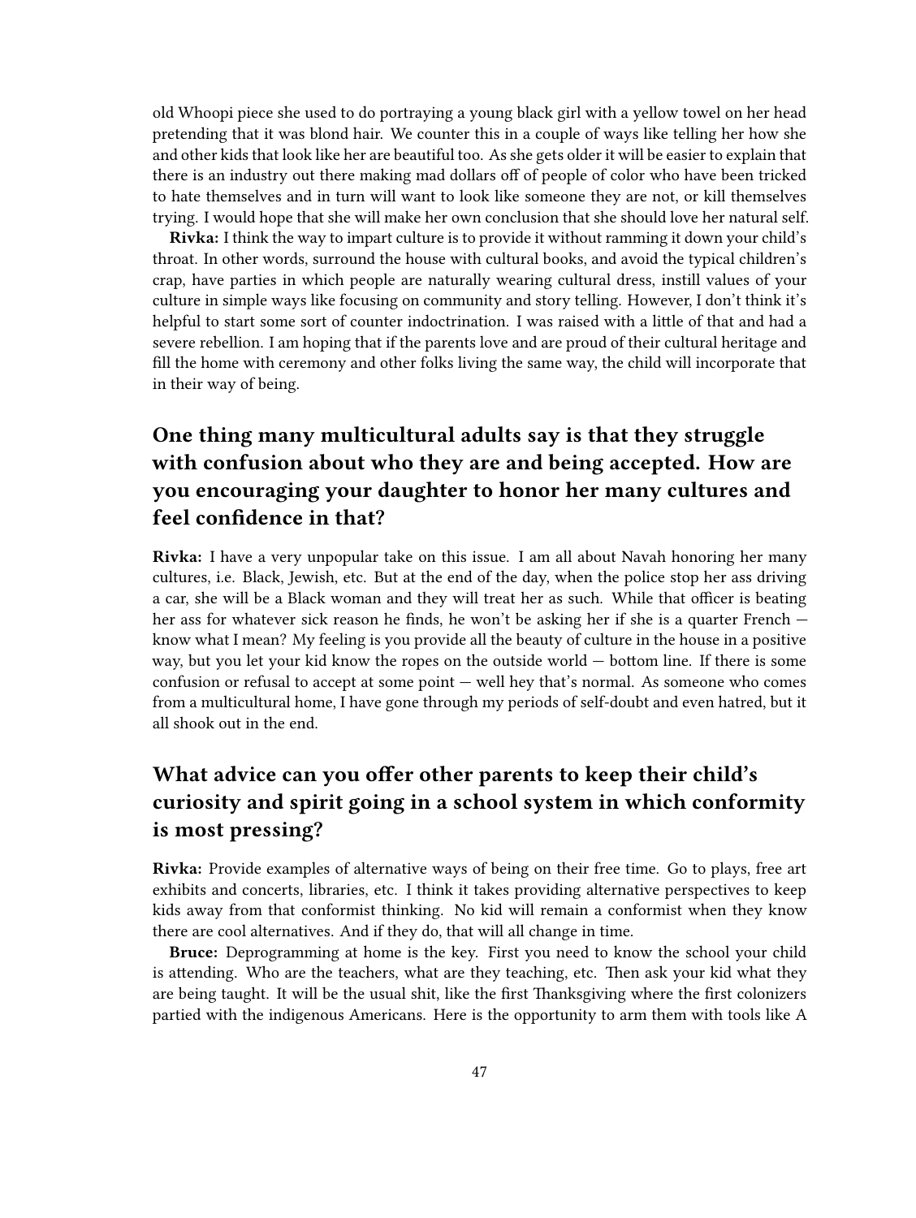old Whoopi piece she used to do portraying a young black girl with a yellow towel on her head pretending that it was blond hair. We counter this in a couple of ways like telling her how she and other kids that look like her are beautiful too. As she gets older it will be easier to explain that there is an industry out there making mad dollars off of people of color who have been tricked to hate themselves and in turn will want to look like someone they are not, or kill themselves trying. I would hope that she will make her own conclusion that she should love her natural self.

**Rivka:** I think the way to impart culture is to provide it without ramming it down your child's throat. In other words, surround the house with cultural books, and avoid the typical children's crap, have parties in which people are naturally wearing cultural dress, instill values of your culture in simple ways like focusing on community and story telling. However, I don't think it's helpful to start some sort of counter indoctrination. I was raised with a little of that and had a severe rebellion. I am hoping that if the parents love and are proud of their cultural heritage and fill the home with ceremony and other folks living the same way, the child will incorporate that in their way of being.

## One thing many multicultural adults say is that they struggle with confusion about who they are and being accepted. How are you encouraging your daughter to honor her many cultures and feel confidence in that?

**Rivka:** I have a very unpopular take on this issue. I am all about Navah honoring her many cultures, i.e. Black, Jewish, etc. But at the end of the day, when the police stop her ass driving a car, she will be a Black woman and they will treat her as such. While that officer is beating her ass for whatever sick reason he finds, he won't be asking her if she is a quarter French — know what I mean? My feeling is you provide all the beauty of culture in the house in a positive way, but you let your kid know the ropes on the outside world — bottom line. If there is some confusion or refusal to accept at some point — well hey that's normal. As someone who comes from a multicultural home, I have gone through my periods of self-doubt and even hatred, but it all shook out in the end.

## What advice can you offer other parents to keep their child's curiosity and spirit going in a school system in which conformity is most pressing?

**Rivka:** Provide examples of alternative ways of being on their free time. Go to plays, free art exhibits and concerts, libraries, etc. I think it takes providing alternative perspectives to keep kids away from that conformist thinking. No kid will remain a conformist when they know there are cool alternatives. And if they do, that will all change in time.

**Bruce:** Deprogramming at home is the key. First you need to know the school your child is attending. Who are the teachers, what are they teaching, etc. Then ask your kid what they are being taught. It will be the usual shit, like the first Thanksgiving where the first colonizers partied with the indigenous Americans. Here is the opportunity to arm them with tools like A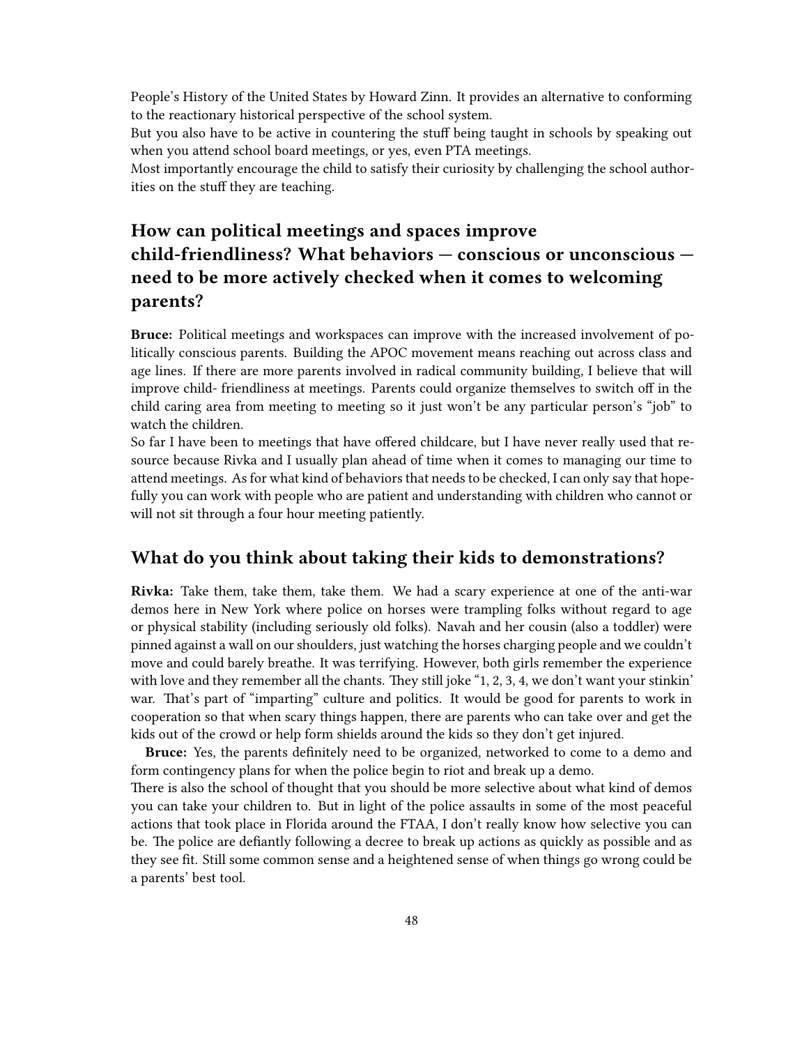People's History of the United States by Howard Zinn. It provides an alternative to conforming to the reactionary historical perspective of the school system.

But you also have to be active in countering the stuff being taught in schools by speaking out when you attend school board meetings, or yes, even PTA meetings.

Most importantly encourage the child to satisfy their curiosity by challenging the school authorities on the stuff they are teaching.

## How can political meetings and spaces improve child-friendliness? What behaviors — conscious or unconscious — need to be more actively checked when it comes to welcoming parents?

**Bruce:** Political meetings and workspaces can improve with the increased involvement of politically conscious parents. Building the APOC movement means reaching out across class and age lines. If there are more parents involved in radical community building, I believe that will improve child- friendliness at meetings. Parents could organize themselves to switch off in the child caring area from meeting to meeting so it just won't be any particular person's "job" to watch the children.

So far I have been to meetings that have offered childcare, but I have never really used that resource because Rivka and I usually plan ahead of time when it comes to managing our time to attend meetings. As for what kind of behaviors that needs to be checked, I can only say that hopefully you can work with people who are patient and understanding with children who cannot or will not sit through a four hour meeting patiently.

## What do you think about taking their kids to demonstrations?

**Rivka:** Take them, take them, take them. We had a scary experience at one of the anti-war demos here in New York where police on horses were trampling folks without regard to age or physical stability (including seriously old folks). Navah and her cousin (also a toddler) were pinned against a wall on our shoulders, just watching the horses charging people and we couldn't move and could barely breathe. It was terrifying. However, both girls remember the experience with love and they remember all the chants. They still joke "1, 2, 3, 4, we don't want your stinkin' war. That's part of "imparting" culture and politics. It would be good for parents to work in cooperation so that when scary things happen, there are parents who can take over and get the kids out of the crowd or help form shields around the kids so they don't get injured.

**Bruce:** Yes, the parents definitely need to be organized, networked to come to a demo and form contingency plans for when the police begin to riot and break up a demo.

There is also the school of thought that you should be more selective about what kind of demos you can take your children to. But in light of the police assaults in some of the most peaceful actions that took place in Florida around the FTAA, I don't really know how selective you can be. The police are defiantly following a decree to break up actions as quickly as possible and as they see fit. Still some common sense and a heightened sense of when things go wrong could be a parents' best tool.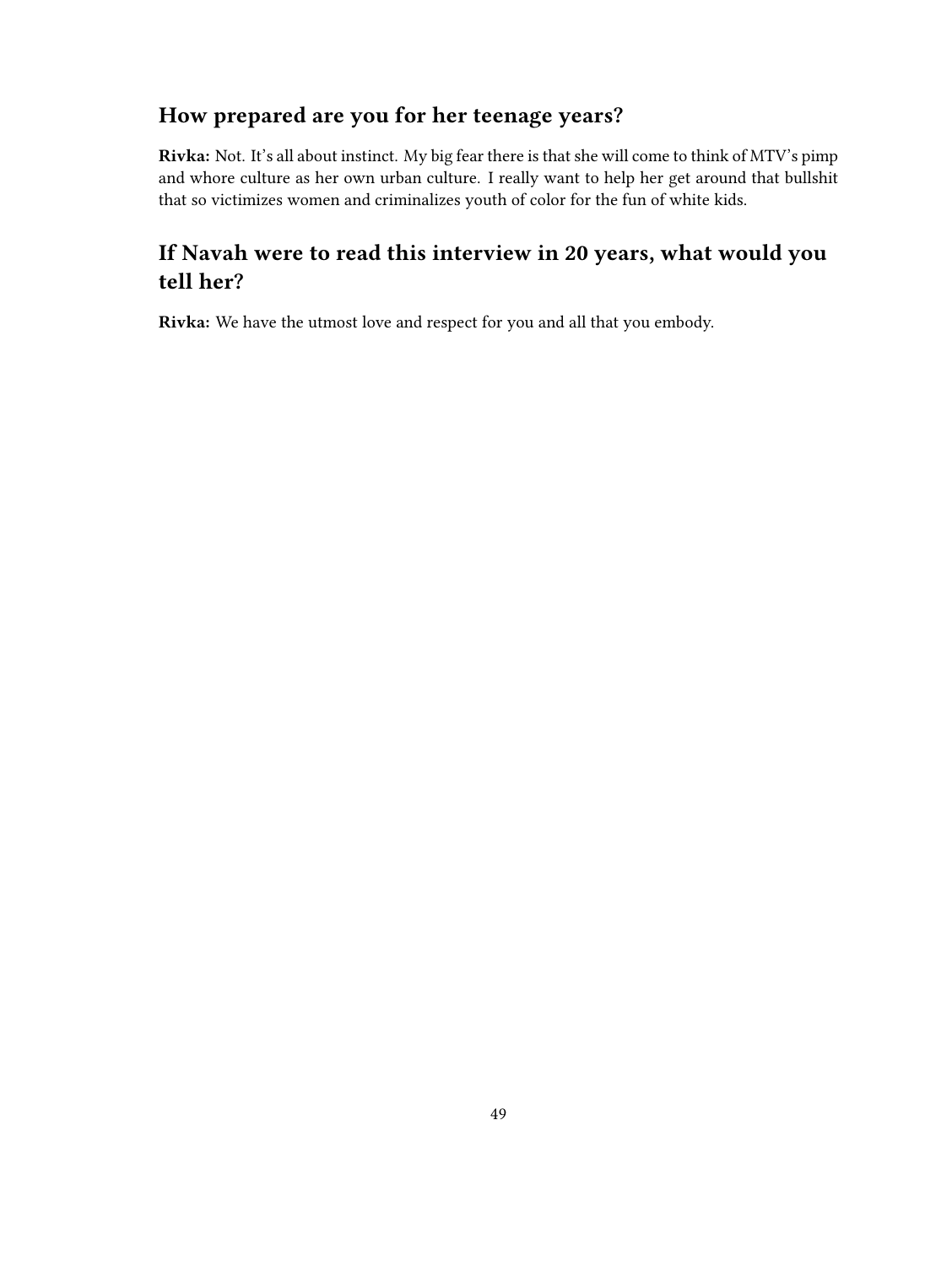## How prepared are you for her teenage years?

**Rivka:** Not. It's all about instinct. My big fear there is that she will come to think of MTV's pimp and whore culture as her own urban culture. I really want to help her get around that bullshit that so victimizes women and criminalizes youth of color for the fun of white kids.

## If Navah were to read this interview in 20 years, what would you tell her?

**Rivka:** We have the utmost love and respect for you and all that you embody.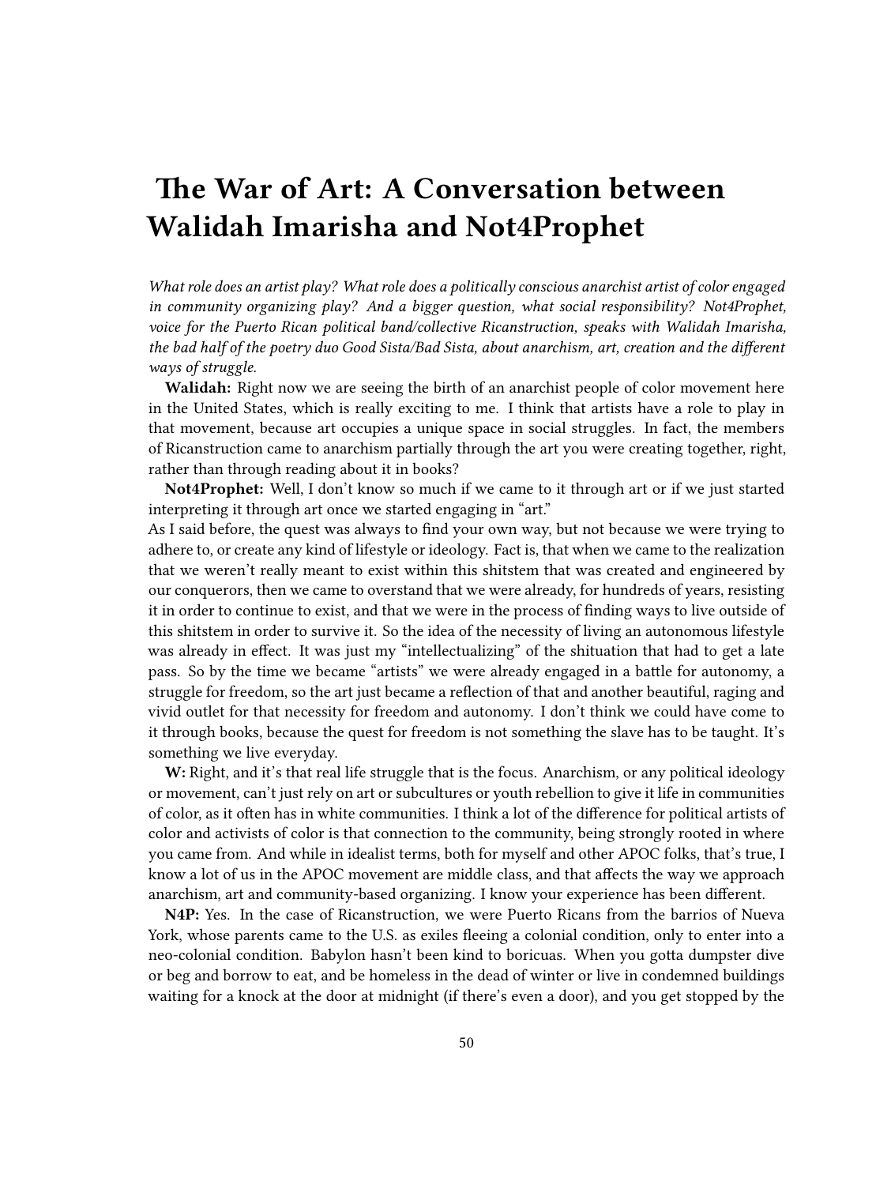# The War of Art: A Conversation between Walidah Imarisha and Not4Prophet

*What role does an artist play? What role does a politically conscious anarchist artist of color engaged in community organizing play? And a bigger question, what social responsibility? Not4Prophet, voice for the Puerto Rican political band/collective Ricanstruction, speaks with Walidah Imarisha, the bad half of the poetry duo Good Sista/Bad Sista, about anarchism, art, creation and the different ways of struggle.*

**Walidah:** Right now we are seeing the birth of an anarchist people of color movement here in the United States, which is really exciting to me. I think that artists have a role to play in that movement, because art occupies a unique space in social struggles. In fact, the members of Ricanstruction came to anarchism partially through the art you were creating together, right, rather than through reading about it in books?

**Not4Prophet:** Well, I don't know so much if we came to it through art or if we just started interpreting it through art once we started engaging in "art."

As I said before, the quest was always to find your own way, but not because we were trying to adhere to, or create any kind of lifestyle or ideology. Fact is, that when we came to the realization that we weren't really meant to exist within this shitstem that was created and engineered by our conquerors, then we came to overstand that we were already, for hundreds of years, resisting it in order to continue to exist, and that we were in the process of finding ways to live outside of this shitstem in order to survive it. So the idea of the necessity of living an autonomous lifestyle was already in effect. It was just my "intellectualizing" of the shituation that had to get a late pass. So by the time we became "artists" we were already engaged in a battle for autonomy, a struggle for freedom, so the art just became a reflection of that and another beautiful, raging and vivid outlet for that necessity for freedom and autonomy. I don't think we could have come to it through books, because the quest for freedom is not something the slave has to be taught. It's something we live everyday.

**W:** Right, and it's that real life struggle that is the focus. Anarchism, or any political ideology or movement, can't just rely on art or subcultures or youth rebellion to give it life in communities of color, as it often has in white communities. I think a lot of the difference for political artists of color and activists of color is that connection to the community, being strongly rooted in where you came from. And while in idealist terms, both for myself and other APOC folks, that's true, I know a lot of us in the APOC movement are middle class, and that affects the way we approach anarchism, art and community-based organizing. I know your experience has been different.

**N4P:** Yes. In the case of Ricanstruction, we were Puerto Ricans from the barrios of Nueva York, whose parents came to the U.S. as exiles fleeing a colonial condition, only to enter into a neo-colonial condition. Babylon hasn't been kind to boricuas. When you gotta dumpster dive or beg and borrow to eat, and be homeless in the dead of winter or live in condemned buildings waiting for a knock at the door at midnight (if there's even a door), and you get stopped by the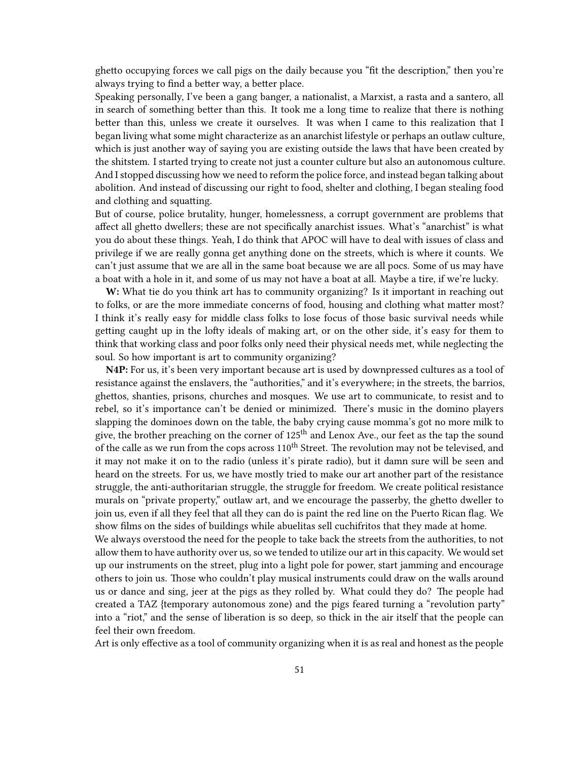ghetto occupying forces we call pigs on the daily because you "fit the description," then you're always trying to find a better way, a better place.

Speaking personally, I've been a gang banger, a nationalist, a Marxist, a rasta and a santero, all in search of something better than this. It took me a long time to realize that there is nothing better than this, unless we create it ourselves. It was when I came to this realization that I began living what some might characterize as an anarchist lifestyle or perhaps an outlaw culture, which is just another way of saying you are existing outside the laws that have been created by the shitstem. I started trying to create not just a counter culture but also an autonomous culture. And I stopped discussing how we need to reform the police force, and instead began talking about abolition. And instead of discussing our right to food, shelter and clothing, I began stealing food and clothing and squatting.

But of course, police brutality, hunger, homelessness, a corrupt government are problems that affect all ghetto dwellers; these are not specifically anarchist issues. What's "anarchist" is what you do about these things. Yeah, I do think that APOC will have to deal with issues of class and privilege if we are really gonna get anything done on the streets, which is where it counts. We can't just assume that we are all in the same boat because we are all pocs. Some of us may have a boat with a hole in it, and some of us may not have a boat at all. Maybe a tire, if we're lucky.

**W:** What tie do you think art has to community organizing? Is it important in reaching out to folks, or are the more immediate concerns of food, housing and clothing what matter most? I think it's really easy for middle class folks to lose focus of those basic survival needs while getting caught up in the lofty ideals of making art, or on the other side, it's easy for them to think that working class and poor folks only need their physical needs met, while neglecting the soul. So how important is art to community organizing?

**N4P:** For us, it's been very important because art is used by downpressed cultures as a tool of resistance against the enslavers, the "authorities," and it's everywhere; in the streets, the barrios, ghettos, shanties, prisons, churches and mosques. We use art to communicate, to resist and to rebel, so it's importance can't be denied or minimized. There's music in the domino players slapping the dominoes down on the table, the baby crying cause momma's got no more milk to give, the brother preaching on the corner of 125th and Lenox Ave., our feet as the tap the sound of the calle as we run from the cops across 110th Street. The revolution may not be televised, and it may not make it on to the radio (unless it's pirate radio), but it damn sure will be seen and heard on the streets. For us, we have mostly tried to make our art another part of the resistance struggle, the anti-authoritarian struggle, the struggle for freedom. We create political resistance murals on "private property," outlaw art, and we encourage the passerby, the ghetto dweller to join us, even if all they feel that all they can do is paint the red line on the Puerto Rican flag. We show films on the sides of buildings while abuelitas sell cuchifritos that they made at home.

We always overstood the need for the people to take back the streets from the authorities, to not allow them to have authority over us, so we tended to utilize our art in this capacity. We would set up our instruments on the street, plug into a light pole for power, start jamming and encourage others to join us. Those who couldn't play musical instruments could draw on the walls around us or dance and sing, jeer at the pigs as they rolled by. What could they do? The people had created a TAZ {temporary autonomous zone) and the pigs feared turning a "revolution party" into a "riot," and the sense of liberation is so deep, so thick in the air itself that the people can feel their own freedom.

Art is only effective as a tool of community organizing when it is as real and honest as the people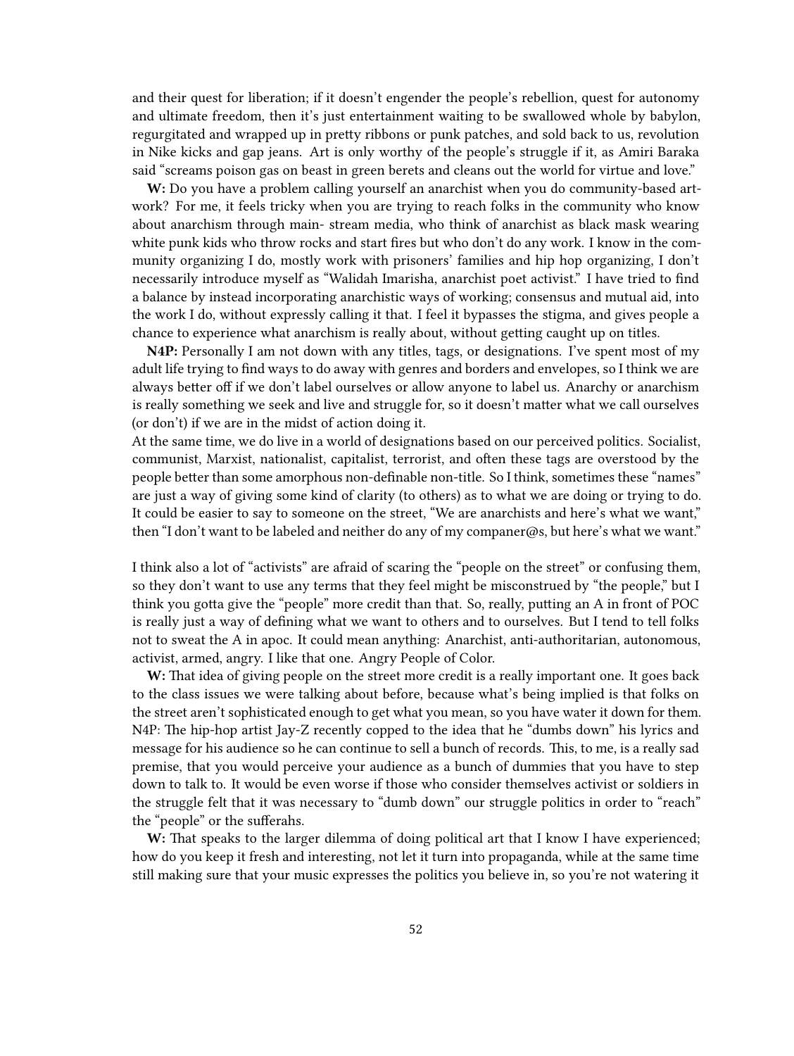and their quest for liberation; if it doesn't engender the people's rebellion, quest for autonomy and ultimate freedom, then it's just entertainment waiting to be swallowed whole by babylon, regurgitated and wrapped up in pretty ribbons or punk patches, and sold back to us, revolution in Nike kicks and gap jeans. Art is only worthy of the people's struggle if it, as Amiri Baraka said "screams poison gas on beast in green berets and cleans out the world for virtue and love."

**W:** Do you have a problem calling yourself an anarchist when you do community-based artwork? For me, it feels tricky when you are trying to reach folks in the community who know about anarchism through main- stream media, who think of anarchist as black mask wearing white punk kids who throw rocks and start fires but who don't do any work. I know in the community organizing I do, mostly work with prisoners' families and hip hop organizing, I don't necessarily introduce myself as "Walidah Imarisha, anarchist poet activist." I have tried to find a balance by instead incorporating anarchistic ways of working; consensus and mutual aid, into the work I do, without expressly calling it that. I feel it bypasses the stigma, and gives people a chance to experience what anarchism is really about, without getting caught up on titles.

**N4P:** Personally I am not down with any titles, tags, or designations. I've spent most of my adult life trying to find ways to do away with genres and borders and envelopes, so I think we are always better off if we don't label ourselves or allow anyone to label us. Anarchy or anarchism is really something we seek and live and struggle for, so it doesn't matter what we call ourselves (or don't) if we are in the midst of action doing it.
At the same time, we do live in a world of designations based on our perceived politics. Socialist, communist, Marxist, nationalist, capitalist, terrorist, and often these tags are overstood by the people better than some amorphous non-definable non-title. So I think, sometimes these "names" are just a way of giving some kind of clarity (to others) as to what we are doing or trying to do. It could be easier to say to someone on the street, "We are anarchists and here's what we want," then "I don't want to be labeled and neither do any of my companer@s, but here's what we want."

I think also a lot of "activists" are afraid of scaring the "people on the street" or confusing them, so they don't want to use any terms that they feel might be misconstrued by "the people," but I think you gotta give the "people" more credit than that. So, really, putting an A in front of POC is really just a way of defining what we want to others and to ourselves. But I tend to tell folks not to sweat the A in apoc. It could mean anything: Anarchist, anti-authoritarian, autonomous, activist, armed, angry. I like that one. Angry People of Color.

**W:** That idea of giving people on the street more credit is a really important one. It goes back to the class issues we were talking about before, because what's being implied is that folks on the street aren't sophisticated enough to get what you mean, so you have water it down for them.
N4P: The hip-hop artist Jay-Z recently copped to the idea that he "dumbs down" his lyrics and message for his audience so he can continue to sell a bunch of records. This, to me, is a really sad premise, that you would perceive your audience as a bunch of dummies that you have to step down to talk to. It would be even worse if those who consider themselves activist or soldiers in the struggle felt that it was necessary to "dumb down" our struggle politics in order to "reach" the "people" or the sufferahs.

**W:** That speaks to the larger dilemma of doing political art that I know I have experienced; how do you keep it fresh and interesting, not let it turn into propaganda, while at the same time still making sure that your music expresses the politics you believe in, so you're not watering it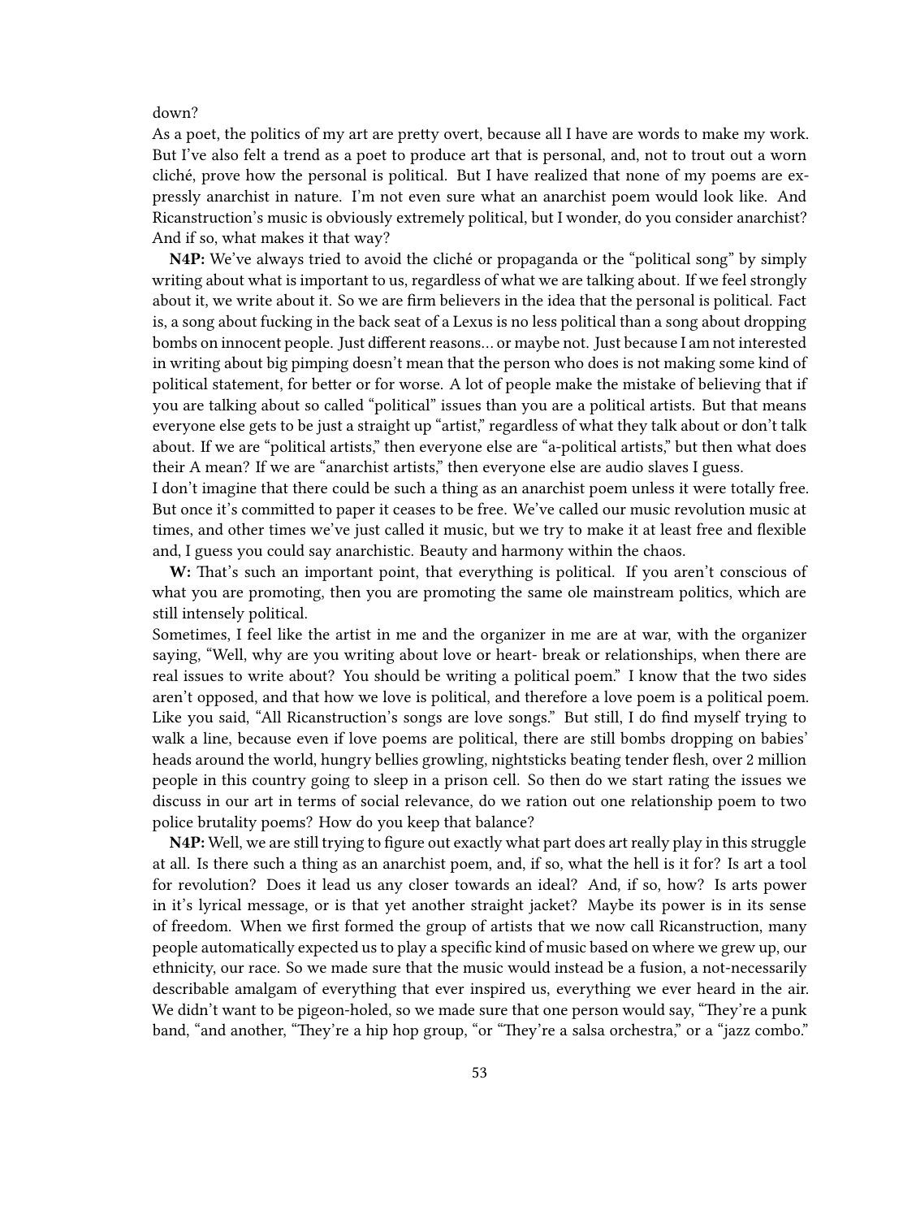down?

As a poet, the politics of my art are pretty overt, because all I have are words to make my work. But I've also felt a trend as a poet to produce art that is personal, and, not to trout out a worn cliché, prove how the personal is political. But I have realized that none of my poems are expressly anarchist in nature. I'm not even sure what an anarchist poem would look like. And Ricanstruction's music is obviously extremely political, but I wonder, do you consider anarchist? And if so, what makes it that way?

**N4P:** We've always tried to avoid the cliché or propaganda or the "political song" by simply writing about what is important to us, regardless of what we are talking about. If we feel strongly about it, we write about it. So we are firm believers in the idea that the personal is political. Fact is, a song about fucking in the back seat of a Lexus is no less political than a song about dropping bombs on innocent people. Just different reasons… or maybe not. Just because I am not interested in writing about big pimping doesn't mean that the person who does is not making some kind of political statement, for better or for worse. A lot of people make the mistake of believing that if you are talking about so called "political" issues than you are a political artists. But that means everyone else gets to be just a straight up "artist," regardless of what they talk about or don't talk about. If we are "political artists," then everyone else are "a-political artists," but then what does their A mean? If we are "anarchist artists," then everyone else are audio slaves I guess.

I don't imagine that there could be such a thing as an anarchist poem unless it were totally free. But once it's committed to paper it ceases to be free. We've called our music revolution music at times, and other times we've just called it music, but we try to make it at least free and flexible and, I guess you could say anarchistic. Beauty and harmony within the chaos.

**W:** That's such an important point, that everything is political. If you aren't conscious of what you are promoting, then you are promoting the same ole mainstream politics, which are still intensely political.

Sometimes, I feel like the artist in me and the organizer in me are at war, with the organizer saying, "Well, why are you writing about love or heart- break or relationships, when there are real issues to write about? You should be writing a political poem." I know that the two sides aren't opposed, and that how we love is political, and therefore a love poem is a political poem. Like you said, "All Ricanstruction's songs are love songs." But still, I do find myself trying to walk a line, because even if love poems are political, there are still bombs dropping on babies' heads around the world, hungry bellies growling, nightsticks beating tender flesh, over 2 million people in this country going to sleep in a prison cell. So then do we start rating the issues we discuss in our art in terms of social relevance, do we ration out one relationship poem to two police brutality poems? How do you keep that balance?

**N4P:** Well, we are still trying to figure out exactly what part does art really play in this struggle at all. Is there such a thing as an anarchist poem, and, if so, what the hell is it for? Is art a tool for revolution? Does it lead us any closer towards an ideal? And, if so, how? Is arts power in it's lyrical message, or is that yet another straight jacket? Maybe its power is in its sense of freedom. When we first formed the group of artists that we now call Ricanstruction, many people automatically expected us to play a specific kind of music based on where we grew up, our ethnicity, our race. So we made sure that the music would instead be a fusion, a not-necessarily describable amalgam of everything that ever inspired us, everything we ever heard in the air. We didn't want to be pigeon-holed, so we made sure that one person would say, "They're a punk band, "and another, "They're a hip hop group, "or "They're a salsa orchestra," or a "jazz combo."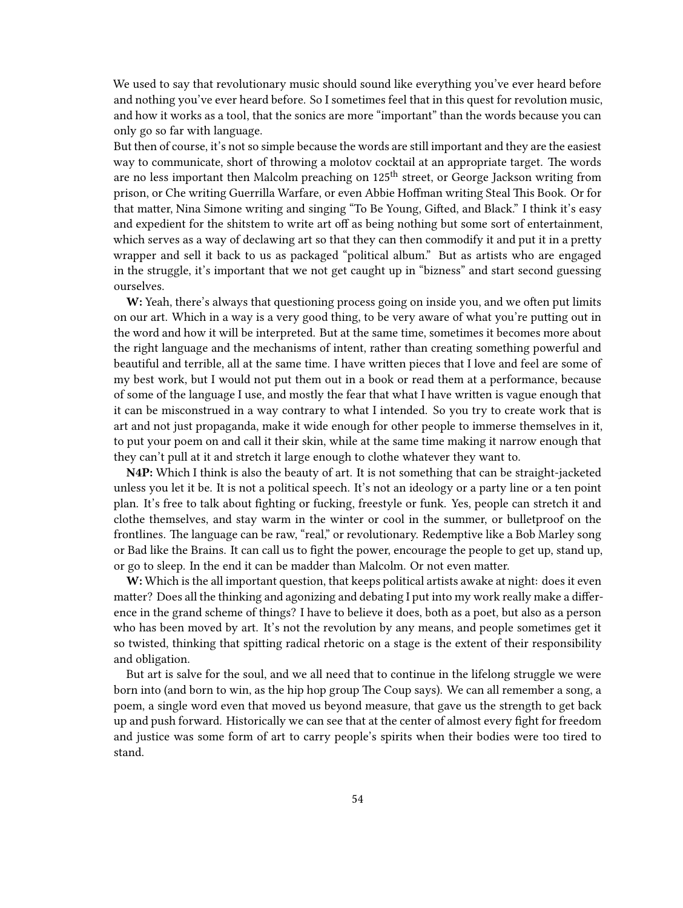We used to say that revolutionary music should sound like everything you've ever heard before and nothing you've ever heard before. So I sometimes feel that in this quest for revolution music, and how it works as a tool, that the sonics are more "important" than the words because you can only go so far with language.

But then of course, it's not so simple because the words are still important and they are the easiest way to communicate, short of throwing a molotov cocktail at an appropriate target. The words are no less important then Malcolm preaching on 125th street, or George Jackson writing from prison, or Che writing Guerrilla Warfare, or even Abbie Hoffman writing Steal This Book. Or for that matter, Nina Simone writing and singing "To Be Young, Gifted, and Black." I think it's easy and expedient for the shitstem to write art off as being nothing but some sort of entertainment, which serves as a way of declawing art so that they can then commodify it and put it in a pretty wrapper and sell it back to us as packaged "political album." But as artists who are engaged in the struggle, it's important that we not get caught up in "bizness" and start second guessing ourselves.

**W:** Yeah, there's always that questioning process going on inside you, and we often put limits on our art. Which in a way is a very good thing, to be very aware of what you're putting out in the word and how it will be interpreted. But at the same time, sometimes it becomes more about the right language and the mechanisms of intent, rather than creating something powerful and beautiful and terrible, all at the same time. I have written pieces that I love and feel are some of my best work, but I would not put them out in a book or read them at a performance, because of some of the language I use, and mostly the fear that what I have written is vague enough that it can be misconstrued in a way contrary to what I intended. So you try to create work that is art and not just propaganda, make it wide enough for other people to immerse themselves in it, to put your poem on and call it their skin, while at the same time making it narrow enough that they can't pull at it and stretch it large enough to clothe whatever they want to.

**N4P:** Which I think is also the beauty of art. It is not something that can be straight-jacketed unless you let it be. It is not a political speech. It's not an ideology or a party line or a ten point plan. It's free to talk about fighting or fucking, freestyle or funk. Yes, people can stretch it and clothe themselves, and stay warm in the winter or cool in the summer, or bulletproof on the frontlines. The language can be raw, "real," or revolutionary. Redemptive like a Bob Marley song or Bad like the Brains. It can call us to fight the power, encourage the people to get up, stand up, or go to sleep. In the end it can be madder than Malcolm. Or not even matter.

**W:** Which is the all important question, that keeps political artists awake at night: does it even matter? Does all the thinking and agonizing and debating I put into my work really make a difference in the grand scheme of things? I have to believe it does, both as a poet, but also as a person who has been moved by art. It's not the revolution by any means, and people sometimes get it so twisted, thinking that spitting radical rhetoric on a stage is the extent of their responsibility and obligation.

But art is salve for the soul, and we all need that to continue in the lifelong struggle we were born into (and born to win, as the hip hop group The Coup says). We can all remember a song, a poem, a single word even that moved us beyond measure, that gave us the strength to get back up and push forward. Historically we can see that at the center of almost every fight for freedom and justice was some form of art to carry people's spirits when their bodies were too tired to stand.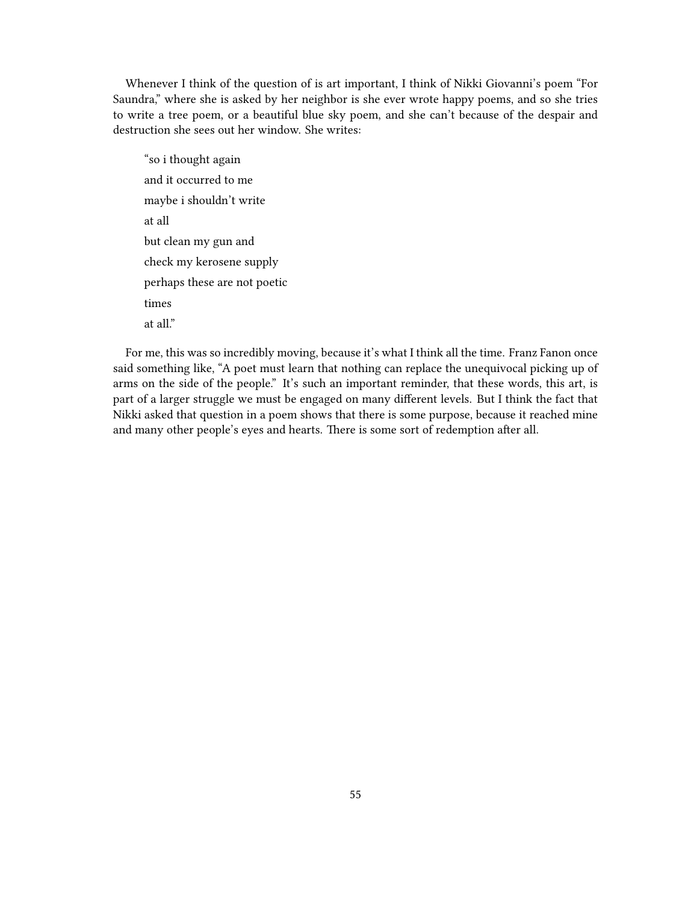Whenever I think of the question of is art important, I think of Nikki Giovanni's poem "For Saundra," where she is asked by her neighbor is she ever wrote happy poems, and so she tries to write a tree poem, or a beautiful blue sky poem, and she can't because of the despair and destruction she sees out her window. She writes:

> "so i thought again
>
> and it occurred to me
>
> maybe i shouldn't write
>
> at all
>
> but clean my gun and
>
> check my kerosene supply
>
> perhaps these are not poetic
>
> times
>
> at all."

For me, this was so incredibly moving, because it's what I think all the time. Franz Fanon once said something like, "A poet must learn that nothing can replace the unequivocal picking up of arms on the side of the people." It's such an important reminder, that these words, this art, is part of a larger struggle we must be engaged on many different levels. But I think the fact that Nikki asked that question in a poem shows that there is some purpose, because it reached mine and many other people's eyes and hearts. There is some sort of redemption after all.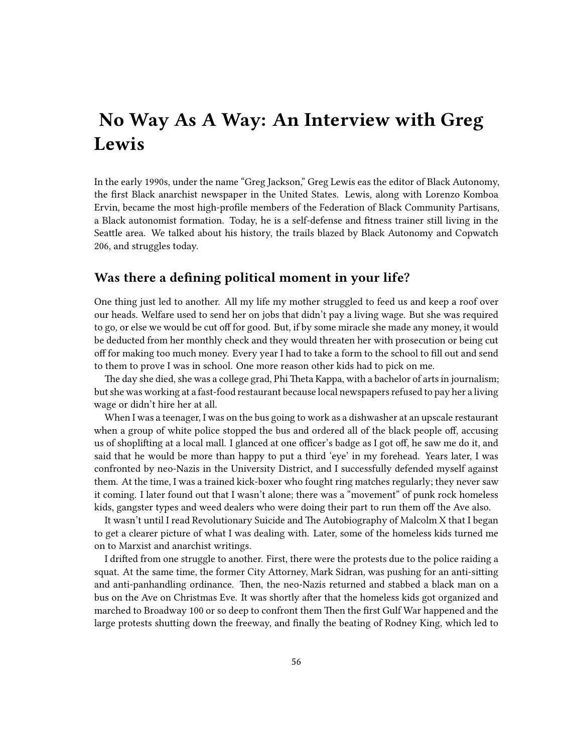# No Way As A Way: An Interview with Greg Lewis

In the early 1990s, under the name "Greg Jackson," Greg Lewis eas the editor of Black Autonomy, the first Black anarchist newspaper in the United States. Lewis, along with Lorenzo Komboa Ervin, became the most high-profile members of the Federation of Black Community Partisans, a Black autonomist formation. Today, he is a self-defense and fitness trainer still living in the Seattle area. We talked about his history, the trails blazed by Black Autonomy and Copwatch 206, and struggles today.

## Was there a defining political moment in your life?

One thing just led to another. All my life my mother struggled to feed us and keep a roof over our heads. Welfare used to send her on jobs that didn't pay a living wage. But she was required to go, or else we would be cut off for good. But, if by some miracle she made any money, it would be deducted from her monthly check and they would threaten her with prosecution or being cut off for making too much money. Every year I had to take a form to the school to fill out and send to them to prove I was in school. One more reason other kids had to pick on me.

The day she died, she was a college grad, Phi Theta Kappa, with a bachelor of arts in journalism; but she was working at a fast-food restaurant because local newspapers refused to pay her a living wage or didn't hire her at all.

When I was a teenager, I was on the bus going to work as a dishwasher at an upscale restaurant when a group of white police stopped the bus and ordered all of the black people off, accusing us of shoplifting at a local mall. I glanced at one officer's badge as I got off, he saw me do it, and said that he would be more than happy to put a third 'eye' in my forehead. Years later, I was confronted by neo-Nazis in the University District, and I successfully defended myself against them. At the time, I was a trained kick-boxer who fought ring matches regularly; they never saw it coming. I later found out that I wasn't alone; there was a "movement" of punk rock homeless kids, gangster types and weed dealers who were doing their part to run them off the Ave also.

It wasn't until I read Revolutionary Suicide and The Autobiography of Malcolm X that I began to get a clearer picture of what I was dealing with. Later, some of the homeless kids turned me on to Marxist and anarchist writings.

I drifted from one struggle to another. First, there were the protests due to the police raiding a squat. At the same time, the former City Attorney, Mark Sidran, was pushing for an anti-sitting and anti-panhandling ordinance. Then, the neo-Nazis returned and stabbed a black man on a bus on the Ave on Christmas Eve. It was shortly after that the homeless kids got organized and marched to Broadway 100 or so deep to confront them Then the first Gulf War happened and the large protests shutting down the freeway, and finally the beating of Rodney King, which led to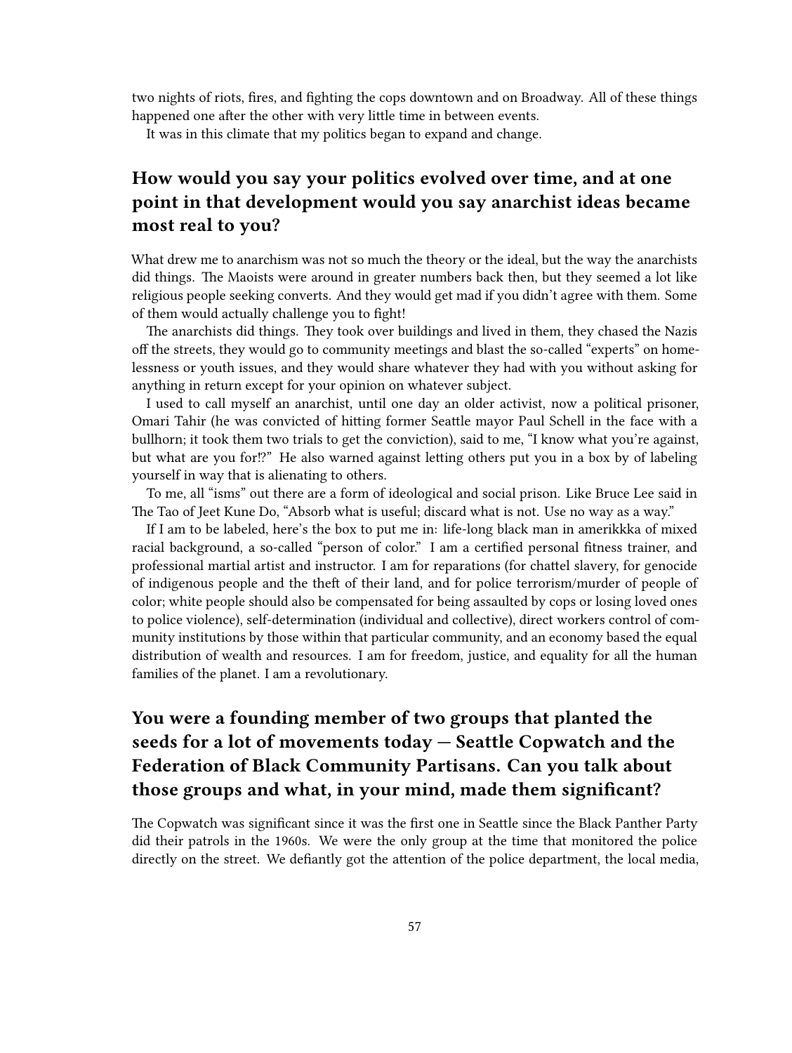two nights of riots, fires, and fighting the cops downtown and on Broadway. All of these things happened one after the other with very little time in between events.

It was in this climate that my politics began to expand and change.

## How would you say your politics evolved over time, and at one point in that development would you say anarchist ideas became most real to you?

What drew me to anarchism was not so much the theory or the ideal, but the way the anarchists did things. The Maoists were around in greater numbers back then, but they seemed a lot like religious people seeking converts. And they would get mad if you didn't agree with them. Some of them would actually challenge you to fight!

The anarchists did things. They took over buildings and lived in them, they chased the Nazis off the streets, they would go to community meetings and blast the so-called "experts" on homelessness or youth issues, and they would share whatever they had with you without asking for anything in return except for your opinion on whatever subject.

I used to call myself an anarchist, until one day an older activist, now a political prisoner, Omari Tahir (he was convicted of hitting former Seattle mayor Paul Schell in the face with a bullhorn; it took them two trials to get the conviction), said to me, "I know what you're against, but what are you for!?" He also warned against letting others put you in a box by of labeling yourself in way that is alienating to others.

To me, all "isms" out there are a form of ideological and social prison. Like Bruce Lee said in The Tao of Jeet Kune Do, "Absorb what is useful; discard what is not. Use no way as a way."

If I am to be labeled, here's the box to put me in: life-long black man in amerikkka of mixed racial background, a so-called "person of color." I am a certified personal fitness trainer, and professional martial artist and instructor. I am for reparations (for chattel slavery, for genocide of indigenous people and the theft of their land, and for police terrorism/murder of people of color; white people should also be compensated for being assaulted by cops or losing loved ones to police violence), self-determination (individual and collective), direct workers control of community institutions by those within that particular community, and an economy based the equal distribution of wealth and resources. I am for freedom, justice, and equality for all the human families of the planet. I am a revolutionary.

## You were a founding member of two groups that planted the seeds for a lot of movements today — Seattle Copwatch and the Federation of Black Community Partisans. Can you talk about those groups and what, in your mind, made them significant?

The Copwatch was significant since it was the first one in Seattle since the Black Panther Party did their patrols in the 1960s. We were the only group at the time that monitored the police directly on the street. We defiantly got the attention of the police department, the local media,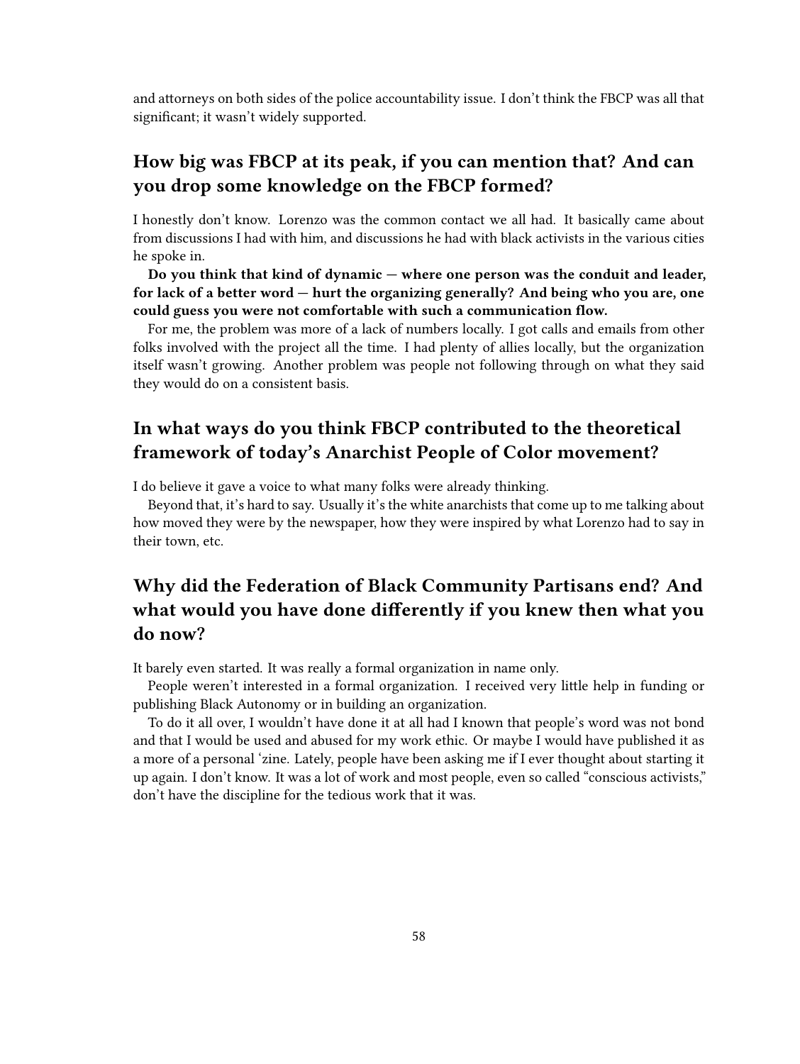and attorneys on both sides of the police accountability issue. I don't think the FBCP was all that significant; it wasn't widely supported.

## How big was FBCP at its peak, if you can mention that? And can you drop some knowledge on the FBCP formed?

I honestly don't know. Lorenzo was the common contact we all had. It basically came about from discussions I had with him, and discussions he had with black activists in the various cities he spoke in.

**Do you think that kind of dynamic — where one person was the conduit and leader, for lack of a better word — hurt the organizing generally? And being who you are, one could guess you were not comfortable with such a communication flow.**

For me, the problem was more of a lack of numbers locally. I got calls and emails from other folks involved with the project all the time. I had plenty of allies locally, but the organization itself wasn't growing. Another problem was people not following through on what they said they would do on a consistent basis.

## In what ways do you think FBCP contributed to the theoretical framework of today's Anarchist People of Color movement?

I do believe it gave a voice to what many folks were already thinking.

Beyond that, it's hard to say. Usually it's the white anarchists that come up to me talking about how moved they were by the newspaper, how they were inspired by what Lorenzo had to say in their town, etc.

## Why did the Federation of Black Community Partisans end? And what would you have done differently if you knew then what you do now?

It barely even started. It was really a formal organization in name only.

People weren't interested in a formal organization. I received very little help in funding or publishing Black Autonomy or in building an organization.

To do it all over, I wouldn't have done it at all had I known that people's word was not bond and that I would be used and abused for my work ethic. Or maybe I would have published it as a more of a personal 'zine. Lately, people have been asking me if I ever thought about starting it up again. I don't know. It was a lot of work and most people, even so called "conscious activists," don't have the discipline for the tedious work that it was.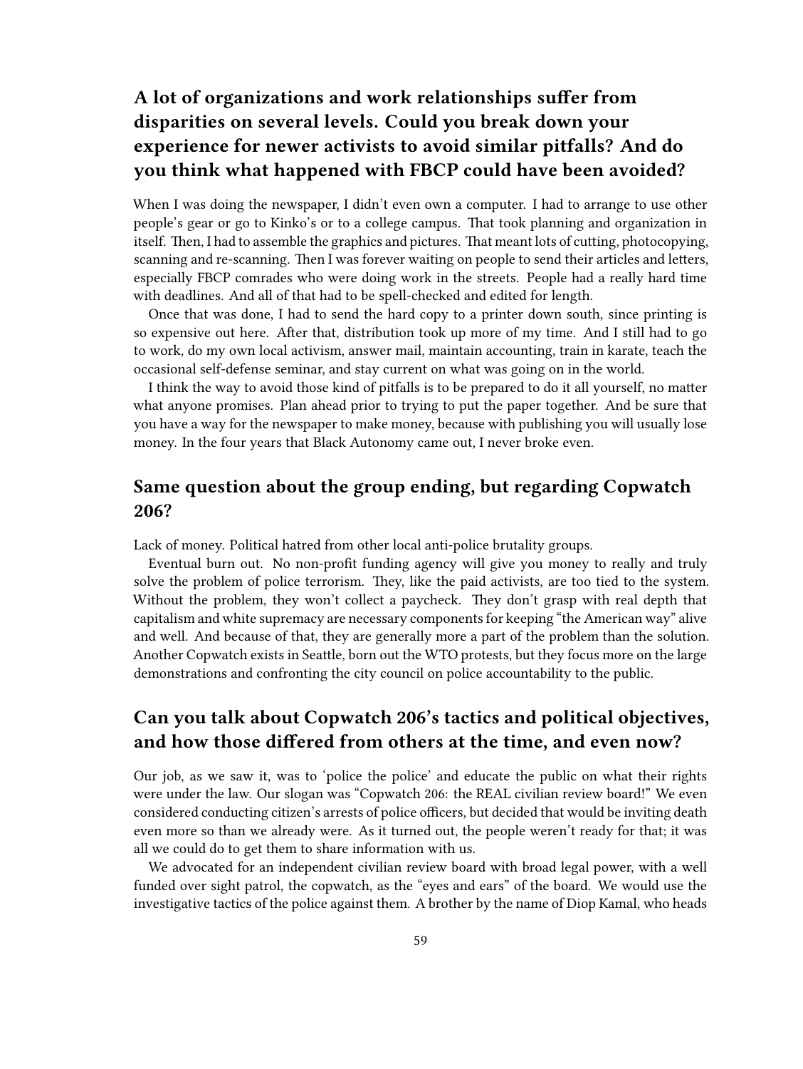## A lot of organizations and work relationships suffer from disparities on several levels. Could you break down your experience for newer activists to avoid similar pitfalls? And do you think what happened with FBCP could have been avoided?

When I was doing the newspaper, I didn't even own a computer. I had to arrange to use other people's gear or go to Kinko's or to a college campus. That took planning and organization in itself. Then, I had to assemble the graphics and pictures. That meant lots of cutting, photocopying, scanning and re-scanning. Then I was forever waiting on people to send their articles and letters, especially FBCP comrades who were doing work in the streets. People had a really hard time with deadlines. And all of that had to be spell-checked and edited for length.

Once that was done, I had to send the hard copy to a printer down south, since printing is so expensive out here. After that, distribution took up more of my time. And I still had to go to work, do my own local activism, answer mail, maintain accounting, train in karate, teach the occasional self-defense seminar, and stay current on what was going on in the world.

I think the way to avoid those kind of pitfalls is to be prepared to do it all yourself, no matter what anyone promises. Plan ahead prior to trying to put the paper together. And be sure that you have a way for the newspaper to make money, because with publishing you will usually lose money. In the four years that Black Autonomy came out, I never broke even.

## Same question about the group ending, but regarding Copwatch 206?

Lack of money. Political hatred from other local anti-police brutality groups.

Eventual burn out. No non-profit funding agency will give you money to really and truly solve the problem of police terrorism. They, like the paid activists, are too tied to the system. Without the problem, they won't collect a paycheck. They don't grasp with real depth that capitalism and white supremacy are necessary components for keeping "the American way" alive and well. And because of that, they are generally more a part of the problem than the solution. Another Copwatch exists in Seattle, born out the WTO protests, but they focus more on the large demonstrations and confronting the city council on police accountability to the public.

## Can you talk about Copwatch 206's tactics and political objectives, and how those differed from others at the time, and even now?

Our job, as we saw it, was to 'police the police' and educate the public on what their rights were under the law. Our slogan was "Copwatch 206: the REAL civilian review board!" We even considered conducting citizen's arrests of police officers, but decided that would be inviting death even more so than we already were. As it turned out, the people weren't ready for that; it was all we could do to get them to share information with us.

We advocated for an independent civilian review board with broad legal power, with a well funded over sight patrol, the copwatch, as the "eyes and ears" of the board. We would use the investigative tactics of the police against them. A brother by the name of Diop Kamal, who heads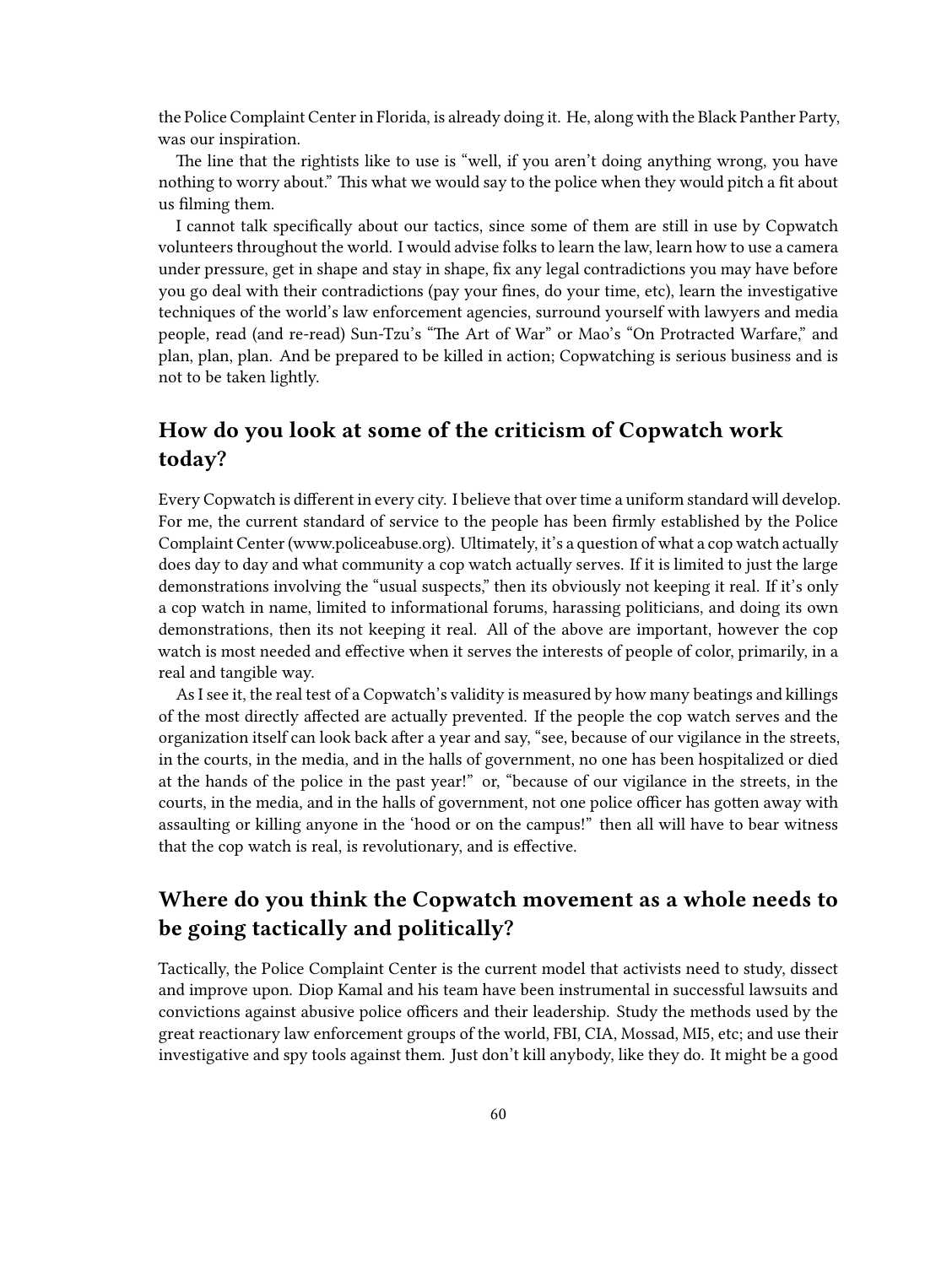the Police Complaint Center in Florida, is already doing it. He, along with the Black Panther Party, was our inspiration.

The line that the rightists like to use is "well, if you aren't doing anything wrong, you have nothing to worry about." This what we would say to the police when they would pitch a fit about us filming them.

I cannot talk specifically about our tactics, since some of them are still in use by Copwatch volunteers throughout the world. I would advise folks to learn the law, learn how to use a camera under pressure, get in shape and stay in shape, fix any legal contradictions you may have before you go deal with their contradictions (pay your fines, do your time, etc), learn the investigative techniques of the world's law enforcement agencies, surround yourself with lawyers and media people, read (and re-read) Sun-Tzu's "The Art of War" or Mao's "On Protracted Warfare," and plan, plan, plan. And be prepared to be killed in action; Copwatching is serious business and is not to be taken lightly.

## How do you look at some of the criticism of Copwatch work today?

Every Copwatch is different in every city. I believe that over time a uniform standard will develop. For me, the current standard of service to the people has been firmly established by the Police Complaint Center (www.policeabuse.org). Ultimately, it's a question of what a cop watch actually does day to day and what community a cop watch actually serves. If it is limited to just the large demonstrations involving the "usual suspects," then its obviously not keeping it real. If it's only a cop watch in name, limited to informational forums, harassing politicians, and doing its own demonstrations, then its not keeping it real. All of the above are important, however the cop watch is most needed and effective when it serves the interests of people of color, primarily, in a real and tangible way.

As I see it, the real test of a Copwatch's validity is measured by how many beatings and killings of the most directly affected are actually prevented. If the people the cop watch serves and the organization itself can look back after a year and say, "see, because of our vigilance in the streets, in the courts, in the media, and in the halls of government, no one has been hospitalized or died at the hands of the police in the past year!" or, "because of our vigilance in the streets, in the courts, in the media, and in the halls of government, not one police officer has gotten away with assaulting or killing anyone in the 'hood or on the campus!" then all will have to bear witness that the cop watch is real, is revolutionary, and is effective.

## Where do you think the Copwatch movement as a whole needs to be going tactically and politically?

Tactically, the Police Complaint Center is the current model that activists need to study, dissect and improve upon. Diop Kamal and his team have been instrumental in successful lawsuits and convictions against abusive police officers and their leadership. Study the methods used by the great reactionary law enforcement groups of the world, FBI, CIA, Mossad, MI5, etc; and use their investigative and spy tools against them. Just don't kill anybody, like they do. It might be a good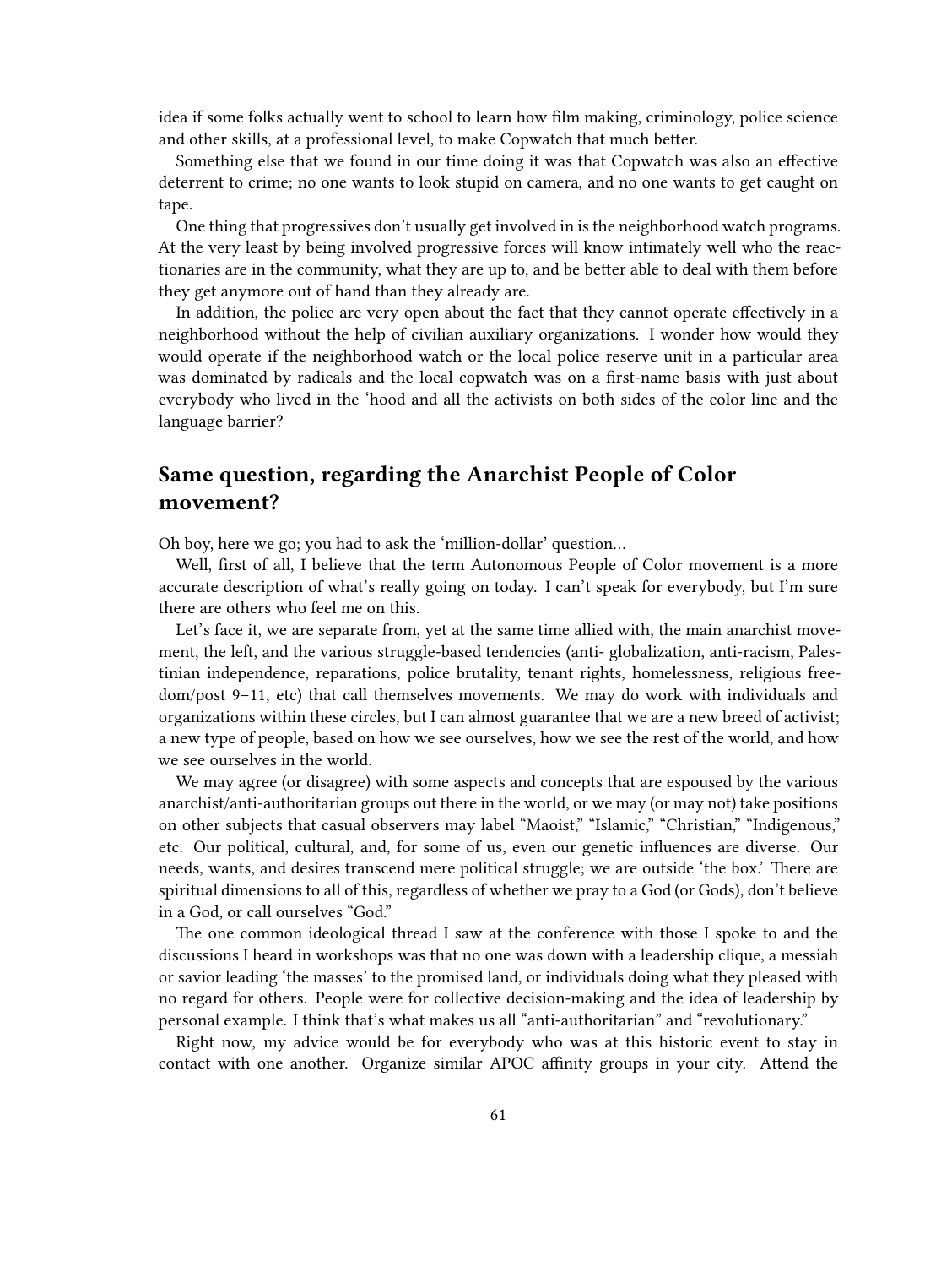idea if some folks actually went to school to learn how film making, criminology, police science and other skills, at a professional level, to make Copwatch that much better.

Something else that we found in our time doing it was that Copwatch was also an effective deterrent to crime; no one wants to look stupid on camera, and no one wants to get caught on tape.

One thing that progressives don't usually get involved in is the neighborhood watch programs. At the very least by being involved progressive forces will know intimately well who the reactionaries are in the community, what they are up to, and be better able to deal with them before they get anymore out of hand than they already are.

In addition, the police are very open about the fact that they cannot operate effectively in a neighborhood without the help of civilian auxiliary organizations. I wonder how would they would operate if the neighborhood watch or the local police reserve unit in a particular area was dominated by radicals and the local copwatch was on a first-name basis with just about everybody who lived in the 'hood and all the activists on both sides of the color line and the language barrier?

## Same question, regarding the Anarchist People of Color movement?

Oh boy, here we go; you had to ask the 'million-dollar' question…

Well, first of all, I believe that the term Autonomous People of Color movement is a more accurate description of what's really going on today. I can't speak for everybody, but I'm sure there are others who feel me on this.

Let's face it, we are separate from, yet at the same time allied with, the main anarchist movement, the left, and the various struggle-based tendencies (anti- globalization, anti-racism, Palestinian independence, reparations, police brutality, tenant rights, homelessness, religious freedom/post 9–11, etc) that call themselves movements. We may do work with individuals and organizations within these circles, but I can almost guarantee that we are a new breed of activist; a new type of people, based on how we see ourselves, how we see the rest of the world, and how we see ourselves in the world.

We may agree (or disagree) with some aspects and concepts that are espoused by the various anarchist/anti-authoritarian groups out there in the world, or we may (or may not) take positions on other subjects that casual observers may label "Maoist," "Islamic," "Christian," "Indigenous," etc. Our political, cultural, and, for some of us, even our genetic influences are diverse. Our needs, wants, and desires transcend mere political struggle; we are outside 'the box.' There are spiritual dimensions to all of this, regardless of whether we pray to a God (or Gods), don't believe in a God, or call ourselves "God."

The one common ideological thread I saw at the conference with those I spoke to and the discussions I heard in workshops was that no one was down with a leadership clique, a messiah or savior leading 'the masses' to the promised land, or individuals doing what they pleased with no regard for others. People were for collective decision-making and the idea of leadership by personal example. I think that's what makes us all "anti-authoritarian" and "revolutionary."

Right now, my advice would be for everybody who was at this historic event to stay in contact with one another. Organize similar APOC affinity groups in your city. Attend the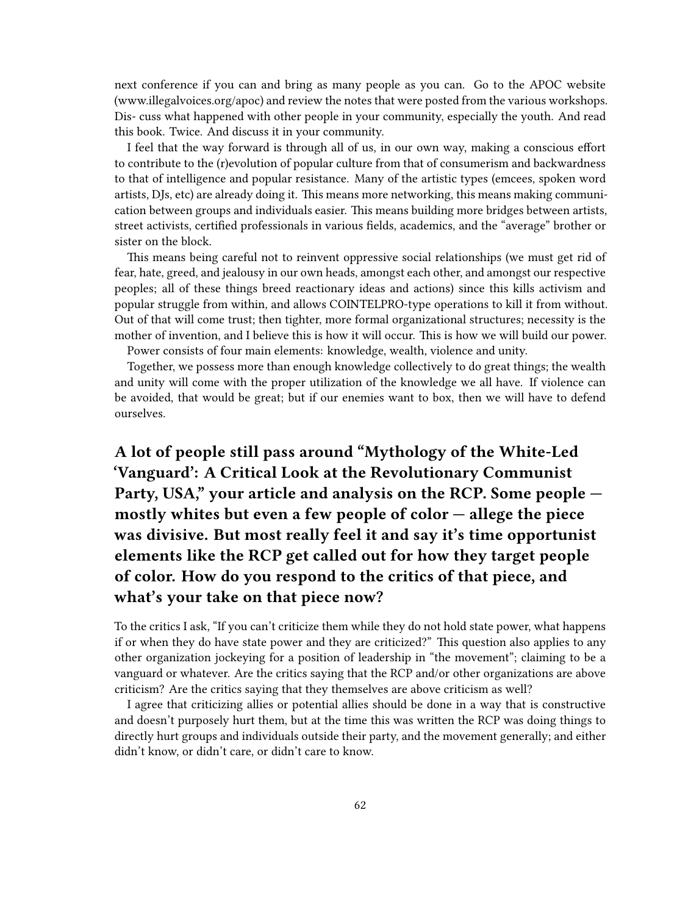next conference if you can and bring as many people as you can. Go to the APOC website (www.illegalvoices.org/apoc) and review the notes that were posted from the various workshops. Dis- cuss what happened with other people in your community, especially the youth. And read this book. Twice. And discuss it in your community.

I feel that the way forward is through all of us, in our own way, making a conscious effort to contribute to the (r)evolution of popular culture from that of consumerism and backwardness to that of intelligence and popular resistance. Many of the artistic types (emcees, spoken word artists, DJs, etc) are already doing it. This means more networking, this means making communication between groups and individuals easier. This means building more bridges between artists, street activists, certified professionals in various fields, academics, and the "average" brother or sister on the block.

This means being careful not to reinvent oppressive social relationships (we must get rid of fear, hate, greed, and jealousy in our own heads, amongst each other, and amongst our respective peoples; all of these things breed reactionary ideas and actions) since this kills activism and popular struggle from within, and allows COINTELPRO-type operations to kill it from without. Out of that will come trust; then tighter, more formal organizational structures; necessity is the mother of invention, and I believe this is how it will occur. This is how we will build our power.

Power consists of four main elements: knowledge, wealth, violence and unity.

Together, we possess more than enough knowledge collectively to do great things; the wealth and unity will come with the proper utilization of the knowledge we all have. If violence can be avoided, that would be great; but if our enemies want to box, then we will have to defend ourselves.

## A lot of people still pass around "Mythology of the White-Led 'Vanguard': A Critical Look at the Revolutionary Communist Party, USA," your article and analysis on the RCP. Some people — mostly whites but even a few people of color — allege the piece was divisive. But most really feel it and say it's time opportunist elements like the RCP get called out for how they target people of color. How do you respond to the critics of that piece, and what's your take on that piece now?

To the critics I ask, "If you can't criticize them while they do not hold state power, what happens if or when they do have state power and they are criticized?" This question also applies to any other organization jockeying for a position of leadership in "the movement"; claiming to be a vanguard or whatever. Are the critics saying that the RCP and/or other organizations are above criticism? Are the critics saying that they themselves are above criticism as well?

I agree that criticizing allies or potential allies should be done in a way that is constructive and doesn't purposely hurt them, but at the time this was written the RCP was doing things to directly hurt groups and individuals outside their party, and the movement generally; and either didn't know, or didn't care, or didn't care to know.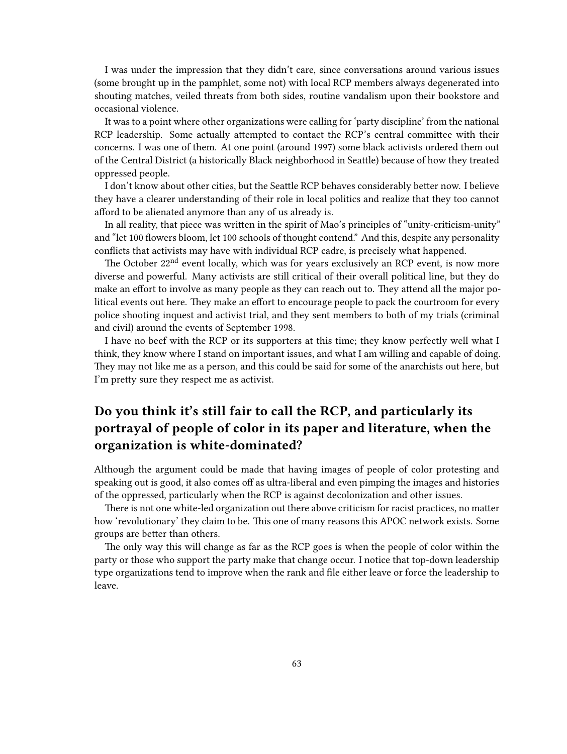I was under the impression that they didn't care, since conversations around various issues (some brought up in the pamphlet, some not) with local RCP members always degenerated into shouting matches, veiled threats from both sides, routine vandalism upon their bookstore and occasional violence.

It was to a point where other organizations were calling for 'party discipline' from the national RCP leadership. Some actually attempted to contact the RCP's central committee with their concerns. I was one of them. At one point (around 1997) some black activists ordered them out of the Central District (a historically Black neighborhood in Seattle) because of how they treated oppressed people.

I don't know about other cities, but the Seattle RCP behaves considerably better now. I believe they have a clearer understanding of their role in local politics and realize that they too cannot afford to be alienated anymore than any of us already is.

In all reality, that piece was written in the spirit of Mao's principles of "unity-criticism-unity" and "let 100 flowers bloom, let 100 schools of thought contend." And this, despite any personality conflicts that activists may have with individual RCP cadre, is precisely what happened.

The October 22nd event locally, which was for years exclusively an RCP event, is now more diverse and powerful. Many activists are still critical of their overall political line, but they do make an effort to involve as many people as they can reach out to. They attend all the major political events out here. They make an effort to encourage people to pack the courtroom for every police shooting inquest and activist trial, and they sent members to both of my trials (criminal and civil) around the events of September 1998.

I have no beef with the RCP or its supporters at this time; they know perfectly well what I think, they know where I stand on important issues, and what I am willing and capable of doing. They may not like me as a person, and this could be said for some of the anarchists out here, but I'm pretty sure they respect me as activist.

## Do you think it's still fair to call the RCP, and particularly its portrayal of people of color in its paper and literature, when the organization is white-dominated?

Although the argument could be made that having images of people of color protesting and speaking out is good, it also comes off as ultra-liberal and even pimping the images and histories of the oppressed, particularly when the RCP is against decolonization and other issues.

There is not one white-led organization out there above criticism for racist practices, no matter how 'revolutionary' they claim to be. This one of many reasons this APOC network exists. Some groups are better than others.

The only way this will change as far as the RCP goes is when the people of color within the party or those who support the party make that change occur. I notice that top-down leadership type organizations tend to improve when the rank and file either leave or force the leadership to leave.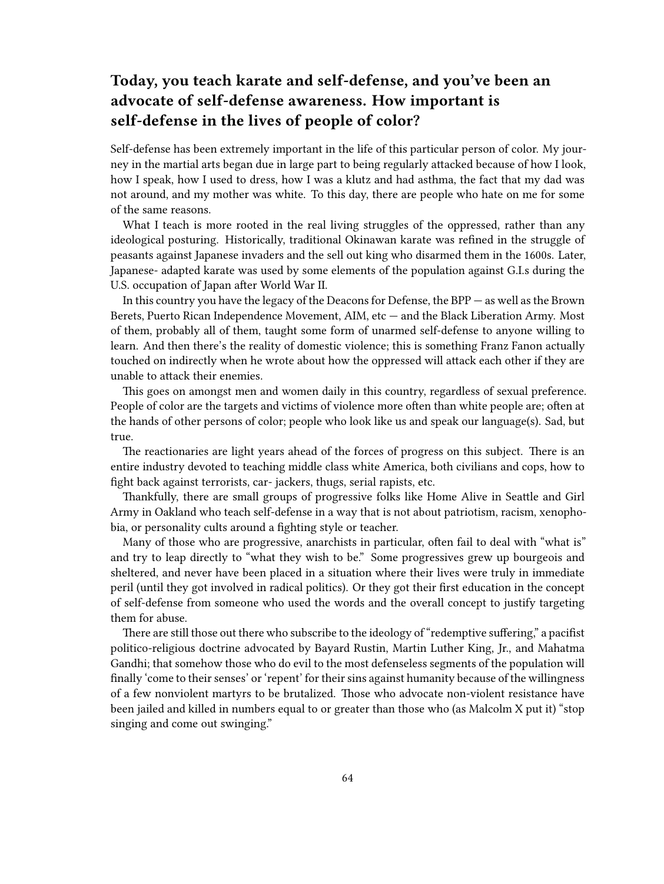## Today, you teach karate and self-defense, and you've been an advocate of self-defense awareness. How important is self-defense in the lives of people of color?

Self-defense has been extremely important in the life of this particular person of color. My journey in the martial arts began due in large part to being regularly attacked because of how I look, how I speak, how I used to dress, how I was a klutz and had asthma, the fact that my dad was not around, and my mother was white. To this day, there are people who hate on me for some of the same reasons.

What I teach is more rooted in the real living struggles of the oppressed, rather than any ideological posturing. Historically, traditional Okinawan karate was refined in the struggle of peasants against Japanese invaders and the sell out king who disarmed them in the 1600s. Later, Japanese- adapted karate was used by some elements of the population against G.I.s during the U.S. occupation of Japan after World War II.

In this country you have the legacy of the Deacons for Defense, the BPP — as well as the Brown Berets, Puerto Rican Independence Movement, AIM, etc — and the Black Liberation Army. Most of them, probably all of them, taught some form of unarmed self-defense to anyone willing to learn. And then there's the reality of domestic violence; this is something Franz Fanon actually touched on indirectly when he wrote about how the oppressed will attack each other if they are unable to attack their enemies.

This goes on amongst men and women daily in this country, regardless of sexual preference. People of color are the targets and victims of violence more often than white people are; often at the hands of other persons of color; people who look like us and speak our language(s). Sad, but true.

The reactionaries are light years ahead of the forces of progress on this subject. There is an entire industry devoted to teaching middle class white America, both civilians and cops, how to fight back against terrorists, car- jackers, thugs, serial rapists, etc.

Thankfully, there are small groups of progressive folks like Home Alive in Seattle and Girl Army in Oakland who teach self-defense in a way that is not about patriotism, racism, xenophobia, or personality cults around a fighting style or teacher.

Many of those who are progressive, anarchists in particular, often fail to deal with "what is" and try to leap directly to "what they wish to be." Some progressives grew up bourgeois and sheltered, and never have been placed in a situation where their lives were truly in immediate peril (until they got involved in radical politics). Or they got their first education in the concept of self-defense from someone who used the words and the overall concept to justify targeting them for abuse.

There are still those out there who subscribe to the ideology of "redemptive suffering," a pacifist politico-religious doctrine advocated by Bayard Rustin, Martin Luther King, Jr., and Mahatma Gandhi; that somehow those who do evil to the most defenseless segments of the population will finally 'come to their senses' or 'repent' for their sins against humanity because of the willingness of a few nonviolent martyrs to be brutalized. Those who advocate non-violent resistance have been jailed and killed in numbers equal to or greater than those who (as Malcolm X put it) "stop singing and come out swinging."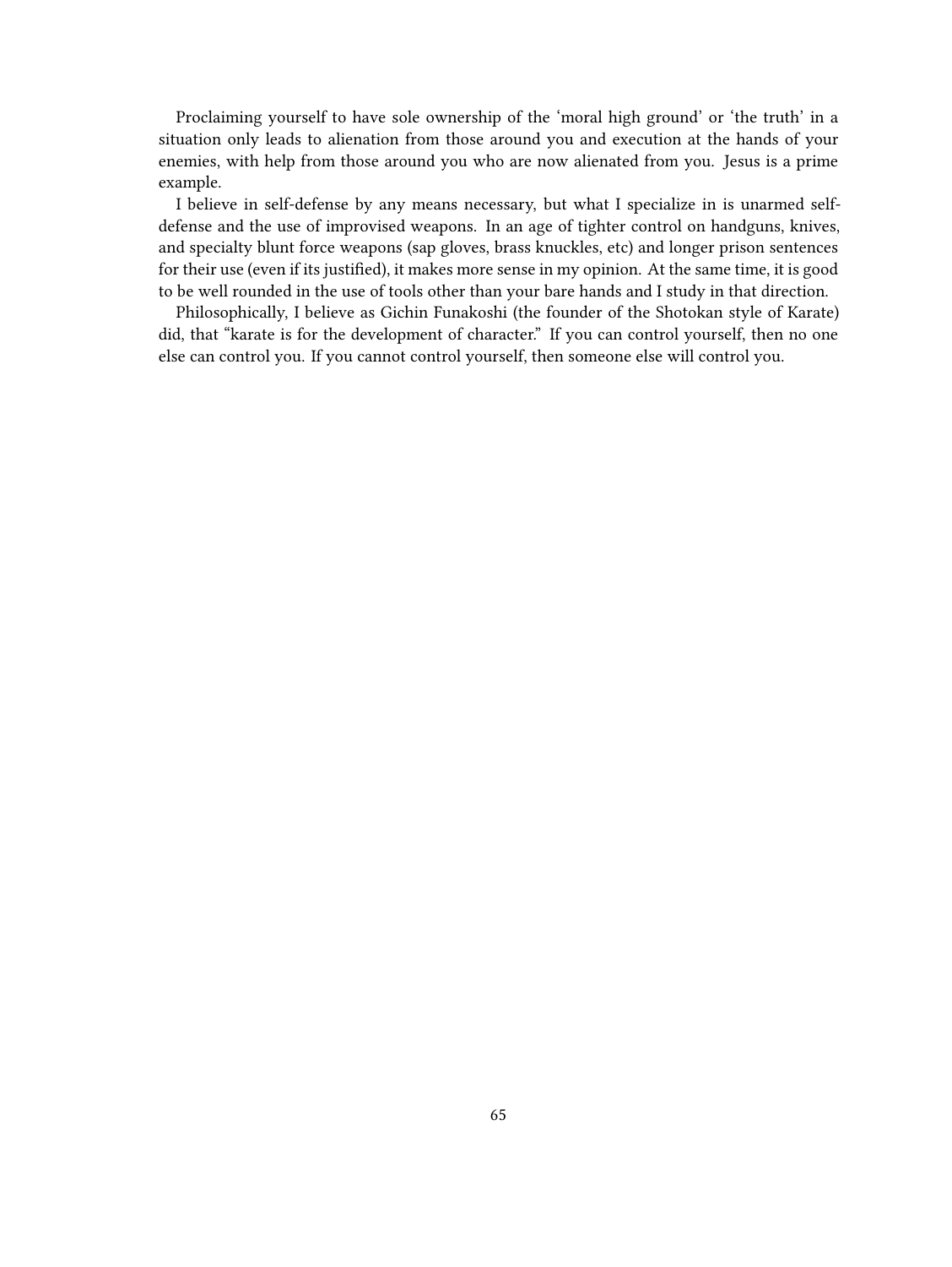Proclaiming yourself to have sole ownership of the 'moral high ground' or 'the truth' in a situation only leads to alienation from those around you and execution at the hands of your enemies, with help from those around you who are now alienated from you. Jesus is a prime example.

I believe in self-defense by any means necessary, but what I specialize in is unarmed self-defense and the use of improvised weapons. In an age of tighter control on handguns, knives, and specialty blunt force weapons (sap gloves, brass knuckles, etc) and longer prison sentences for their use (even if its justified), it makes more sense in my opinion. At the same time, it is good to be well rounded in the use of tools other than your bare hands and I study in that direction.

Philosophically, I believe as Gichin Funakoshi (the founder of the Shotokan style of Karate) did, that "karate is for the development of character." If you can control yourself, then no one else can control you. If you cannot control yourself, then someone else will control you.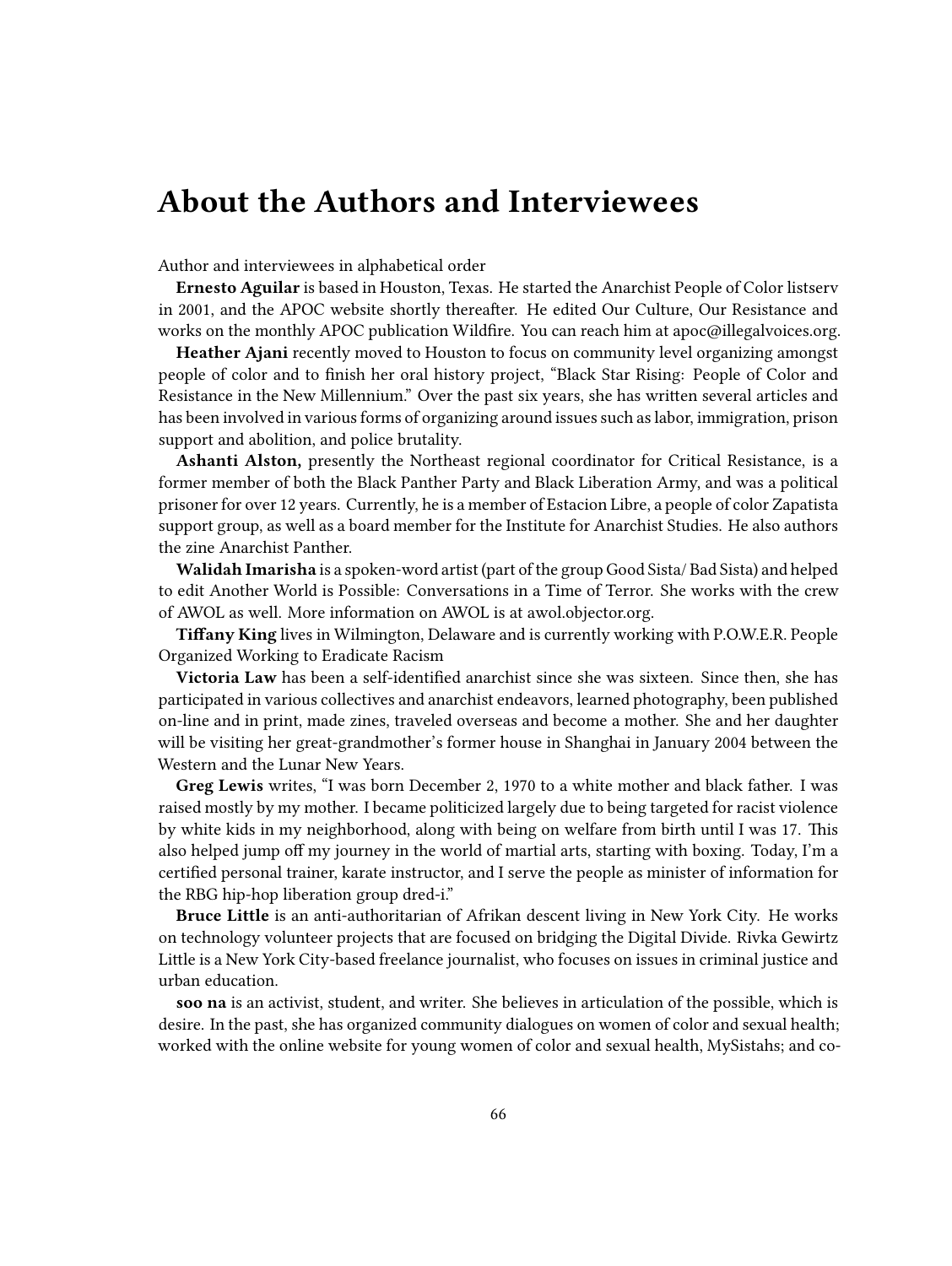# About the Authors and Interviewees

Author and interviewees in alphabetical order

**Ernesto Aguilar** is based in Houston, Texas. He started the Anarchist People of Color listserv in 2001, and the APOC website shortly thereafter. He edited Our Culture, Our Resistance and works on the monthly APOC publication Wildfire. You can reach him at apoc@illegalvoices.org.

**Heather Ajani** recently moved to Houston to focus on community level organizing amongst people of color and to finish her oral history project, "Black Star Rising: People of Color and Resistance in the New Millennium." Over the past six years, she has written several articles and has been involved in various forms of organizing around issues such as labor, immigration, prison support and abolition, and police brutality.

**Ashanti Alston,** presently the Northeast regional coordinator for Critical Resistance, is a former member of both the Black Panther Party and Black Liberation Army, and was a political prisoner for over 12 years. Currently, he is a member of Estacion Libre, a people of color Zapatista support group, as well as a board member for the Institute for Anarchist Studies. He also authors the zine Anarchist Panther.

**Walidah Imarisha** is a spoken-word artist (part of the group Good Sista/ Bad Sista) and helped to edit Another World is Possible: Conversations in a Time of Terror. She works with the crew of AWOL as well. More information on AWOL is at awol.objector.org.

**Tiffany King** lives in Wilmington, Delaware and is currently working with P.O.W.E.R. People Organized Working to Eradicate Racism

**Victoria Law** has been a self-identified anarchist since she was sixteen. Since then, she has participated in various collectives and anarchist endeavors, learned photography, been published on-line and in print, made zines, traveled overseas and become a mother. She and her daughter will be visiting her great-grandmother's former house in Shanghai in January 2004 between the Western and the Lunar New Years.

**Greg Lewis** writes, "I was born December 2, 1970 to a white mother and black father. I was raised mostly by my mother. I became politicized largely due to being targeted for racist violence by white kids in my neighborhood, along with being on welfare from birth until I was 17. This also helped jump off my journey in the world of martial arts, starting with boxing. Today, I'm a certified personal trainer, karate instructor, and I serve the people as minister of information for the RBG hip-hop liberation group dred-i."

**Bruce Little** is an anti-authoritarian of Afrikan descent living in New York City. He works on technology volunteer projects that are focused on bridging the Digital Divide. Rivka Gewirtz Little is a New York City-based freelance journalist, who focuses on issues in criminal justice and urban education.

**soo na** is an activist, student, and writer. She believes in articulation of the possible, which is desire. In the past, she has organized community dialogues on women of color and sexual health; worked with the online website for young women of color and sexual health, MySistahs; and co-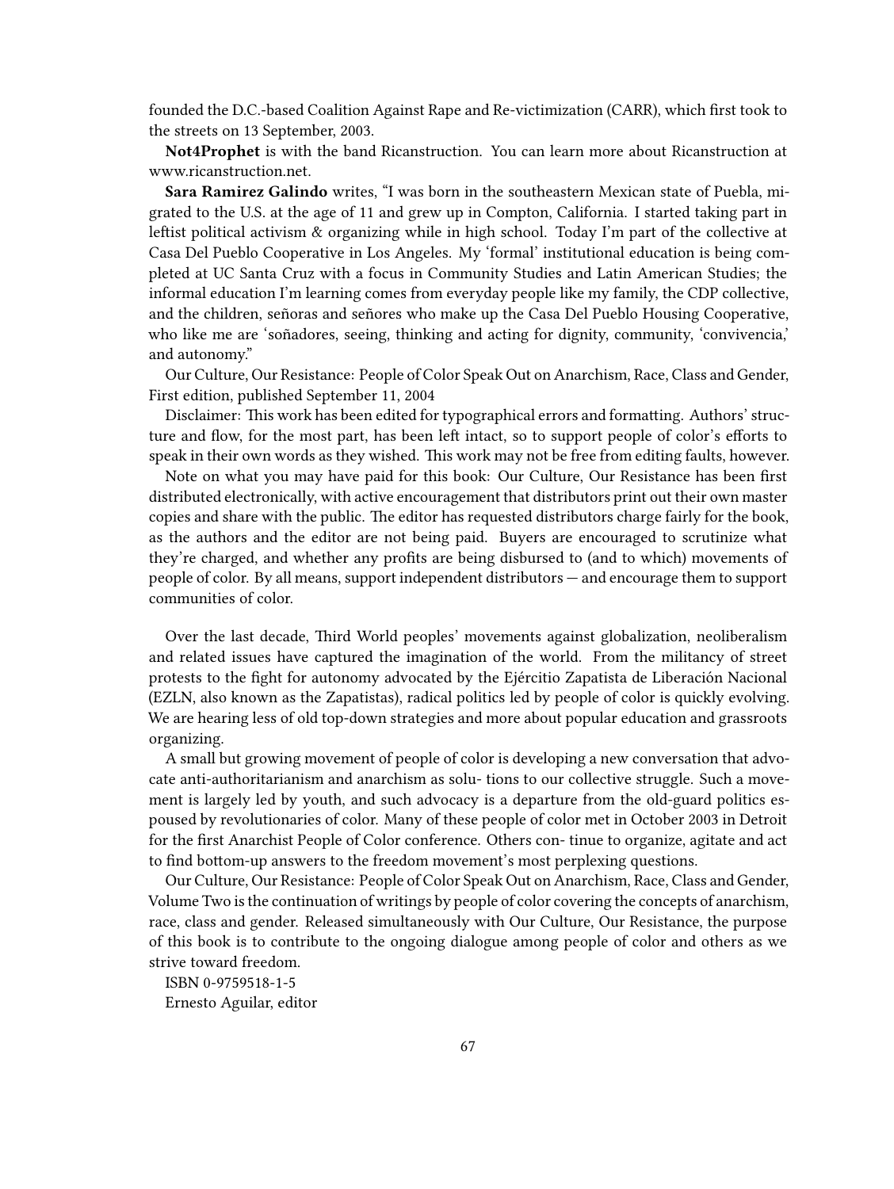founded the D.C.-based Coalition Against Rape and Re-victimization (CARR), which first took to the streets on 13 September, 2003.

**Not4Prophet** is with the band Ricanstruction. You can learn more about Ricanstruction at www.ricanstruction.net.

**Sara Ramirez Galindo** writes, "I was born in the southeastern Mexican state of Puebla, migrated to the U.S. at the age of 11 and grew up in Compton, California. I started taking part in leftist political activism & organizing while in high school. Today I'm part of the collective at Casa Del Pueblo Cooperative in Los Angeles. My 'formal' institutional education is being completed at UC Santa Cruz with a focus in Community Studies and Latin American Studies; the informal education I'm learning comes from everyday people like my family, the CDP collective, and the children, señoras and señores who make up the Casa Del Pueblo Housing Cooperative, who like me are 'soñadores, seeing, thinking and acting for dignity, community, 'convivencia,' and autonomy."

Our Culture, Our Resistance: People of Color Speak Out on Anarchism, Race, Class and Gender, First edition, published September 11, 2004

Disclaimer: This work has been edited for typographical errors and formatting. Authors' structure and flow, for the most part, has been left intact, so to support people of color's efforts to speak in their own words as they wished. This work may not be free from editing faults, however.

Note on what you may have paid for this book: Our Culture, Our Resistance has been first distributed electronically, with active encouragement that distributors print out their own master copies and share with the public. The editor has requested distributors charge fairly for the book, as the authors and the editor are not being paid. Buyers are encouraged to scrutinize what they're charged, and whether any profits are being disbursed to (and to which) movements of people of color. By all means, support independent distributors — and encourage them to support communities of color.

Over the last decade, Third World peoples' movements against globalization, neoliberalism and related issues have captured the imagination of the world. From the militancy of street protests to the fight for autonomy advocated by the Ejércitio Zapatista de Liberación Nacional (EZLN, also known as the Zapatistas), radical politics led by people of color is quickly evolving. We are hearing less of old top-down strategies and more about popular education and grassroots organizing.

A small but growing movement of people of color is developing a new conversation that advocate anti-authoritarianism and anarchism as solu- tions to our collective struggle. Such a movement is largely led by youth, and such advocacy is a departure from the old-guard politics espoused by revolutionaries of color. Many of these people of color met in October 2003 in Detroit for the first Anarchist People of Color conference. Others con- tinue to organize, agitate and act to find bottom-up answers to the freedom movement's most perplexing questions.

Our Culture, Our Resistance: People of Color Speak Out on Anarchism, Race, Class and Gender, Volume Two is the continuation of writings by people of color covering the concepts of anarchism, race, class and gender. Released simultaneously with Our Culture, Our Resistance, the purpose of this book is to contribute to the ongoing dialogue among people of color and others as we strive toward freedom.

ISBN 0-9759518-1-5

Ernesto Aguilar, editor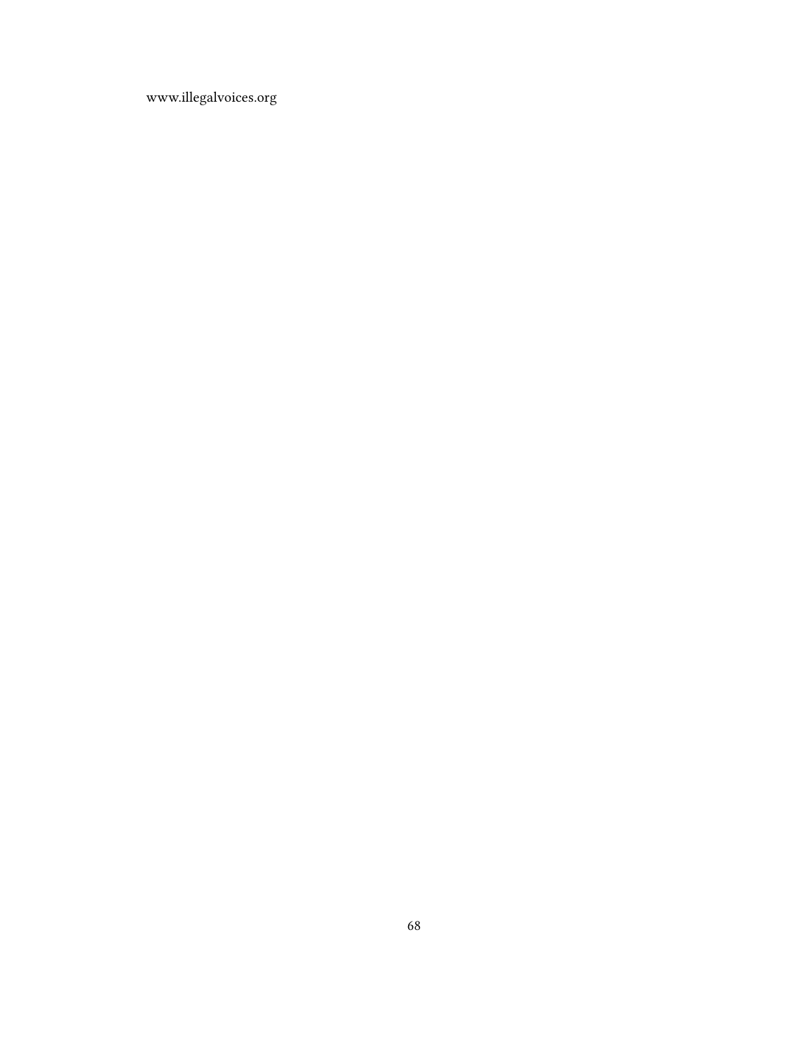www.illegalvoices.org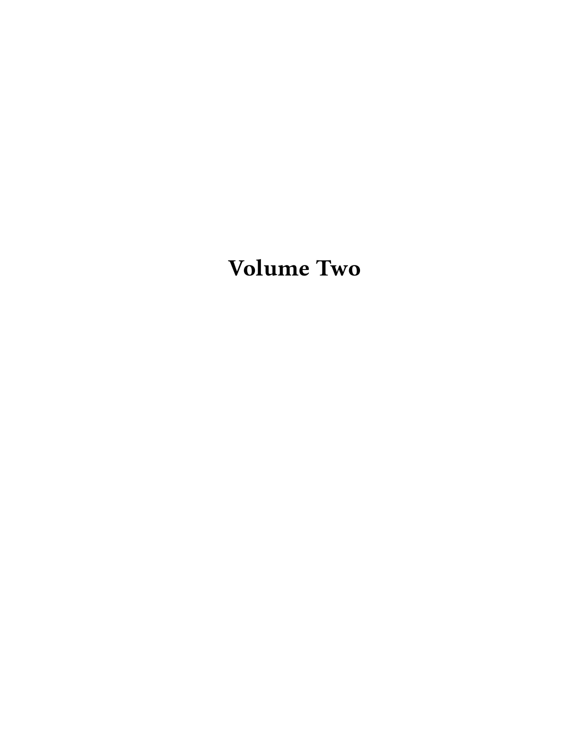# Volume Two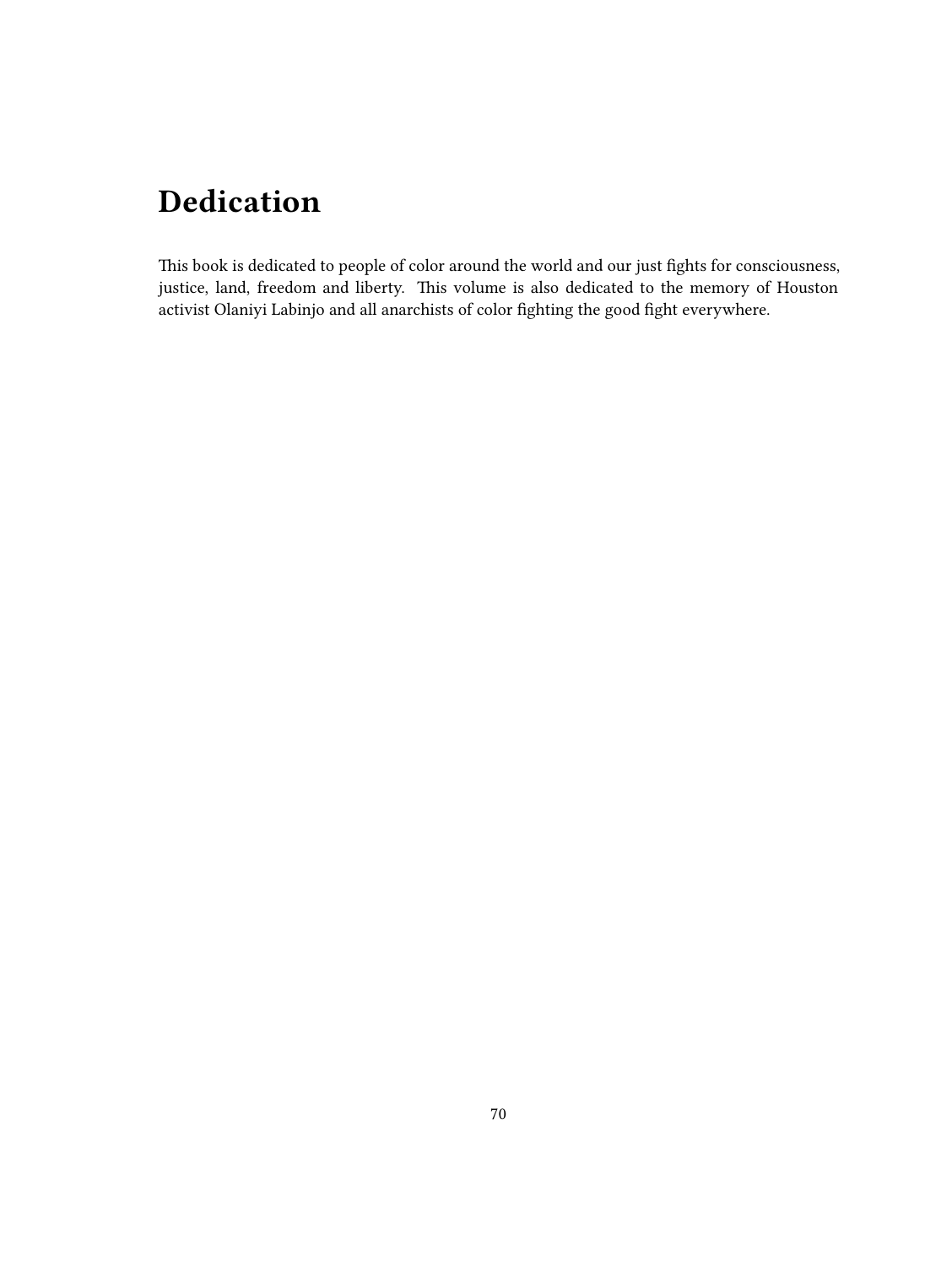# Dedication

This book is dedicated to people of color around the world and our just fights for consciousness, justice, land, freedom and liberty. This volume is also dedicated to the memory of Houston activist Olaniyi Labinjo and all anarchists of color fighting the good fight everywhere.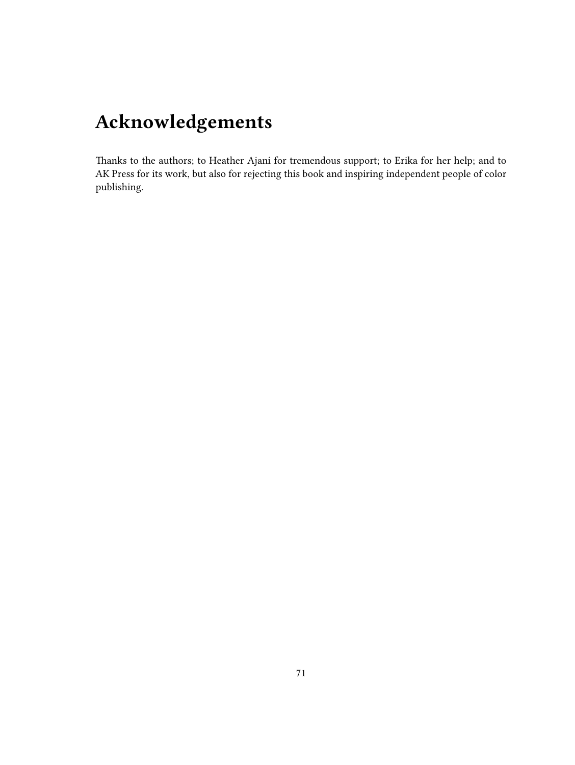# Acknowledgements

Thanks to the authors; to Heather Ajani for tremendous support; to Erika for her help; and to AK Press for its work, but also for rejecting this book and inspiring independent people of color publishing.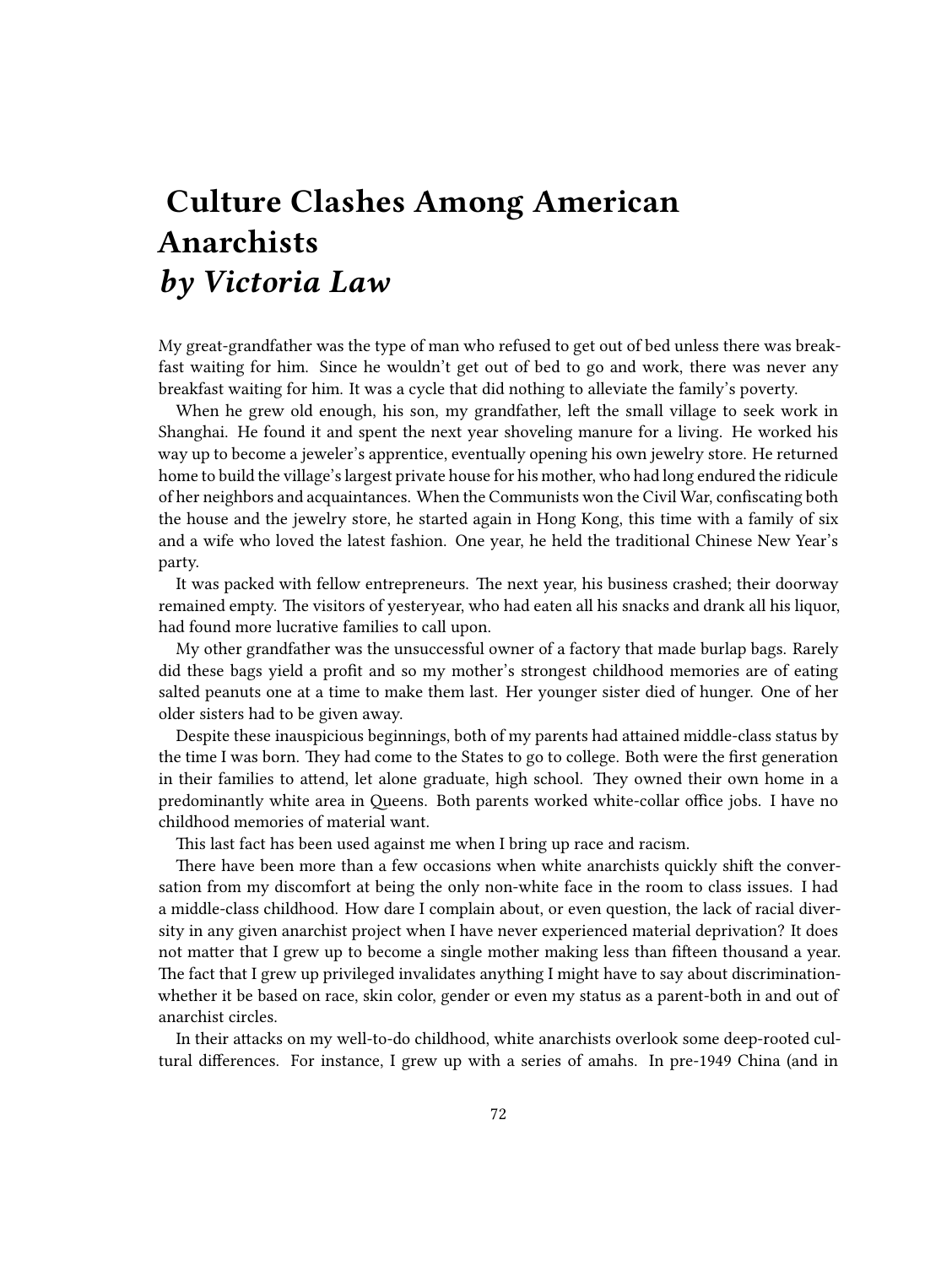# Culture Clashes Among American Anarchists
## *by Victoria Law*

My great-grandfather was the type of man who refused to get out of bed unless there was breakfast waiting for him. Since he wouldn't get out of bed to go and work, there was never any breakfast waiting for him. It was a cycle that did nothing to alleviate the family's poverty.

When he grew old enough, his son, my grandfather, left the small village to seek work in Shanghai. He found it and spent the next year shoveling manure for a living. He worked his way up to become a jeweler's apprentice, eventually opening his own jewelry store. He returned home to build the village's largest private house for his mother, who had long endured the ridicule of her neighbors and acquaintances. When the Communists won the Civil War, confiscating both the house and the jewelry store, he started again in Hong Kong, this time with a family of six and a wife who loved the latest fashion. One year, he held the traditional Chinese New Year's party.

It was packed with fellow entrepreneurs. The next year, his business crashed; their doorway remained empty. The visitors of yesteryear, who had eaten all his snacks and drank all his liquor, had found more lucrative families to call upon.

My other grandfather was the unsuccessful owner of a factory that made burlap bags. Rarely did these bags yield a profit and so my mother's strongest childhood memories are of eating salted peanuts one at a time to make them last. Her younger sister died of hunger. One of her older sisters had to be given away.

Despite these inauspicious beginnings, both of my parents had attained middle-class status by the time I was born. They had come to the States to go to college. Both were the first generation in their families to attend, let alone graduate, high school. They owned their own home in a predominantly white area in Queens. Both parents worked white-collar office jobs. I have no childhood memories of material want.

This last fact has been used against me when I bring up race and racism.

There have been more than a few occasions when white anarchists quickly shift the conversation from my discomfort at being the only non-white face in the room to class issues. I had a middle-class childhood. How dare I complain about, or even question, the lack of racial diversity in any given anarchist project when I have never experienced material deprivation? It does not matter that I grew up to become a single mother making less than fifteen thousand a year. The fact that I grew up privileged invalidates anything I might have to say about discrimination-whether it be based on race, skin color, gender or even my status as a parent-both in and out of anarchist circles.

In their attacks on my well-to-do childhood, white anarchists overlook some deep-rooted cultural differences. For instance, I grew up with a series of amahs. In pre-1949 China (and in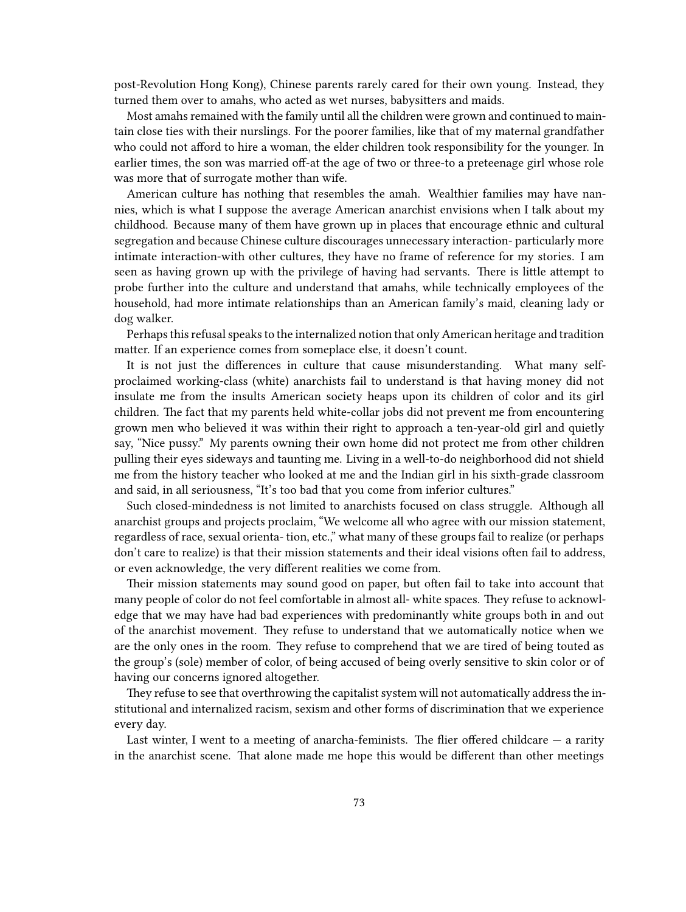post-Revolution Hong Kong), Chinese parents rarely cared for their own young. Instead, they turned them over to amahs, who acted as wet nurses, babysitters and maids.

Most amahs remained with the family until all the children were grown and continued to maintain close ties with their nurslings. For the poorer families, like that of my maternal grandfather who could not afford to hire a woman, the elder children took responsibility for the younger. In earlier times, the son was married off-at the age of two or three-to a preteenage girl whose role was more that of surrogate mother than wife.

American culture has nothing that resembles the amah. Wealthier families may have nannies, which is what I suppose the average American anarchist envisions when I talk about my childhood. Because many of them have grown up in places that encourage ethnic and cultural segregation and because Chinese culture discourages unnecessary interaction- particularly more intimate interaction-with other cultures, they have no frame of reference for my stories. I am seen as having grown up with the privilege of having had servants. There is little attempt to probe further into the culture and understand that amahs, while technically employees of the household, had more intimate relationships than an American family's maid, cleaning lady or dog walker.

Perhaps this refusal speaks to the internalized notion that only American heritage and tradition matter. If an experience comes from someplace else, it doesn't count.

It is not just the differences in culture that cause misunderstanding. What many self-proclaimed working-class (white) anarchists fail to understand is that having money did not insulate me from the insults American society heaps upon its children of color and its girl children. The fact that my parents held white-collar jobs did not prevent me from encountering grown men who believed it was within their right to approach a ten-year-old girl and quietly say, "Nice pussy." My parents owning their own home did not protect me from other children pulling their eyes sideways and taunting me. Living in a well-to-do neighborhood did not shield me from the history teacher who looked at me and the Indian girl in his sixth-grade classroom and said, in all seriousness, "It's too bad that you come from inferior cultures."

Such closed-mindedness is not limited to anarchists focused on class struggle. Although all anarchist groups and projects proclaim, "We welcome all who agree with our mission statement, regardless of race, sexual orienta- tion, etc.," what many of these groups fail to realize (or perhaps don't care to realize) is that their mission statements and their ideal visions often fail to address, or even acknowledge, the very different realities we come from.

Their mission statements may sound good on paper, but often fail to take into account that many people of color do not feel comfortable in almost all- white spaces. They refuse to acknowledge that we may have had bad experiences with predominantly white groups both in and out of the anarchist movement. They refuse to understand that we automatically notice when we are the only ones in the room. They refuse to comprehend that we are tired of being touted as the group's (sole) member of color, of being accused of being overly sensitive to skin color or of having our concerns ignored altogether.

They refuse to see that overthrowing the capitalist system will not automatically address the institutional and internalized racism, sexism and other forms of discrimination that we experience every day.

Last winter, I went to a meeting of anarcha-feminists. The flier offered childcare — a rarity in the anarchist scene. That alone made me hope this would be different than other meetings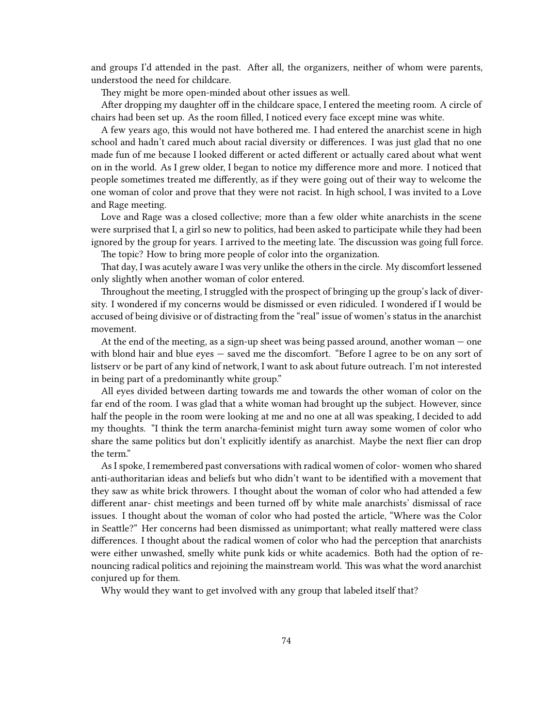and groups I'd attended in the past. After all, the organizers, neither of whom were parents, understood the need for childcare.

They might be more open-minded about other issues as well.

After dropping my daughter off in the childcare space, I entered the meeting room. A circle of chairs had been set up. As the room filled, I noticed every face except mine was white.

A few years ago, this would not have bothered me. I had entered the anarchist scene in high school and hadn't cared much about racial diversity or differences. I was just glad that no one made fun of me because I looked different or acted different or actually cared about what went on in the world. As I grew older, I began to notice my difference more and more. I noticed that people sometimes treated me differently, as if they were going out of their way to welcome the one woman of color and prove that they were not racist. In high school, I was invited to a Love and Rage meeting.

Love and Rage was a closed collective; more than a few older white anarchists in the scene were surprised that I, a girl so new to politics, had been asked to participate while they had been ignored by the group for years. I arrived to the meeting late. The discussion was going full force.

The topic? How to bring more people of color into the organization.

That day, I was acutely aware I was very unlike the others in the circle. My discomfort lessened only slightly when another woman of color entered.

Throughout the meeting, I struggled with the prospect of bringing up the group's lack of diversity. I wondered if my concerns would be dismissed or even ridiculed. I wondered if I would be accused of being divisive or of distracting from the "real" issue of women's status in the anarchist movement.

At the end of the meeting, as a sign-up sheet was being passed around, another woman — one with blond hair and blue eyes — saved me the discomfort. "Before I agree to be on any sort of listserv or be part of any kind of network, I want to ask about future outreach. I'm not interested in being part of a predominantly white group."

All eyes divided between darting towards me and towards the other woman of color on the far end of the room. I was glad that a white woman had brought up the subject. However, since half the people in the room were looking at me and no one at all was speaking, I decided to add my thoughts. "I think the term anarcha-feminist might turn away some women of color who share the same politics but don't explicitly identify as anarchist. Maybe the next flier can drop the term."

As I spoke, I remembered past conversations with radical women of color- women who shared anti-authoritarian ideas and beliefs but who didn't want to be identified with a movement that they saw as white brick throwers. I thought about the woman of color who had attended a few different anarchist meetings and been turned off by white male anarchists' dismissal of race issues. I thought about the woman of color who had posted the article, "Where was the Color in Seattle?" Her concerns had been dismissed as unimportant; what really mattered were class differences. I thought about the radical women of color who had the perception that anarchists were either unwashed, smelly white punk kids or white academics. Both had the option of renouncing radical politics and rejoining the mainstream world. This was what the word anarchist conjured up for them.

Why would they want to get involved with any group that labeled itself that?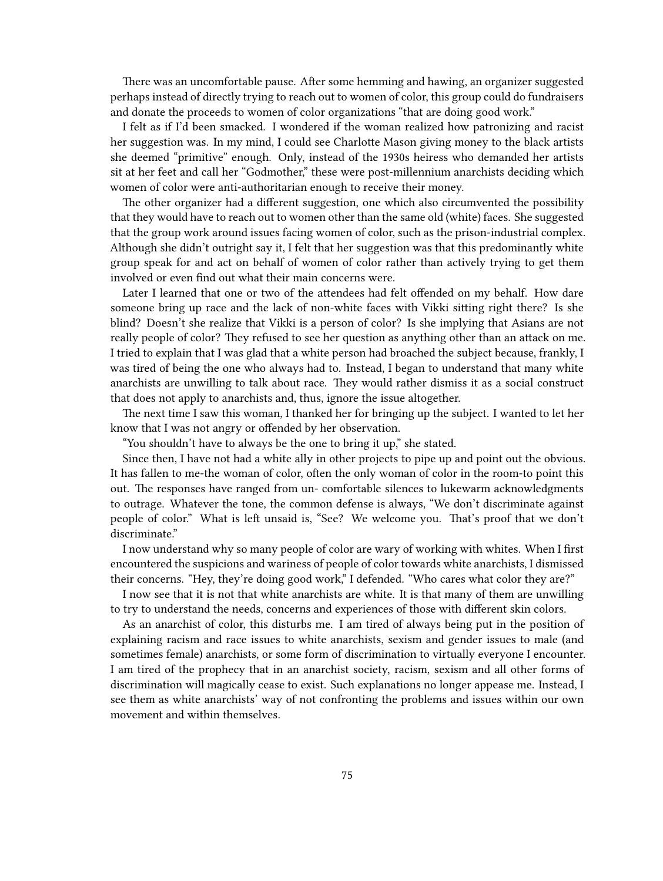There was an uncomfortable pause. After some hemming and hawing, an organizer suggested perhaps instead of directly trying to reach out to women of color, this group could do fundraisers and donate the proceeds to women of color organizations "that are doing good work."

I felt as if I'd been smacked. I wondered if the woman realized how patronizing and racist her suggestion was. In my mind, I could see Charlotte Mason giving money to the black artists she deemed "primitive" enough. Only, instead of the 1930s heiress who demanded her artists sit at her feet and call her "Godmother," these were post-millennium anarchists deciding which women of color were anti-authoritarian enough to receive their money.

The other organizer had a different suggestion, one which also circumvented the possibility that they would have to reach out to women other than the same old (white) faces. She suggested that the group work around issues facing women of color, such as the prison-industrial complex. Although she didn't outright say it, I felt that her suggestion was that this predominantly white group speak for and act on behalf of women of color rather than actively trying to get them involved or even find out what their main concerns were.

Later I learned that one or two of the attendees had felt offended on my behalf. How dare someone bring up race and the lack of non-white faces with Vikki sitting right there? Is she blind? Doesn't she realize that Vikki is a person of color? Is she implying that Asians are not really people of color? They refused to see her question as anything other than an attack on me. I tried to explain that I was glad that a white person had broached the subject because, frankly, I was tired of being the one who always had to. Instead, I began to understand that many white anarchists are unwilling to talk about race. They would rather dismiss it as a social construct that does not apply to anarchists and, thus, ignore the issue altogether.

The next time I saw this woman, I thanked her for bringing up the subject. I wanted to let her know that I was not angry or offended by her observation.

"You shouldn't have to always be the one to bring it up," she stated.

Since then, I have not had a white ally in other projects to pipe up and point out the obvious. It has fallen to me-the woman of color, often the only woman of color in the room-to point this out. The responses have ranged from un- comfortable silences to lukewarm acknowledgments to outrage. Whatever the tone, the common defense is always, "We don't discriminate against people of color." What is left unsaid is, "See? We welcome you. That's proof that we don't discriminate."

I now understand why so many people of color are wary of working with whites. When I first encountered the suspicions and wariness of people of color towards white anarchists, I dismissed their concerns. "Hey, they're doing good work," I defended. "Who cares what color they are?"

I now see that it is not that white anarchists are white. It is that many of them are unwilling to try to understand the needs, concerns and experiences of those with different skin colors.

As an anarchist of color, this disturbs me. I am tired of always being put in the position of explaining racism and race issues to white anarchists, sexism and gender issues to male (and sometimes female) anarchists, or some form of discrimination to virtually everyone I encounter. I am tired of the prophecy that in an anarchist society, racism, sexism and all other forms of discrimination will magically cease to exist. Such explanations no longer appease me. Instead, I see them as white anarchists' way of not confronting the problems and issues within our own movement and within themselves.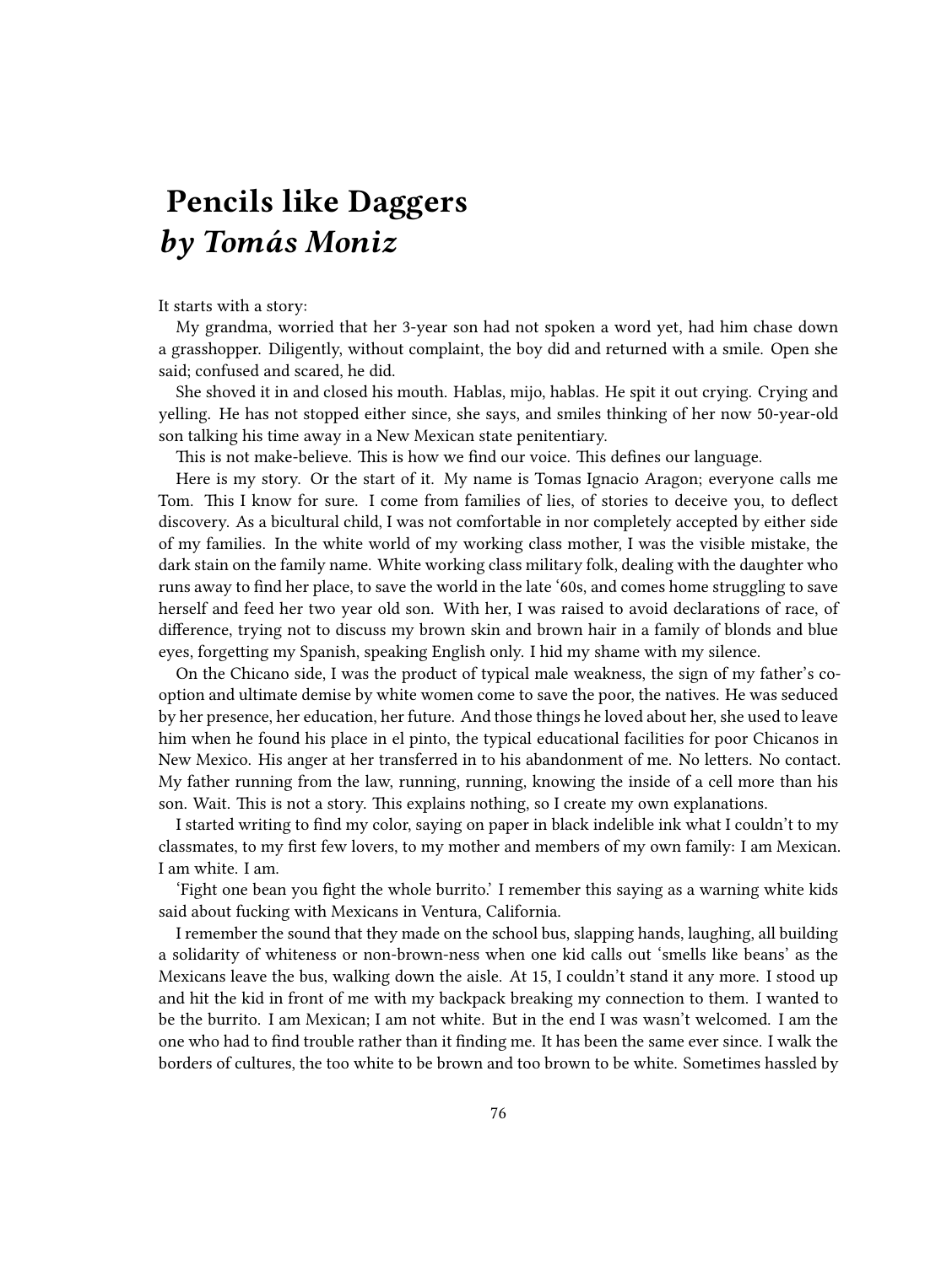# Pencils like Daggers
# *by Tomás Moniz*

It starts with a story:

My grandma, worried that her 3-year son had not spoken a word yet, had him chase down a grasshopper. Diligently, without complaint, the boy did and returned with a smile. Open she said; confused and scared, he did.

She shoved it in and closed his mouth. Hablas, mijo, hablas. He spit it out crying. Crying and yelling. He has not stopped either since, she says, and smiles thinking of her now 50-year-old son talking his time away in a New Mexican state penitentiary.

This is not make-believe. This is how we find our voice. This defines our language.

Here is my story. Or the start of it. My name is Tomas Ignacio Aragon; everyone calls me Tom. This I know for sure. I come from families of lies, of stories to deceive you, to deflect discovery. As a bicultural child, I was not comfortable in nor completely accepted by either side of my families. In the white world of my working class mother, I was the visible mistake, the dark stain on the family name. White working class military folk, dealing with the daughter who runs away to find her place, to save the world in the late '60s, and comes home struggling to save herself and feed her two year old son. With her, I was raised to avoid declarations of race, of difference, trying not to discuss my brown skin and brown hair in a family of blonds and blue eyes, forgetting my Spanish, speaking English only. I hid my shame with my silence.

On the Chicano side, I was the product of typical male weakness, the sign of my father's co-option and ultimate demise by white women come to save the poor, the natives. He was seduced by her presence, her education, her future. And those things he loved about her, she used to leave him when he found his place in el pinto, the typical educational facilities for poor Chicanos in New Mexico. His anger at her transferred in to his abandonment of me. No letters. No contact. My father running from the law, running, running, knowing the inside of a cell more than his son. Wait. This is not a story. This explains nothing, so I create my own explanations.

I started writing to find my color, saying on paper in black indelible ink what I couldn't to my classmates, to my first few lovers, to my mother and members of my own family: I am Mexican. I am white. I am.

'Fight one bean you fight the whole burrito.' I remember this saying as a warning white kids said about fucking with Mexicans in Ventura, California.

I remember the sound that they made on the school bus, slapping hands, laughing, all building a solidarity of whiteness or non-brown-ness when one kid calls out 'smells like beans' as the Mexicans leave the bus, walking down the aisle. At 15, I couldn't stand it any more. I stood up and hit the kid in front of me with my backpack breaking my connection to them. I wanted to be the burrito. I am Mexican; I am not white. But in the end I was wasn't welcomed. I am the one who had to find trouble rather than it finding me. It has been the same ever since. I walk the borders of cultures, the too white to be brown and too brown to be white. Sometimes hassled by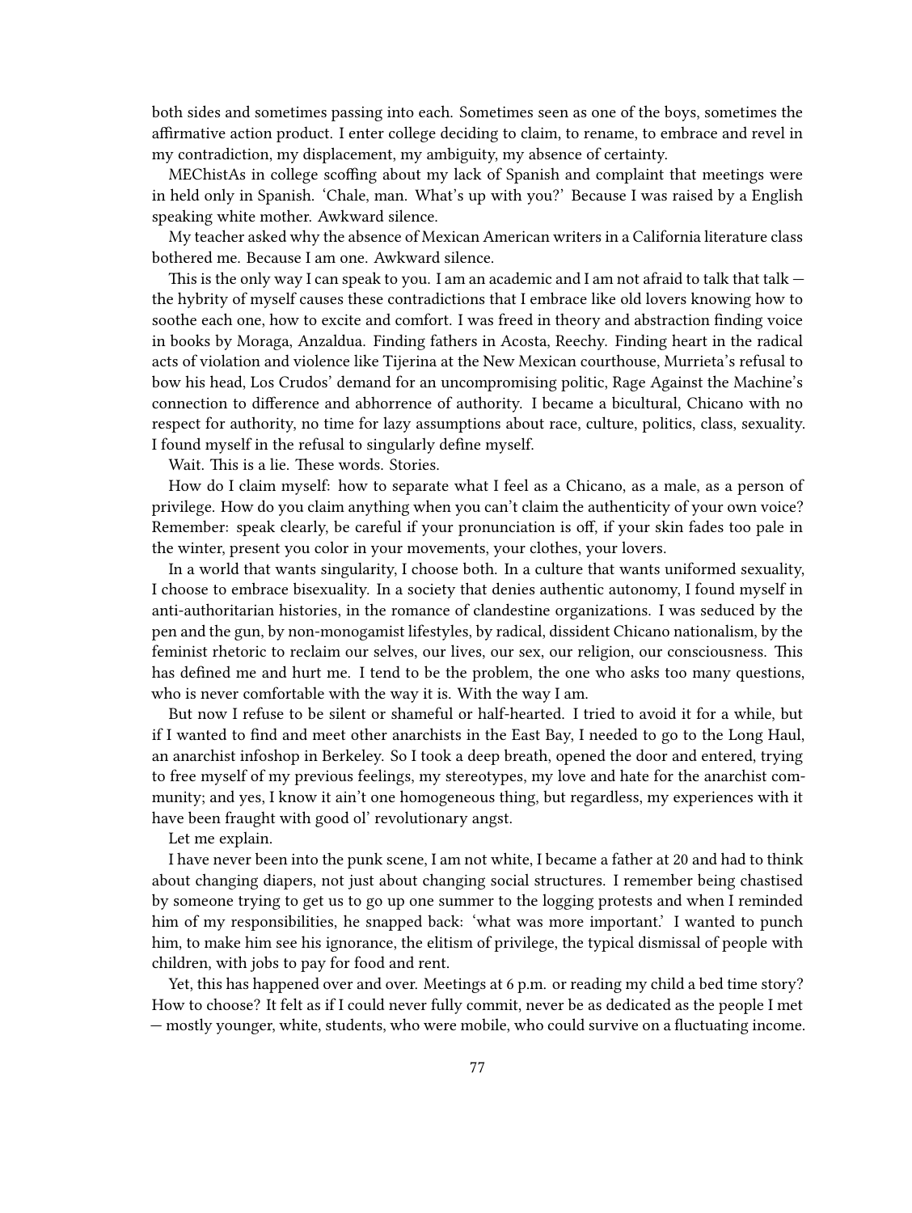both sides and sometimes passing into each. Sometimes seen as one of the boys, sometimes the affirmative action product. I enter college deciding to claim, to rename, to embrace and revel in my contradiction, my displacement, my ambiguity, my absence of certainty.

MEChistAs in college scoffing about my lack of Spanish and complaint that meetings were in held only in Spanish. 'Chale, man. What's up with you?' Because I was raised by a English speaking white mother. Awkward silence.

My teacher asked why the absence of Mexican American writers in a California literature class bothered me. Because I am one. Awkward silence.

This is the only way I can speak to you. I am an academic and I am not afraid to talk that talk — the hybrity of myself causes these contradictions that I embrace like old lovers knowing how to soothe each one, how to excite and comfort. I was freed in theory and abstraction finding voice in books by Moraga, Anzaldua. Finding fathers in Acosta, Reechy. Finding heart in the radical acts of violation and violence like Tijerina at the New Mexican courthouse, Murrieta's refusal to bow his head, Los Crudos' demand for an uncompromising politic, Rage Against the Machine's connection to difference and abhorrence of authority. I became a bicultural, Chicano with no respect for authority, no time for lazy assumptions about race, culture, politics, class, sexuality. I found myself in the refusal to singularly define myself.

Wait. This is a lie. These words. Stories.

How do I claim myself: how to separate what I feel as a Chicano, as a male, as a person of privilege. How do you claim anything when you can't claim the authenticity of your own voice? Remember: speak clearly, be careful if your pronunciation is off, if your skin fades too pale in the winter, present you color in your movements, your clothes, your lovers.

In a world that wants singularity, I choose both. In a culture that wants uniformed sexuality, I choose to embrace bisexuality. In a society that denies authentic autonomy, I found myself in anti-authoritarian histories, in the romance of clandestine organizations. I was seduced by the pen and the gun, by non-monogamist lifestyles, by radical, dissident Chicano nationalism, by the feminist rhetoric to reclaim our selves, our lives, our sex, our religion, our consciousness. This has defined me and hurt me. I tend to be the problem, the one who asks too many questions, who is never comfortable with the way it is. With the way I am.

But now I refuse to be silent or shameful or half-hearted. I tried to avoid it for a while, but if I wanted to find and meet other anarchists in the East Bay, I needed to go to the Long Haul, an anarchist infoshop in Berkeley. So I took a deep breath, opened the door and entered, trying to free myself of my previous feelings, my stereotypes, my love and hate for the anarchist community; and yes, I know it ain't one homogeneous thing, but regardless, my experiences with it have been fraught with good ol' revolutionary angst.

Let me explain.

I have never been into the punk scene, I am not white, I became a father at 20 and had to think about changing diapers, not just about changing social structures. I remember being chastised by someone trying to get us to go up one summer to the logging protests and when I reminded him of my responsibilities, he snapped back: 'what was more important.' I wanted to punch him, to make him see his ignorance, the elitism of privilege, the typical dismissal of people with children, with jobs to pay for food and rent.

Yet, this has happened over and over. Meetings at 6 p.m. or reading my child a bed time story? How to choose? It felt as if I could never fully commit, never be as dedicated as the people I met — mostly younger, white, students, who were mobile, who could survive on a fluctuating income.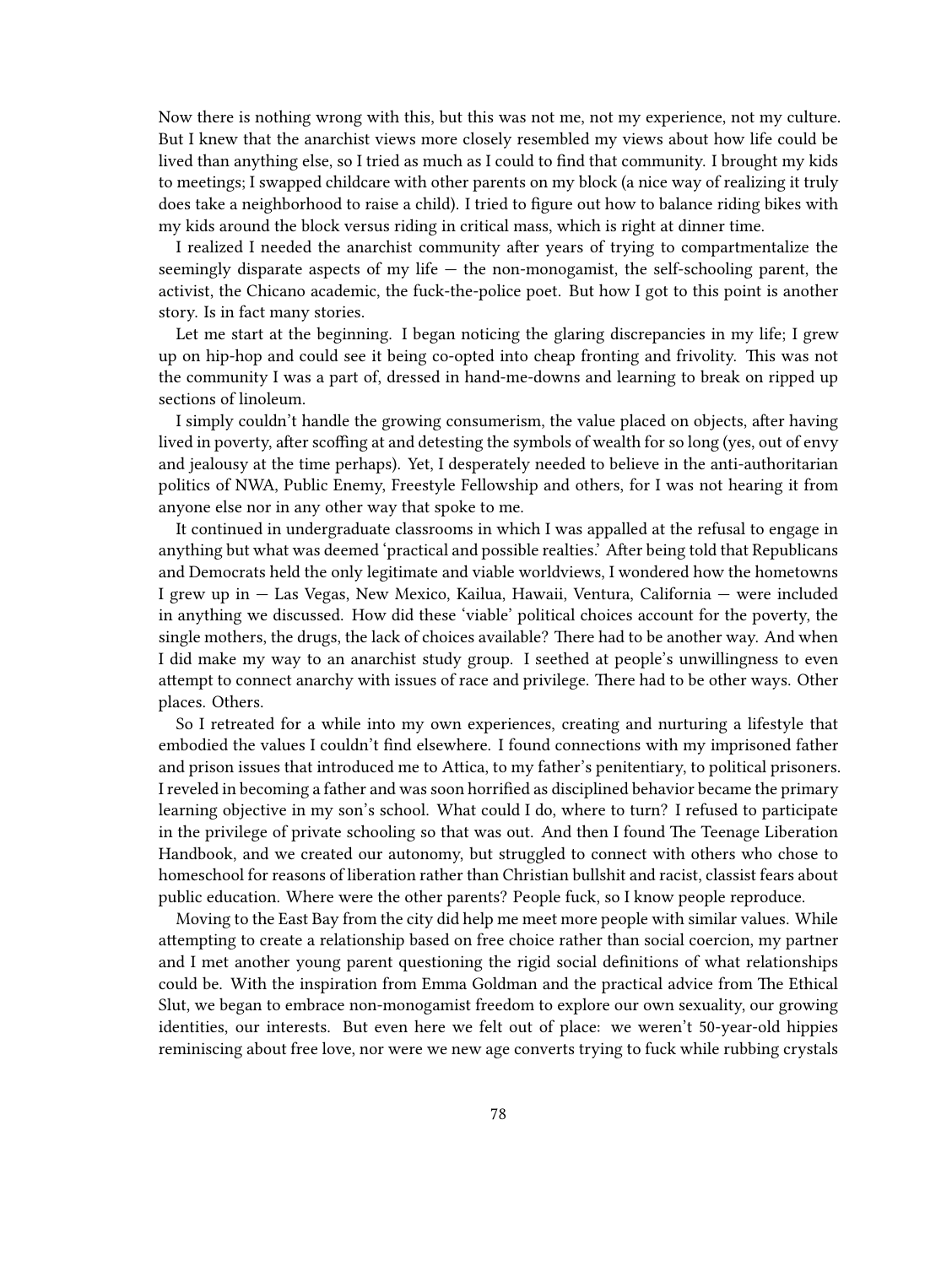Now there is nothing wrong with this, but this was not me, not my experience, not my culture. But I knew that the anarchist views more closely resembled my views about how life could be lived than anything else, so I tried as much as I could to find that community. I brought my kids to meetings; I swapped childcare with other parents on my block (a nice way of realizing it truly does take a neighborhood to raise a child). I tried to figure out how to balance riding bikes with my kids around the block versus riding in critical mass, which is right at dinner time.

I realized I needed the anarchist community after years of trying to compartmentalize the seemingly disparate aspects of my life — the non-monogamist, the self-schooling parent, the activist, the Chicano academic, the fuck-the-police poet. But how I got to this point is another story. Is in fact many stories.

Let me start at the beginning. I began noticing the glaring discrepancies in my life; I grew up on hip-hop and could see it being co-opted into cheap fronting and frivolity. This was not the community I was a part of, dressed in hand-me-downs and learning to break on ripped up sections of linoleum.

I simply couldn't handle the growing consumerism, the value placed on objects, after having lived in poverty, after scoffing at and detesting the symbols of wealth for so long (yes, out of envy and jealousy at the time perhaps). Yet, I desperately needed to believe in the anti-authoritarian politics of NWA, Public Enemy, Freestyle Fellowship and others, for I was not hearing it from anyone else nor in any other way that spoke to me.

It continued in undergraduate classrooms in which I was appalled at the refusal to engage in anything but what was deemed 'practical and possible realties.' After being told that Republicans and Democrats held the only legitimate and viable worldviews, I wondered how the hometowns I grew up in — Las Vegas, New Mexico, Kailua, Hawaii, Ventura, California — were included in anything we discussed. How did these 'viable' political choices account for the poverty, the single mothers, the drugs, the lack of choices available? There had to be another way. And when I did make my way to an anarchist study group. I seethed at people's unwillingness to even attempt to connect anarchy with issues of race and privilege. There had to be other ways. Other places. Others.

So I retreated for a while into my own experiences, creating and nurturing a lifestyle that embodied the values I couldn't find elsewhere. I found connections with my imprisoned father and prison issues that introduced me to Attica, to my father's penitentiary, to political prisoners. I reveled in becoming a father and was soon horrified as disciplined behavior became the primary learning objective in my son's school. What could I do, where to turn? I refused to participate in the privilege of private schooling so that was out. And then I found The Teenage Liberation Handbook, and we created our autonomy, but struggled to connect with others who chose to homeschool for reasons of liberation rather than Christian bullshit and racist, classist fears about public education. Where were the other parents? People fuck, so I know people reproduce.

Moving to the East Bay from the city did help me meet more people with similar values. While attempting to create a relationship based on free choice rather than social coercion, my partner and I met another young parent questioning the rigid social definitions of what relationships could be. With the inspiration from Emma Goldman and the practical advice from The Ethical Slut, we began to embrace non-monogamist freedom to explore our own sexuality, our growing identities, our interests. But even here we felt out of place: we weren't 50-year-old hippies reminiscing about free love, nor were we new age converts trying to fuck while rubbing crystals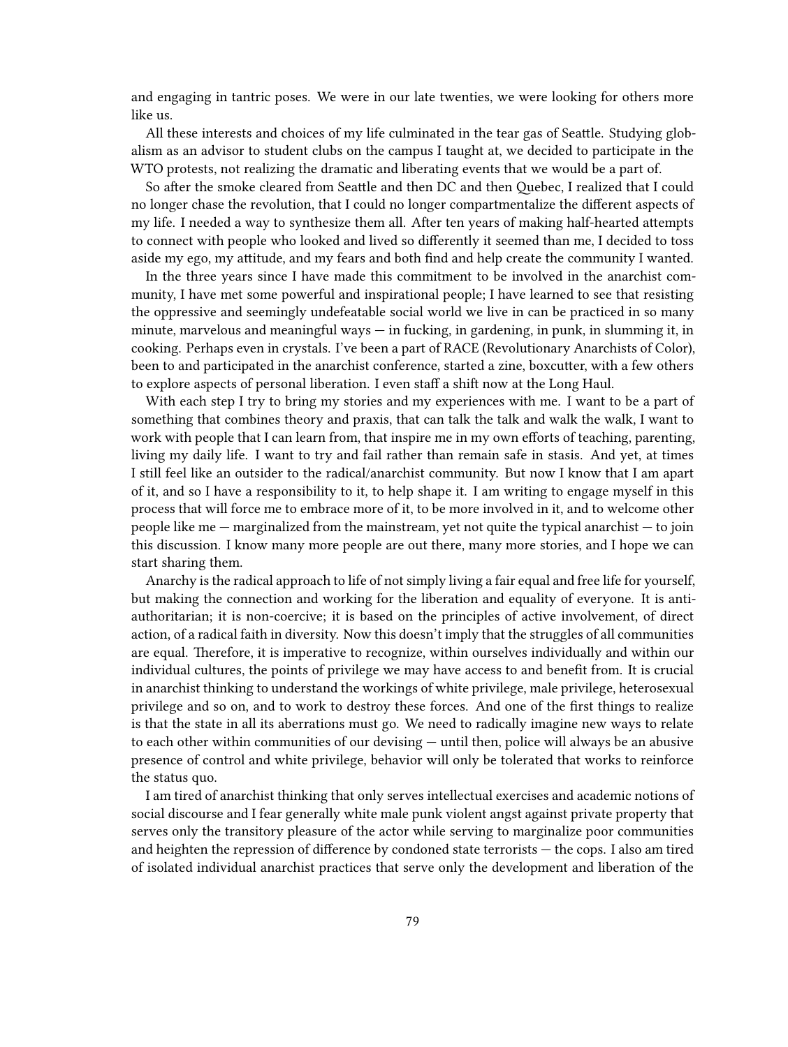and engaging in tantric poses. We were in our late twenties, we were looking for others more like us.

All these interests and choices of my life culminated in the tear gas of Seattle. Studying globalism as an advisor to student clubs on the campus I taught at, we decided to participate in the WTO protests, not realizing the dramatic and liberating events that we would be a part of.

So after the smoke cleared from Seattle and then DC and then Quebec, I realized that I could no longer chase the revolution, that I could no longer compartmentalize the different aspects of my life. I needed a way to synthesize them all. After ten years of making half-hearted attempts to connect with people who looked and lived so differently it seemed than me, I decided to toss aside my ego, my attitude, and my fears and both find and help create the community I wanted.

In the three years since I have made this commitment to be involved in the anarchist community, I have met some powerful and inspirational people; I have learned to see that resisting the oppressive and seemingly undefeatable social world we live in can be practiced in so many minute, marvelous and meaningful ways — in fucking, in gardening, in punk, in slumming it, in cooking. Perhaps even in crystals. I've been a part of RACE (Revolutionary Anarchists of Color), been to and participated in the anarchist conference, started a zine, boxcutter, with a few others to explore aspects of personal liberation. I even staff a shift now at the Long Haul.

With each step I try to bring my stories and my experiences with me. I want to be a part of something that combines theory and praxis, that can talk the talk and walk the walk, I want to work with people that I can learn from, that inspire me in my own efforts of teaching, parenting, living my daily life. I want to try and fail rather than remain safe in stasis. And yet, at times I still feel like an outsider to the radical/anarchist community. But now I know that I am apart of it, and so I have a responsibility to it, to help shape it. I am writing to engage myself in this process that will force me to embrace more of it, to be more involved in it, and to welcome other people like me — marginalized from the mainstream, yet not quite the typical anarchist — to join this discussion. I know many more people are out there, many more stories, and I hope we can start sharing them.

Anarchy is the radical approach to life of not simply living a fair equal and free life for yourself, but making the connection and working for the liberation and equality of everyone. It is anti-authoritarian; it is non-coercive; it is based on the principles of active involvement, of direct action, of a radical faith in diversity. Now this doesn't imply that the struggles of all communities are equal. Therefore, it is imperative to recognize, within ourselves individually and within our individual cultures, the points of privilege we may have access to and benefit from. It is crucial in anarchist thinking to understand the workings of white privilege, male privilege, heterosexual privilege and so on, and to work to destroy these forces. And one of the first things to realize is that the state in all its aberrations must go. We need to radically imagine new ways to relate to each other within communities of our devising — until then, police will always be an abusive presence of control and white privilege, behavior will only be tolerated that works to reinforce the status quo.

I am tired of anarchist thinking that only serves intellectual exercises and academic notions of social discourse and I fear generally white male punk violent angst against private property that serves only the transitory pleasure of the actor while serving to marginalize poor communities and heighten the repression of difference by condoned state terrorists — the cops. I also am tired of isolated individual anarchist practices that serve only the development and liberation of the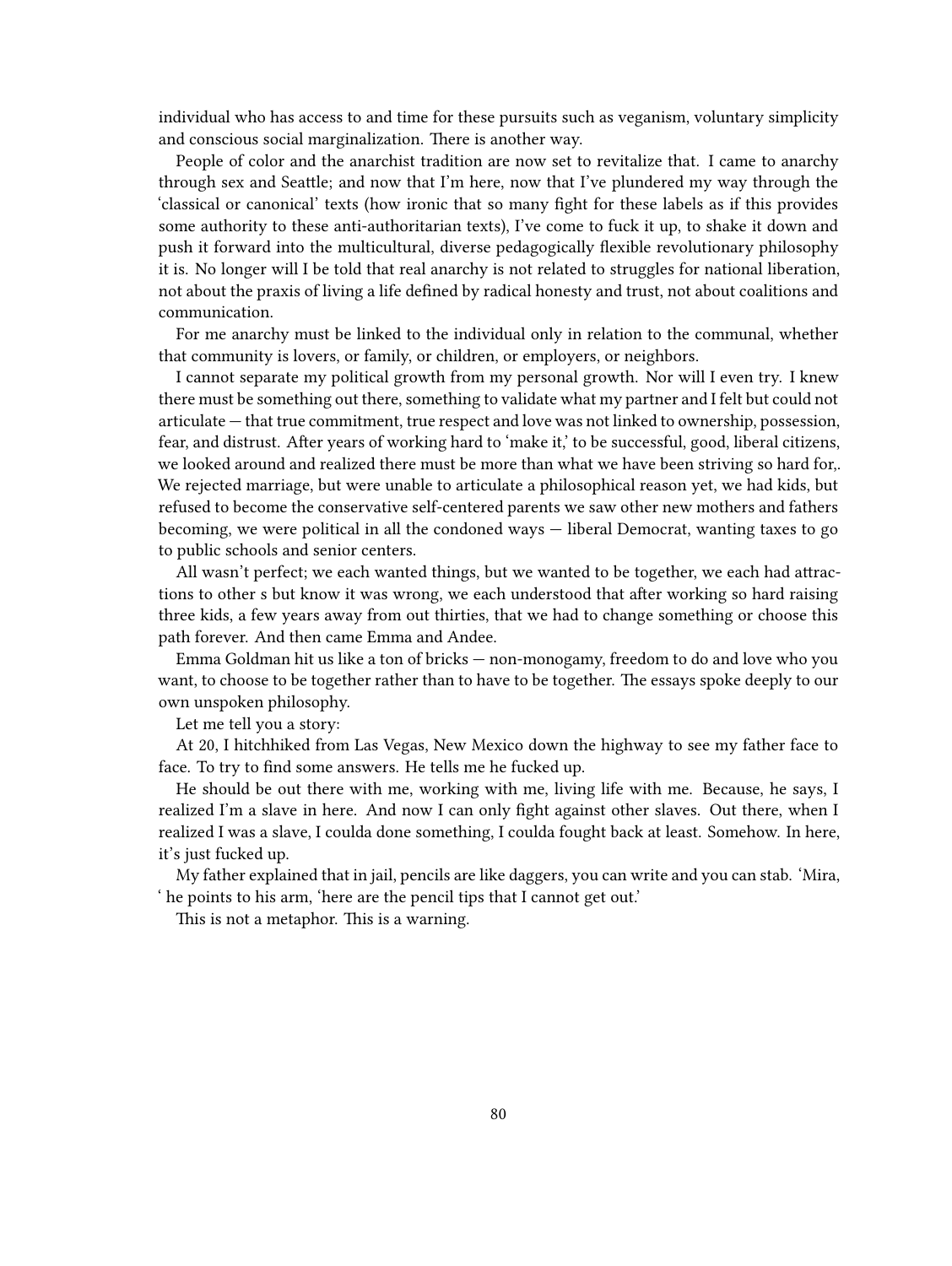individual who has access to and time for these pursuits such as veganism, voluntary simplicity and conscious social marginalization. There is another way.

People of color and the anarchist tradition are now set to revitalize that. I came to anarchy through sex and Seattle; and now that I'm here, now that I've plundered my way through the 'classical or canonical' texts (how ironic that so many fight for these labels as if this provides some authority to these anti-authoritarian texts), I've come to fuck it up, to shake it down and push it forward into the multicultural, diverse pedagogically flexible revolutionary philosophy it is. No longer will I be told that real anarchy is not related to struggles for national liberation, not about the praxis of living a life defined by radical honesty and trust, not about coalitions and communication.

For me anarchy must be linked to the individual only in relation to the communal, whether that community is lovers, or family, or children, or employers, or neighbors.

I cannot separate my political growth from my personal growth. Nor will I even try. I knew there must be something out there, something to validate what my partner and I felt but could not articulate — that true commitment, true respect and love was not linked to ownership, possession, fear, and distrust. After years of working hard to 'make it,' to be successful, good, liberal citizens, we looked around and realized there must be more than what we have been striving so hard for,. We rejected marriage, but were unable to articulate a philosophical reason yet, we had kids, but refused to become the conservative self-centered parents we saw other new mothers and fathers becoming, we were political in all the condoned ways — liberal Democrat, wanting taxes to go to public schools and senior centers.

All wasn't perfect; we each wanted things, but we wanted to be together, we each had attractions to other s but know it was wrong, we each understood that after working so hard raising three kids, a few years away from out thirties, that we had to change something or choose this path forever. And then came Emma and Andee.

Emma Goldman hit us like a ton of bricks — non-monogamy, freedom to do and love who you want, to choose to be together rather than to have to be together. The essays spoke deeply to our own unspoken philosophy.

Let me tell you a story:

At 20, I hitchhiked from Las Vegas, New Mexico down the highway to see my father face to face. To try to find some answers. He tells me he fucked up.

He should be out there with me, working with me, living life with me. Because, he says, I realized I'm a slave in here. And now I can only fight against other slaves. Out there, when I realized I was a slave, I coulda done something, I coulda fought back at least. Somehow. In here, it's just fucked up.

My father explained that in jail, pencils are like daggers, you can write and you can stab. 'Mira, ' he points to his arm, 'here are the pencil tips that I cannot get out.'

This is not a metaphor. This is a warning.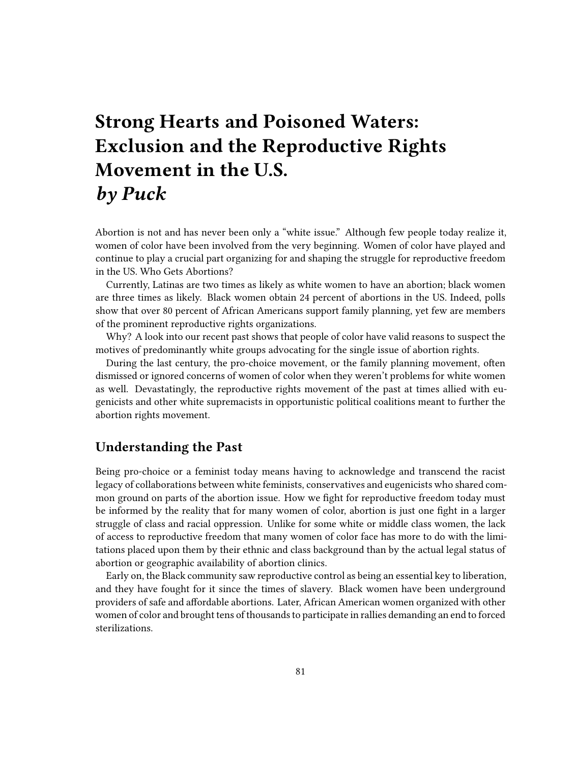# Strong Hearts and Poisoned Waters: Exclusion and the Reproductive Rights Movement in the U.S.
## *by Puck*

Abortion is not and has never been only a "white issue." Although few people today realize it, women of color have been involved from the very beginning. Women of color have played and continue to play a crucial part organizing for and shaping the struggle for reproductive freedom in the US. Who Gets Abortions?

Currently, Latinas are two times as likely as white women to have an abortion; black women are three times as likely. Black women obtain 24 percent of abortions in the US. Indeed, polls show that over 80 percent of African Americans support family planning, yet few are members of the prominent reproductive rights organizations.

Why? A look into our recent past shows that people of color have valid reasons to suspect the motives of predominantly white groups advocating for the single issue of abortion rights.

During the last century, the pro-choice movement, or the family planning movement, often dismissed or ignored concerns of women of color when they weren't problems for white women as well. Devastatingly, the reproductive rights movement of the past at times allied with eugenicists and other white supremacists in opportunistic political coalitions meant to further the abortion rights movement.

## Understanding the Past

Being pro-choice or a feminist today means having to acknowledge and transcend the racist legacy of collaborations between white feminists, conservatives and eugenicists who shared common ground on parts of the abortion issue. How we fight for reproductive freedom today must be informed by the reality that for many women of color, abortion is just one fight in a larger struggle of class and racial oppression. Unlike for some white or middle class women, the lack of access to reproductive freedom that many women of color face has more to do with the limitations placed upon them by their ethnic and class background than by the actual legal status of abortion or geographic availability of abortion clinics.

Early on, the Black community saw reproductive control as being an essential key to liberation, and they have fought for it since the times of slavery. Black women have been underground providers of safe and affordable abortions. Later, African American women organized with other women of color and brought tens of thousands to participate in rallies demanding an end to forced sterilizations.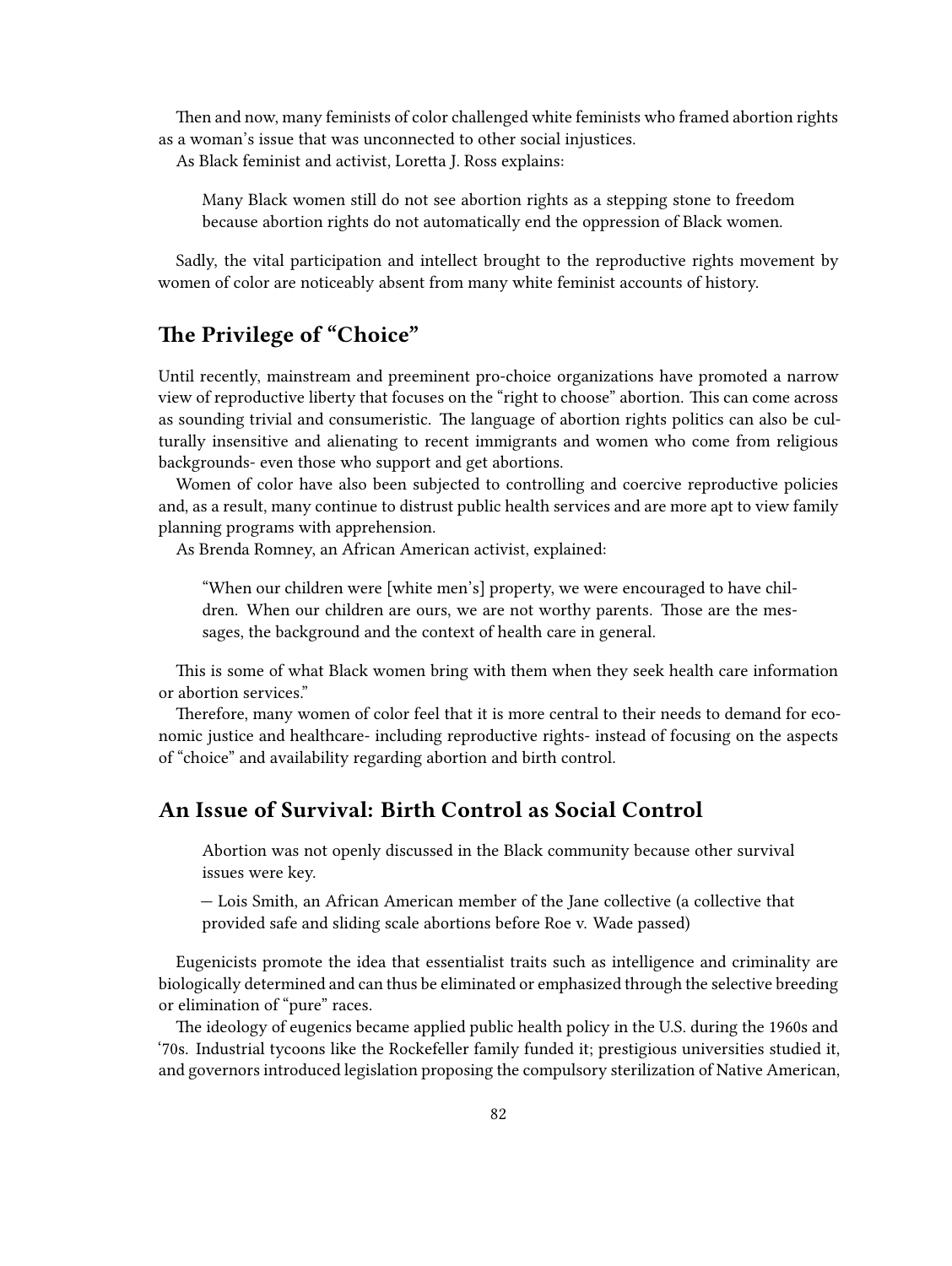Then and now, many feminists of color challenged white feminists who framed abortion rights as a woman's issue that was unconnected to other social injustices.

As Black feminist and activist, Loretta J. Ross explains:

> Many Black women still do not see abortion rights as a stepping stone to freedom because abortion rights do not automatically end the oppression of Black women.

Sadly, the vital participation and intellect brought to the reproductive rights movement by women of color are noticeably absent from many white feminist accounts of history.

## The Privilege of "Choice"

Until recently, mainstream and preeminent pro-choice organizations have promoted a narrow view of reproductive liberty that focuses on the "right to choose" abortion. This can come across as sounding trivial and consumeristic. The language of abortion rights politics can also be culturally insensitive and alienating to recent immigrants and women who come from religious backgrounds- even those who support and get abortions.

Women of color have also been subjected to controlling and coercive reproductive policies and, as a result, many continue to distrust public health services and are more apt to view family planning programs with apprehension.

As Brenda Romney, an African American activist, explained:

> "When our children were [white men's] property, we were encouraged to have children. When our children are ours, we are not worthy parents. Those are the messages, the background and the context of health care in general.

This is some of what Black women bring with them when they seek health care information or abortion services."

Therefore, many women of color feel that it is more central to their needs to demand for economic justice and healthcare- including reproductive rights- instead of focusing on the aspects of "choice" and availability regarding abortion and birth control.

## An Issue of Survival: Birth Control as Social Control

> Abortion was not openly discussed in the Black community because other survival issues were key.
>
> — Lois Smith, an African American member of the Jane collective (a collective that provided safe and sliding scale abortions before Roe v. Wade passed)

Eugenicists promote the idea that essentialist traits such as intelligence and criminality are biologically determined and can thus be eliminated or emphasized through the selective breeding or elimination of "pure" races.

The ideology of eugenics became applied public health policy in the U.S. during the 1960s and '70s. Industrial tycoons like the Rockefeller family funded it; prestigious universities studied it, and governors introduced legislation proposing the compulsory sterilization of Native American,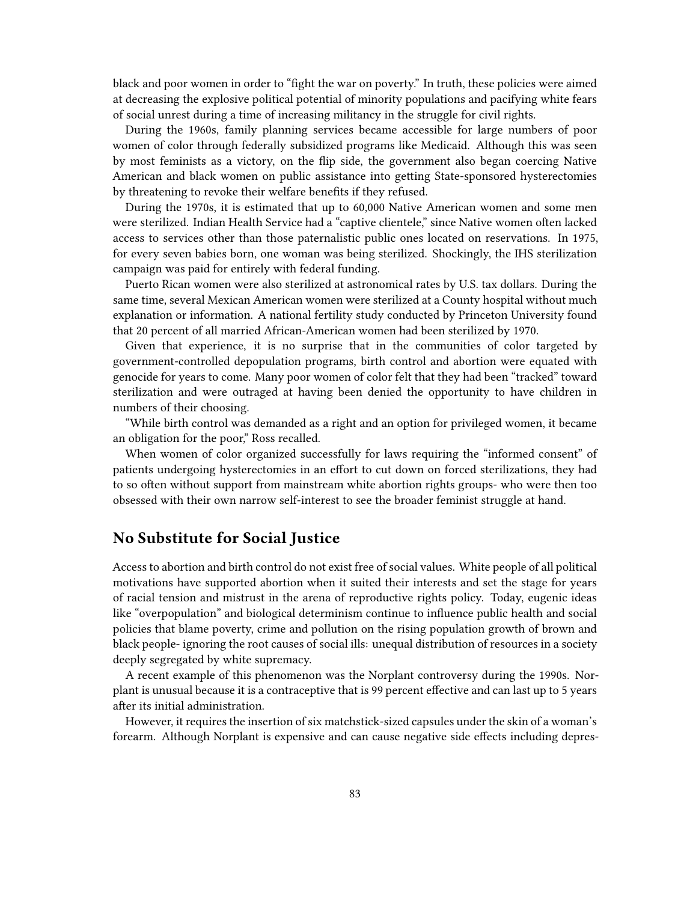black and poor women in order to "fight the war on poverty." In truth, these policies were aimed at decreasing the explosive political potential of minority populations and pacifying white fears of social unrest during a time of increasing militancy in the struggle for civil rights.

During the 1960s, family planning services became accessible for large numbers of poor women of color through federally subsidized programs like Medicaid. Although this was seen by most feminists as a victory, on the flip side, the government also began coercing Native American and black women on public assistance into getting State-sponsored hysterectomies by threatening to revoke their welfare benefits if they refused.

During the 1970s, it is estimated that up to 60,000 Native American women and some men were sterilized. Indian Health Service had a "captive clientele," since Native women often lacked access to services other than those paternalistic public ones located on reservations. In 1975, for every seven babies born, one woman was being sterilized. Shockingly, the IHS sterilization campaign was paid for entirely with federal funding.

Puerto Rican women were also sterilized at astronomical rates by U.S. tax dollars. During the same time, several Mexican American women were sterilized at a County hospital without much explanation or information. A national fertility study conducted by Princeton University found that 20 percent of all married African-American women had been sterilized by 1970.

Given that experience, it is no surprise that in the communities of color targeted by government-controlled depopulation programs, birth control and abortion were equated with genocide for years to come. Many poor women of color felt that they had been "tracked" toward sterilization and were outraged at having been denied the opportunity to have children in numbers of their choosing.

"While birth control was demanded as a right and an option for privileged women, it became an obligation for the poor," Ross recalled.

When women of color organized successfully for laws requiring the "informed consent" of patients undergoing hysterectomies in an effort to cut down on forced sterilizations, they had to so often without support from mainstream white abortion rights groups- who were then too obsessed with their own narrow self-interest to see the broader feminist struggle at hand.

## No Substitute for Social Justice

Access to abortion and birth control do not exist free of social values. White people of all political motivations have supported abortion when it suited their interests and set the stage for years of racial tension and mistrust in the arena of reproductive rights policy. Today, eugenic ideas like "overpopulation" and biological determinism continue to influence public health and social policies that blame poverty, crime and pollution on the rising population growth of brown and black people- ignoring the root causes of social ills: unequal distribution of resources in a society deeply segregated by white supremacy.

A recent example of this phenomenon was the Norplant controversy during the 1990s. Norplant is unusual because it is a contraceptive that is 99 percent effective and can last up to 5 years after its initial administration.

However, it requires the insertion of six matchstick-sized capsules under the skin of a woman's forearm. Although Norplant is expensive and can cause negative side effects including depres-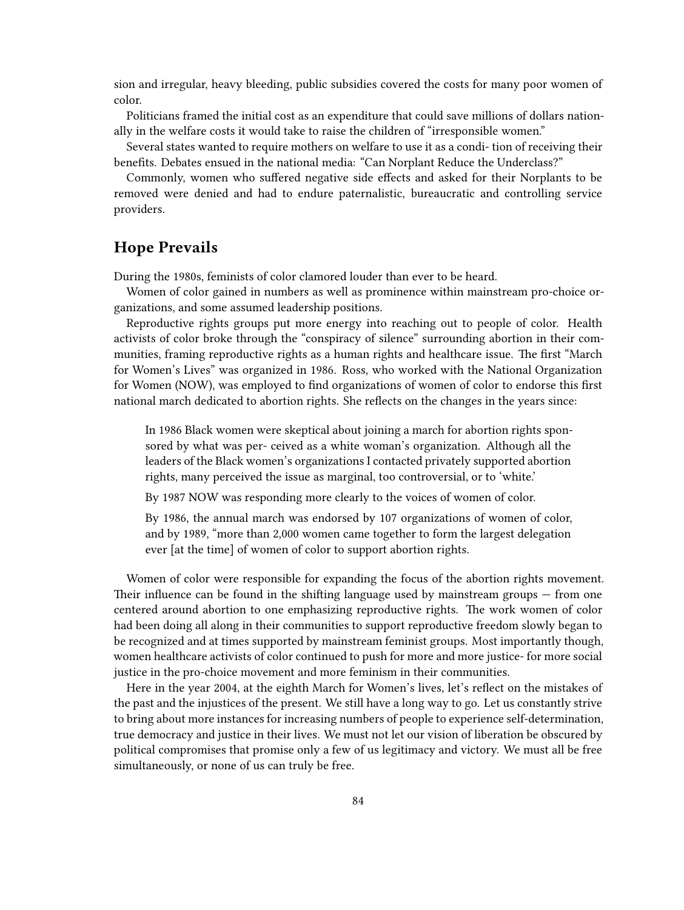sion and irregular, heavy bleeding, public subsidies covered the costs for many poor women of color.

Politicians framed the initial cost as an expenditure that could save millions of dollars nationally in the welfare costs it would take to raise the children of "irresponsible women."

Several states wanted to require mothers on welfare to use it as a condi- tion of receiving their benefits. Debates ensued in the national media: "Can Norplant Reduce the Underclass?"

Commonly, women who suffered negative side effects and asked for their Norplants to be removed were denied and had to endure paternalistic, bureaucratic and controlling service providers.

## Hope Prevails

During the 1980s, feminists of color clamored louder than ever to be heard.

Women of color gained in numbers as well as prominence within mainstream pro-choice organizations, and some assumed leadership positions.

Reproductive rights groups put more energy into reaching out to people of color. Health activists of color broke through the "conspiracy of silence" surrounding abortion in their communities, framing reproductive rights as a human rights and healthcare issue. The first "March for Women's Lives" was organized in 1986. Ross, who worked with the National Organization for Women (NOW), was employed to find organizations of women of color to endorse this first national march dedicated to abortion rights. She reflects on the changes in the years since:

> In 1986 Black women were skeptical about joining a march for abortion rights sponsored by what was per- ceived as a white woman's organization. Although all the leaders of the Black women's organizations I contacted privately supported abortion rights, many perceived the issue as marginal, too controversial, or to 'white.'
>
> By 1987 NOW was responding more clearly to the voices of women of color.
>
> By 1986, the annual march was endorsed by 107 organizations of women of color, and by 1989, "more than 2,000 women came together to form the largest delegation ever [at the time] of women of color to support abortion rights.

Women of color were responsible for expanding the focus of the abortion rights movement. Their influence can be found in the shifting language used by mainstream groups — from one centered around abortion to one emphasizing reproductive rights. The work women of color had been doing all along in their communities to support reproductive freedom slowly began to be recognized and at times supported by mainstream feminist groups. Most importantly though, women healthcare activists of color continued to push for more and more justice- for more social justice in the pro-choice movement and more feminism in their communities.

Here in the year 2004, at the eighth March for Women's lives, let's reflect on the mistakes of the past and the injustices of the present. We still have a long way to go. Let us constantly strive to bring about more instances for increasing numbers of people to experience self-determination, true democracy and justice in their lives. We must not let our vision of liberation be obscured by political compromises that promise only a few of us legitimacy and victory. We must all be free simultaneously, or none of us can truly be free.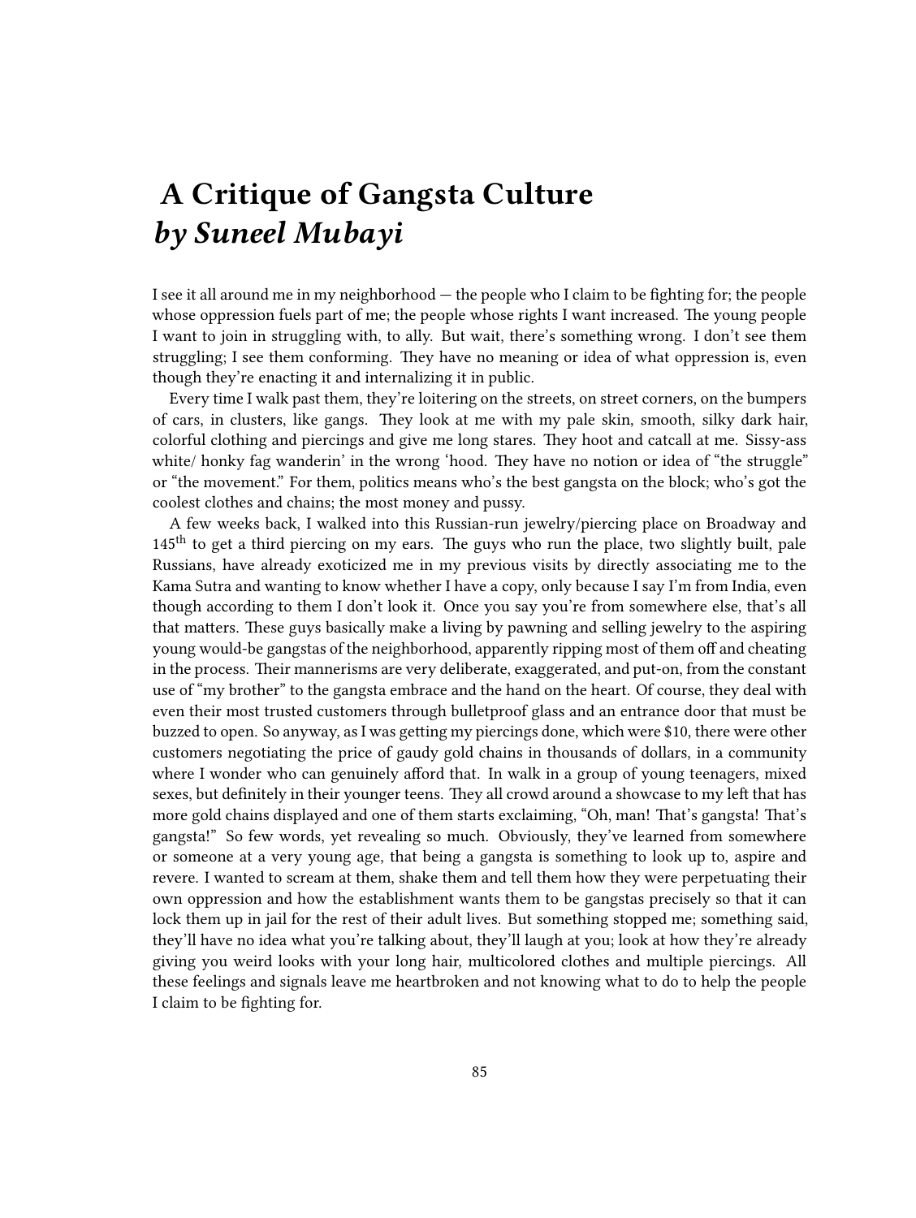# A Critique of Gangsta Culture *by Suneel Mubayi*

I see it all around me in my neighborhood — the people who I claim to be fighting for; the people whose oppression fuels part of me; the people whose rights I want increased. The young people I want to join in struggling with, to ally. But wait, there's something wrong. I don't see them struggling; I see them conforming. They have no meaning or idea of what oppression is, even though they're enacting it and internalizing it in public.

Every time I walk past them, they're loitering on the streets, on street corners, on the bumpers of cars, in clusters, like gangs. They look at me with my pale skin, smooth, silky dark hair, colorful clothing and piercings and give me long stares. They hoot and catcall at me. Sissy-ass white/ honky fag wanderin' in the wrong 'hood. They have no notion or idea of "the struggle" or "the movement." For them, politics means who's the best gangsta on the block; who's got the coolest clothes and chains; the most money and pussy.

A few weeks back, I walked into this Russian-run jewelry/piercing place on Broadway and 145th to get a third piercing on my ears. The guys who run the place, two slightly built, pale Russians, have already exoticized me in my previous visits by directly associating me to the Kama Sutra and wanting to know whether I have a copy, only because I say I'm from India, even though according to them I don't look it. Once you say you're from somewhere else, that's all that matters. These guys basically make a living by pawning and selling jewelry to the aspiring young would-be gangstas of the neighborhood, apparently ripping most of them off and cheating in the process. Their mannerisms are very deliberate, exaggerated, and put-on, from the constant use of "my brother" to the gangsta embrace and the hand on the heart. Of course, they deal with even their most trusted customers through bulletproof glass and an entrance door that must be buzzed to open. So anyway, as I was getting my piercings done, which were $10, there were other customers negotiating the price of gaudy gold chains in thousands of dollars, in a community where I wonder who can genuinely afford that. In walk in a group of young teenagers, mixed sexes, but definitely in their younger teens. They all crowd around a showcase to my left that has more gold chains displayed and one of them starts exclaiming, "Oh, man! That's gangsta! That's gangsta!" So few words, yet revealing so much. Obviously, they've learned from somewhere or someone at a very young age, that being a gangsta is something to look up to, aspire and revere. I wanted to scream at them, shake them and tell them how they were perpetuating their own oppression and how the establishment wants them to be gangstas precisely so that it can lock them up in jail for the rest of their adult lives. But something stopped me; something said, they'll have no idea what you're talking about, they'll laugh at you; look at how they're already giving you weird looks with your long hair, multicolored clothes and multiple piercings. All these feelings and signals leave me heartbroken and not knowing what to do to help the people I claim to be fighting for.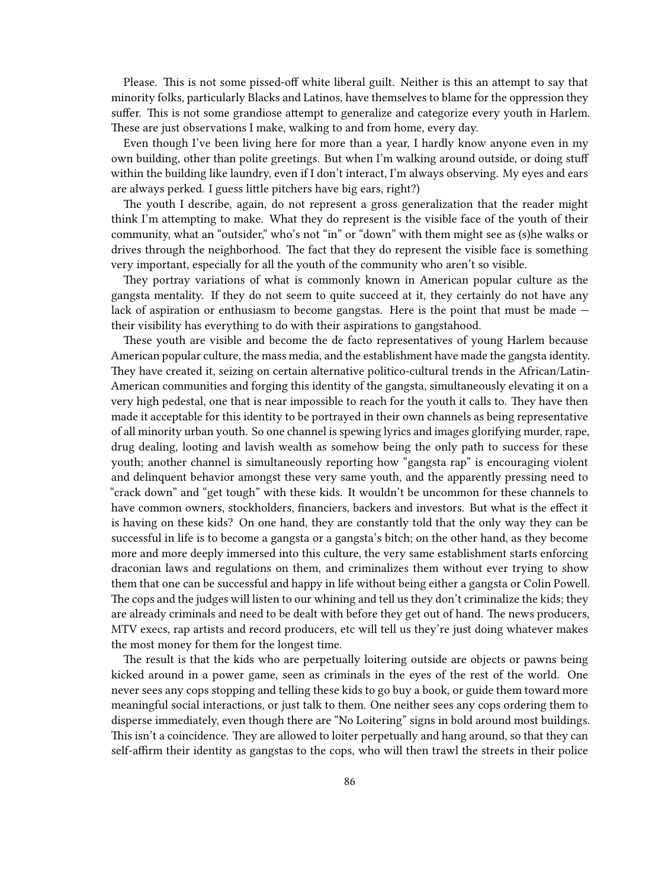Please. This is not some pissed-off white liberal guilt. Neither is this an attempt to say that minority folks, particularly Blacks and Latinos, have themselves to blame for the oppression they suffer. This is not some grandiose attempt to generalize and categorize every youth in Harlem. These are just observations I make, walking to and from home, every day.

Even though I've been living here for more than a year, I hardly know anyone even in my own building, other than polite greetings. But when I'm walking around outside, or doing stuff within the building like laundry, even if I don't interact, I'm always observing. My eyes and ears are always perked. I guess little pitchers have big ears, right?)

The youth I describe, again, do not represent a gross generalization that the reader might think I'm attempting to make. What they do represent is the visible face of the youth of their community, what an "outsider," who's not "in" or "down" with them might see as (s)he walks or drives through the neighborhood. The fact that they do represent the visible face is something very important, especially for all the youth of the community who aren't so visible.

They portray variations of what is commonly known in American popular culture as the gangsta mentality. If they do not seem to quite succeed at it, they certainly do not have any lack of aspiration or enthusiasm to become gangstas. Here is the point that must be made — their visibility has everything to do with their aspirations to gangstahood.

These youth are visible and become the de facto representatives of young Harlem because American popular culture, the mass media, and the establishment have made the gangsta identity. They have created it, seizing on certain alternative politico-cultural trends in the African/Latin-American communities and forging this identity of the gangsta, simultaneously elevating it on a very high pedestal, one that is near impossible to reach for the youth it calls to. They have then made it acceptable for this identity to be portrayed in their own channels as being representative of all minority urban youth. So one channel is spewing lyrics and images glorifying murder, rape, drug dealing, looting and lavish wealth as somehow being the only path to success for these youth; another channel is simultaneously reporting how "gangsta rap" is encouraging violent and delinquent behavior amongst these very same youth, and the apparently pressing need to "crack down" and "get tough" with these kids. It wouldn't be uncommon for these channels to have common owners, stockholders, financiers, backers and investors. But what is the effect it is having on these kids? On one hand, they are constantly told that the only way they can be successful in life is to become a gangsta or a gangsta's bitch; on the other hand, as they become more and more deeply immersed into this culture, the very same establishment starts enforcing draconian laws and regulations on them, and criminalizes them without ever trying to show them that one can be successful and happy in life without being either a gangsta or Colin Powell. The cops and the judges will listen to our whining and tell us they don't criminalize the kids; they are already criminals and need to be dealt with before they get out of hand. The news producers, MTV execs, rap artists and record producers, etc will tell us they're just doing whatever makes the most money for them for the longest time.

The result is that the kids who are perpetually loitering outside are objects or pawns being kicked around in a power game, seen as criminals in the eyes of the rest of the world. One never sees any cops stopping and telling these kids to go buy a book, or guide them toward more meaningful social interactions, or just talk to them. One neither sees any cops ordering them to disperse immediately, even though there are "No Loitering" signs in bold around most buildings. This isn't a coincidence. They are allowed to loiter perpetually and hang around, so that they can self-affirm their identity as gangstas to the cops, who will then trawl the streets in their police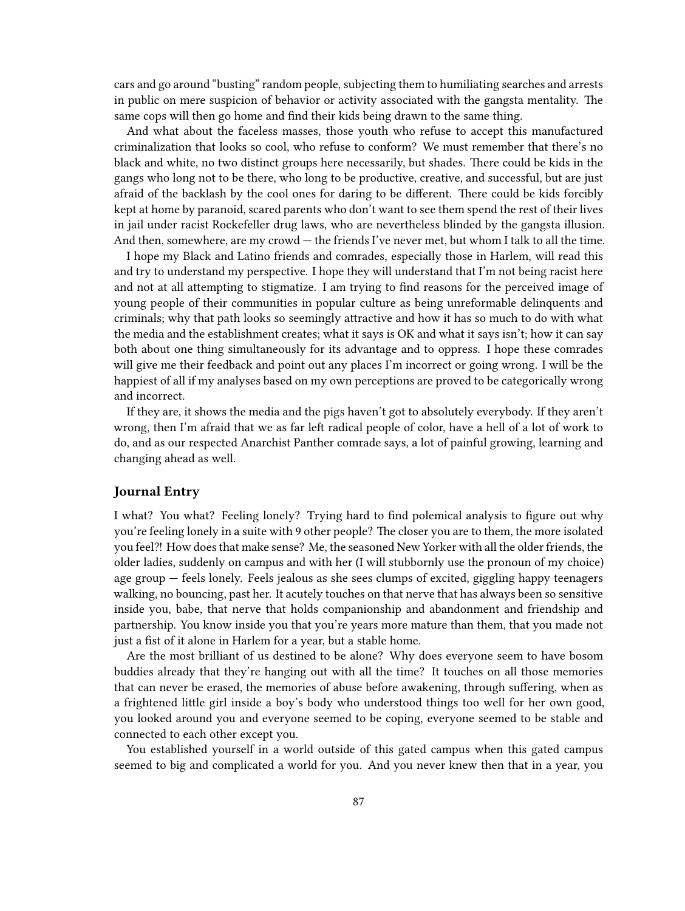cars and go around "busting" random people, subjecting them to humiliating searches and arrests in public on mere suspicion of behavior or activity associated with the gangsta mentality. The same cops will then go home and find their kids being drawn to the same thing.

And what about the faceless masses, those youth who refuse to accept this manufactured criminalization that looks so cool, who refuse to conform? We must remember that there's no black and white, no two distinct groups here necessarily, but shades. There could be kids in the gangs who long not to be there, who long to be productive, creative, and successful, but are just afraid of the backlash by the cool ones for daring to be different. There could be kids forcibly kept at home by paranoid, scared parents who don't want to see them spend the rest of their lives in jail under racist Rockefeller drug laws, who are nevertheless blinded by the gangsta illusion. And then, somewhere, are my crowd — the friends I've never met, but whom I talk to all the time.

I hope my Black and Latino friends and comrades, especially those in Harlem, will read this and try to understand my perspective. I hope they will understand that I'm not being racist here and not at all attempting to stigmatize. I am trying to find reasons for the perceived image of young people of their communities in popular culture as being unreformable delinquents and criminals; why that path looks so seemingly attractive and how it has so much to do with what the media and the establishment creates; what it says is OK and what it says isn't; how it can say both about one thing simultaneously for its advantage and to oppress. I hope these comrades will give me their feedback and point out any places I'm incorrect or going wrong. I will be the happiest of all if my analyses based on my own perceptions are proved to be categorically wrong and incorrect.

If they are, it shows the media and the pigs haven't got to absolutely everybody. If they aren't wrong, then I'm afraid that we as far left radical people of color, have a hell of a lot of work to do, and as our respected Anarchist Panther comrade says, a lot of painful growing, learning and changing ahead as well.

### Journal Entry

I what? You what? Feeling lonely? Trying hard to find polemical analysis to figure out why you're feeling lonely in a suite with 9 other people? The closer you are to them, the more isolated you feel?! How does that make sense? Me, the seasoned New Yorker with all the older friends, the older ladies, suddenly on campus and with her (I will stubbornly use the pronoun of my choice) age group — feels lonely. Feels jealous as she sees clumps of excited, giggling happy teenagers walking, no bouncing, past her. It acutely touches on that nerve that has always been so sensitive inside you, babe, that nerve that holds companionship and abandonment and friendship and partnership. You know inside you that you're years more mature than them, that you made not just a fist of it alone in Harlem for a year, but a stable home.

Are the most brilliant of us destined to be alone? Why does everyone seem to have bosom buddies already that they're hanging out with all the time? It touches on all those memories that can never be erased, the memories of abuse before awakening, through suffering, when as a frightened little girl inside a boy's body who understood things too well for her own good, you looked around you and everyone seemed to be coping, everyone seemed to be stable and connected to each other except you.

You established yourself in a world outside of this gated campus when this gated campus seemed to big and complicated a world for you. And you never knew then that in a year, you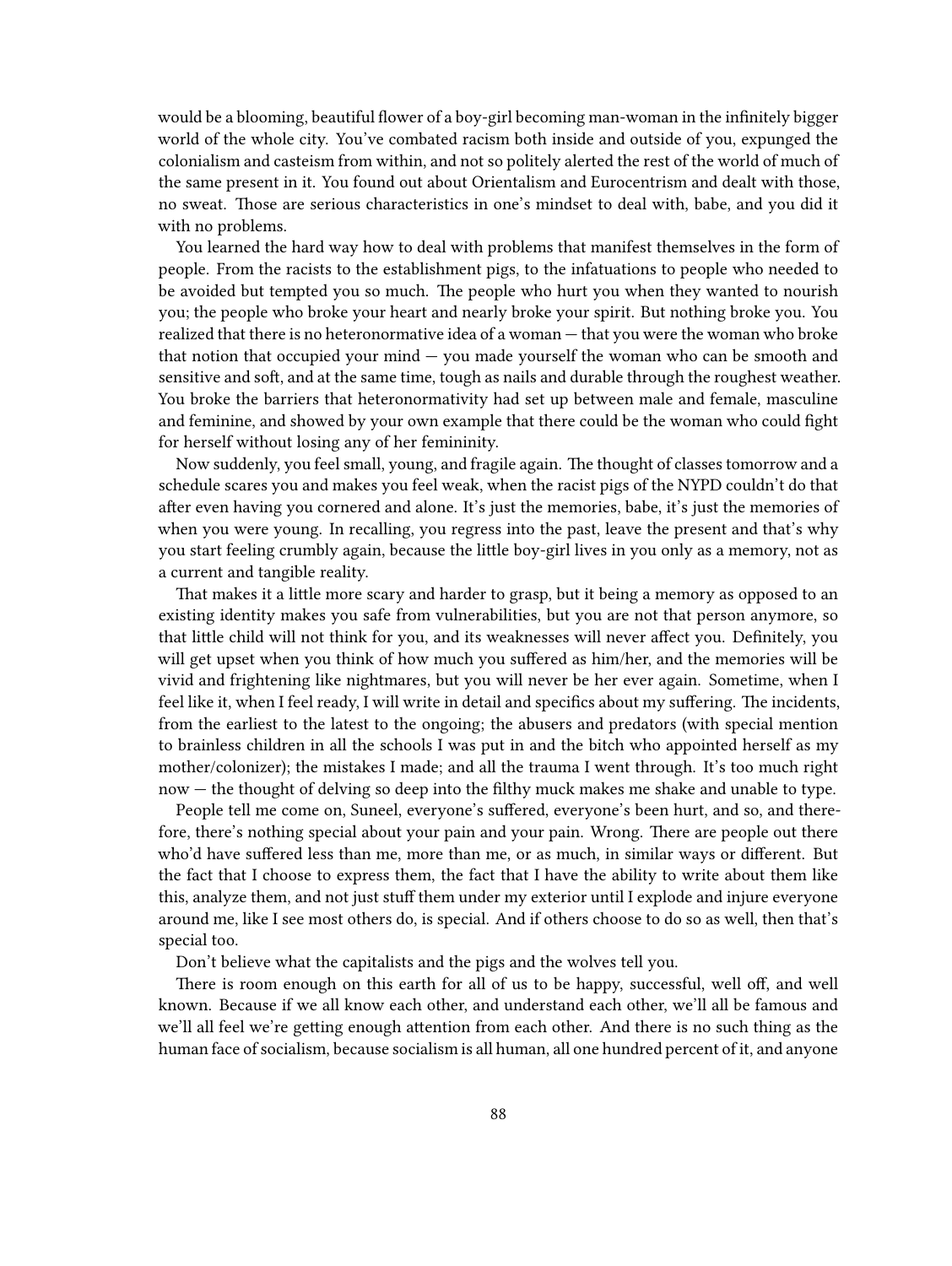would be a blooming, beautiful flower of a boy-girl becoming man-woman in the infinitely bigger world of the whole city. You've combated racism both inside and outside of you, expunged the colonialism and casteism from within, and not so politely alerted the rest of the world of much of the same present in it. You found out about Orientalism and Eurocentrism and dealt with those, no sweat. Those are serious characteristics in one's mindset to deal with, babe, and you did it with no problems.

You learned the hard way how to deal with problems that manifest themselves in the form of people. From the racists to the establishment pigs, to the infatuations to people who needed to be avoided but tempted you so much. The people who hurt you when they wanted to nourish you; the people who broke your heart and nearly broke your spirit. But nothing broke you. You realized that there is no heteronormative idea of a woman — that you were the woman who broke that notion that occupied your mind — you made yourself the woman who can be smooth and sensitive and soft, and at the same time, tough as nails and durable through the roughest weather. You broke the barriers that heteronormativity had set up between male and female, masculine and feminine, and showed by your own example that there could be the woman who could fight for herself without losing any of her femininity.

Now suddenly, you feel small, young, and fragile again. The thought of classes tomorrow and a schedule scares you and makes you feel weak, when the racist pigs of the NYPD couldn't do that after even having you cornered and alone. It's just the memories, babe, it's just the memories of when you were young. In recalling, you regress into the past, leave the present and that's why you start feeling crumbly again, because the little boy-girl lives in you only as a memory, not as a current and tangible reality.

That makes it a little more scary and harder to grasp, but it being a memory as opposed to an existing identity makes you safe from vulnerabilities, but you are not that person anymore, so that little child will not think for you, and its weaknesses will never affect you. Definitely, you will get upset when you think of how much you suffered as him/her, and the memories will be vivid and frightening like nightmares, but you will never be her ever again. Sometime, when I feel like it, when I feel ready, I will write in detail and specifics about my suffering. The incidents, from the earliest to the latest to the ongoing; the abusers and predators (with special mention to brainless children in all the schools I was put in and the bitch who appointed herself as my mother/colonizer); the mistakes I made; and all the trauma I went through. It's too much right now — the thought of delving so deep into the filthy muck makes me shake and unable to type.

People tell me come on, Suneel, everyone's suffered, everyone's been hurt, and so, and therefore, there's nothing special about your pain and your pain. Wrong. There are people out there who'd have suffered less than me, more than me, or as much, in similar ways or different. But the fact that I choose to express them, the fact that I have the ability to write about them like this, analyze them, and not just stuff them under my exterior until I explode and injure everyone around me, like I see most others do, is special. And if others choose to do so as well, then that's special too.

Don't believe what the capitalists and the pigs and the wolves tell you.

There is room enough on this earth for all of us to be happy, successful, well off, and well known. Because if we all know each other, and understand each other, we'll all be famous and we'll all feel we're getting enough attention from each other. And there is no such thing as the human face of socialism, because socialism is all human, all one hundred percent of it, and anyone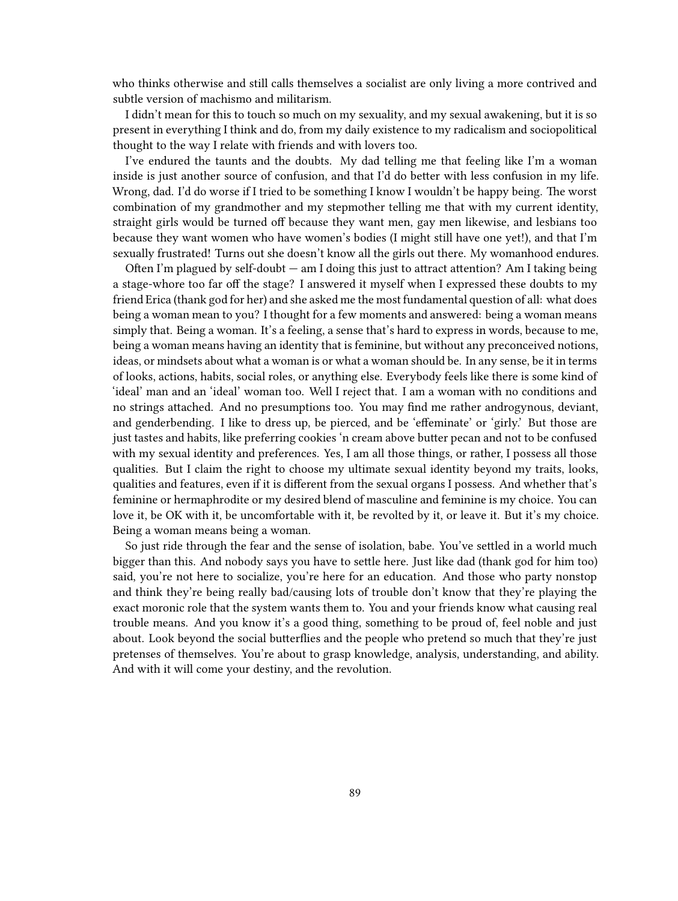who thinks otherwise and still calls themselves a socialist are only living a more contrived and subtle version of machismo and militarism.

I didn't mean for this to touch so much on my sexuality, and my sexual awakening, but it is so present in everything I think and do, from my daily existence to my radicalism and sociopolitical thought to the way I relate with friends and with lovers too.

I've endured the taunts and the doubts. My dad telling me that feeling like I'm a woman inside is just another source of confusion, and that I'd do better with less confusion in my life. Wrong, dad. I'd do worse if I tried to be something I know I wouldn't be happy being. The worst combination of my grandmother and my stepmother telling me that with my current identity, straight girls would be turned off because they want men, gay men likewise, and lesbians too because they want women who have women's bodies (I might still have one yet!), and that I'm sexually frustrated! Turns out she doesn't know all the girls out there. My womanhood endures.

Often I'm plagued by self-doubt — am I doing this just to attract attention? Am I taking being a stage-whore too far off the stage? I answered it myself when I expressed these doubts to my friend Erica (thank god for her) and she asked me the most fundamental question of all: what does being a woman mean to you? I thought for a few moments and answered: being a woman means simply that. Being a woman. It's a feeling, a sense that's hard to express in words, because to me, being a woman means having an identity that is feminine, but without any preconceived notions, ideas, or mindsets about what a woman is or what a woman should be. In any sense, be it in terms of looks, actions, habits, social roles, or anything else. Everybody feels like there is some kind of 'ideal' man and an 'ideal' woman too. Well I reject that. I am a woman with no conditions and no strings attached. And no presumptions too. You may find me rather androgynous, deviant, and genderbending. I like to dress up, be pierced, and be 'effeminate' or 'girly.' But those are just tastes and habits, like preferring cookies 'n cream above butter pecan and not to be confused with my sexual identity and preferences. Yes, I am all those things, or rather, I possess all those qualities. But I claim the right to choose my ultimate sexual identity beyond my traits, looks, qualities and features, even if it is different from the sexual organs I possess. And whether that's feminine or hermaphrodite or my desired blend of masculine and feminine is my choice. You can love it, be OK with it, be uncomfortable with it, be revolted by it, or leave it. But it's my choice. Being a woman means being a woman.

So just ride through the fear and the sense of isolation, babe. You've settled in a world much bigger than this. And nobody says you have to settle here. Just like dad (thank god for him too) said, you're not here to socialize, you're here for an education. And those who party nonstop and think they're being really bad/causing lots of trouble don't know that they're playing the exact moronic role that the system wants them to. You and your friends know what causing real trouble means. And you know it's a good thing, something to be proud of, feel noble and just about. Look beyond the social butterflies and the people who pretend so much that they're just pretenses of themselves. You're about to grasp knowledge, analysis, understanding, and ability. And with it will come your destiny, and the revolution.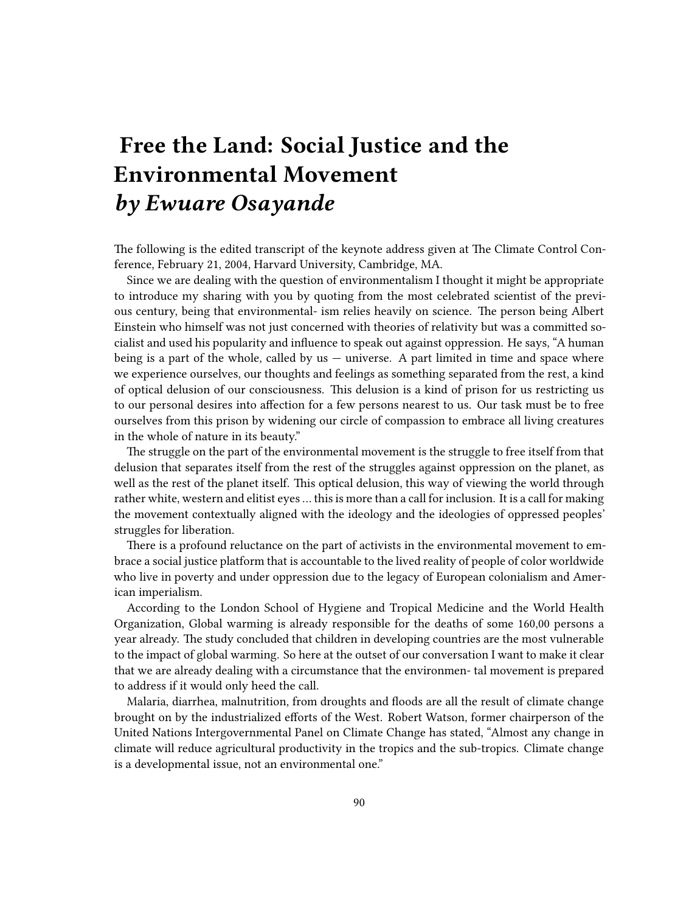# Free the Land: Social Justice and the Environmental Movement
## *by Ewuare Osayande*

The following is the edited transcript of the keynote address given at The Climate Control Conference, February 21, 2004, Harvard University, Cambridge, MA.

Since we are dealing with the question of environmentalism I thought it might be appropriate to introduce my sharing with you by quoting from the most celebrated scientist of the previous century, being that environmental- ism relies heavily on science. The person being Albert Einstein who himself was not just concerned with theories of relativity but was a committed socialist and used his popularity and influence to speak out against oppression. He says, "A human being is a part of the whole, called by us — universe. A part limited in time and space where we experience ourselves, our thoughts and feelings as something separated from the rest, a kind of optical delusion of our consciousness. This delusion is a kind of prison for us restricting us to our personal desires into affection for a few persons nearest to us. Our task must be to free ourselves from this prison by widening our circle of compassion to embrace all living creatures in the whole of nature in its beauty."

The struggle on the part of the environmental movement is the struggle to free itself from that delusion that separates itself from the rest of the struggles against oppression on the planet, as well as the rest of the planet itself. This optical delusion, this way of viewing the world through rather white, western and elitist eyes … this is more than a call for inclusion. It is a call for making the movement contextually aligned with the ideology and the ideologies of oppressed peoples' struggles for liberation.

There is a profound reluctance on the part of activists in the environmental movement to embrace a social justice platform that is accountable to the lived reality of people of color worldwide who live in poverty and under oppression due to the legacy of European colonialism and American imperialism.

According to the London School of Hygiene and Tropical Medicine and the World Health Organization, Global warming is already responsible for the deaths of some 160,00 persons a year already. The study concluded that children in developing countries are the most vulnerable to the impact of global warming. So here at the outset of our conversation I want to make it clear that we are already dealing with a circumstance that the environmen- tal movement is prepared to address if it would only heed the call.

Malaria, diarrhea, malnutrition, from droughts and floods are all the result of climate change brought on by the industrialized efforts of the West. Robert Watson, former chairperson of the United Nations Intergovernmental Panel on Climate Change has stated, "Almost any change in climate will reduce agricultural productivity in the tropics and the sub-tropics. Climate change is a developmental issue, not an environmental one."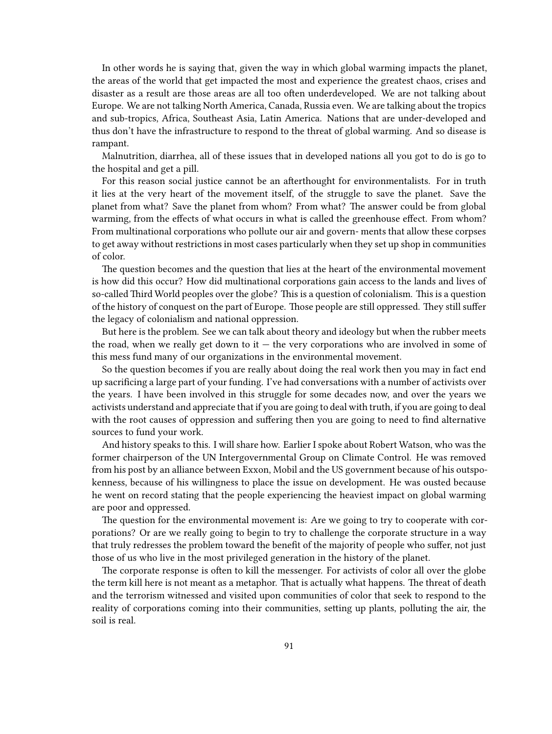In other words he is saying that, given the way in which global warming impacts the planet, the areas of the world that get impacted the most and experience the greatest chaos, crises and disaster as a result are those areas are all too often underdeveloped. We are not talking about Europe. We are not talking North America, Canada, Russia even. We are talking about the tropics and sub-tropics, Africa, Southeast Asia, Latin America. Nations that are under-developed and thus don't have the infrastructure to respond to the threat of global warming. And so disease is rampant.

Malnutrition, diarrhea, all of these issues that in developed nations all you got to do is go to the hospital and get a pill.

For this reason social justice cannot be an afterthought for environmentalists. For in truth it lies at the very heart of the movement itself, of the struggle to save the planet. Save the planet from what? Save the planet from whom? From what? The answer could be from global warming, from the effects of what occurs in what is called the greenhouse effect. From whom? From multinational corporations who pollute our air and govern- ments that allow these corpses to get away without restrictions in most cases particularly when they set up shop in communities of color.

The question becomes and the question that lies at the heart of the environmental movement is how did this occur? How did multinational corporations gain access to the lands and lives of so-called Third World peoples over the globe? This is a question of colonialism. This is a question of the history of conquest on the part of Europe. Those people are still oppressed. They still suffer the legacy of colonialism and national oppression.

But here is the problem. See we can talk about theory and ideology but when the rubber meets the road, when we really get down to it — the very corporations who are involved in some of this mess fund many of our organizations in the environmental movement.

So the question becomes if you are really about doing the real work then you may in fact end up sacrificing a large part of your funding. I've had conversations with a number of activists over the years. I have been involved in this struggle for some decades now, and over the years we activists understand and appreciate that if you are going to deal with truth, if you are going to deal with the root causes of oppression and suffering then you are going to need to find alternative sources to fund your work.

And history speaks to this. I will share how. Earlier I spoke about Robert Watson, who was the former chairperson of the UN Intergovernmental Group on Climate Control. He was removed from his post by an alliance between Exxon, Mobil and the US government because of his outspokenness, because of his willingness to place the issue on development. He was ousted because he went on record stating that the people experiencing the heaviest impact on global warming are poor and oppressed.

The question for the environmental movement is: Are we going to try to cooperate with corporations? Or are we really going to begin to try to challenge the corporate structure in a way that truly redresses the problem toward the benefit of the majority of people who suffer, not just those of us who live in the most privileged generation in the history of the planet.

The corporate response is often to kill the messenger. For activists of color all over the globe the term kill here is not meant as a metaphor. That is actually what happens. The threat of death and the terrorism witnessed and visited upon communities of color that seek to respond to the reality of corporations coming into their communities, setting up plants, polluting the air, the soil is real.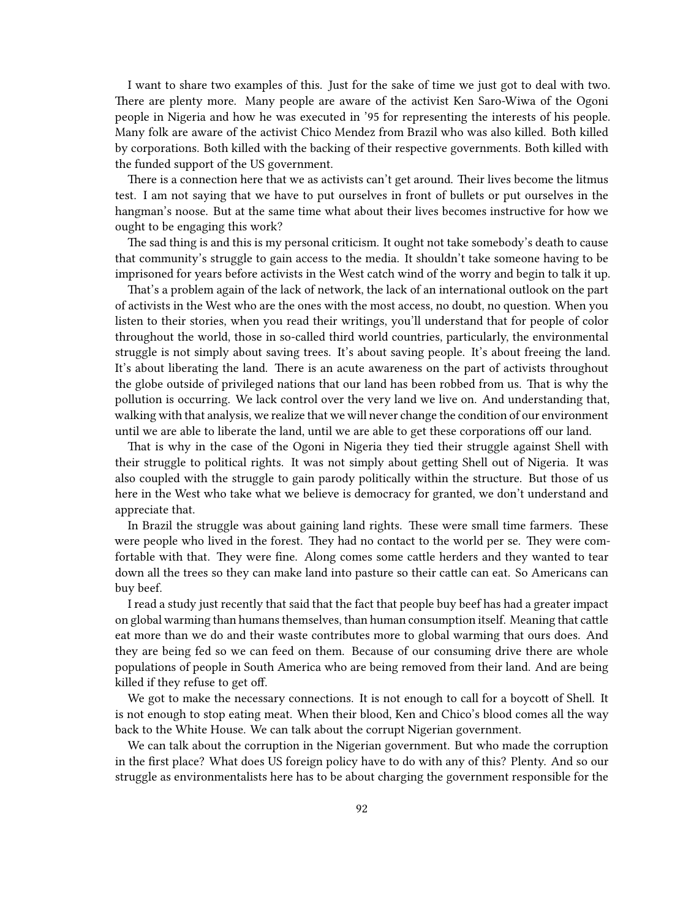I want to share two examples of this. Just for the sake of time we just got to deal with two. There are plenty more. Many people are aware of the activist Ken Saro-Wiwa of the Ogoni people in Nigeria and how he was executed in '95 for representing the interests of his people. Many folk are aware of the activist Chico Mendez from Brazil who was also killed. Both killed by corporations. Both killed with the backing of their respective governments. Both killed with the funded support of the US government.

There is a connection here that we as activists can't get around. Their lives become the litmus test. I am not saying that we have to put ourselves in front of bullets or put ourselves in the hangman's noose. But at the same time what about their lives becomes instructive for how we ought to be engaging this work?

The sad thing is and this is my personal criticism. It ought not take somebody's death to cause that community's struggle to gain access to the media. It shouldn't take someone having to be imprisoned for years before activists in the West catch wind of the worry and begin to talk it up.

That's a problem again of the lack of network, the lack of an international outlook on the part of activists in the West who are the ones with the most access, no doubt, no question. When you listen to their stories, when you read their writings, you'll understand that for people of color throughout the world, those in so-called third world countries, particularly, the environmental struggle is not simply about saving trees. It's about saving people. It's about freeing the land. It's about liberating the land. There is an acute awareness on the part of activists throughout the globe outside of privileged nations that our land has been robbed from us. That is why the pollution is occurring. We lack control over the very land we live on. And understanding that, walking with that analysis, we realize that we will never change the condition of our environment until we are able to liberate the land, until we are able to get these corporations off our land.

That is why in the case of the Ogoni in Nigeria they tied their struggle against Shell with their struggle to political rights. It was not simply about getting Shell out of Nigeria. It was also coupled with the struggle to gain parody politically within the structure. But those of us here in the West who take what we believe is democracy for granted, we don't understand and appreciate that.

In Brazil the struggle was about gaining land rights. These were small time farmers. These were people who lived in the forest. They had no contact to the world per se. They were comfortable with that. They were fine. Along comes some cattle herders and they wanted to tear down all the trees so they can make land into pasture so their cattle can eat. So Americans can buy beef.

I read a study just recently that said that the fact that people buy beef has had a greater impact on global warming than humans themselves, than human consumption itself. Meaning that cattle eat more than we do and their waste contributes more to global warming that ours does. And they are being fed so we can feed on them. Because of our consuming drive there are whole populations of people in South America who are being removed from their land. And are being killed if they refuse to get off.

We got to make the necessary connections. It is not enough to call for a boycott of Shell. It is not enough to stop eating meat. When their blood, Ken and Chico's blood comes all the way back to the White House. We can talk about the corrupt Nigerian government.

We can talk about the corruption in the Nigerian government. But who made the corruption in the first place? What does US foreign policy have to do with any of this? Plenty. And so our struggle as environmentalists here has to be about charging the government responsible for the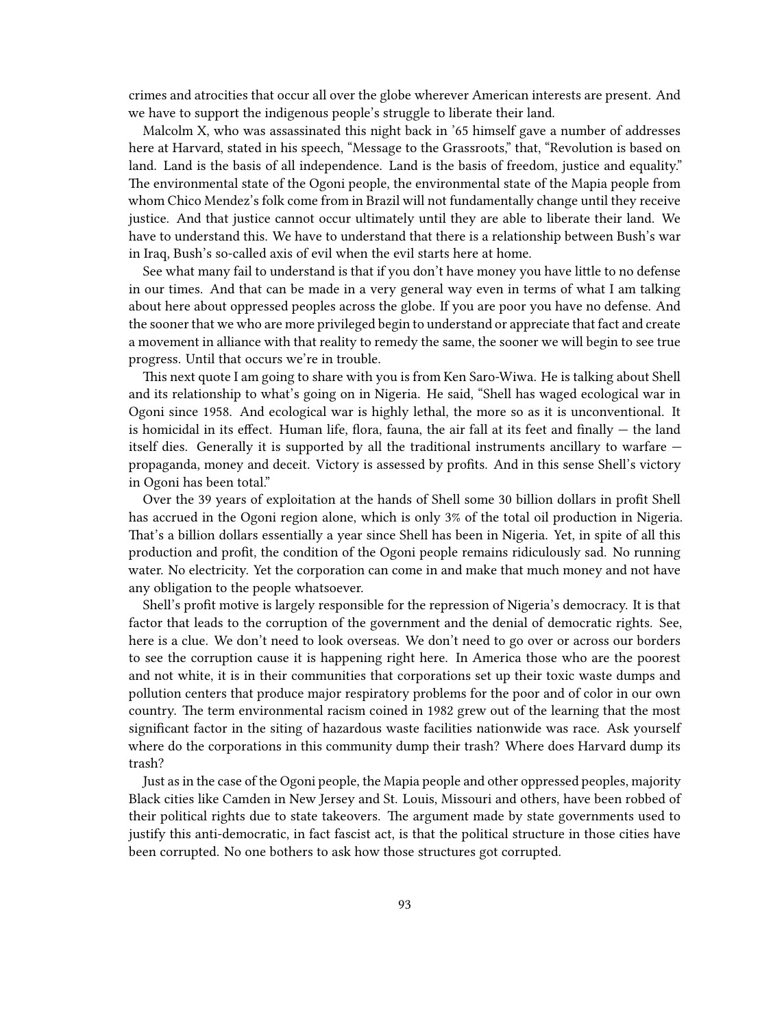crimes and atrocities that occur all over the globe wherever American interests are present. And we have to support the indigenous people's struggle to liberate their land.

Malcolm X, who was assassinated this night back in '65 himself gave a number of addresses here at Harvard, stated in his speech, "Message to the Grassroots," that, "Revolution is based on land. Land is the basis of all independence. Land is the basis of freedom, justice and equality." The environmental state of the Ogoni people, the environmental state of the Mapia people from whom Chico Mendez's folk come from in Brazil will not fundamentally change until they receive justice. And that justice cannot occur ultimately until they are able to liberate their land. We have to understand this. We have to understand that there is a relationship between Bush's war in Iraq, Bush's so-called axis of evil when the evil starts here at home.

See what many fail to understand is that if you don't have money you have little to no defense in our times. And that can be made in a very general way even in terms of what I am talking about here about oppressed peoples across the globe. If you are poor you have no defense. And the sooner that we who are more privileged begin to understand or appreciate that fact and create a movement in alliance with that reality to remedy the same, the sooner we will begin to see true progress. Until that occurs we're in trouble.

This next quote I am going to share with you is from Ken Saro-Wiwa. He is talking about Shell and its relationship to what's going on in Nigeria. He said, "Shell has waged ecological war in Ogoni since 1958. And ecological war is highly lethal, the more so as it is unconventional. It is homicidal in its effect. Human life, flora, fauna, the air fall at its feet and finally — the land itself dies. Generally it is supported by all the traditional instruments ancillary to warfare — propaganda, money and deceit. Victory is assessed by profits. And in this sense Shell's victory in Ogoni has been total."

Over the 39 years of exploitation at the hands of Shell some 30 billion dollars in profit Shell has accrued in the Ogoni region alone, which is only 3% of the total oil production in Nigeria. That's a billion dollars essentially a year since Shell has been in Nigeria. Yet, in spite of all this production and profit, the condition of the Ogoni people remains ridiculously sad. No running water. No electricity. Yet the corporation can come in and make that much money and not have any obligation to the people whatsoever.

Shell's profit motive is largely responsible for the repression of Nigeria's democracy. It is that factor that leads to the corruption of the government and the denial of democratic rights. See, here is a clue. We don't need to look overseas. We don't need to go over or across our borders to see the corruption cause it is happening right here. In America those who are the poorest and not white, it is in their communities that corporations set up their toxic waste dumps and pollution centers that produce major respiratory problems for the poor and of color in our own country. The term environmental racism coined in 1982 grew out of the learning that the most significant factor in the siting of hazardous waste facilities nationwide was race. Ask yourself where do the corporations in this community dump their trash? Where does Harvard dump its trash?

Just as in the case of the Ogoni people, the Mapia people and other oppressed peoples, majority Black cities like Camden in New Jersey and St. Louis, Missouri and others, have been robbed of their political rights due to state takeovers. The argument made by state governments used to justify this anti-democratic, in fact fascist act, is that the political structure in those cities have been corrupted. No one bothers to ask how those structures got corrupted.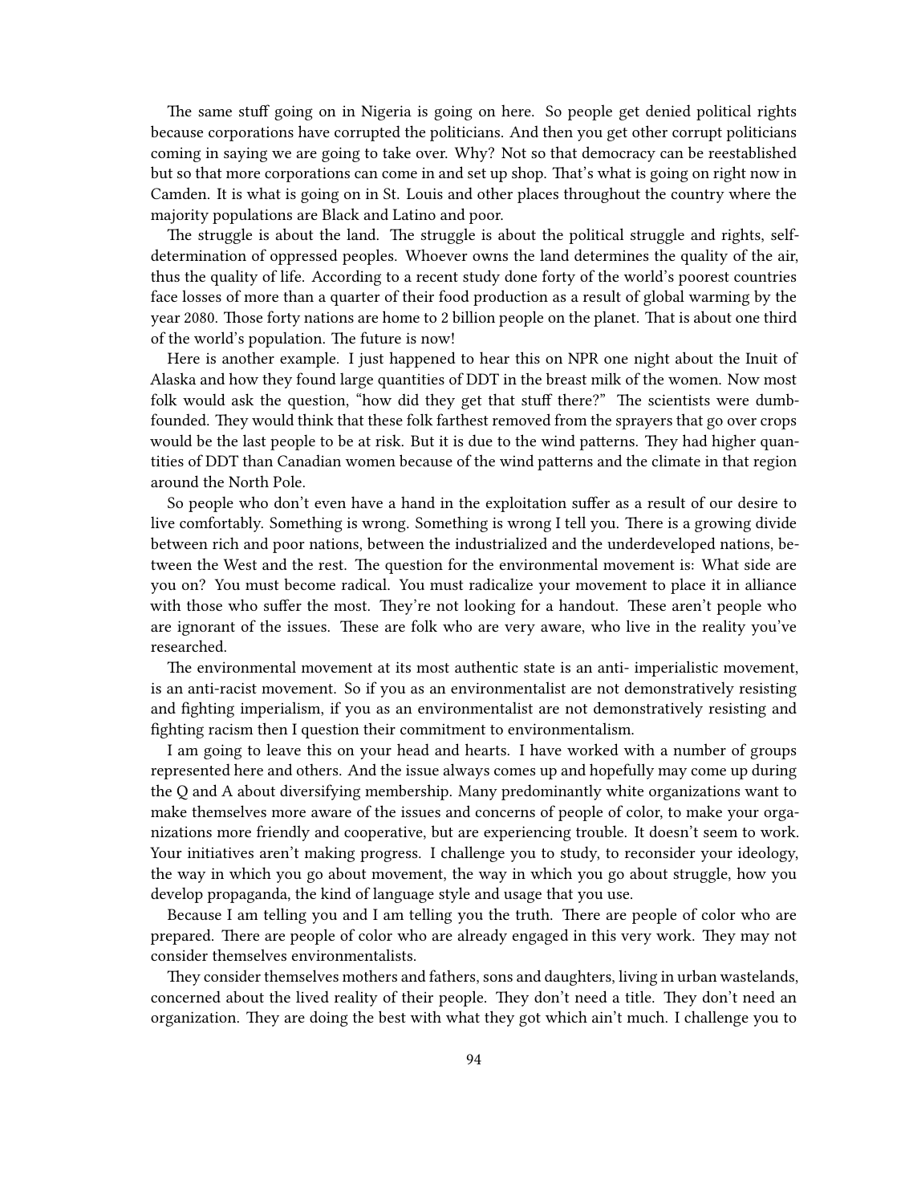The same stuff going on in Nigeria is going on here. So people get denied political rights because corporations have corrupted the politicians. And then you get other corrupt politicians coming in saying we are going to take over. Why? Not so that democracy can be reestablished but so that more corporations can come in and set up shop. That's what is going on right now in Camden. It is what is going on in St. Louis and other places throughout the country where the majority populations are Black and Latino and poor.

The struggle is about the land. The struggle is about the political struggle and rights, self-determination of oppressed peoples. Whoever owns the land determines the quality of the air, thus the quality of life. According to a recent study done forty of the world's poorest countries face losses of more than a quarter of their food production as a result of global warming by the year 2080. Those forty nations are home to 2 billion people on the planet. That is about one third of the world's population. The future is now!

Here is another example. I just happened to hear this on NPR one night about the Inuit of Alaska and how they found large quantities of DDT in the breast milk of the women. Now most folk would ask the question, "how did they get that stuff there?" The scientists were dumbfounded. They would think that these folk farthest removed from the sprayers that go over crops would be the last people to be at risk. But it is due to the wind patterns. They had higher quantities of DDT than Canadian women because of the wind patterns and the climate in that region around the North Pole.

So people who don't even have a hand in the exploitation suffer as a result of our desire to live comfortably. Something is wrong. Something is wrong I tell you. There is a growing divide between rich and poor nations, between the industrialized and the underdeveloped nations, between the West and the rest. The question for the environmental movement is: What side are you on? You must become radical. You must radicalize your movement to place it in alliance with those who suffer the most. They're not looking for a handout. These aren't people who are ignorant of the issues. These are folk who are very aware, who live in the reality you've researched.

The environmental movement at its most authentic state is an anti- imperialistic movement, is an anti-racist movement. So if you as an environmentalist are not demonstratively resisting and fighting imperialism, if you as an environmentalist are not demonstratively resisting and fighting racism then I question their commitment to environmentalism.

I am going to leave this on your head and hearts. I have worked with a number of groups represented here and others. And the issue always comes up and hopefully may come up during the Q and A about diversifying membership. Many predominantly white organizations want to make themselves more aware of the issues and concerns of people of color, to make your organizations more friendly and cooperative, but are experiencing trouble. It doesn't seem to work. Your initiatives aren't making progress. I challenge you to study, to reconsider your ideology, the way in which you go about movement, the way in which you go about struggle, how you develop propaganda, the kind of language style and usage that you use.

Because I am telling you and I am telling you the truth. There are people of color who are prepared. There are people of color who are already engaged in this very work. They may not consider themselves environmentalists.

They consider themselves mothers and fathers, sons and daughters, living in urban wastelands, concerned about the lived reality of their people. They don't need a title. They don't need an organization. They are doing the best with what they got which ain't much. I challenge you to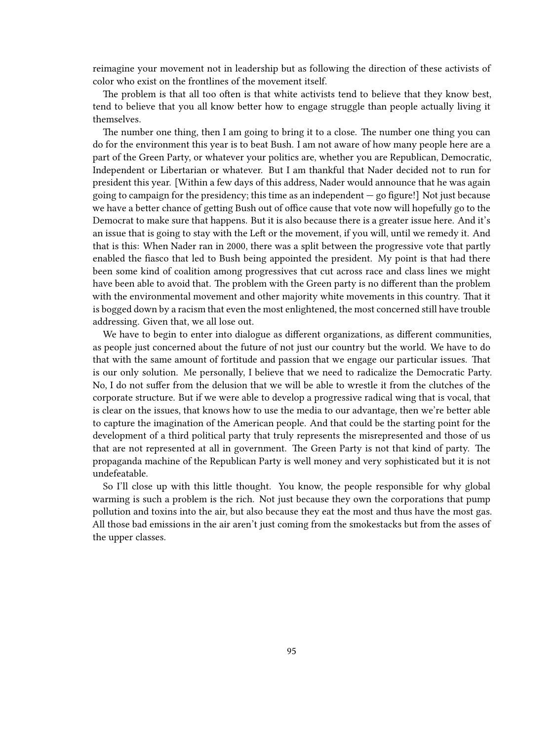reimagine your movement not in leadership but as following the direction of these activists of color who exist on the frontlines of the movement itself.

The problem is that all too often is that white activists tend to believe that they know best, tend to believe that you all know better how to engage struggle than people actually living it themselves.

The number one thing, then I am going to bring it to a close. The number one thing you can do for the environment this year is to beat Bush. I am not aware of how many people here are a part of the Green Party, or whatever your politics are, whether you are Republican, Democratic, Independent or Libertarian or whatever. But I am thankful that Nader decided not to run for president this year. [Within a few days of this address, Nader would announce that he was again going to campaign for the presidency; this time as an independent — go figure!] Not just because we have a better chance of getting Bush out of office cause that vote now will hopefully go to the Democrat to make sure that happens. But it is also because there is a greater issue here. And it's an issue that is going to stay with the Left or the movement, if you will, until we remedy it. And that is this: When Nader ran in 2000, there was a split between the progressive vote that partly enabled the fiasco that led to Bush being appointed the president. My point is that had there been some kind of coalition among progressives that cut across race and class lines we might have been able to avoid that. The problem with the Green party is no different than the problem with the environmental movement and other majority white movements in this country. That it is bogged down by a racism that even the most enlightened, the most concerned still have trouble addressing. Given that, we all lose out.

We have to begin to enter into dialogue as different organizations, as different communities, as people just concerned about the future of not just our country but the world. We have to do that with the same amount of fortitude and passion that we engage our particular issues. That is our only solution. Me personally, I believe that we need to radicalize the Democratic Party. No, I do not suffer from the delusion that we will be able to wrestle it from the clutches of the corporate structure. But if we were able to develop a progressive radical wing that is vocal, that is clear on the issues, that knows how to use the media to our advantage, then we're better able to capture the imagination of the American people. And that could be the starting point for the development of a third political party that truly represents the misrepresented and those of us that are not represented at all in government. The Green Party is not that kind of party. The propaganda machine of the Republican Party is well money and very sophisticated but it is not undefeatable.

So I'll close up with this little thought. You know, the people responsible for why global warming is such a problem is the rich. Not just because they own the corporations that pump pollution and toxins into the air, but also because they eat the most and thus have the most gas. All those bad emissions in the air aren't just coming from the smokestacks but from the asses of the upper classes.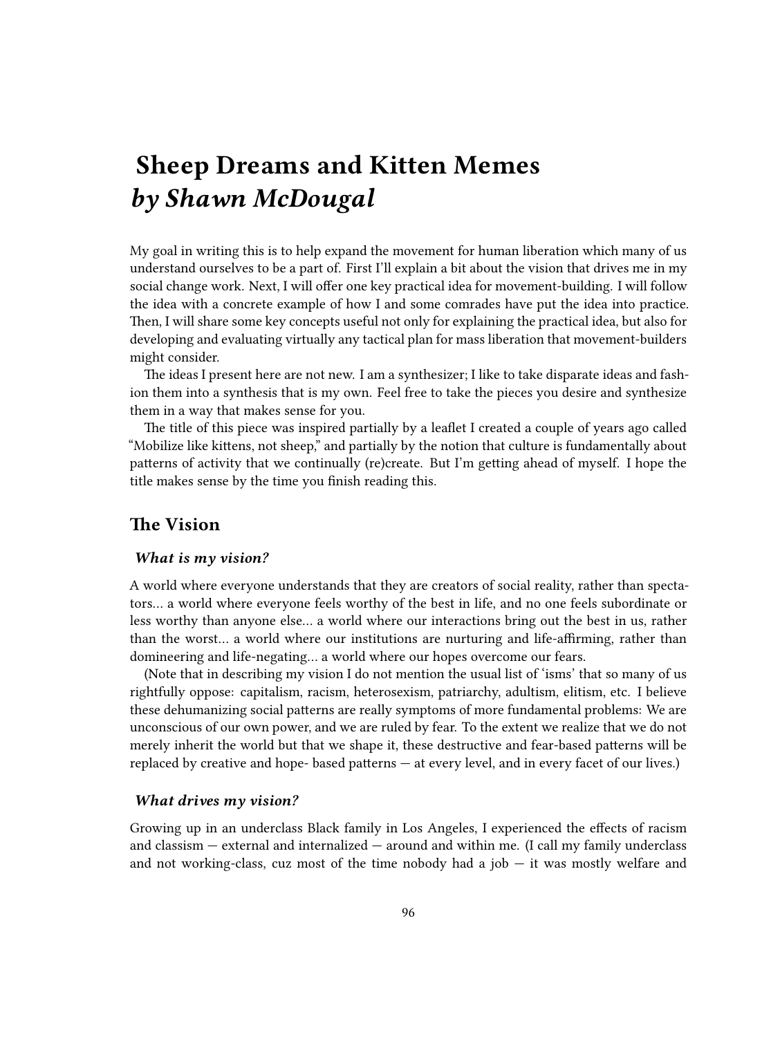# Sheep Dreams and Kitten Memes *by Shawn McDougal*

My goal in writing this is to help expand the movement for human liberation which many of us understand ourselves to be a part of. First I'll explain a bit about the vision that drives me in my social change work. Next, I will offer one key practical idea for movement-building. I will follow the idea with a concrete example of how I and some comrades have put the idea into practice. Then, I will share some key concepts useful not only for explaining the practical idea, but also for developing and evaluating virtually any tactical plan for mass liberation that movement-builders might consider.

The ideas I present here are not new. I am a synthesizer; I like to take disparate ideas and fashion them into a synthesis that is my own. Feel free to take the pieces you desire and synthesize them in a way that makes sense for you.

The title of this piece was inspired partially by a leaflet I created a couple of years ago called "Mobilize like kittens, not sheep," and partially by the notion that culture is fundamentally about patterns of activity that we continually (re)create. But I'm getting ahead of myself. I hope the title makes sense by the time you finish reading this.

## The Vision

### *What is my vision?*

A world where everyone understands that they are creators of social reality, rather than spectators… a world where everyone feels worthy of the best in life, and no one feels subordinate or less worthy than anyone else… a world where our interactions bring out the best in us, rather than the worst… a world where our institutions are nurturing and life-affirming, rather than domineering and life-negating… a world where our hopes overcome our fears.

(Note that in describing my vision I do not mention the usual list of 'isms' that so many of us rightfully oppose: capitalism, racism, heterosexism, patriarchy, adultism, elitism, etc. I believe these dehumanizing social patterns are really symptoms of more fundamental problems: We are unconscious of our own power, and we are ruled by fear. To the extent we realize that we do not merely inherit the world but that we shape it, these destructive and fear-based patterns will be replaced by creative and hope- based patterns — at every level, and in every facet of our lives.)

### *What drives my vision?*

Growing up in an underclass Black family in Los Angeles, I experienced the effects of racism and classism — external and internalized — around and within me. (I call my family underclass and not working-class, cuz most of the time nobody had a job — it was mostly welfare and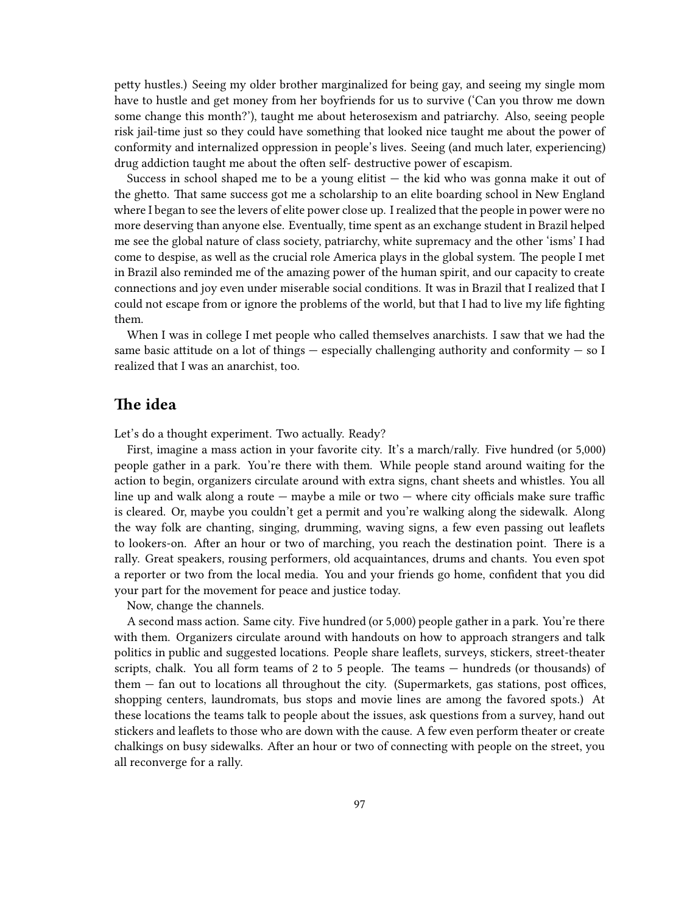petty hustles.) Seeing my older brother marginalized for being gay, and seeing my single mom have to hustle and get money from her boyfriends for us to survive ('Can you throw me down some change this month?'), taught me about heterosexism and patriarchy. Also, seeing people risk jail-time just so they could have something that looked nice taught me about the power of conformity and internalized oppression in people's lives. Seeing (and much later, experiencing) drug addiction taught me about the often self- destructive power of escapism.

Success in school shaped me to be a young elitist — the kid who was gonna make it out of the ghetto. That same success got me a scholarship to an elite boarding school in New England where I began to see the levers of elite power close up. I realized that the people in power were no more deserving than anyone else. Eventually, time spent as an exchange student in Brazil helped me see the global nature of class society, patriarchy, white supremacy and the other 'isms' I had come to despise, as well as the crucial role America plays in the global system. The people I met in Brazil also reminded me of the amazing power of the human spirit, and our capacity to create connections and joy even under miserable social conditions. It was in Brazil that I realized that I could not escape from or ignore the problems of the world, but that I had to live my life fighting them.

When I was in college I met people who called themselves anarchists. I saw that we had the same basic attitude on a lot of things — especially challenging authority and conformity — so I realized that I was an anarchist, too.

## The idea

Let's do a thought experiment. Two actually. Ready?

First, imagine a mass action in your favorite city. It's a march/rally. Five hundred (or 5,000) people gather in a park. You're there with them. While people stand around waiting for the action to begin, organizers circulate around with extra signs, chant sheets and whistles. You all line up and walk along a route — maybe a mile or two — where city officials make sure traffic is cleared. Or, maybe you couldn't get a permit and you're walking along the sidewalk. Along the way folk are chanting, singing, drumming, waving signs, a few even passing out leaflets to lookers-on. After an hour or two of marching, you reach the destination point. There is a rally. Great speakers, rousing performers, old acquaintances, drums and chants. You even spot a reporter or two from the local media. You and your friends go home, confident that you did your part for the movement for peace and justice today.

Now, change the channels.

A second mass action. Same city. Five hundred (or 5,000) people gather in a park. You're there with them. Organizers circulate around with handouts on how to approach strangers and talk politics in public and suggested locations. People share leaflets, surveys, stickers, street-theater scripts, chalk. You all form teams of 2 to 5 people. The teams — hundreds (or thousands) of them — fan out to locations all throughout the city. (Supermarkets, gas stations, post offices, shopping centers, laundromats, bus stops and movie lines are among the favored spots.) At these locations the teams talk to people about the issues, ask questions from a survey, hand out stickers and leaflets to those who are down with the cause. A few even perform theater or create chalkings on busy sidewalks. After an hour or two of connecting with people on the street, you all reconverge for a rally.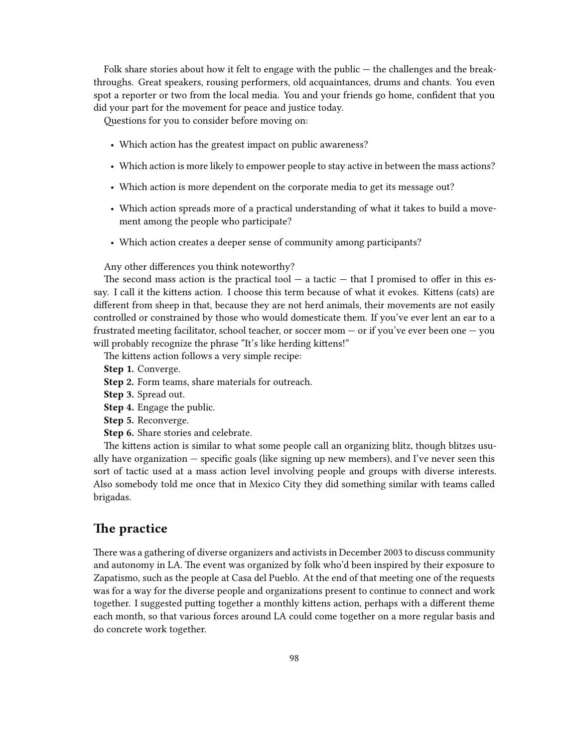Folk share stories about how it felt to engage with the public — the challenges and the breakthroughs. Great speakers, rousing performers, old acquaintances, drums and chants. You even spot a reporter or two from the local media. You and your friends go home, confident that you did your part for the movement for peace and justice today.

Questions for you to consider before moving on:

- Which action has the greatest impact on public awareness?
- Which action is more likely to empower people to stay active in between the mass actions?
- Which action is more dependent on the corporate media to get its message out?
- Which action spreads more of a practical understanding of what it takes to build a movement among the people who participate?
- Which action creates a deeper sense of community among participants?

Any other differences you think noteworthy?

The second mass action is the practical tool — a tactic — that I promised to offer in this essay. I call it the kittens action. I choose this term because of what it evokes. Kittens (cats) are different from sheep in that, because they are not herd animals, their movements are not easily controlled or constrained by those who would domesticate them. If you've ever lent an ear to a frustrated meeting facilitator, school teacher, or soccer mom — or if you've ever been one — you will probably recognize the phrase "It's like herding kittens!"

The kittens action follows a very simple recipe:

**Step 1.** Converge.

**Step 2.** Form teams, share materials for outreach.

**Step 3.** Spread out.

**Step 4.** Engage the public.

**Step 5.** Reconverge.

**Step 6.** Share stories and celebrate.

The kittens action is similar to what some people call an organizing blitz, though blitzes usually have organization — specific goals (like signing up new members), and I've never seen this sort of tactic used at a mass action level involving people and groups with diverse interests. Also somebody told me once that in Mexico City they did something similar with teams called brigadas.

## The practice

There was a gathering of diverse organizers and activists in December 2003 to discuss community and autonomy in LA. The event was organized by folk who'd been inspired by their exposure to Zapatismo, such as the people at Casa del Pueblo. At the end of that meeting one of the requests was for a way for the diverse people and organizations present to continue to connect and work together. I suggested putting together a monthly kittens action, perhaps with a different theme each month, so that various forces around LA could come together on a more regular basis and do concrete work together.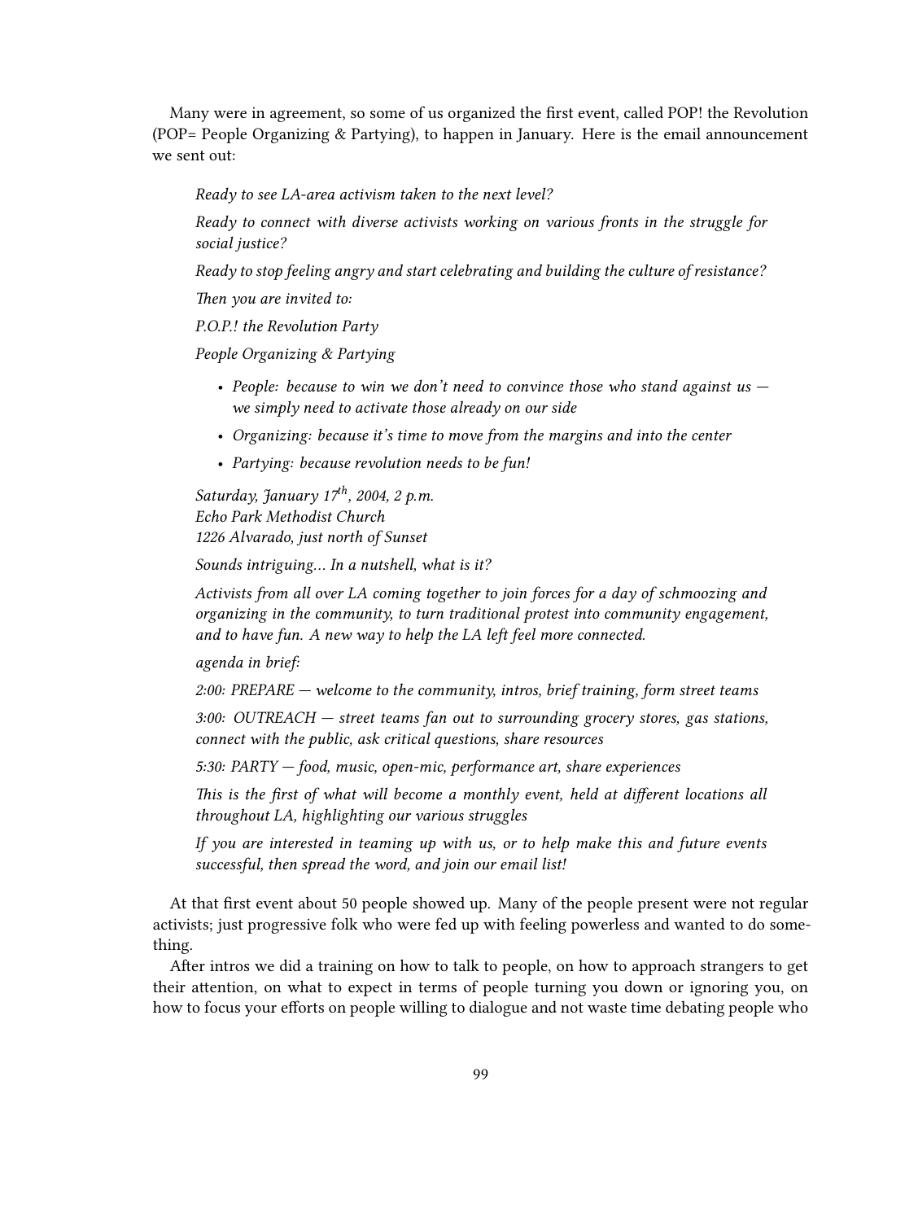Many were in agreement, so some of us organized the first event, called POP! the Revolution (POP= People Organizing & Partying), to happen in January. Here is the email announcement we sent out:

> *Ready to see LA-area activism taken to the next level?*
>
> *Ready to connect with diverse activists working on various fronts in the struggle for social justice?*
>
> *Ready to stop feeling angry and start celebrating and building the culture of resistance?*
>
> *Then you are invited to:*
>
> *P.O.P.! the Revolution Party*
>
> *People Organizing & Partying*
>
> - *People: because to win we don't need to convince those who stand against us — we simply need to activate those already on our side*
> - *Organizing: because it's time to move from the margins and into the center*
> - *Partying: because revolution needs to be fun!*
>
> *Saturday, January 17th, 2004, 2 p.m.*
> *Echo Park Methodist Church*
> *1226 Alvarado, just north of Sunset*
>
> *Sounds intriguing… In a nutshell, what is it?*
>
> *Activists from all over LA coming together to join forces for a day of schmoozing and organizing in the community, to turn traditional protest into community engagement, and to have fun. A new way to help the LA left feel more connected.*
>
> *agenda in brief:*
>
> *2:00: PREPARE — welcome to the community, intros, brief training, form street teams*
>
> *3:00: OUTREACH — street teams fan out to surrounding grocery stores, gas stations, connect with the public, ask critical questions, share resources*
>
> *5:30: PARTY — food, music, open-mic, performance art, share experiences*
>
> *This is the first of what will become a monthly event, held at different locations all throughout LA, highlighting our various struggles*
>
> *If you are interested in teaming up with us, or to help make this and future events successful, then spread the word, and join our email list!*

At that first event about 50 people showed up. Many of the people present were not regular activists; just progressive folk who were fed up with feeling powerless and wanted to do something.

After intros we did a training on how to talk to people, on how to approach strangers to get their attention, on what to expect in terms of people turning you down or ignoring you, on how to focus your efforts on people willing to dialogue and not waste time debating people who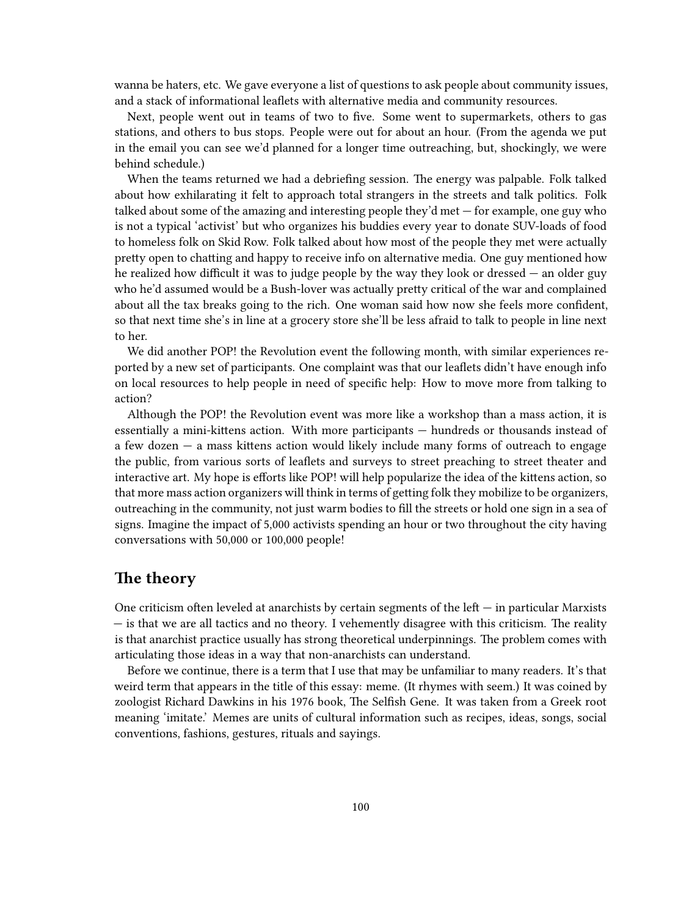wanna be haters, etc. We gave everyone a list of questions to ask people about community issues, and a stack of informational leaflets with alternative media and community resources.

Next, people went out in teams of two to five. Some went to supermarkets, others to gas stations, and others to bus stops. People were out for about an hour. (From the agenda we put in the email you can see we'd planned for a longer time outreaching, but, shockingly, we were behind schedule.)

When the teams returned we had a debriefing session. The energy was palpable. Folk talked about how exhilarating it felt to approach total strangers in the streets and talk politics. Folk talked about some of the amazing and interesting people they'd met — for example, one guy who is not a typical 'activist' but who organizes his buddies every year to donate SUV-loads of food to homeless folk on Skid Row. Folk talked about how most of the people they met were actually pretty open to chatting and happy to receive info on alternative media. One guy mentioned how he realized how difficult it was to judge people by the way they look or dressed — an older guy who he'd assumed would be a Bush-lover was actually pretty critical of the war and complained about all the tax breaks going to the rich. One woman said how now she feels more confident, so that next time she's in line at a grocery store she'll be less afraid to talk to people in line next to her.

We did another POP! the Revolution event the following month, with similar experiences reported by a new set of participants. One complaint was that our leaflets didn't have enough info on local resources to help people in need of specific help: How to move more from talking to action?

Although the POP! the Revolution event was more like a workshop than a mass action, it is essentially a mini-kittens action. With more participants — hundreds or thousands instead of a few dozen — a mass kittens action would likely include many forms of outreach to engage the public, from various sorts of leaflets and surveys to street preaching to street theater and interactive art. My hope is efforts like POP! will help popularize the idea of the kittens action, so that more mass action organizers will think in terms of getting folk they mobilize to be organizers, outreaching in the community, not just warm bodies to fill the streets or hold one sign in a sea of signs. Imagine the impact of 5,000 activists spending an hour or two throughout the city having conversations with 50,000 or 100,000 people!

## The theory

One criticism often leveled at anarchists by certain segments of the left — in particular Marxists — is that we are all tactics and no theory. I vehemently disagree with this criticism. The reality is that anarchist practice usually has strong theoretical underpinnings. The problem comes with articulating those ideas in a way that non-anarchists can understand.

Before we continue, there is a term that I use that may be unfamiliar to many readers. It's that weird term that appears in the title of this essay: meme. (It rhymes with seem.) It was coined by zoologist Richard Dawkins in his 1976 book, The Selfish Gene. It was taken from a Greek root meaning 'imitate.' Memes are units of cultural information such as recipes, ideas, songs, social conventions, fashions, gestures, rituals and sayings.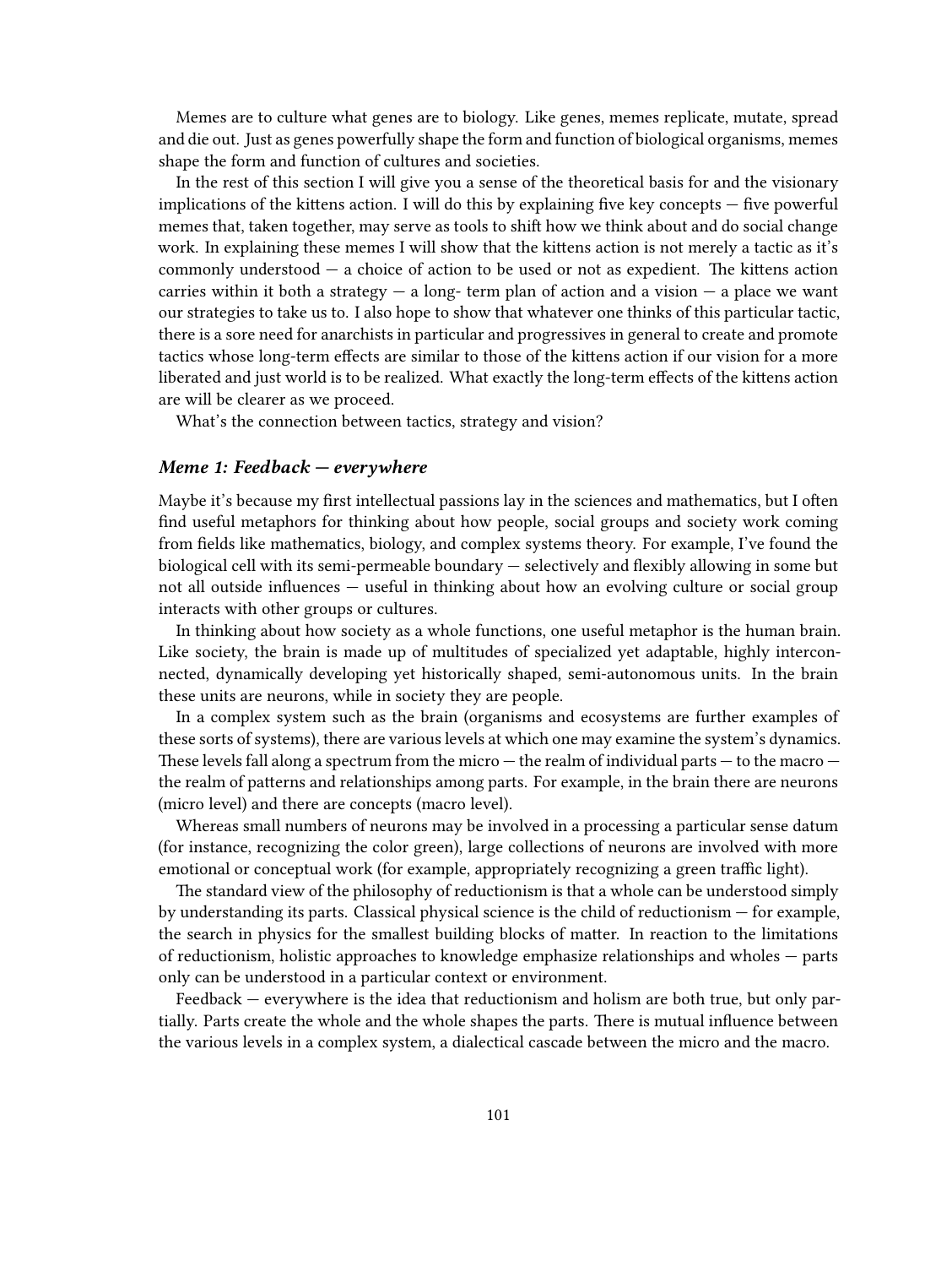Memes are to culture what genes are to biology. Like genes, memes replicate, mutate, spread and die out. Just as genes powerfully shape the form and function of biological organisms, memes shape the form and function of cultures and societies.

In the rest of this section I will give you a sense of the theoretical basis for and the visionary implications of the kittens action. I will do this by explaining five key concepts — five powerful memes that, taken together, may serve as tools to shift how we think about and do social change work. In explaining these memes I will show that the kittens action is not merely a tactic as it's commonly understood — a choice of action to be used or not as expedient. The kittens action carries within it both a strategy — a long- term plan of action and a vision — a place we want our strategies to take us to. I also hope to show that whatever one thinks of this particular tactic, there is a sore need for anarchists in particular and progressives in general to create and promote tactics whose long-term effects are similar to those of the kittens action if our vision for a more liberated and just world is to be realized. What exactly the long-term effects of the kittens action are will be clearer as we proceed.

What's the connection between tactics, strategy and vision?

### *Meme 1: Feedback — everywhere*

Maybe it's because my first intellectual passions lay in the sciences and mathematics, but I often find useful metaphors for thinking about how people, social groups and society work coming from fields like mathematics, biology, and complex systems theory. For example, I've found the biological cell with its semi-permeable boundary — selectively and flexibly allowing in some but not all outside influences — useful in thinking about how an evolving culture or social group interacts with other groups or cultures.

In thinking about how society as a whole functions, one useful metaphor is the human brain. Like society, the brain is made up of multitudes of specialized yet adaptable, highly interconnected, dynamically developing yet historically shaped, semi-autonomous units. In the brain these units are neurons, while in society they are people.

In a complex system such as the brain (organisms and ecosystems are further examples of these sorts of systems), there are various levels at which one may examine the system's dynamics. These levels fall along a spectrum from the micro — the realm of individual parts — to the macro — the realm of patterns and relationships among parts. For example, in the brain there are neurons (micro level) and there are concepts (macro level).

Whereas small numbers of neurons may be involved in a processing a particular sense datum (for instance, recognizing the color green), large collections of neurons are involved with more emotional or conceptual work (for example, appropriately recognizing a green traffic light).

The standard view of the philosophy of reductionism is that a whole can be understood simply by understanding its parts. Classical physical science is the child of reductionism — for example, the search in physics for the smallest building blocks of matter. In reaction to the limitations of reductionism, holistic approaches to knowledge emphasize relationships and wholes — parts only can be understood in a particular context or environment.

Feedback — everywhere is the idea that reductionism and holism are both true, but only partially. Parts create the whole and the whole shapes the parts. There is mutual influence between the various levels in a complex system, a dialectical cascade between the micro and the macro.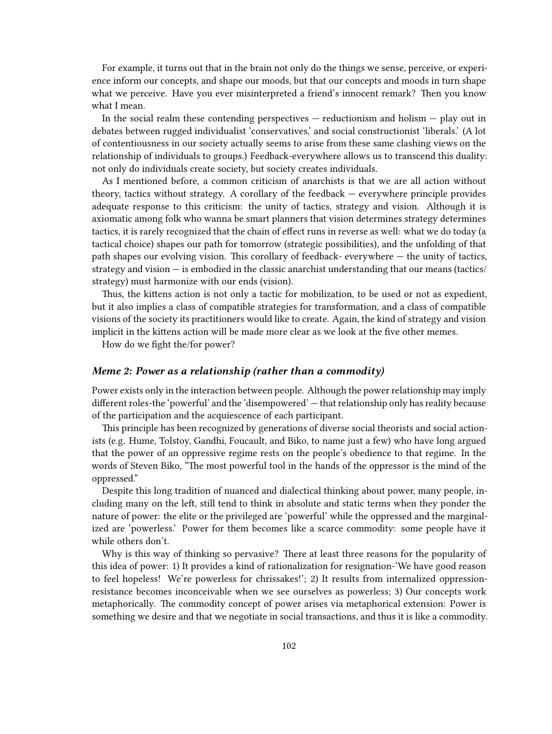For example, it turns out that in the brain not only do the things we sense, perceive, or experience inform our concepts, and shape our moods, but that our concepts and moods in turn shape what we perceive. Have you ever misinterpreted a friend's innocent remark? Then you know what I mean.

In the social realm these contending perspectives — reductionism and holism — play out in debates between rugged individualist 'conservatives,' and social constructionist 'liberals.' (A lot of contentiousness in our society actually seems to arise from these same clashing views on the relationship of individuals to groups.) Feedback-everywhere allows us to transcend this duality: not only do individuals create society, but society creates individuals.

As I mentioned before, a common criticism of anarchists is that we are all action without theory, tactics without strategy. A corollary of the feedback — everywhere principle provides adequate response to this criticism: the unity of tactics, strategy and vision. Although it is axiomatic among folk who wanna be smart planners that vision determines strategy determines tactics, it is rarely recognized that the chain of effect runs in reverse as well: what we do today (a tactical choice) shapes our path for tomorrow (strategic possibilities), and the unfolding of that path shapes our evolving vision. This corollary of feedback- everywhere — the unity of tactics, strategy and vision — is embodied in the classic anarchist understanding that our means (tactics/ strategy) must harmonize with our ends (vision).

Thus, the kittens action is not only a tactic for mobilization, to be used or not as expedient, but it also implies a class of compatible strategies for transformation, and a class of compatible visions of the society its practitioners would like to create. Again, the kind of strategy and vision implicit in the kittens action will be made more clear as we look at the five other memes.

How do we fight the/for power?

### *Meme 2: Power as a relationship (rather than a commodity)*

Power exists only in the interaction between people. Although the power relationship may imply different roles-the 'powerful' and the 'disempowered' — that relationship only has reality because of the participation and the acquiescence of each participant.

This principle has been recognized by generations of diverse social theorists and social actionists (e.g. Hume, Tolstoy, Gandhi, Foucault, and Biko, to name just a few) who have long argued that the power of an oppressive regime rests on the people's obedience to that regime. In the words of Steven Biko, "The most powerful tool in the hands of the oppressor is the mind of the oppressed."

Despite this long tradition of nuanced and dialectical thinking about power, many people, including many on the left, still tend to think in absolute and static terms when they ponder the nature of power: the elite or the privileged are 'powerful' while the oppressed and the marginalized are 'powerless.' Power for them becomes like a scarce commodity: some people have it while others don't.

Why is this way of thinking so pervasive? There at least three reasons for the popularity of this idea of power: 1) It provides a kind of rationalization for resignation-'We have good reason to feel hopeless! We're powerless for chrissakes!'; 2) It results from internalized oppression-resistance becomes inconceivable when we see ourselves as powerless; 3) Our concepts work metaphorically. The commodity concept of power arises via metaphorical extension: Power is something we desire and that we negotiate in social transactions, and thus it is like a commodity.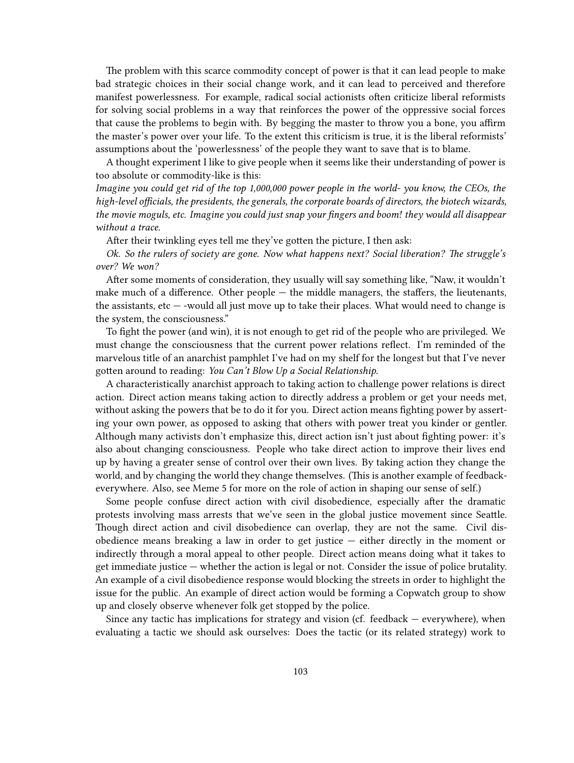The problem with this scarce commodity concept of power is that it can lead people to make bad strategic choices in their social change work, and it can lead to perceived and therefore manifest powerlessness. For example, radical social actionists often criticize liberal reformists for solving social problems in a way that reinforces the power of the oppressive social forces that cause the problems to begin with. By begging the master to throw you a bone, you affirm the master's power over your life. To the extent this criticism is true, it is the liberal reformists' assumptions about the 'powerlessness' of the people they want to save that is to blame.

A thought experiment I like to give people when it seems like their understanding of power is too absolute or commodity-like is this:

*Imagine you could get rid of the top 1,000,000 power people in the world- you know, the CEOs, the high-level officials, the presidents, the generals, the corporate boards of directors, the biotech wizards, the movie moguls, etc. Imagine you could just snap your fingers and boom! they would all disappear without a trace.*

After their twinkling eyes tell me they've gotten the picture, I then ask:

*Ok. So the rulers of society are gone. Now what happens next? Social liberation? The struggle's over? We won?*

After some moments of consideration, they usually will say something like, "Naw, it wouldn't make much of a difference. Other people — the middle managers, the staffers, the lieutenants, the assistants, etc — -would all just move up to take their places. What would need to change is the system, the consciousness."

To fight the power (and win), it is not enough to get rid of the people who are privileged. We must change the consciousness that the current power relations reflect. I'm reminded of the marvelous title of an anarchist pamphlet I've had on my shelf for the longest but that I've never gotten around to reading: *You Can't Blow Up a Social Relationship*.

A characteristically anarchist approach to taking action to challenge power relations is direct action. Direct action means taking action to directly address a problem or get your needs met, without asking the powers that be to do it for you. Direct action means fighting power by asserting your own power, as opposed to asking that others with power treat you kinder or gentler. Although many activists don't emphasize this, direct action isn't just about fighting power: it's also about changing consciousness. People who take direct action to improve their lives end up by having a greater sense of control over their own lives. By taking action they change the world, and by changing the world they change themselves. (This is another example of feedback-everywhere. Also, see Meme 5 for more on the role of action in shaping our sense of self.)

Some people confuse direct action with civil disobedience, especially after the dramatic protests involving mass arrests that we've seen in the global justice movement since Seattle. Though direct action and civil disobedience can overlap, they are not the same. Civil disobedience means breaking a law in order to get justice — either directly in the moment or indirectly through a moral appeal to other people. Direct action means doing what it takes to get immediate justice — whether the action is legal or not. Consider the issue of police brutality. An example of a civil disobedience response would blocking the streets in order to highlight the issue for the public. An example of direct action would be forming a Copwatch group to show up and closely observe whenever folk get stopped by the police.

Since any tactic has implications for strategy and vision (cf. feedback — everywhere), when evaluating a tactic we should ask ourselves: Does the tactic (or its related strategy) work to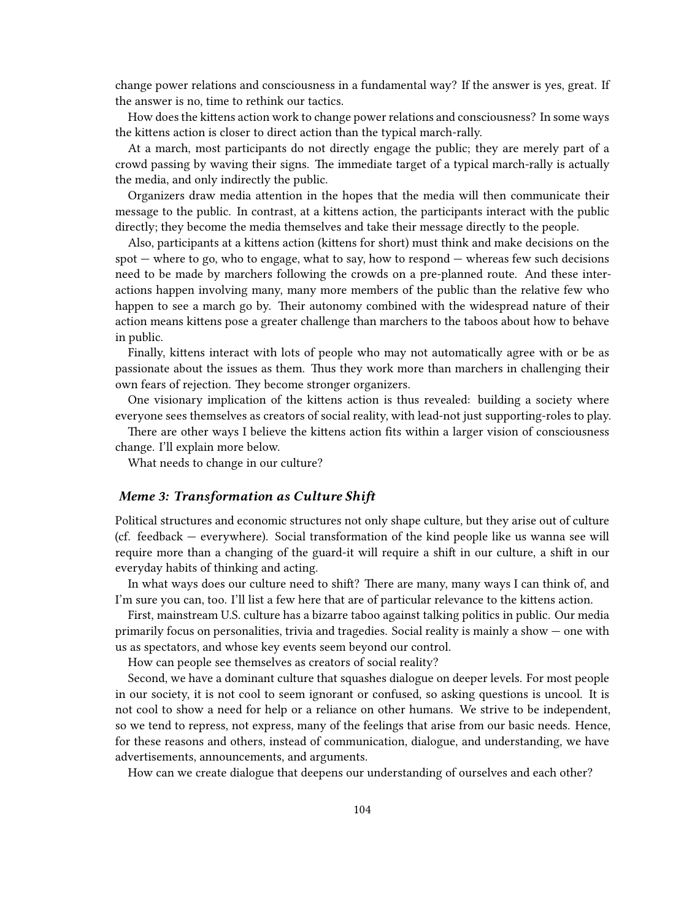change power relations and consciousness in a fundamental way? If the answer is yes, great. If the answer is no, time to rethink our tactics.

How does the kittens action work to change power relations and consciousness? In some ways the kittens action is closer to direct action than the typical march-rally.

At a march, most participants do not directly engage the public; they are merely part of a crowd passing by waving their signs. The immediate target of a typical march-rally is actually the media, and only indirectly the public.

Organizers draw media attention in the hopes that the media will then communicate their message to the public. In contrast, at a kittens action, the participants interact with the public directly; they become the media themselves and take their message directly to the people.

Also, participants at a kittens action (kittens for short) must think and make decisions on the spot — where to go, who to engage, what to say, how to respond — whereas few such decisions need to be made by marchers following the crowds on a pre-planned route. And these interactions happen involving many, many more members of the public than the relative few who happen to see a march go by. Their autonomy combined with the widespread nature of their action means kittens pose a greater challenge than marchers to the taboos about how to behave in public.

Finally, kittens interact with lots of people who may not automatically agree with or be as passionate about the issues as them. Thus they work more than marchers in challenging their own fears of rejection. They become stronger organizers.

One visionary implication of the kittens action is thus revealed: building a society where everyone sees themselves as creators of social reality, with lead-not just supporting-roles to play.

There are other ways I believe the kittens action fits within a larger vision of consciousness change. I'll explain more below.

What needs to change in our culture?

### *Meme 3: Transformation as Culture Shift*

Political structures and economic structures not only shape culture, but they arise out of culture (cf. feedback — everywhere). Social transformation of the kind people like us wanna see will require more than a changing of the guard-it will require a shift in our culture, a shift in our everyday habits of thinking and acting.

In what ways does our culture need to shift? There are many, many ways I can think of, and I'm sure you can, too. I'll list a few here that are of particular relevance to the kittens action.

First, mainstream U.S. culture has a bizarre taboo against talking politics in public. Our media primarily focus on personalities, trivia and tragedies. Social reality is mainly a show — one with us as spectators, and whose key events seem beyond our control.

How can people see themselves as creators of social reality?

Second, we have a dominant culture that squashes dialogue on deeper levels. For most people in our society, it is not cool to seem ignorant or confused, so asking questions is uncool. It is not cool to show a need for help or a reliance on other humans. We strive to be independent, so we tend to repress, not express, many of the feelings that arise from our basic needs. Hence, for these reasons and others, instead of communication, dialogue, and understanding, we have advertisements, announcements, and arguments.

How can we create dialogue that deepens our understanding of ourselves and each other?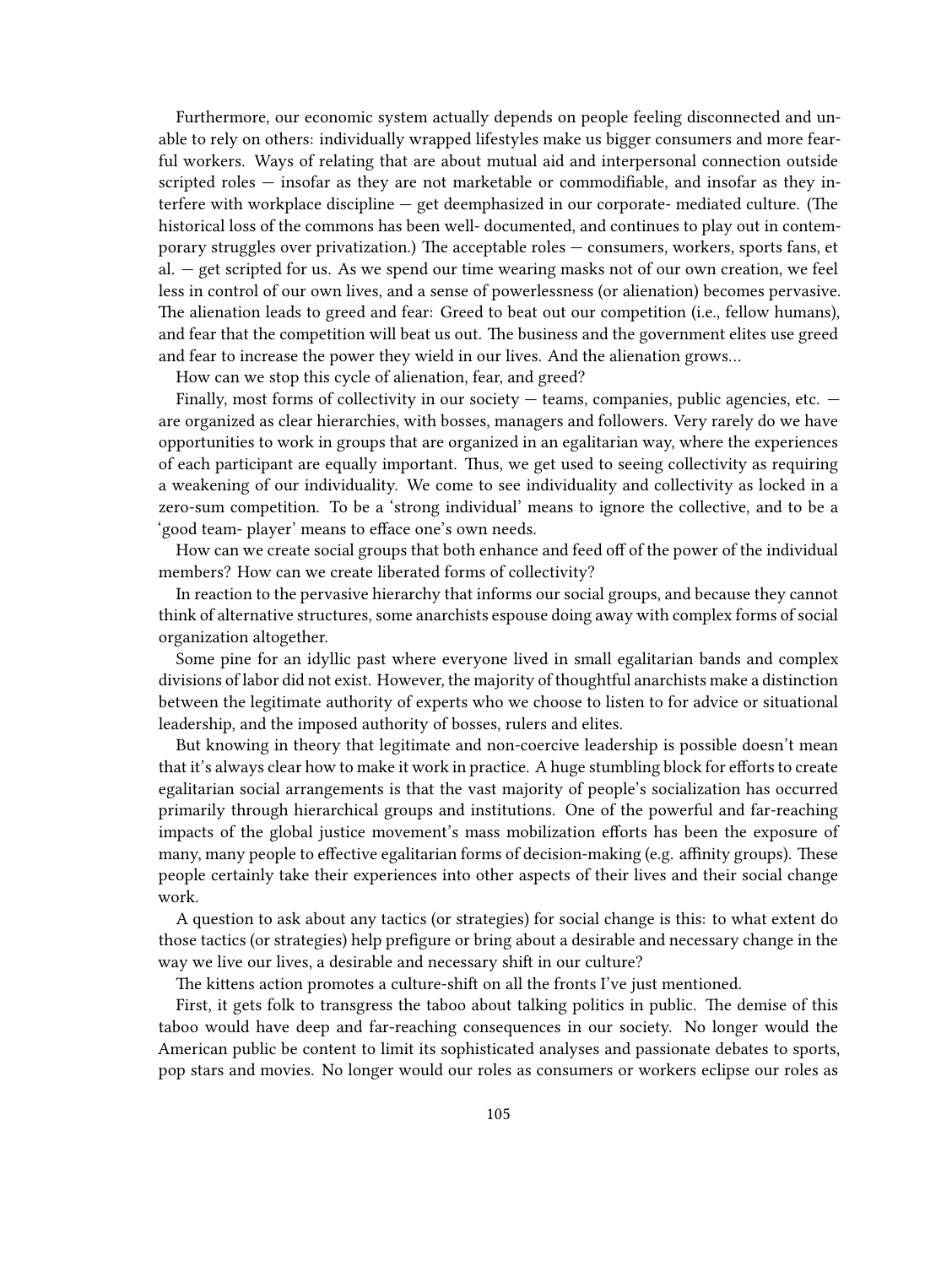Furthermore, our economic system actually depends on people feeling disconnected and unable to rely on others: individually wrapped lifestyles make us bigger consumers and more fearful workers. Ways of relating that are about mutual aid and interpersonal connection outside scripted roles — insofar as they are not marketable or commodifiable, and insofar as they interfere with workplace discipline — get deemphasized in our corporate- mediated culture. (The historical loss of the commons has been well- documented, and continues to play out in contemporary struggles over privatization.) The acceptable roles — consumers, workers, sports fans, et al. — get scripted for us. As we spend our time wearing masks not of our own creation, we feel less in control of our own lives, and a sense of powerlessness (or alienation) becomes pervasive. The alienation leads to greed and fear: Greed to beat out our competition (i.e., fellow humans), and fear that the competition will beat us out. The business and the government elites use greed and fear to increase the power they wield in our lives. And the alienation grows…

How can we stop this cycle of alienation, fear, and greed?

Finally, most forms of collectivity in our society — teams, companies, public agencies, etc. — are organized as clear hierarchies, with bosses, managers and followers. Very rarely do we have opportunities to work in groups that are organized in an egalitarian way, where the experiences of each participant are equally important. Thus, we get used to seeing collectivity as requiring a weakening of our individuality. We come to see individuality and collectivity as locked in a zero-sum competition. To be a 'strong individual' means to ignore the collective, and to be a 'good team- player' means to efface one's own needs.

How can we create social groups that both enhance and feed off of the power of the individual members? How can we create liberated forms of collectivity?

In reaction to the pervasive hierarchy that informs our social groups, and because they cannot think of alternative structures, some anarchists espouse doing away with complex forms of social organization altogether.

Some pine for an idyllic past where everyone lived in small egalitarian bands and complex divisions of labor did not exist. However, the majority of thoughtful anarchists make a distinction between the legitimate authority of experts who we choose to listen to for advice or situational leadership, and the imposed authority of bosses, rulers and elites.

But knowing in theory that legitimate and non-coercive leadership is possible doesn't mean that it's always clear how to make it work in practice. A huge stumbling block for efforts to create egalitarian social arrangements is that the vast majority of people's socialization has occurred primarily through hierarchical groups and institutions. One of the powerful and far-reaching impacts of the global justice movement's mass mobilization efforts has been the exposure of many, many people to effective egalitarian forms of decision-making (e.g. affinity groups). These people certainly take their experiences into other aspects of their lives and their social change work.

A question to ask about any tactics (or strategies) for social change is this: to what extent do those tactics (or strategies) help prefigure or bring about a desirable and necessary change in the way we live our lives, a desirable and necessary shift in our culture?

The kittens action promotes a culture-shift on all the fronts I've just mentioned.

First, it gets folk to transgress the taboo about talking politics in public. The demise of this taboo would have deep and far-reaching consequences in our society. No longer would the American public be content to limit its sophisticated analyses and passionate debates to sports, pop stars and movies. No longer would our roles as consumers or workers eclipse our roles as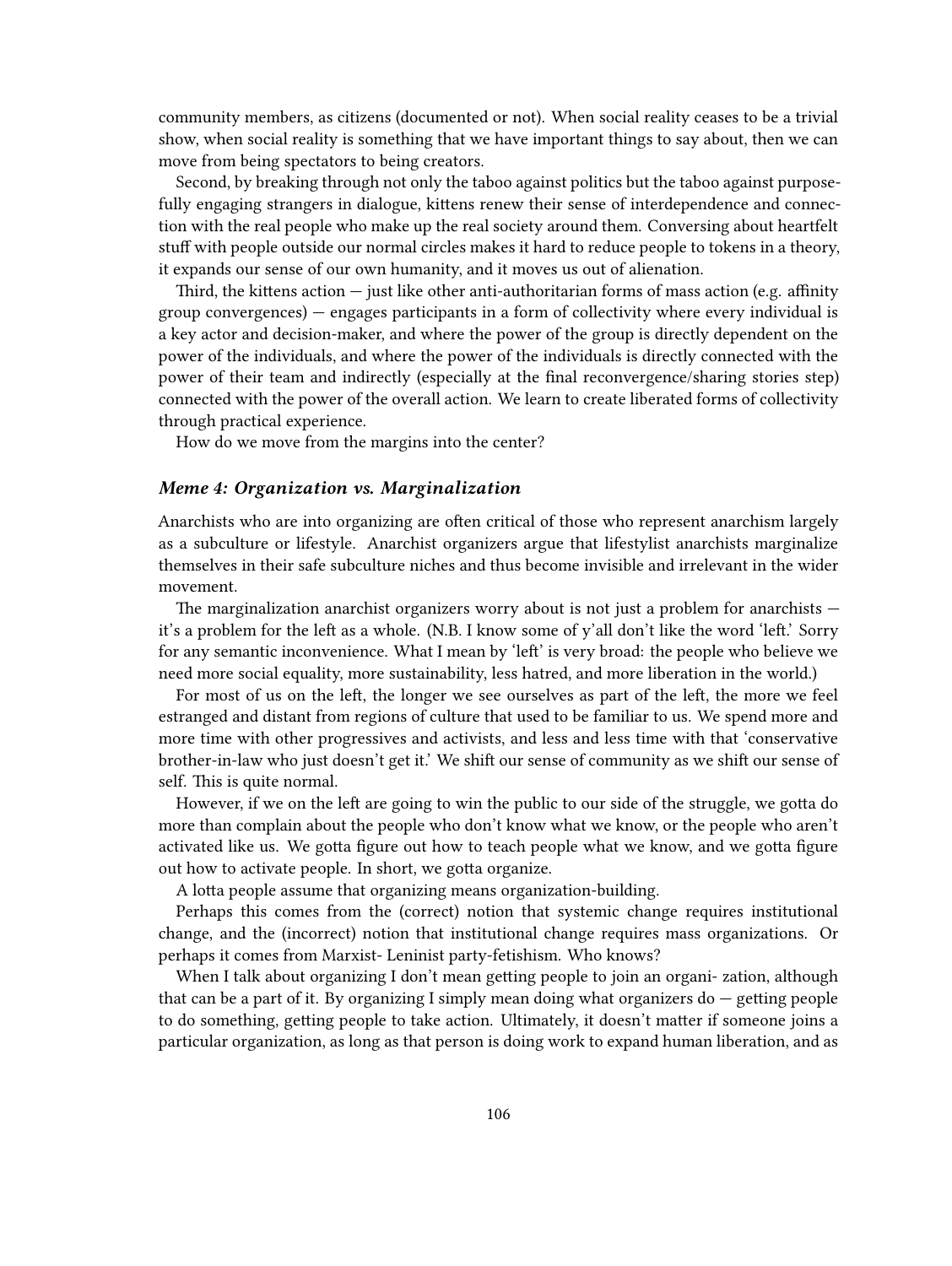community members, as citizens (documented or not). When social reality ceases to be a trivial show, when social reality is something that we have important things to say about, then we can move from being spectators to being creators.

Second, by breaking through not only the taboo against politics but the taboo against purposefully engaging strangers in dialogue, kittens renew their sense of interdependence and connection with the real people who make up the real society around them. Conversing about heartfelt stuff with people outside our normal circles makes it hard to reduce people to tokens in a theory, it expands our sense of our own humanity, and it moves us out of alienation.

Third, the kittens action — just like other anti-authoritarian forms of mass action (e.g. affinity group convergences) — engages participants in a form of collectivity where every individual is a key actor and decision-maker, and where the power of the group is directly dependent on the power of the individuals, and where the power of the individuals is directly connected with the power of their team and indirectly (especially at the final reconvergence/sharing stories step) connected with the power of the overall action. We learn to create liberated forms of collectivity through practical experience.

How do we move from the margins into the center?

### *Meme 4: Organization vs. Marginalization*

Anarchists who are into organizing are often critical of those who represent anarchism largely as a subculture or lifestyle. Anarchist organizers argue that lifestylist anarchists marginalize themselves in their safe subculture niches and thus become invisible and irrelevant in the wider movement.

The marginalization anarchist organizers worry about is not just a problem for anarchists — it's a problem for the left as a whole. (N.B. I know some of y'all don't like the word 'left.' Sorry for any semantic inconvenience. What I mean by 'left' is very broad: the people who believe we need more social equality, more sustainability, less hatred, and more liberation in the world.)

For most of us on the left, the longer we see ourselves as part of the left, the more we feel estranged and distant from regions of culture that used to be familiar to us. We spend more and more time with other progressives and activists, and less and less time with that 'conservative brother-in-law who just doesn't get it.' We shift our sense of community as we shift our sense of self. This is quite normal.

However, if we on the left are going to win the public to our side of the struggle, we gotta do more than complain about the people who don't know what we know, or the people who aren't activated like us. We gotta figure out how to teach people what we know, and we gotta figure out how to activate people. In short, we gotta organize.

A lotta people assume that organizing means organization-building.

Perhaps this comes from the (correct) notion that systemic change requires institutional change, and the (incorrect) notion that institutional change requires mass organizations. Or perhaps it comes from Marxist- Leninist party-fetishism. Who knows?

When I talk about organizing I don't mean getting people to join an organi- zation, although that can be a part of it. By organizing I simply mean doing what organizers do — getting people to do something, getting people to take action. Ultimately, it doesn't matter if someone joins a particular organization, as long as that person is doing work to expand human liberation, and as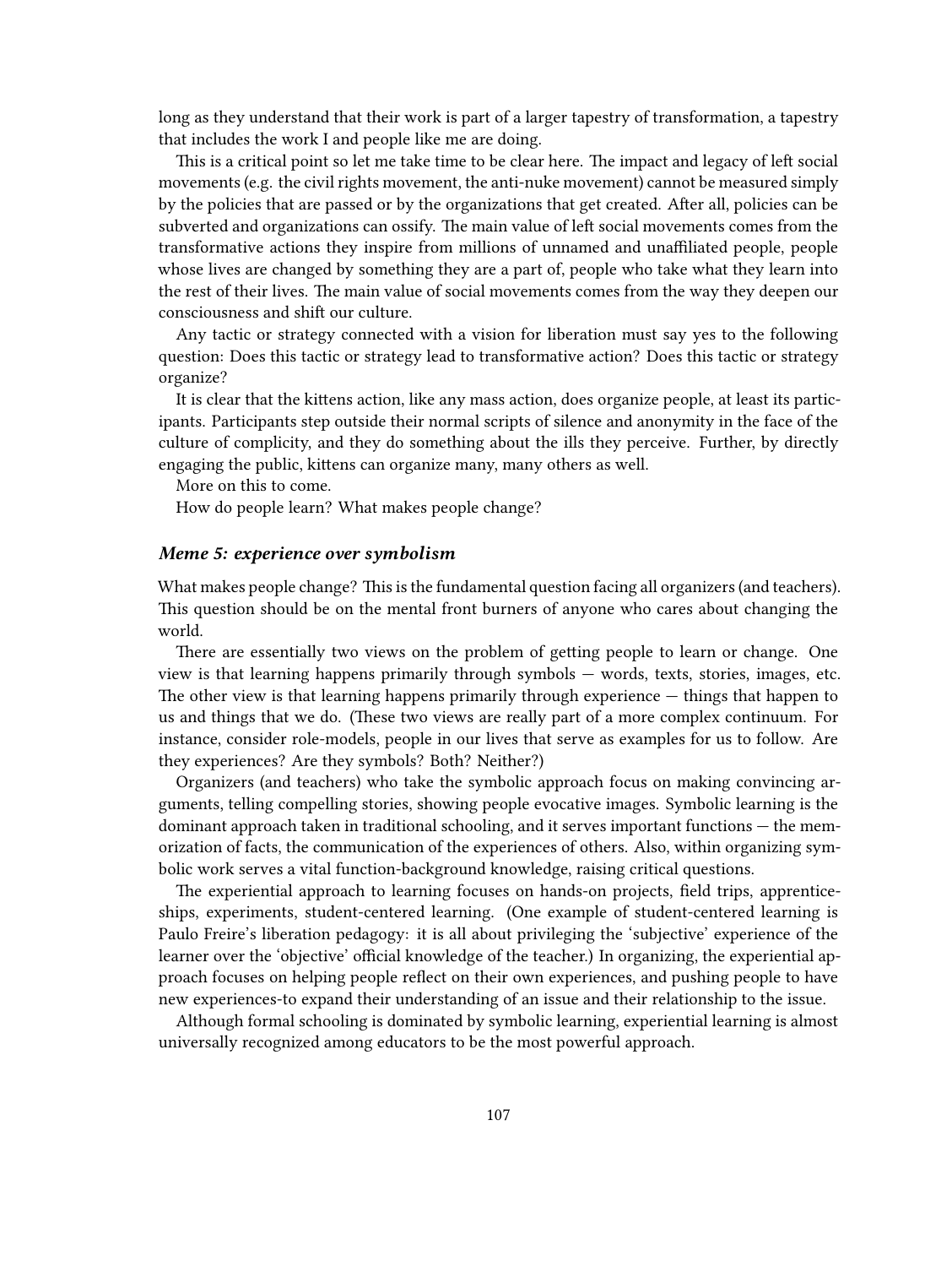long as they understand that their work is part of a larger tapestry of transformation, a tapestry that includes the work I and people like me are doing.

This is a critical point so let me take time to be clear here. The impact and legacy of left social movements (e.g. the civil rights movement, the anti-nuke movement) cannot be measured simply by the policies that are passed or by the organizations that get created. After all, policies can be subverted and organizations can ossify. The main value of left social movements comes from the transformative actions they inspire from millions of unnamed and unaffiliated people, people whose lives are changed by something they are a part of, people who take what they learn into the rest of their lives. The main value of social movements comes from the way they deepen our consciousness and shift our culture.

Any tactic or strategy connected with a vision for liberation must say yes to the following question: Does this tactic or strategy lead to transformative action? Does this tactic or strategy organize?

It is clear that the kittens action, like any mass action, does organize people, at least its participants. Participants step outside their normal scripts of silence and anonymity in the face of the culture of complicity, and they do something about the ills they perceive. Further, by directly engaging the public, kittens can organize many, many others as well.

More on this to come.

How do people learn? What makes people change?

### *Meme 5: experience over symbolism*

What makes people change? This is the fundamental question facing all organizers (and teachers). This question should be on the mental front burners of anyone who cares about changing the world.

There are essentially two views on the problem of getting people to learn or change. One view is that learning happens primarily through symbols — words, texts, stories, images, etc. The other view is that learning happens primarily through experience — things that happen to us and things that we do. (These two views are really part of a more complex continuum. For instance, consider role-models, people in our lives that serve as examples for us to follow. Are they experiences? Are they symbols? Both? Neither?)

Organizers (and teachers) who take the symbolic approach focus on making convincing arguments, telling compelling stories, showing people evocative images. Symbolic learning is the dominant approach taken in traditional schooling, and it serves important functions — the memorization of facts, the communication of the experiences of others. Also, within organizing symbolic work serves a vital function-background knowledge, raising critical questions.

The experiential approach to learning focuses on hands-on projects, field trips, apprenticeships, experiments, student-centered learning. (One example of student-centered learning is Paulo Freire's liberation pedagogy: it is all about privileging the 'subjective' experience of the learner over the 'objective' official knowledge of the teacher.) In organizing, the experiential approach focuses on helping people reflect on their own experiences, and pushing people to have new experiences-to expand their understanding of an issue and their relationship to the issue.

Although formal schooling is dominated by symbolic learning, experiential learning is almost universally recognized among educators to be the most powerful approach.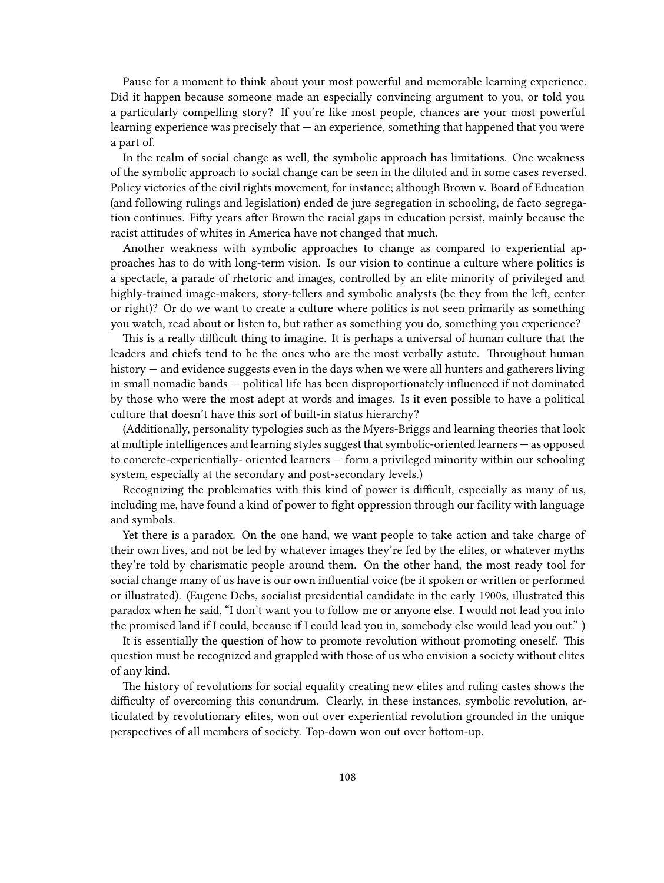Pause for a moment to think about your most powerful and memorable learning experience. Did it happen because someone made an especially convincing argument to you, or told you a particularly compelling story? If you're like most people, chances are your most powerful learning experience was precisely that — an experience, something that happened that you were a part of.

In the realm of social change as well, the symbolic approach has limitations. One weakness of the symbolic approach to social change can be seen in the diluted and in some cases reversed. Policy victories of the civil rights movement, for instance; although Brown v. Board of Education (and following rulings and legislation) ended de jure segregation in schooling, de facto segregation continues. Fifty years after Brown the racial gaps in education persist, mainly because the racist attitudes of whites in America have not changed that much.

Another weakness with symbolic approaches to change as compared to experiential approaches has to do with long-term vision. Is our vision to continue a culture where politics is a spectacle, a parade of rhetoric and images, controlled by an elite minority of privileged and highly-trained image-makers, story-tellers and symbolic analysts (be they from the left, center or right)? Or do we want to create a culture where politics is not seen primarily as something you watch, read about or listen to, but rather as something you do, something you experience?

This is a really difficult thing to imagine. It is perhaps a universal of human culture that the leaders and chiefs tend to be the ones who are the most verbally astute. Throughout human history — and evidence suggests even in the days when we were all hunters and gatherers living in small nomadic bands — political life has been disproportionately influenced if not dominated by those who were the most adept at words and images. Is it even possible to have a political culture that doesn't have this sort of built-in status hierarchy?

(Additionally, personality typologies such as the Myers-Briggs and learning theories that look at multiple intelligences and learning styles suggest that symbolic-oriented learners — as opposed to concrete-experientially- oriented learners — form a privileged minority within our schooling system, especially at the secondary and post-secondary levels.)

Recognizing the problematics with this kind of power is difficult, especially as many of us, including me, have found a kind of power to fight oppression through our facility with language and symbols.

Yet there is a paradox. On the one hand, we want people to take action and take charge of their own lives, and not be led by whatever images they're fed by the elites, or whatever myths they're told by charismatic people around them. On the other hand, the most ready tool for social change many of us have is our own influential voice (be it spoken or written or performed or illustrated). (Eugene Debs, socialist presidential candidate in the early 1900s, illustrated this paradox when he said, "I don't want you to follow me or anyone else. I would not lead you into the promised land if I could, because if I could lead you in, somebody else would lead you out." )

It is essentially the question of how to promote revolution without promoting oneself. This question must be recognized and grappled with those of us who envision a society without elites of any kind.

The history of revolutions for social equality creating new elites and ruling castes shows the difficulty of overcoming this conundrum. Clearly, in these instances, symbolic revolution, articulated by revolutionary elites, won out over experiential revolution grounded in the unique perspectives of all members of society. Top-down won out over bottom-up.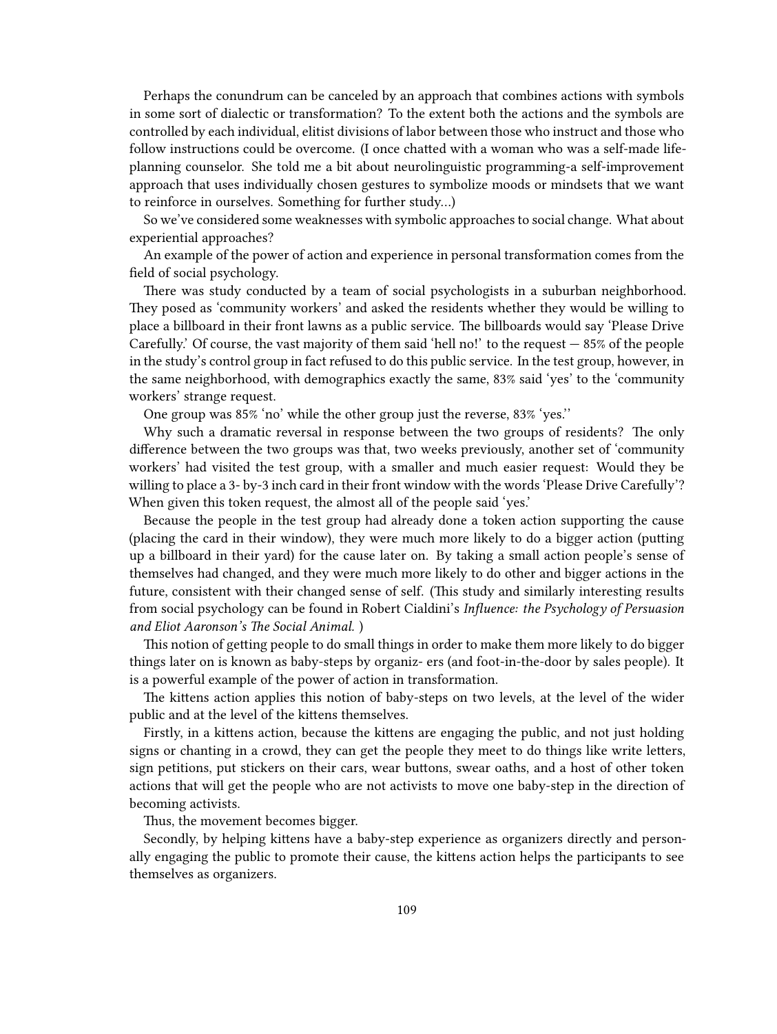Perhaps the conundrum can be canceled by an approach that combines actions with symbols in some sort of dialectic or transformation? To the extent both the actions and the symbols are controlled by each individual, elitist divisions of labor between those who instruct and those who follow instructions could be overcome. (I once chatted with a woman who was a self-made life-planning counselor. She told me a bit about neurolinguistic programming-a self-improvement approach that uses individually chosen gestures to symbolize moods or mindsets that we want to reinforce in ourselves. Something for further study…)

So we've considered some weaknesses with symbolic approaches to social change. What about experiential approaches?

An example of the power of action and experience in personal transformation comes from the field of social psychology.

There was study conducted by a team of social psychologists in a suburban neighborhood. They posed as 'community workers' and asked the residents whether they would be willing to place a billboard in their front lawns as a public service. The billboards would say 'Please Drive Carefully.' Of course, the vast majority of them said 'hell no!' to the request — 85% of the people in the study's control group in fact refused to do this public service. In the test group, however, in the same neighborhood, with demographics exactly the same, 83% said 'yes' to the 'community workers' strange request.

One group was 85% 'no' while the other group just the reverse, 83% 'yes.''

Why such a dramatic reversal in response between the two groups of residents? The only difference between the two groups was that, two weeks previously, another set of 'community workers' had visited the test group, with a smaller and much easier request: Would they be willing to place a 3- by-3 inch card in their front window with the words 'Please Drive Carefully'? When given this token request, the almost all of the people said 'yes.'

Because the people in the test group had already done a token action supporting the cause (placing the card in their window), they were much more likely to do a bigger action (putting up a billboard in their yard) for the cause later on. By taking a small action people's sense of themselves had changed, and they were much more likely to do other and bigger actions in the future, consistent with their changed sense of self. (This study and similarly interesting results from social psychology can be found in Robert Cialdini's *Influence: the Psychology of Persuasion and Eliot Aaronson's The Social Animal.* )

This notion of getting people to do small things in order to make them more likely to do bigger things later on is known as baby-steps by organiz- ers (and foot-in-the-door by sales people). It is a powerful example of the power of action in transformation.

The kittens action applies this notion of baby-steps on two levels, at the level of the wider public and at the level of the kittens themselves.

Firstly, in a kittens action, because the kittens are engaging the public, and not just holding signs or chanting in a crowd, they can get the people they meet to do things like write letters, sign petitions, put stickers on their cars, wear buttons, swear oaths, and a host of other token actions that will get the people who are not activists to move one baby-step in the direction of becoming activists.

Thus, the movement becomes bigger.

Secondly, by helping kittens have a baby-step experience as organizers directly and personally engaging the public to promote their cause, the kittens action helps the participants to see themselves as organizers.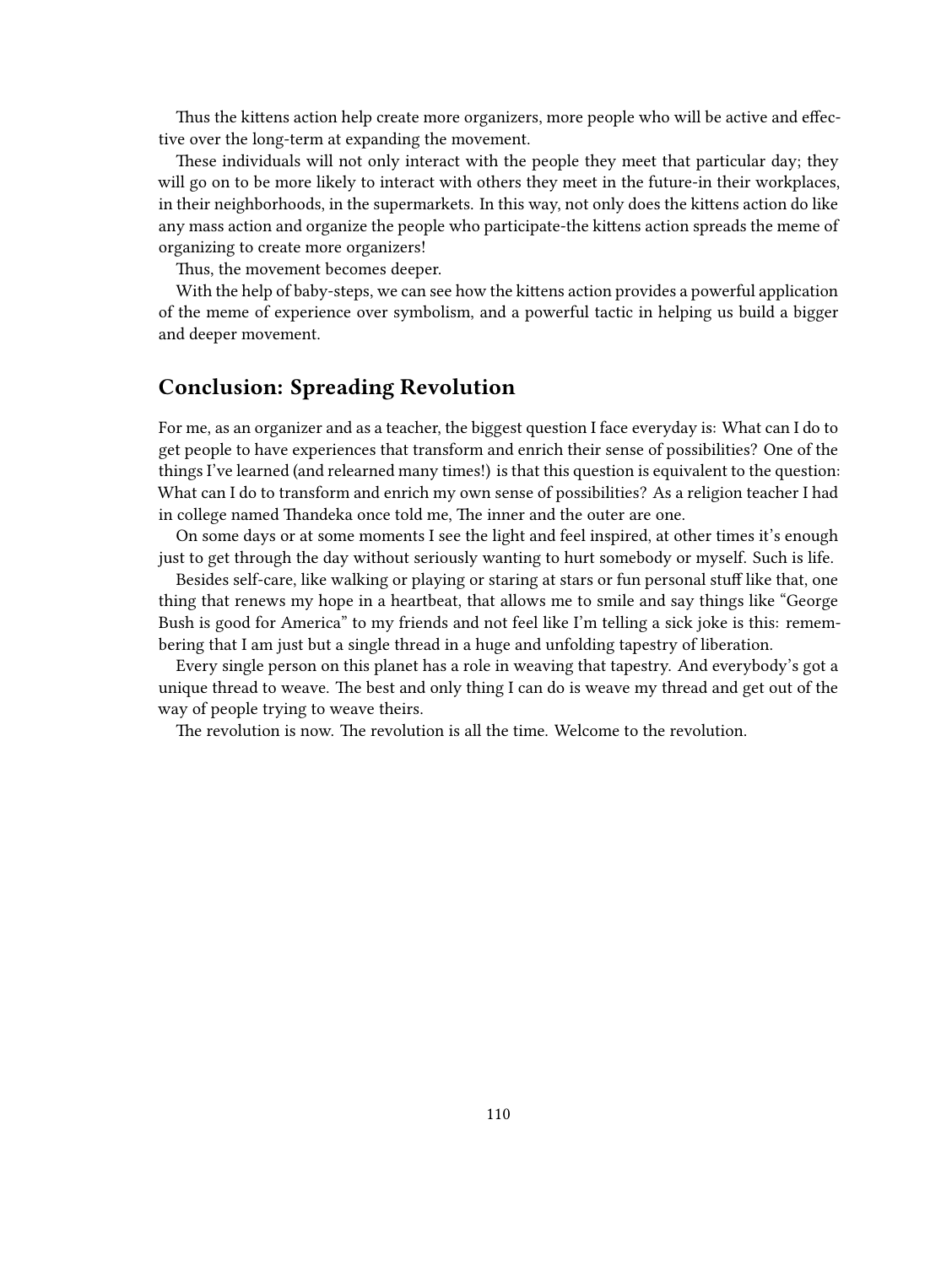Thus the kittens action help create more organizers, more people who will be active and effective over the long-term at expanding the movement.

These individuals will not only interact with the people they meet that particular day; they will go on to be more likely to interact with others they meet in the future-in their workplaces, in their neighborhoods, in the supermarkets. In this way, not only does the kittens action do like any mass action and organize the people who participate-the kittens action spreads the meme of organizing to create more organizers!

Thus, the movement becomes deeper.

With the help of baby-steps, we can see how the kittens action provides a powerful application of the meme of experience over symbolism, and a powerful tactic in helping us build a bigger and deeper movement.

## Conclusion: Spreading Revolution

For me, as an organizer and as a teacher, the biggest question I face everyday is: What can I do to get people to have experiences that transform and enrich their sense of possibilities? One of the things I've learned (and relearned many times!) is that this question is equivalent to the question: What can I do to transform and enrich my own sense of possibilities? As a religion teacher I had in college named Thandeka once told me, The inner and the outer are one.

On some days or at some moments I see the light and feel inspired, at other times it's enough just to get through the day without seriously wanting to hurt somebody or myself. Such is life.

Besides self-care, like walking or playing or staring at stars or fun personal stuff like that, one thing that renews my hope in a heartbeat, that allows me to smile and say things like "George Bush is good for America" to my friends and not feel like I'm telling a sick joke is this: remembering that I am just but a single thread in a huge and unfolding tapestry of liberation.

Every single person on this planet has a role in weaving that tapestry. And everybody's got a unique thread to weave. The best and only thing I can do is weave my thread and get out of the way of people trying to weave theirs.

The revolution is now. The revolution is all the time. Welcome to the revolution.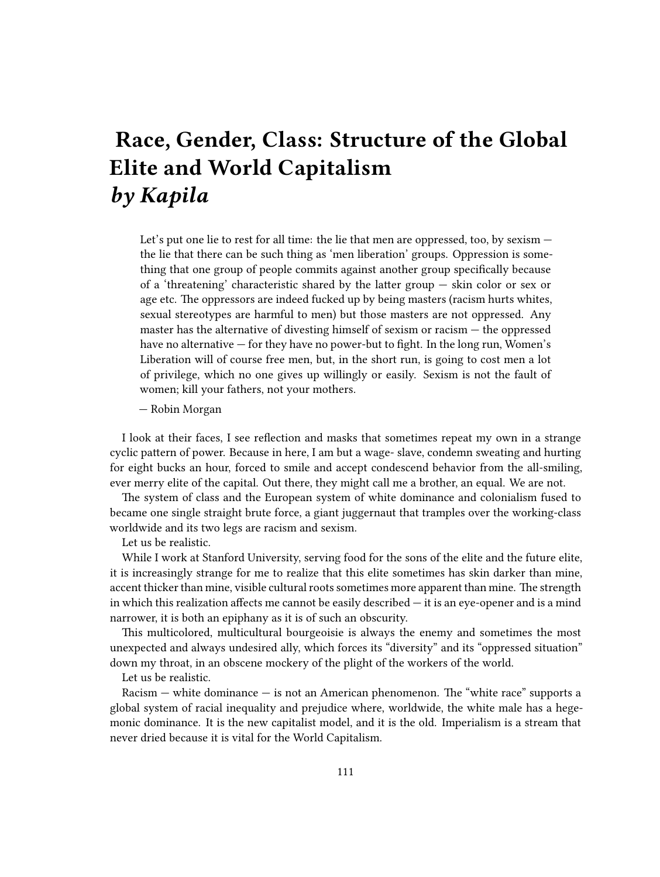# Race, Gender, Class: Structure of the Global Elite and World Capitalism
## *by Kapila*

> Let's put one lie to rest for all time: the lie that men are oppressed, too, by sexism — the lie that there can be such thing as 'men liberation' groups. Oppression is something that one group of people commits against another group specifically because of a 'threatening' characteristic shared by the latter group — skin color or sex or age etc. The oppressors are indeed fucked up by being masters (racism hurts whites, sexual stereotypes are harmful to men) but those masters are not oppressed. Any master has the alternative of divesting himself of sexism or racism — the oppressed have no alternative — for they have no power-but to fight. In the long run, Women's Liberation will of course free men, but, in the short run, is going to cost men a lot of privilege, which no one gives up willingly or easily. Sexism is not the fault of women; kill your fathers, not your mothers.
>
> — Robin Morgan

I look at their faces, I see reflection and masks that sometimes repeat my own in a strange cyclic pattern of power. Because in here, I am but a wage- slave, condemn sweating and hurting for eight bucks an hour, forced to smile and accept condescend behavior from the all-smiling, ever merry elite of the capital. Out there, they might call me a brother, an equal. We are not.

The system of class and the European system of white dominance and colonialism fused to became one single straight brute force, a giant juggernaut that tramples over the working-class worldwide and its two legs are racism and sexism.

Let us be realistic.

While I work at Stanford University, serving food for the sons of the elite and the future elite, it is increasingly strange for me to realize that this elite sometimes has skin darker than mine, accent thicker than mine, visible cultural roots sometimes more apparent than mine. The strength in which this realization affects me cannot be easily described — it is an eye-opener and is a mind narrower, it is both an epiphany as it is of such an obscurity.

This multicolored, multicultural bourgeoisie is always the enemy and sometimes the most unexpected and always undesired ally, which forces its "diversity" and its "oppressed situation" down my throat, in an obscene mockery of the plight of the workers of the world.

Let us be realistic.

Racism — white dominance — is not an American phenomenon. The "white race" supports a global system of racial inequality and prejudice where, worldwide, the white male has a hegemonic dominance. It is the new capitalist model, and it is the old. Imperialism is a stream that never dried because it is vital for the World Capitalism.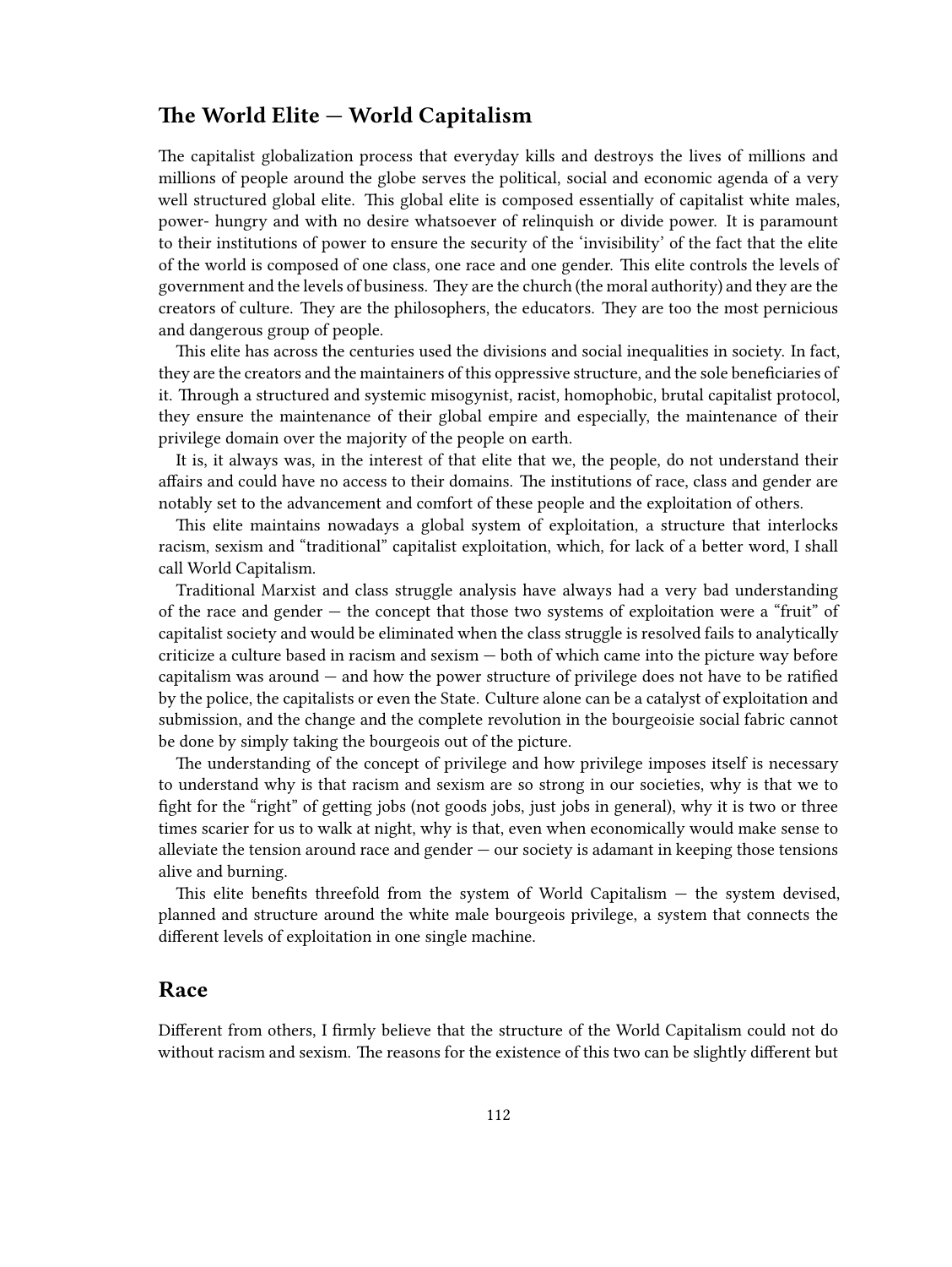## The World Elite — World Capitalism

The capitalist globalization process that everyday kills and destroys the lives of millions and millions of people around the globe serves the political, social and economic agenda of a very well structured global elite. This global elite is composed essentially of capitalist white males, power- hungry and with no desire whatsoever of relinquish or divide power. It is paramount to their institutions of power to ensure the security of the 'invisibility' of the fact that the elite of the world is composed of one class, one race and one gender. This elite controls the levels of government and the levels of business. They are the church (the moral authority) and they are the creators of culture. They are the philosophers, the educators. They are too the most pernicious and dangerous group of people.

This elite has across the centuries used the divisions and social inequalities in society. In fact, they are the creators and the maintainers of this oppressive structure, and the sole beneficiaries of it. Through a structured and systemic misogynist, racist, homophobic, brutal capitalist protocol, they ensure the maintenance of their global empire and especially, the maintenance of their privilege domain over the majority of the people on earth.

It is, it always was, in the interest of that elite that we, the people, do not understand their affairs and could have no access to their domains. The institutions of race, class and gender are notably set to the advancement and comfort of these people and the exploitation of others.

This elite maintains nowadays a global system of exploitation, a structure that interlocks racism, sexism and "traditional" capitalist exploitation, which, for lack of a better word, I shall call World Capitalism.

Traditional Marxist and class struggle analysis have always had a very bad understanding of the race and gender — the concept that those two systems of exploitation were a "fruit" of capitalist society and would be eliminated when the class struggle is resolved fails to analytically criticize a culture based in racism and sexism — both of which came into the picture way before capitalism was around — and how the power structure of privilege does not have to be ratified by the police, the capitalists or even the State. Culture alone can be a catalyst of exploitation and submission, and the change and the complete revolution in the bourgeoisie social fabric cannot be done by simply taking the bourgeois out of the picture.

The understanding of the concept of privilege and how privilege imposes itself is necessary to understand why is that racism and sexism are so strong in our societies, why is that we to fight for the "right" of getting jobs (not goods jobs, just jobs in general), why it is two or three times scarier for us to walk at night, why is that, even when economically would make sense to alleviate the tension around race and gender — our society is adamant in keeping those tensions alive and burning.

This elite benefits threefold from the system of World Capitalism — the system devised, planned and structure around the white male bourgeois privilege, a system that connects the different levels of exploitation in one single machine.

## Race

Different from others, I firmly believe that the structure of the World Capitalism could not do without racism and sexism. The reasons for the existence of this two can be slightly different but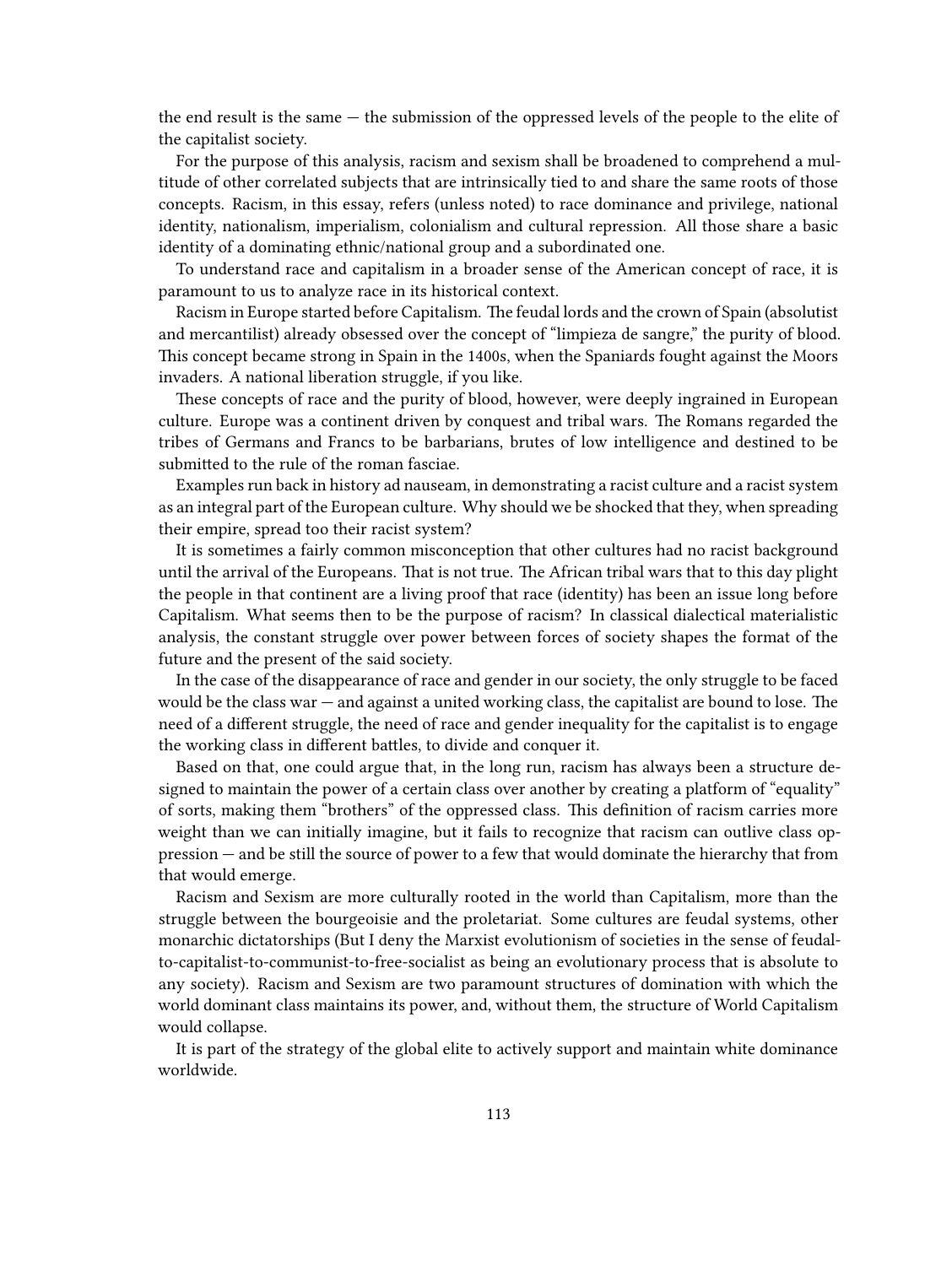the end result is the same — the submission of the oppressed levels of the people to the elite of the capitalist society.

For the purpose of this analysis, racism and sexism shall be broadened to comprehend a multitude of other correlated subjects that are intrinsically tied to and share the same roots of those concepts. Racism, in this essay, refers (unless noted) to race dominance and privilege, national identity, nationalism, imperialism, colonialism and cultural repression. All those share a basic identity of a dominating ethnic/national group and a subordinated one.

To understand race and capitalism in a broader sense of the American concept of race, it is paramount to us to analyze race in its historical context.

Racism in Europe started before Capitalism. The feudal lords and the crown of Spain (absolutist and mercantilist) already obsessed over the concept of "limpieza de sangre," the purity of blood. This concept became strong in Spain in the 1400s, when the Spaniards fought against the Moors invaders. A national liberation struggle, if you like.

These concepts of race and the purity of blood, however, were deeply ingrained in European culture. Europe was a continent driven by conquest and tribal wars. The Romans regarded the tribes of Germans and Francs to be barbarians, brutes of low intelligence and destined to be submitted to the rule of the roman fasciae.

Examples run back in history ad nauseam, in demonstrating a racist culture and a racist system as an integral part of the European culture. Why should we be shocked that they, when spreading their empire, spread too their racist system?

It is sometimes a fairly common misconception that other cultures had no racist background until the arrival of the Europeans. That is not true. The African tribal wars that to this day plight the people in that continent are a living proof that race (identity) has been an issue long before Capitalism. What seems then to be the purpose of racism? In classical dialectical materialistic analysis, the constant struggle over power between forces of society shapes the format of the future and the present of the said society.

In the case of the disappearance of race and gender in our society, the only struggle to be faced would be the class war — and against a united working class, the capitalist are bound to lose. The need of a different struggle, the need of race and gender inequality for the capitalist is to engage the working class in different battles, to divide and conquer it.

Based on that, one could argue that, in the long run, racism has always been a structure designed to maintain the power of a certain class over another by creating a platform of "equality" of sorts, making them "brothers" of the oppressed class. This definition of racism carries more weight than we can initially imagine, but it fails to recognize that racism can outlive class oppression — and be still the source of power to a few that would dominate the hierarchy that from that would emerge.

Racism and Sexism are more culturally rooted in the world than Capitalism, more than the struggle between the bourgeoisie and the proletariat. Some cultures are feudal systems, other monarchic dictatorships (But I deny the Marxist evolutionism of societies in the sense of feudal-to-capitalist-to-communist-to-free-socialist as being an evolutionary process that is absolute to any society). Racism and Sexism are two paramount structures of domination with which the world dominant class maintains its power, and, without them, the structure of World Capitalism would collapse.

It is part of the strategy of the global elite to actively support and maintain white dominance worldwide.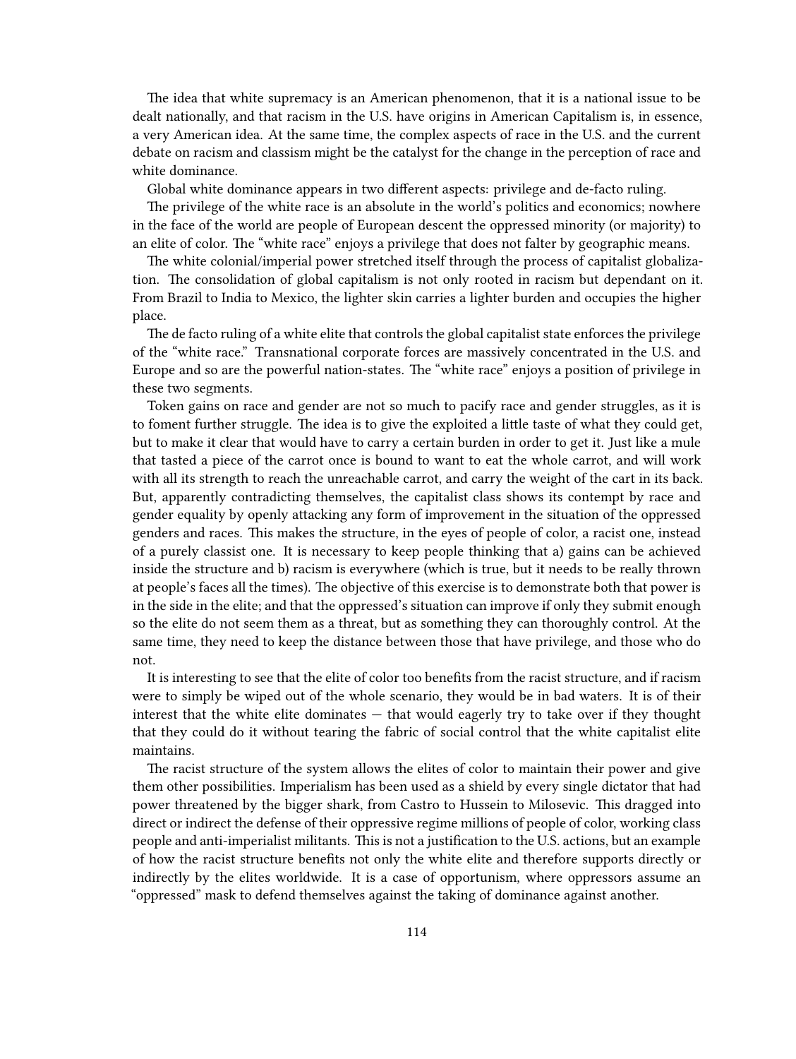The idea that white supremacy is an American phenomenon, that it is a national issue to be dealt nationally, and that racism in the U.S. have origins in American Capitalism is, in essence, a very American idea. At the same time, the complex aspects of race in the U.S. and the current debate on racism and classism might be the catalyst for the change in the perception of race and white dominance.

Global white dominance appears in two different aspects: privilege and de-facto ruling.

The privilege of the white race is an absolute in the world's politics and economics; nowhere in the face of the world are people of European descent the oppressed minority (or majority) to an elite of color. The "white race" enjoys a privilege that does not falter by geographic means.

The white colonial/imperial power stretched itself through the process of capitalist globalization. The consolidation of global capitalism is not only rooted in racism but dependant on it. From Brazil to India to Mexico, the lighter skin carries a lighter burden and occupies the higher place.

The de facto ruling of a white elite that controls the global capitalist state enforces the privilege of the "white race." Transnational corporate forces are massively concentrated in the U.S. and Europe and so are the powerful nation-states. The "white race" enjoys a position of privilege in these two segments.

Token gains on race and gender are not so much to pacify race and gender struggles, as it is to foment further struggle. The idea is to give the exploited a little taste of what they could get, but to make it clear that would have to carry a certain burden in order to get it. Just like a mule that tasted a piece of the carrot once is bound to want to eat the whole carrot, and will work with all its strength to reach the unreachable carrot, and carry the weight of the cart in its back. But, apparently contradicting themselves, the capitalist class shows its contempt by race and gender equality by openly attacking any form of improvement in the situation of the oppressed genders and races. This makes the structure, in the eyes of people of color, a racist one, instead of a purely classist one. It is necessary to keep people thinking that a) gains can be achieved inside the structure and b) racism is everywhere (which is true, but it needs to be really thrown at people's faces all the times). The objective of this exercise is to demonstrate both that power is in the side in the elite; and that the oppressed's situation can improve if only they submit enough so the elite do not seem them as a threat, but as something they can thoroughly control. At the same time, they need to keep the distance between those that have privilege, and those who do not.

It is interesting to see that the elite of color too benefits from the racist structure, and if racism were to simply be wiped out of the whole scenario, they would be in bad waters. It is of their interest that the white elite dominates — that would eagerly try to take over if they thought that they could do it without tearing the fabric of social control that the white capitalist elite maintains.

The racist structure of the system allows the elites of color to maintain their power and give them other possibilities. Imperialism has been used as a shield by every single dictator that had power threatened by the bigger shark, from Castro to Hussein to Milosevic. This dragged into direct or indirect the defense of their oppressive regime millions of people of color, working class people and anti-imperialist militants. This is not a justification to the U.S. actions, but an example of how the racist structure benefits not only the white elite and therefore supports directly or indirectly by the elites worldwide. It is a case of opportunism, where oppressors assume an "oppressed" mask to defend themselves against the taking of dominance against another.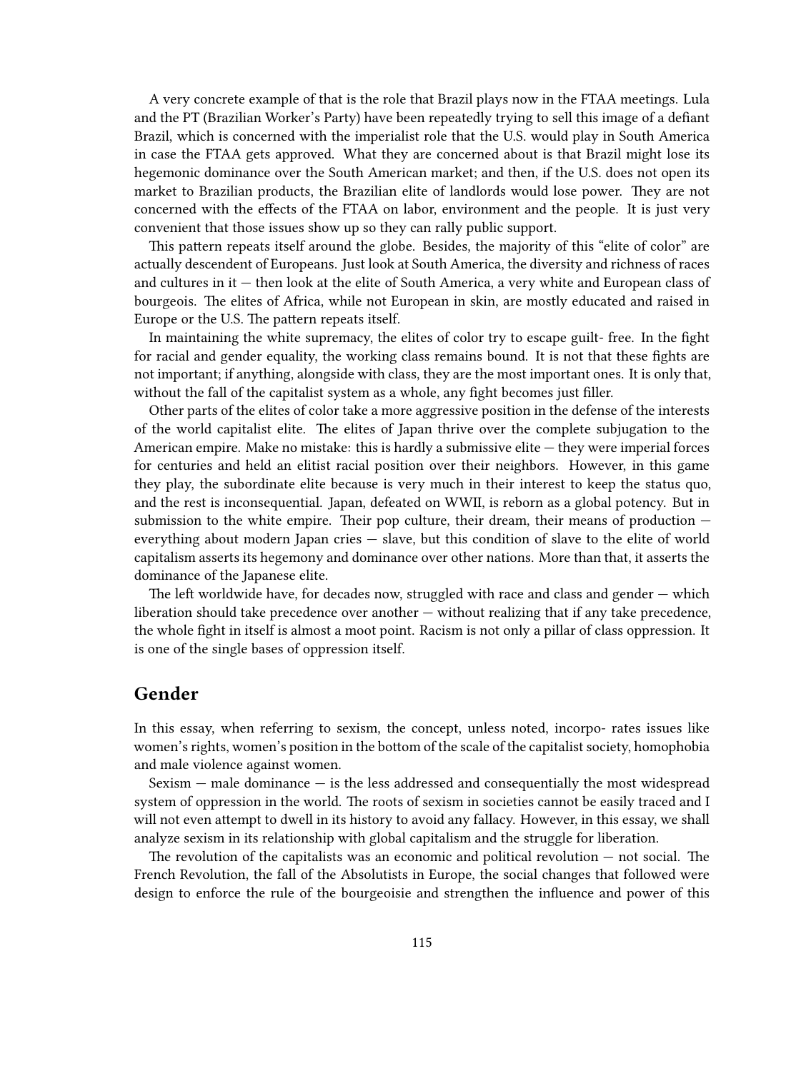A very concrete example of that is the role that Brazil plays now in the FTAA meetings. Lula and the PT (Brazilian Worker's Party) have been repeatedly trying to sell this image of a defiant Brazil, which is concerned with the imperialist role that the U.S. would play in South America in case the FTAA gets approved. What they are concerned about is that Brazil might lose its hegemonic dominance over the South American market; and then, if the U.S. does not open its market to Brazilian products, the Brazilian elite of landlords would lose power. They are not concerned with the effects of the FTAA on labor, environment and the people. It is just very convenient that those issues show up so they can rally public support.

This pattern repeats itself around the globe. Besides, the majority of this "elite of color" are actually descendent of Europeans. Just look at South America, the diversity and richness of races and cultures in it — then look at the elite of South America, a very white and European class of bourgeois. The elites of Africa, while not European in skin, are mostly educated and raised in Europe or the U.S. The pattern repeats itself.

In maintaining the white supremacy, the elites of color try to escape guilt- free. In the fight for racial and gender equality, the working class remains bound. It is not that these fights are not important; if anything, alongside with class, they are the most important ones. It is only that, without the fall of the capitalist system as a whole, any fight becomes just filler.

Other parts of the elites of color take a more aggressive position in the defense of the interests of the world capitalist elite. The elites of Japan thrive over the complete subjugation to the American empire. Make no mistake: this is hardly a submissive elite — they were imperial forces for centuries and held an elitist racial position over their neighbors. However, in this game they play, the subordinate elite because is very much in their interest to keep the status quo, and the rest is inconsequential. Japan, defeated on WWII, is reborn as a global potency. But in submission to the white empire. Their pop culture, their dream, their means of production — everything about modern Japan cries — slave, but this condition of slave to the elite of world capitalism asserts its hegemony and dominance over other nations. More than that, it asserts the dominance of the Japanese elite.

The left worldwide have, for decades now, struggled with race and class and gender — which liberation should take precedence over another — without realizing that if any take precedence, the whole fight in itself is almost a moot point. Racism is not only a pillar of class oppression. It is one of the single bases of oppression itself.

## Gender

In this essay, when referring to sexism, the concept, unless noted, incorpo- rates issues like women's rights, women's position in the bottom of the scale of the capitalist society, homophobia and male violence against women.

Sexism — male dominance — is the less addressed and consequentially the most widespread system of oppression in the world. The roots of sexism in societies cannot be easily traced and I will not even attempt to dwell in its history to avoid any fallacy. However, in this essay, we shall analyze sexism in its relationship with global capitalism and the struggle for liberation.

The revolution of the capitalists was an economic and political revolution — not social. The French Revolution, the fall of the Absolutists in Europe, the social changes that followed were design to enforce the rule of the bourgeoisie and strengthen the influence and power of this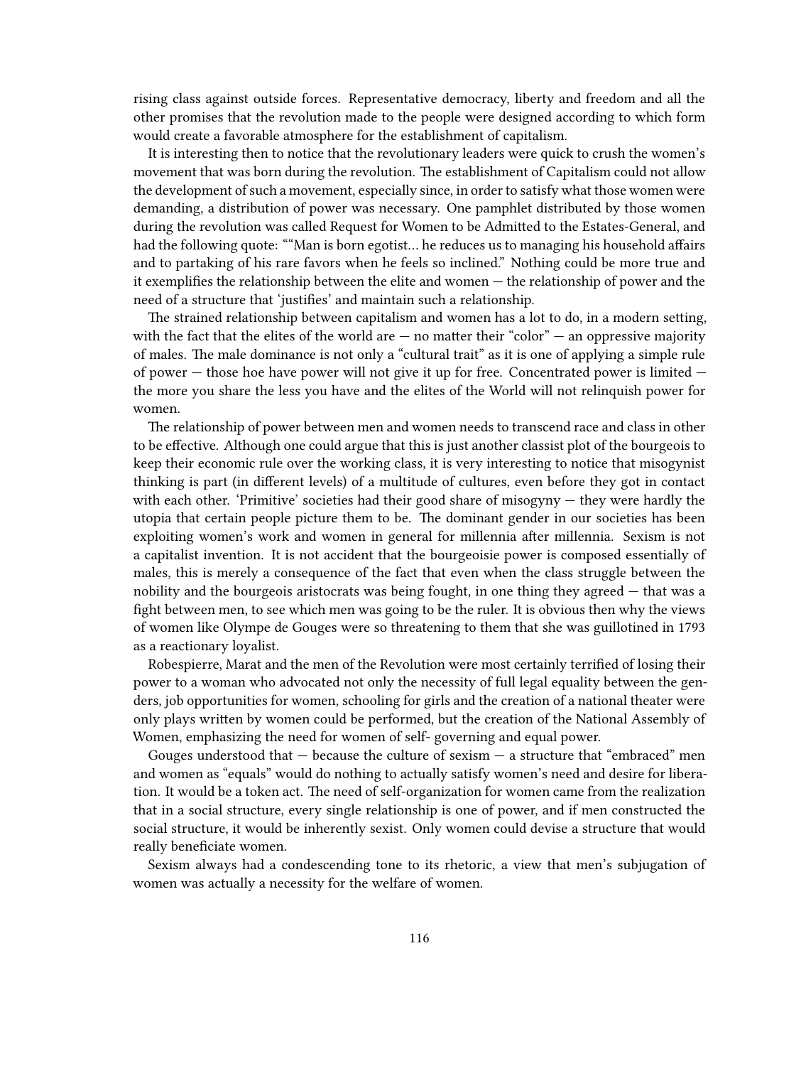rising class against outside forces. Representative democracy, liberty and freedom and all the other promises that the revolution made to the people were designed according to which form would create a favorable atmosphere for the establishment of capitalism.

It is interesting then to notice that the revolutionary leaders were quick to crush the women's movement that was born during the revolution. The establishment of Capitalism could not allow the development of such a movement, especially since, in order to satisfy what those women were demanding, a distribution of power was necessary. One pamphlet distributed by those women during the revolution was called Request for Women to be Admitted to the Estates-General, and had the following quote: ""Man is born egotist… he reduces us to managing his household affairs and to partaking of his rare favors when he feels so inclined." Nothing could be more true and it exemplifies the relationship between the elite and women — the relationship of power and the need of a structure that 'justifies' and maintain such a relationship.

The strained relationship between capitalism and women has a lot to do, in a modern setting, with the fact that the elites of the world are — no matter their "color" — an oppressive majority of males. The male dominance is not only a "cultural trait" as it is one of applying a simple rule of power — those hoe have power will not give it up for free. Concentrated power is limited — the more you share the less you have and the elites of the World will not relinquish power for women.

The relationship of power between men and women needs to transcend race and class in other to be effective. Although one could argue that this is just another classist plot of the bourgeois to keep their economic rule over the working class, it is very interesting to notice that misogynist thinking is part (in different levels) of a multitude of cultures, even before they got in contact with each other. 'Primitive' societies had their good share of misogyny — they were hardly the utopia that certain people picture them to be. The dominant gender in our societies has been exploiting women's work and women in general for millennia after millennia. Sexism is not a capitalist invention. It is not accident that the bourgeoisie power is composed essentially of males, this is merely a consequence of the fact that even when the class struggle between the nobility and the bourgeois aristocrats was being fought, in one thing they agreed — that was a fight between men, to see which men was going to be the ruler. It is obvious then why the views of women like Olympe de Gouges were so threatening to them that she was guillotined in 1793 as a reactionary loyalist.

Robespierre, Marat and the men of the Revolution were most certainly terrified of losing their power to a woman who advocated not only the necessity of full legal equality between the genders, job opportunities for women, schooling for girls and the creation of a national theater were only plays written by women could be performed, but the creation of the National Assembly of Women, emphasizing the need for women of self- governing and equal power.

Gouges understood that — because the culture of sexism — a structure that "embraced" men and women as "equals" would do nothing to actually satisfy women's need and desire for liberation. It would be a token act. The need of self-organization for women came from the realization that in a social structure, every single relationship is one of power, and if men constructed the social structure, it would be inherently sexist. Only women could devise a structure that would really beneficiate women.

Sexism always had a condescending tone to its rhetoric, a view that men's subjugation of women was actually a necessity for the welfare of women.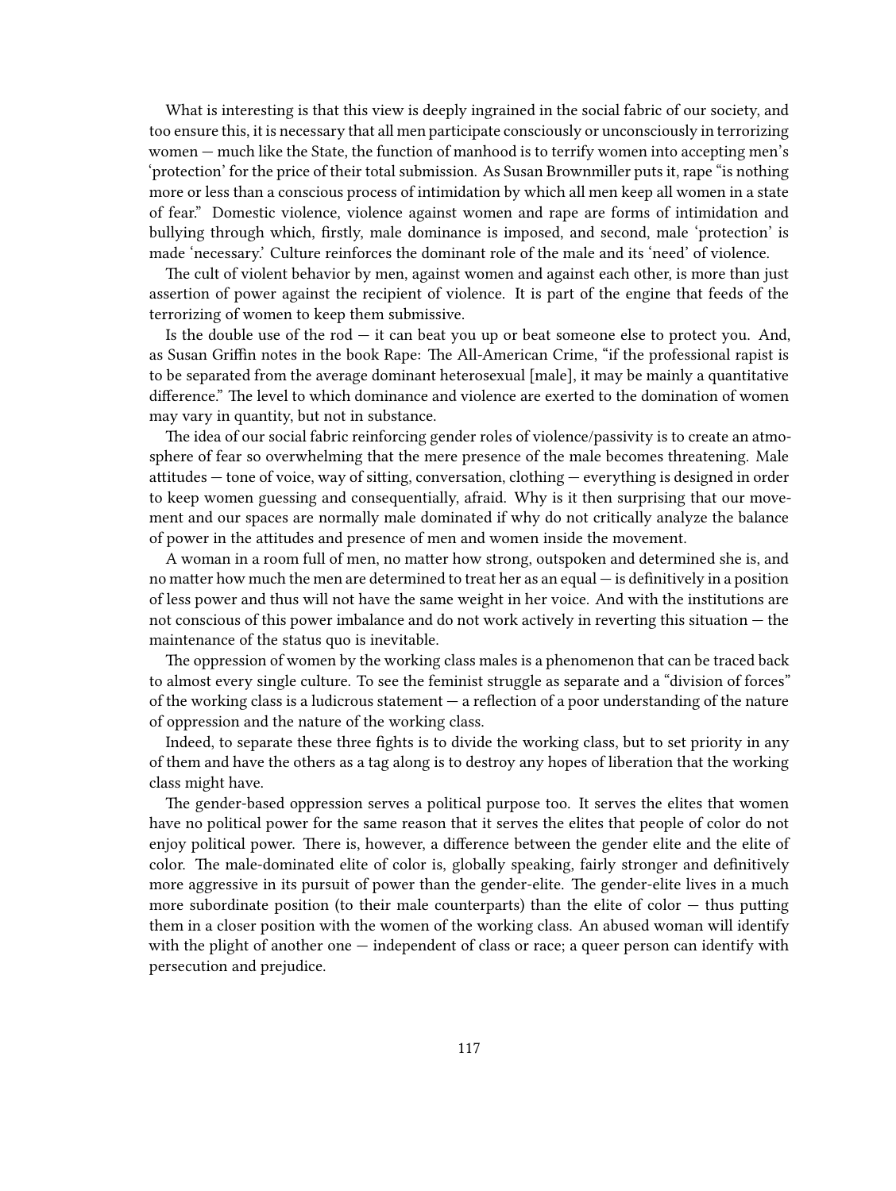What is interesting is that this view is deeply ingrained in the social fabric of our society, and too ensure this, it is necessary that all men participate consciously or unconsciously in terrorizing women — much like the State, the function of manhood is to terrify women into accepting men's 'protection' for the price of their total submission. As Susan Brownmiller puts it, rape "is nothing more or less than a conscious process of intimidation by which all men keep all women in a state of fear." Domestic violence, violence against women and rape are forms of intimidation and bullying through which, firstly, male dominance is imposed, and second, male 'protection' is made 'necessary.' Culture reinforces the dominant role of the male and its 'need' of violence.

The cult of violent behavior by men, against women and against each other, is more than just assertion of power against the recipient of violence. It is part of the engine that feeds of the terrorizing of women to keep them submissive.

Is the double use of the rod — it can beat you up or beat someone else to protect you. And, as Susan Griffin notes in the book Rape: The All-American Crime, "if the professional rapist is to be separated from the average dominant heterosexual [male], it may be mainly a quantitative difference." The level to which dominance and violence are exerted to the domination of women may vary in quantity, but not in substance.

The idea of our social fabric reinforcing gender roles of violence/passivity is to create an atmosphere of fear so overwhelming that the mere presence of the male becomes threatening. Male attitudes — tone of voice, way of sitting, conversation, clothing — everything is designed in order to keep women guessing and consequentially, afraid. Why is it then surprising that our movement and our spaces are normally male dominated if why do not critically analyze the balance of power in the attitudes and presence of men and women inside the movement.

A woman in a room full of men, no matter how strong, outspoken and determined she is, and no matter how much the men are determined to treat her as an equal — is definitively in a position of less power and thus will not have the same weight in her voice. And with the institutions are not conscious of this power imbalance and do not work actively in reverting this situation — the maintenance of the status quo is inevitable.

The oppression of women by the working class males is a phenomenon that can be traced back to almost every single culture. To see the feminist struggle as separate and a "division of forces" of the working class is a ludicrous statement — a reflection of a poor understanding of the nature of oppression and the nature of the working class.

Indeed, to separate these three fights is to divide the working class, but to set priority in any of them and have the others as a tag along is to destroy any hopes of liberation that the working class might have.

The gender-based oppression serves a political purpose too. It serves the elites that women have no political power for the same reason that it serves the elites that people of color do not enjoy political power. There is, however, a difference between the gender elite and the elite of color. The male-dominated elite of color is, globally speaking, fairly stronger and definitively more aggressive in its pursuit of power than the gender-elite. The gender-elite lives in a much more subordinate position (to their male counterparts) than the elite of color — thus putting them in a closer position with the women of the working class. An abused woman will identify with the plight of another one — independent of class or race; a queer person can identify with persecution and prejudice.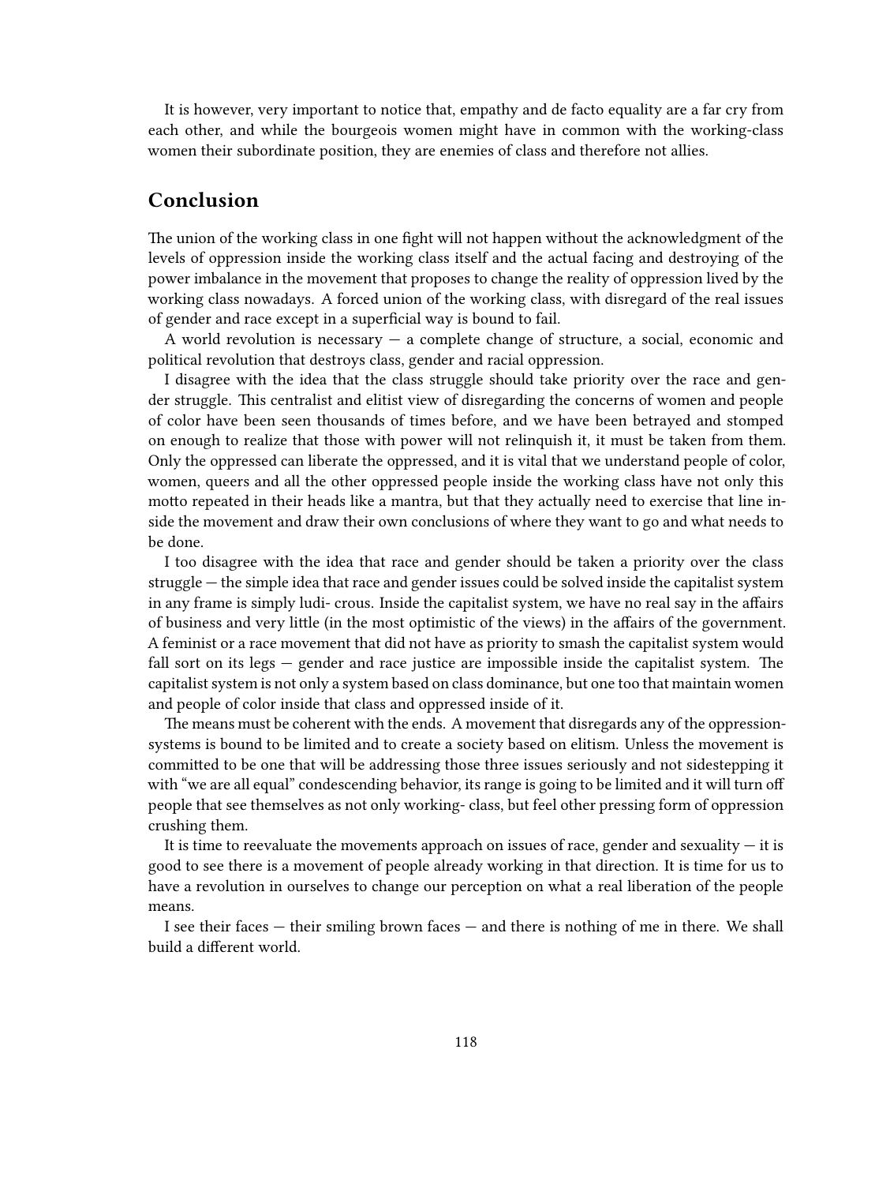It is however, very important to notice that, empathy and de facto equality are a far cry from each other, and while the bourgeois women might have in common with the working-class women their subordinate position, they are enemies of class and therefore not allies.

## Conclusion

The union of the working class in one fight will not happen without the acknowledgment of the levels of oppression inside the working class itself and the actual facing and destroying of the power imbalance in the movement that proposes to change the reality of oppression lived by the working class nowadays. A forced union of the working class, with disregard of the real issues of gender and race except in a superficial way is bound to fail.

A world revolution is necessary — a complete change of structure, a social, economic and political revolution that destroys class, gender and racial oppression.

I disagree with the idea that the class struggle should take priority over the race and gender struggle. This centralist and elitist view of disregarding the concerns of women and people of color have been seen thousands of times before, and we have been betrayed and stomped on enough to realize that those with power will not relinquish it, it must be taken from them. Only the oppressed can liberate the oppressed, and it is vital that we understand people of color, women, queers and all the other oppressed people inside the working class have not only this motto repeated in their heads like a mantra, but that they actually need to exercise that line inside the movement and draw their own conclusions of where they want to go and what needs to be done.

I too disagree with the idea that race and gender should be taken a priority over the class struggle — the simple idea that race and gender issues could be solved inside the capitalist system in any frame is simply ludicrous. Inside the capitalist system, we have no real say in the affairs of business and very little (in the most optimistic of the views) in the affairs of the government. A feminist or a race movement that did not have as priority to smash the capitalist system would fall sort on its legs — gender and race justice are impossible inside the capitalist system. The capitalist system is not only a system based on class dominance, but one too that maintain women and people of color inside that class and oppressed inside of it.

The means must be coherent with the ends. A movement that disregards any of the oppression-systems is bound to be limited and to create a society based on elitism. Unless the movement is committed to be one that will be addressing those three issues seriously and not sidestepping it with "we are all equal" condescending behavior, its range is going to be limited and it will turn off people that see themselves as not only working- class, but feel other pressing form of oppression crushing them.

It is time to reevaluate the movements approach on issues of race, gender and sexuality — it is good to see there is a movement of people already working in that direction. It is time for us to have a revolution in ourselves to change our perception on what a real liberation of the people means.

I see their faces — their smiling brown faces — and there is nothing of me in there. We shall build a different world.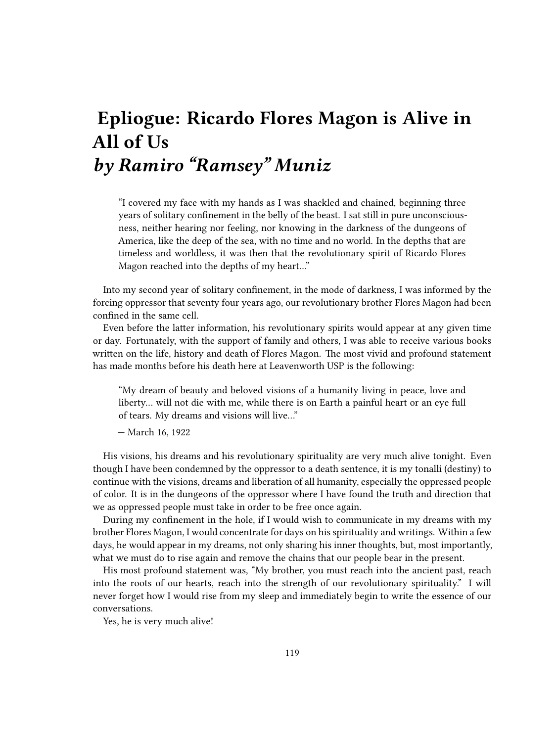# Epliogue: Ricardo Flores Magon is Alive in All of Us
## *by Ramiro "Ramsey" Muniz*

> "I covered my face with my hands as I was shackled and chained, beginning three years of solitary confinement in the belly of the beast. I sat still in pure unconsciousness, neither hearing nor feeling, nor knowing in the darkness of the dungeons of America, like the deep of the sea, with no time and no world. In the depths that are timeless and worldless, it was then that the revolutionary spirit of Ricardo Flores Magon reached into the depths of my heart…"

Into my second year of solitary confinement, in the mode of darkness, I was informed by the forcing oppressor that seventy four years ago, our revolutionary brother Flores Magon had been confined in the same cell.

Even before the latter information, his revolutionary spirits would appear at any given time or day. Fortunately, with the support of family and others, I was able to receive various books written on the life, history and death of Flores Magon. The most vivid and profound statement has made months before his death here at Leavenworth USP is the following:

> "My dream of beauty and beloved visions of a humanity living in peace, love and liberty… will not die with me, while there is on Earth a painful heart or an eye full of tears. My dreams and visions will live…"
>
> — March 16, 1922

His visions, his dreams and his revolutionary spirituality are very much alive tonight. Even though I have been condemned by the oppressor to a death sentence, it is my tonalli (destiny) to continue with the visions, dreams and liberation of all humanity, especially the oppressed people of color. It is in the dungeons of the oppressor where I have found the truth and direction that we as oppressed people must take in order to be free once again.

During my confinement in the hole, if I would wish to communicate in my dreams with my brother Flores Magon, I would concentrate for days on his spirituality and writings. Within a few days, he would appear in my dreams, not only sharing his inner thoughts, but, most importantly, what we must do to rise again and remove the chains that our people bear in the present.

His most profound statement was, "My brother, you must reach into the ancient past, reach into the roots of our hearts, reach into the strength of our revolutionary spirituality." I will never forget how I would rise from my sleep and immediately begin to write the essence of our conversations.

Yes, he is very much alive!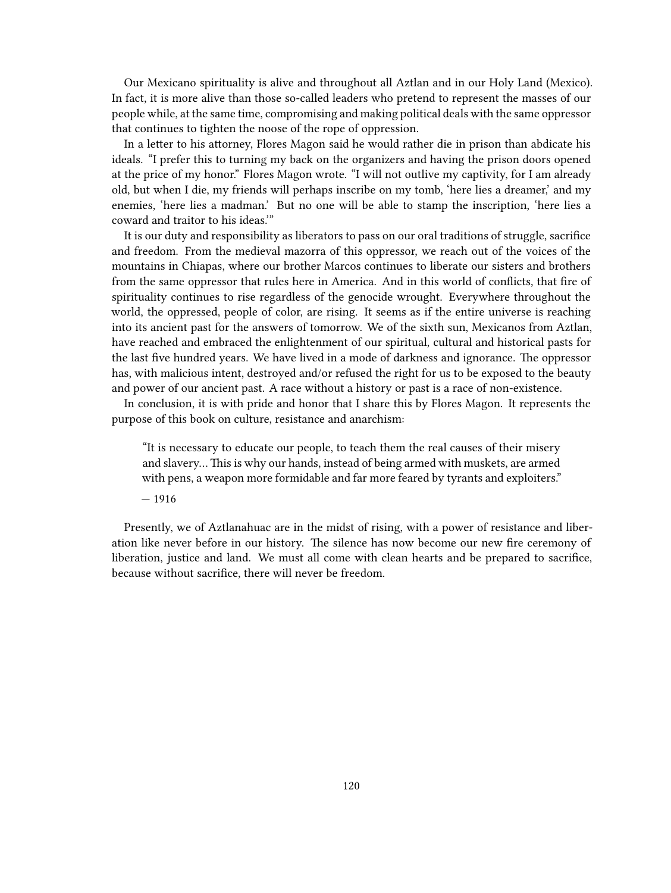Our Mexicano spirituality is alive and throughout all Aztlan and in our Holy Land (Mexico). In fact, it is more alive than those so-called leaders who pretend to represent the masses of our people while, at the same time, compromising and making political deals with the same oppressor that continues to tighten the noose of the rope of oppression.

In a letter to his attorney, Flores Magon said he would rather die in prison than abdicate his ideals. "I prefer this to turning my back on the organizers and having the prison doors opened at the price of my honor." Flores Magon wrote. "I will not outlive my captivity, for I am already old, but when I die, my friends will perhaps inscribe on my tomb, 'here lies a dreamer,' and my enemies, 'here lies a madman.' But no one will be able to stamp the inscription, 'here lies a coward and traitor to his ideas.'"

It is our duty and responsibility as liberators to pass on our oral traditions of struggle, sacrifice and freedom. From the medieval mazorra of this oppressor, we reach out of the voices of the mountains in Chiapas, where our brother Marcos continues to liberate our sisters and brothers from the same oppressor that rules here in America. And in this world of conflicts, that fire of spirituality continues to rise regardless of the genocide wrought. Everywhere throughout the world, the oppressed, people of color, are rising. It seems as if the entire universe is reaching into its ancient past for the answers of tomorrow. We of the sixth sun, Mexicanos from Aztlan, have reached and embraced the enlightenment of our spiritual, cultural and historical pasts for the last five hundred years. We have lived in a mode of darkness and ignorance. The oppressor has, with malicious intent, destroyed and/or refused the right for us to be exposed to the beauty and power of our ancient past. A race without a history or past is a race of non-existence.

In conclusion, it is with pride and honor that I share this by Flores Magon. It represents the purpose of this book on culture, resistance and anarchism:

> "It is necessary to educate our people, to teach them the real causes of their misery and slavery… This is why our hands, instead of being armed with muskets, are armed with pens, a weapon more formidable and far more feared by tyrants and exploiters."
>
> — 1916

Presently, we of Aztlanahuac are in the midst of rising, with a power of resistance and liberation like never before in our history. The silence has now become our new fire ceremony of liberation, justice and land. We must all come with clean hearts and be prepared to sacrifice, because without sacrifice, there will never be freedom.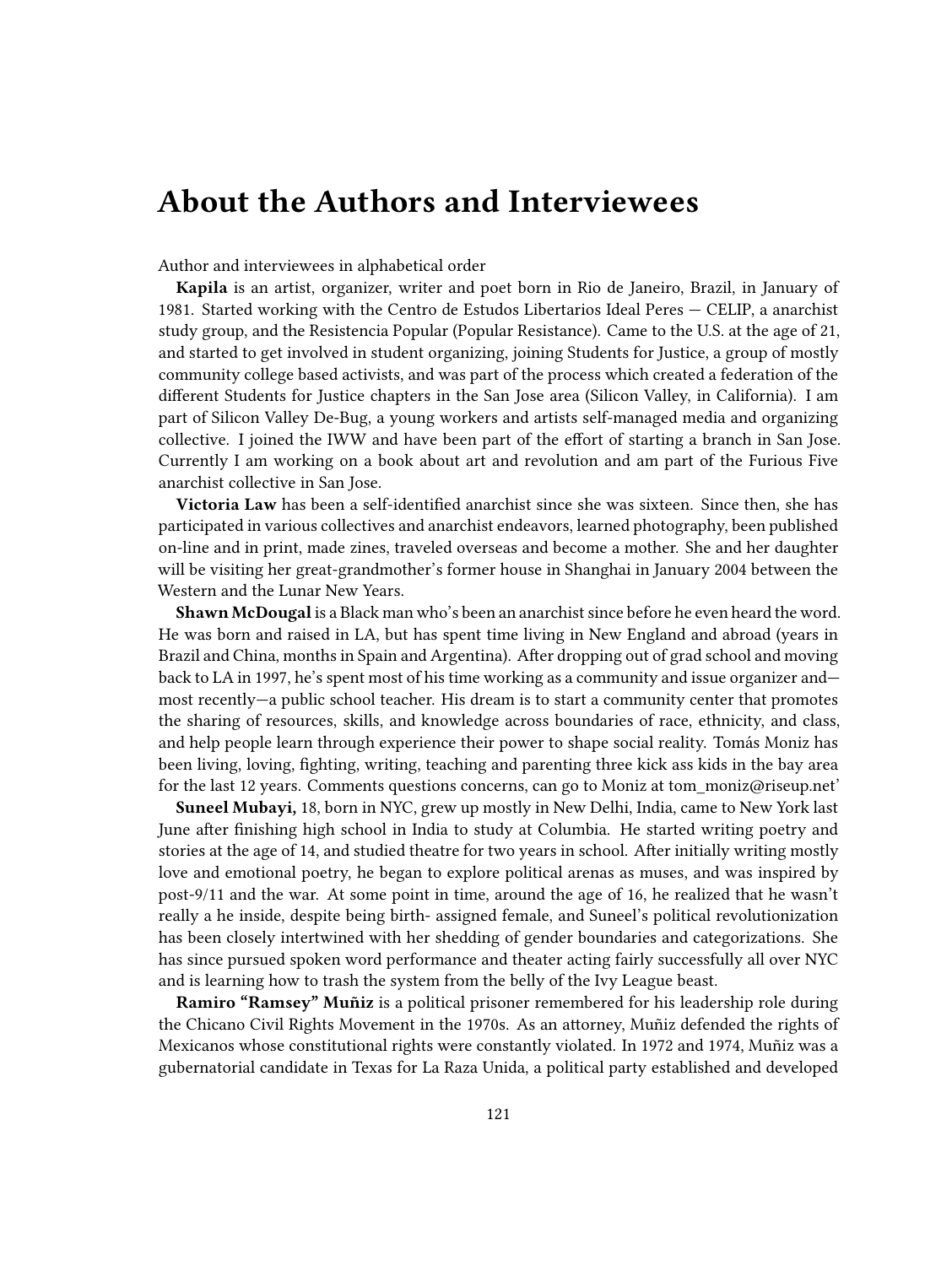# About the Authors and Interviewees

Author and interviewees in alphabetical order

**Kapila** is an artist, organizer, writer and poet born in Rio de Janeiro, Brazil, in January of 1981. Started working with the Centro de Estudos Libertarios Ideal Peres — CELIP, a anarchist study group, and the Resistencia Popular (Popular Resistance). Came to the U.S. at the age of 21, and started to get involved in student organizing, joining Students for Justice, a group of mostly community college based activists, and was part of the process which created a federation of the different Students for Justice chapters in the San Jose area (Silicon Valley, in California). I am part of Silicon Valley De-Bug, a young workers and artists self-managed media and organizing collective. I joined the IWW and have been part of the effort of starting a branch in San Jose. Currently I am working on a book about art and revolution and am part of the Furious Five anarchist collective in San Jose.

**Victoria Law** has been a self-identified anarchist since she was sixteen. Since then, she has participated in various collectives and anarchist endeavors, learned photography, been published on-line and in print, made zines, traveled overseas and become a mother. She and her daughter will be visiting her great-grandmother's former house in Shanghai in January 2004 between the Western and the Lunar New Years.

**Shawn McDougal** is a Black man who's been an anarchist since before he even heard the word. He was born and raised in LA, but has spent time living in New England and abroad (years in Brazil and China, months in Spain and Argentina). After dropping out of grad school and moving back to LA in 1997, he's spent most of his time working as a community and issue organizer and—most recently—a public school teacher. His dream is to start a community center that promotes the sharing of resources, skills, and knowledge across boundaries of race, ethnicity, and class, and help people learn through experience their power to shape social reality. Tomás Moniz has been living, loving, fighting, writing, teaching and parenting three kick ass kids in the bay area for the last 12 years. Comments questions concerns, can go to Moniz at tom_moniz@riseup.net'

**Suneel Mubayi,** 18, born in NYC, grew up mostly in New Delhi, India, came to New York last June after finishing high school in India to study at Columbia. He started writing poetry and stories at the age of 14, and studied theatre for two years in school. After initially writing mostly love and emotional poetry, he began to explore political arenas as muses, and was inspired by post-9/11 and the war. At some point in time, around the age of 16, he realized that he wasn't really a he inside, despite being birth- assigned female, and Suneel's political revolutionization has been closely intertwined with her shedding of gender boundaries and categorizations. She has since pursued spoken word performance and theater acting fairly successfully all over NYC and is learning how to trash the system from the belly of the Ivy League beast.

**Ramiro "Ramsey" Muñiz** is a political prisoner remembered for his leadership role during the Chicano Civil Rights Movement in the 1970s. As an attorney, Muñiz defended the rights of Mexicanos whose constitutional rights were constantly violated. In 1972 and 1974, Muñiz was a gubernatorial candidate in Texas for La Raza Unida, a political party established and developed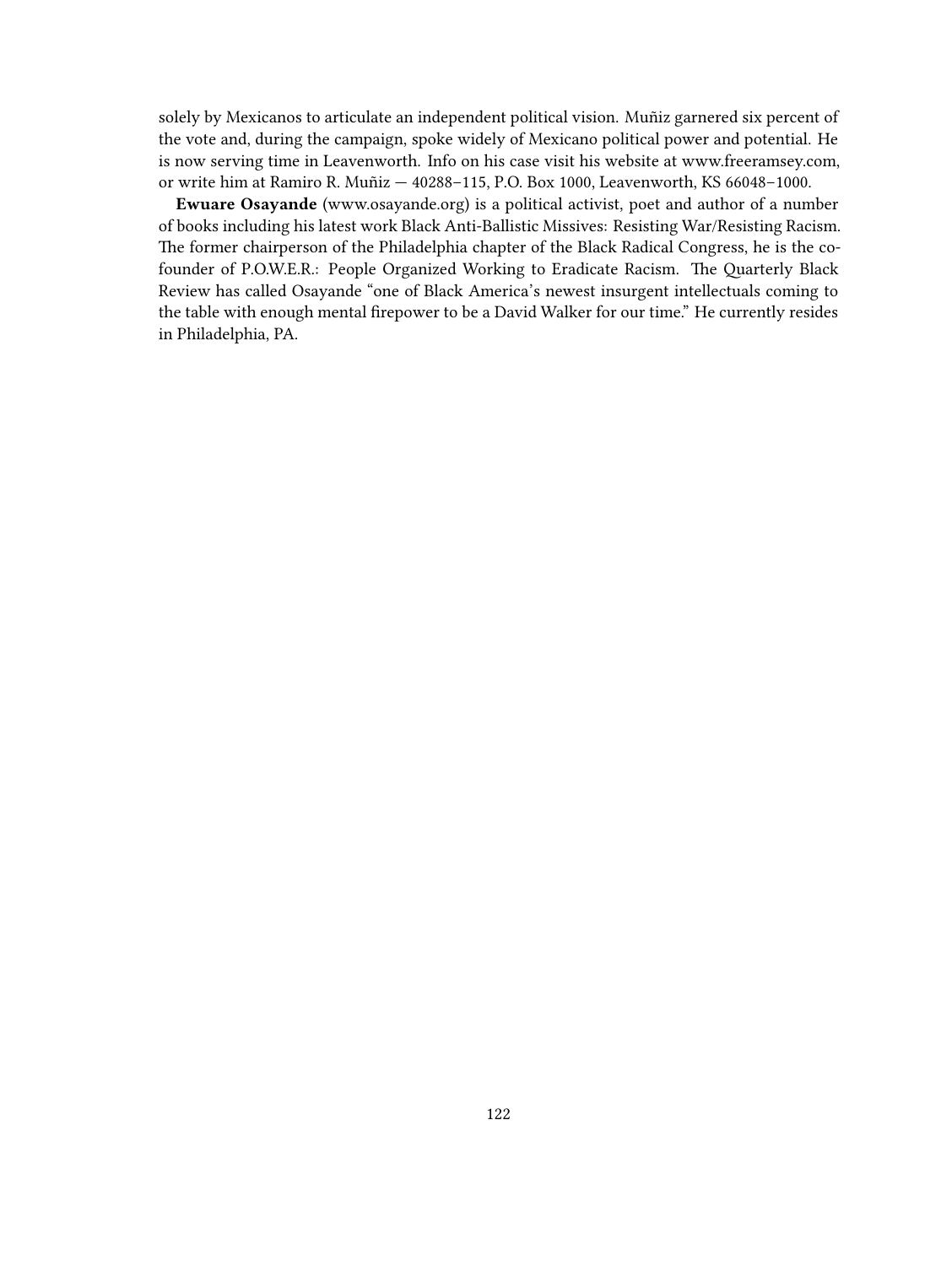solely by Mexicanos to articulate an independent political vision. Muñiz garnered six percent of the vote and, during the campaign, spoke widely of Mexicano political power and potential. He is now serving time in Leavenworth. Info on his case visit his website at www.freeramsey.com, or write him at Ramiro R. Muñiz — 40288–115, P.O. Box 1000, Leavenworth, KS 66048–1000.

**Ewuare Osayande** (www.osayande.org) is a political activist, poet and author of a number of books including his latest work Black Anti-Ballistic Missives: Resisting War/Resisting Racism. The former chairperson of the Philadelphia chapter of the Black Radical Congress, he is the co-founder of P.O.W.E.R.: People Organized Working to Eradicate Racism. The Quarterly Black Review has called Osayande "one of Black America's newest insurgent intellectuals coming to the table with enough mental firepower to be a David Walker for our time." He currently resides in Philadelphia, PA.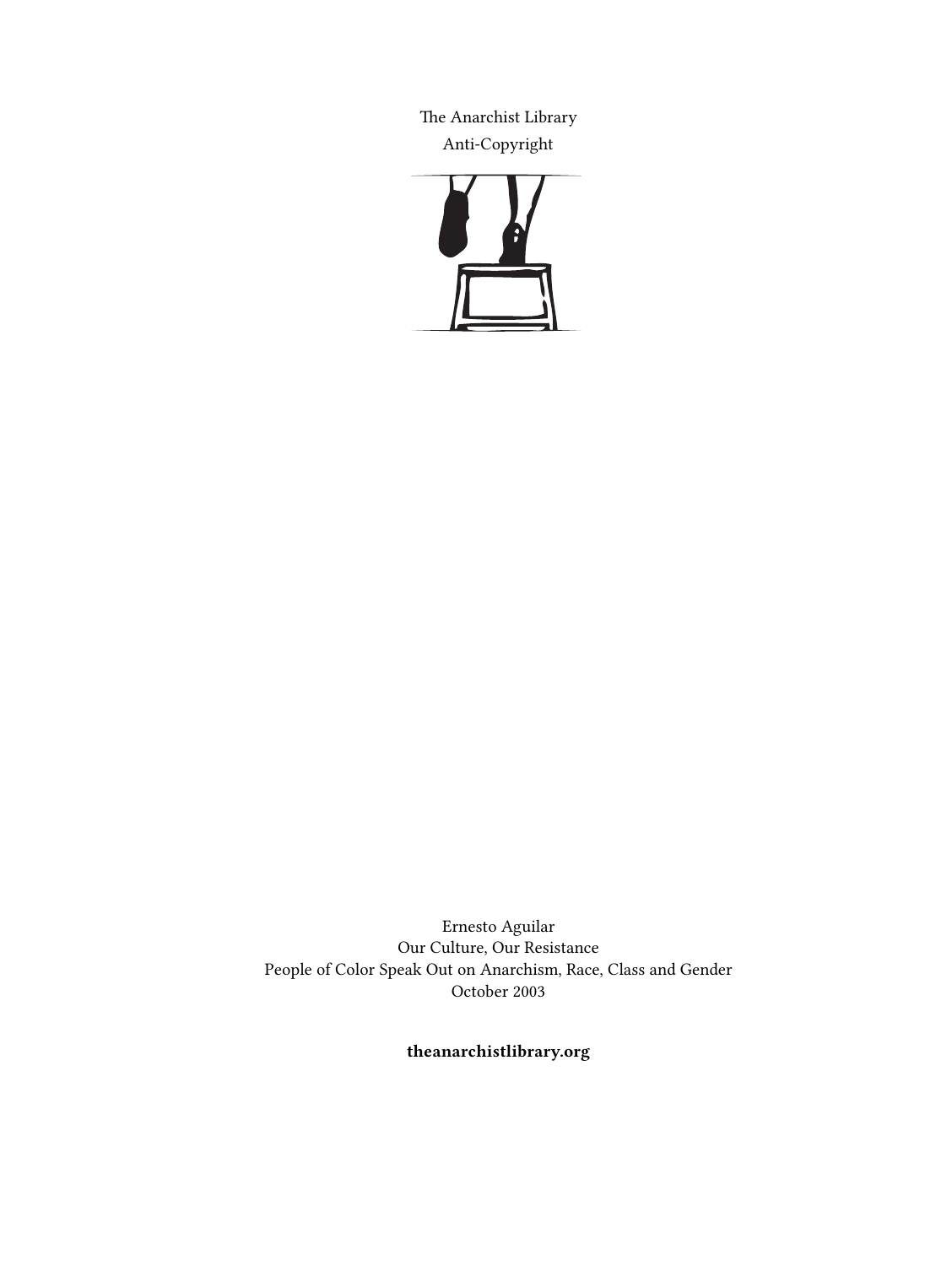The Anarchist Library
Anti-Copyright

Ernesto Aguilar
Our Culture, Our Resistance
People of Color Speak Out on Anarchism, Race, Class and Gender
October 2003

**theanarchistlibrary.org**